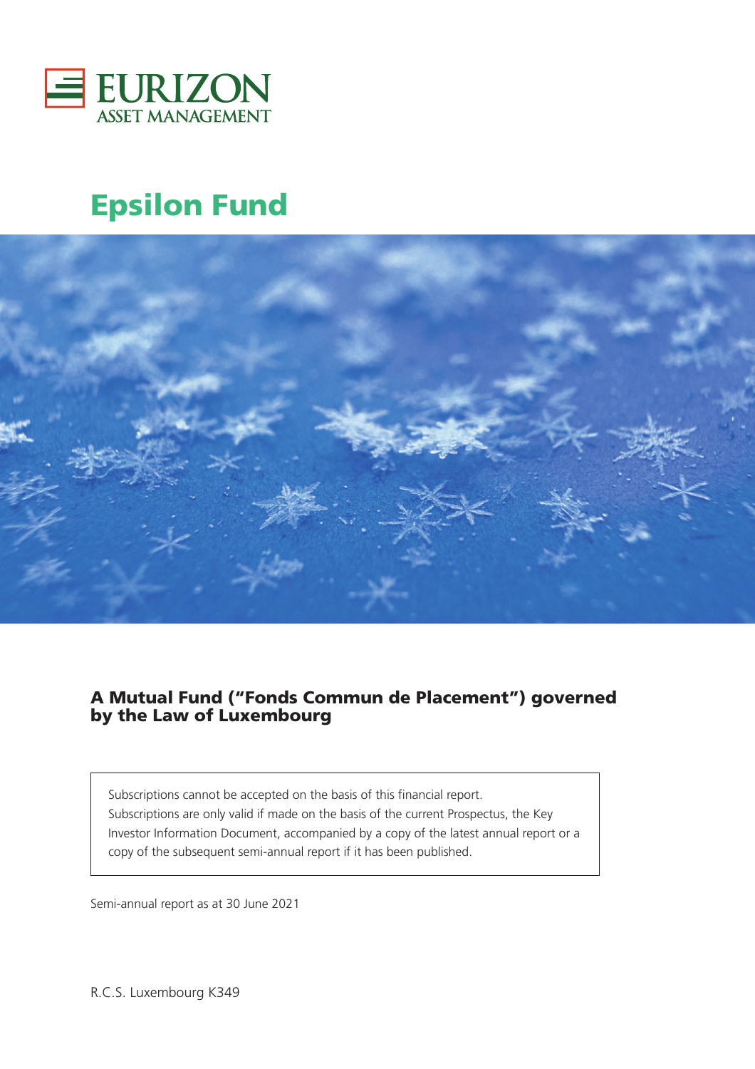EURIZON
ASSET MANAGEMENT

# Epsilon Fund

## A Mutual Fund ("Fonds Commun de Placement") governed by the Law of Luxembourg

Subscriptions cannot be accepted on the basis of this financial report.
Subscriptions are only valid if made on the basis of the current Prospectus, the Key Investor Information Document, accompanied by a copy of the latest annual report or a copy of the subsequent semi-annual report if it has been published.

Semi-annual report as at 30 June 2021

R.C.S. Luxembourg K349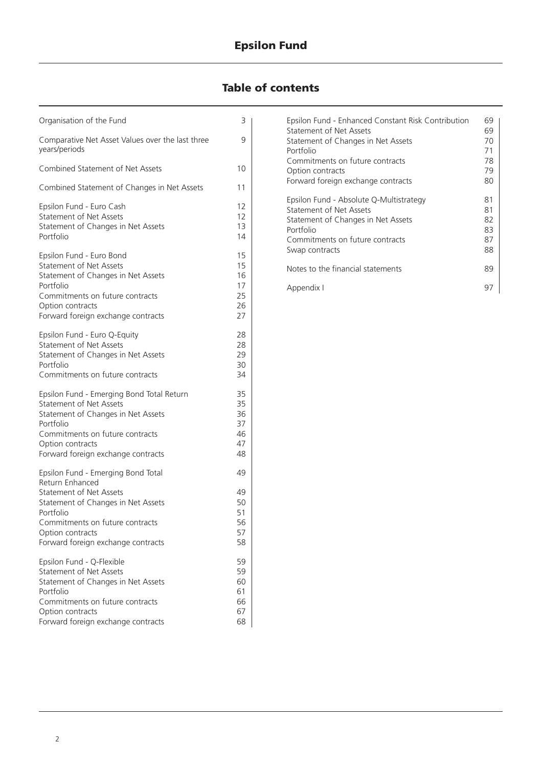# Epsilon Fund

## Table of contents

| | |
|---|---|
| Organisation of the Fund | 3 |
| Comparative Net Asset Values over the last three years/periods | 9 |
| Combined Statement of Net Assets | 10 |
| Combined Statement of Changes in Net Assets | 11 |
| Epsilon Fund - Euro Cash | 12 |
| Statement of Net Assets | 12 |
| Statement of Changes in Net Assets | 13 |
| Portfolio | 14 |
| Epsilon Fund - Euro Bond | 15 |
| Statement of Net Assets | 15 |
| Statement of Changes in Net Assets | 16 |
| Portfolio | 17 |
| Commitments on future contracts | 25 |
| Option contracts | 26 |
| Forward foreign exchange contracts | 27 |
| Epsilon Fund - Euro Q-Equity | 28 |
| Statement of Net Assets | 28 |
| Statement of Changes in Net Assets | 29 |
| Portfolio | 30 |
| Commitments on future contracts | 34 |
| Epsilon Fund - Emerging Bond Total Return | 35 |
| Statement of Net Assets | 35 |
| Statement of Changes in Net Assets | 36 |
| Portfolio | 37 |
| Commitments on future contracts | 46 |
| Option contracts | 47 |
| Forward foreign exchange contracts | 48 |
| Epsilon Fund - Emerging Bond Total Return Enhanced | 49 |
| Statement of Net Assets | 49 |
| Statement of Changes in Net Assets | 50 |
| Portfolio | 51 |
| Commitments on future contracts | 56 |
| Option contracts | 57 |
| Forward foreign exchange contracts | 58 |
| Epsilon Fund - Q-Flexible | 59 |
| Statement of Net Assets | 59 |
| Statement of Changes in Net Assets | 60 |
| Portfolio | 61 |
| Commitments on future contracts | 66 |
| Option contracts | 67 |
| Forward foreign exchange contracts | 68 |
| Epsilon Fund - Enhanced Constant Risk Contribution | 69 |
| Statement of Net Assets | 69 |
| Statement of Changes in Net Assets | 70 |
| Portfolio | 71 |
| Commitments on future contracts | 78 |
| Option contracts | 79 |
| Forward foreign exchange contracts | 80 |
| Epsilon Fund - Absolute Q-Multistrategy | 81 |
| Statement of Net Assets | 81 |
| Statement of Changes in Net Assets | 82 |
| Portfolio | 83 |
| Commitments on future contracts | 87 |
| Swap contracts | 88 |
| Notes to the financial statements | 89 |
| Appendix I | 97 |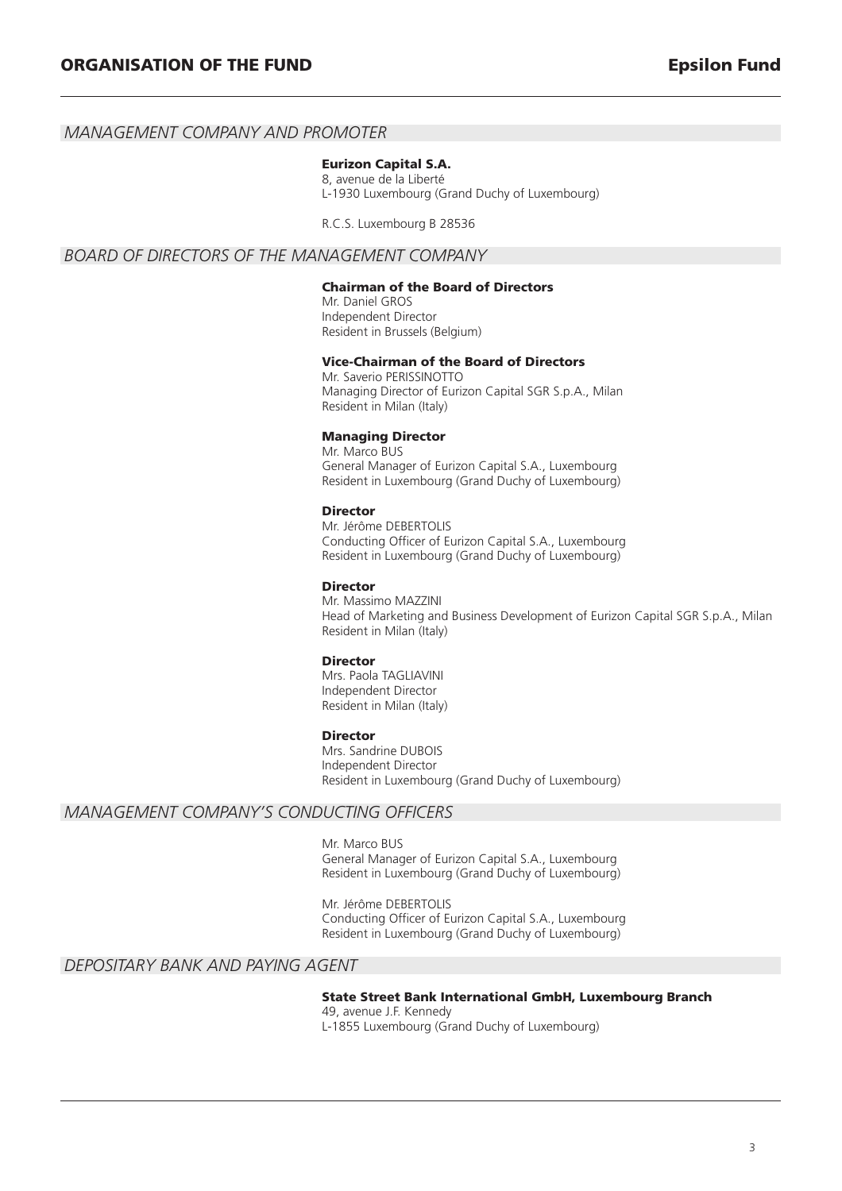# ORGANISATION OF THE FUND

## MANAGEMENT COMPANY AND PROMOTER

**Eurizon Capital S.A.**
8, avenue de la Liberté
L-1930 Luxembourg (Grand Duchy of Luxembourg)

R.C.S. Luxembourg B 28536

## BOARD OF DIRECTORS OF THE MANAGEMENT COMPANY

**Chairman of the Board of Directors**
Mr. Daniel GROS
Independent Director
Resident in Brussels (Belgium)

**Vice-Chairman of the Board of Directors**
Mr. Saverio PERISSINOTTO
Managing Director of Eurizon Capital SGR S.p.A., Milan
Resident in Milan (Italy)

**Managing Director**
Mr. Marco BUS
General Manager of Eurizon Capital S.A., Luxembourg
Resident in Luxembourg (Grand Duchy of Luxembourg)

**Director**
Mr. Jérôme DEBERTOLIS
Conducting Officer of Eurizon Capital S.A., Luxembourg
Resident in Luxembourg (Grand Duchy of Luxembourg)

**Director**
Mr. Massimo MAZZINI
Head of Marketing and Business Development of Eurizon Capital SGR S.p.A., Milan
Resident in Milan (Italy)

**Director**
Mrs. Paola TAGLIAVINI
Independent Director
Resident in Milan (Italy)

**Director**
Mrs. Sandrine DUBOIS
Independent Director
Resident in Luxembourg (Grand Duchy of Luxembourg)

## MANAGEMENT COMPANY'S CONDUCTING OFFICERS

Mr. Marco BUS
General Manager of Eurizon Capital S.A., Luxembourg
Resident in Luxembourg (Grand Duchy of Luxembourg)

Mr. Jérôme DEBERTOLIS
Conducting Officer of Eurizon Capital S.A., Luxembourg
Resident in Luxembourg (Grand Duchy of Luxembourg)

## DEPOSITARY BANK AND PAYING AGENT

**State Street Bank International GmbH, Luxembourg Branch**
49, avenue J.F. Kennedy
L-1855 Luxembourg (Grand Duchy of Luxembourg)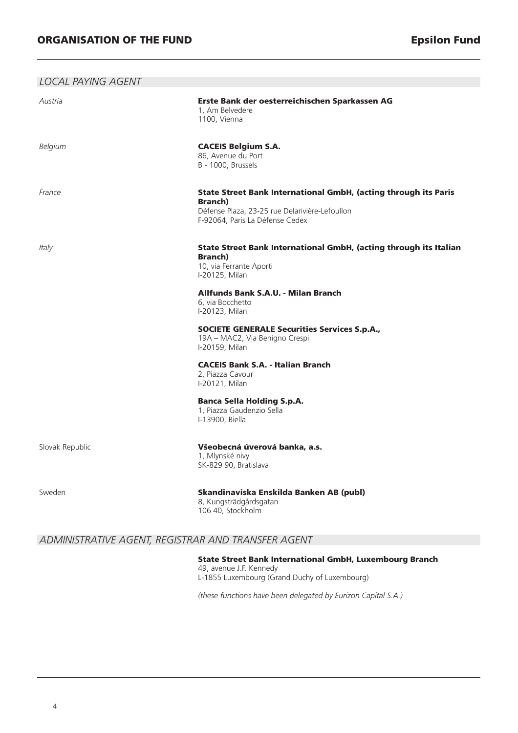## *LOCAL PAYING AGENT*

*Austria*

**Erste Bank der oesterreichischen Sparkassen AG**
1, Am Belvedere
1100, Vienna

*Belgium*

**CACEIS Belgium S.A.**
86, Avenue du Port
B - 1000, Brussels

*France*

**State Street Bank International GmbH, (acting through its Paris Branch)**
Défense Plaza, 23-25 rue Delarivière-Lefoullon
F-92064, Paris La Défense Cedex

*Italy*

**State Street Bank International GmbH, (acting through its Italian Branch)**
10, via Ferrante Aporti
I-20125, Milan

**Allfunds Bank S.A.U. - Milan Branch**
6, via Bocchetto
I-20123, Milan

**SOCIETE GENERALE Securities Services S.p.A.,**
19A – MAC2, Via Benigno Crespi
I-20159, Milan

**CACEIS Bank S.A. - Italian Branch**
2, Piazza Cavour
I-20121, Milan

**Banca Sella Holding S.p.A.**
1, Piazza Gaudenzio Sella
I-13900, Biella

Slovak Republic

**Všeobecná úverová banka, a.s.**
1, Mlynské nivy
SK-829 90, Bratislava

Sweden

**Skandinaviska Enskilda Banken AB (publ)**
8, Kungsträdgårdsgatan
106 40, Stockholm

## *ADMINISTRATIVE AGENT, REGISTRAR AND TRANSFER AGENT*

**State Street Bank International GmbH, Luxembourg Branch**
49, avenue J.F. Kennedy
L-1855 Luxembourg (Grand Duchy of Luxembourg)

*(these functions have been delegated by Eurizon Capital S.A.)*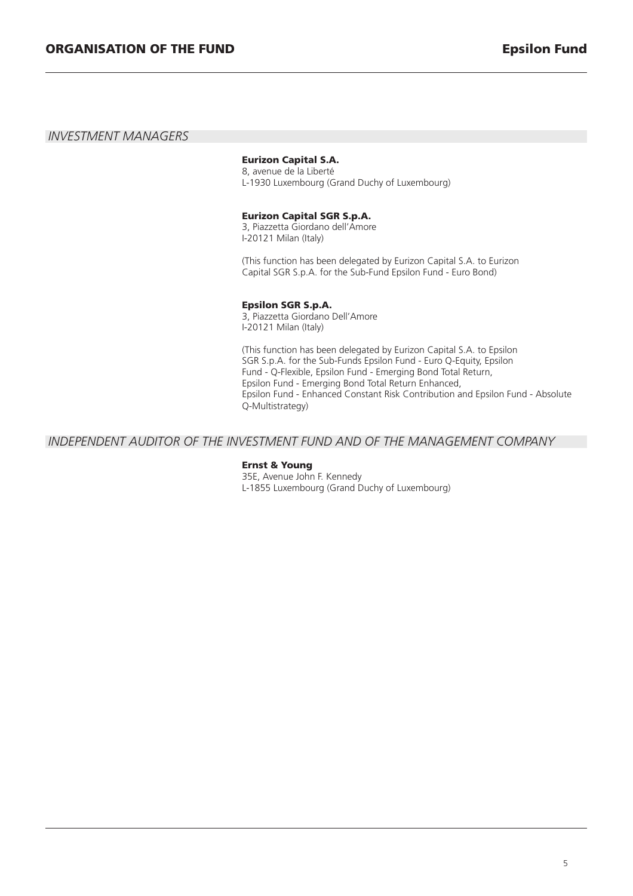## *INVESTMENT MANAGERS*

**Eurizon Capital S.A.**
8, avenue de la Liberté
L-1930 Luxembourg (Grand Duchy of Luxembourg)

**Eurizon Capital SGR S.p.A.**
3, Piazzetta Giordano dell'Amore
I-20121 Milan (Italy)

(This function has been delegated by Eurizon Capital S.A. to Eurizon Capital SGR S.p.A. for the Sub-Fund Epsilon Fund - Euro Bond)

**Epsilon SGR S.p.A.**
3, Piazzetta Giordano Dell'Amore
I-20121 Milan (Italy)

(This function has been delegated by Eurizon Capital S.A. to Epsilon SGR S.p.A. for the Sub-Funds Epsilon Fund - Euro Q-Equity, Epsilon Fund - Q-Flexible, Epsilon Fund - Emerging Bond Total Return, Epsilon Fund - Emerging Bond Total Return Enhanced, Epsilon Fund - Enhanced Constant Risk Contribution and Epsilon Fund - Absolute Q-Multistrategy)

## *INDEPENDENT AUDITOR OF THE INVESTMENT FUND AND OF THE MANAGEMENT COMPANY*

**Ernst & Young**
35E, Avenue John F. Kennedy
L-1855 Luxembourg (Grand Duchy of Luxembourg)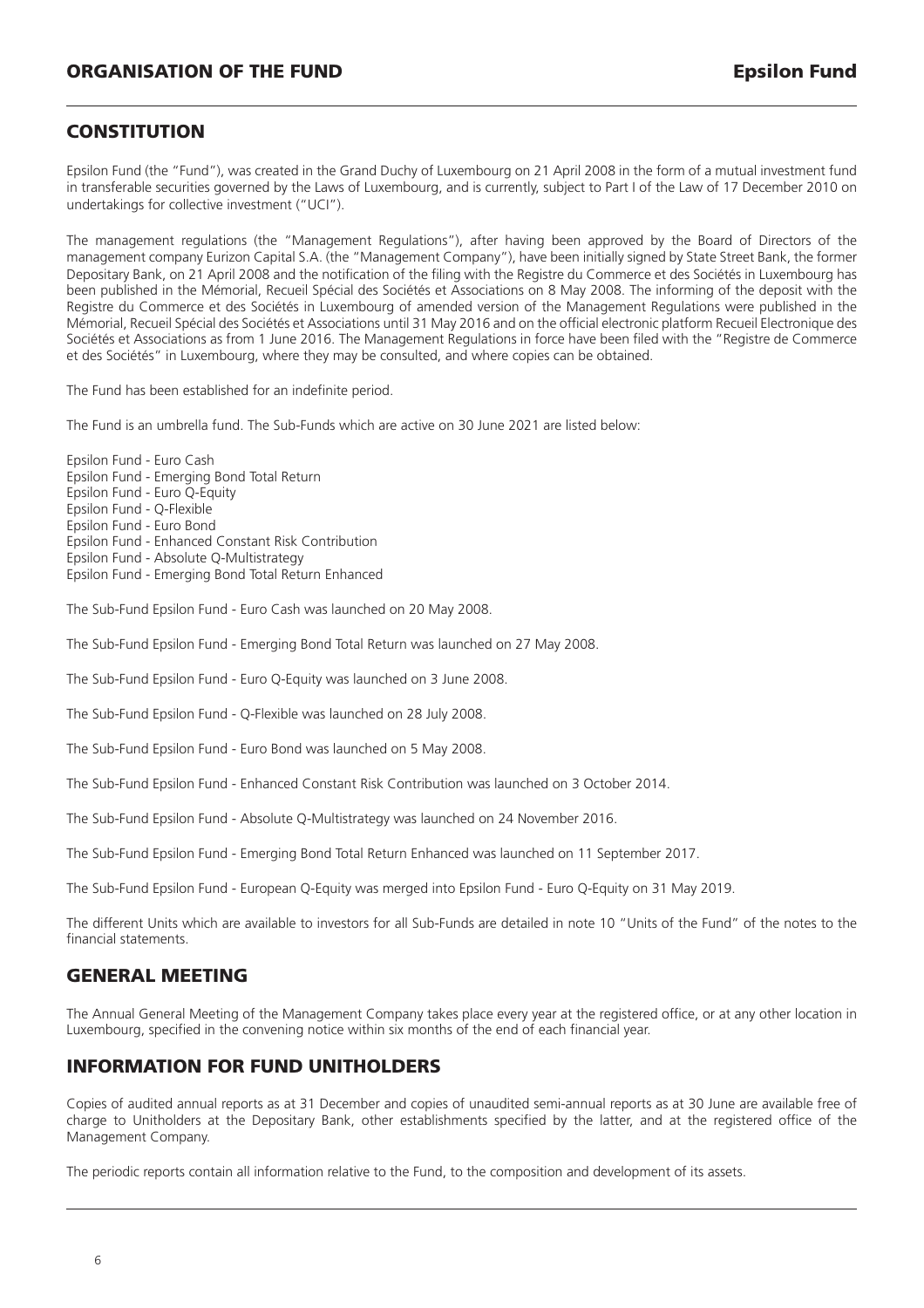## CONSTITUTION

Epsilon Fund (the "Fund"), was created in the Grand Duchy of Luxembourg on 21 April 2008 in the form of a mutual investment fund in transferable securities governed by the Laws of Luxembourg, and is currently, subject to Part I of the Law of 17 December 2010 on undertakings for collective investment ("UCI").

The management regulations (the "Management Regulations"), after having been approved by the Board of Directors of the management company Eurizon Capital S.A. (the "Management Company"), have been initially signed by State Street Bank, the former Depositary Bank, on 21 April 2008 and the notification of the filing with the Registre du Commerce et des Sociétés in Luxembourg has been published in the Mémorial, Recueil Spécial des Sociétés et Associations on 8 May 2008. The informing of the deposit with the Registre du Commerce et des Sociétés in Luxembourg of amended version of the Management Regulations were published in the Mémorial, Recueil Spécial des Sociétés et Associations until 31 May 2016 and on the official electronic platform Recueil Electronique des Sociétés et Associations as from 1 June 2016. The Management Regulations in force have been filed with the "Registre de Commerce et des Sociétés" in Luxembourg, where they may be consulted, and where copies can be obtained.

The Fund has been established for an indefinite period.

The Fund is an umbrella fund. The Sub-Funds which are active on 30 June 2021 are listed below:

Epsilon Fund - Euro Cash
Epsilon Fund - Emerging Bond Total Return
Epsilon Fund - Euro Q-Equity
Epsilon Fund - Q-Flexible
Epsilon Fund - Euro Bond
Epsilon Fund - Enhanced Constant Risk Contribution
Epsilon Fund - Absolute Q-Multistrategy
Epsilon Fund - Emerging Bond Total Return Enhanced

The Sub-Fund Epsilon Fund - Euro Cash was launched on 20 May 2008.

The Sub-Fund Epsilon Fund - Emerging Bond Total Return was launched on 27 May 2008.

The Sub-Fund Epsilon Fund - Euro Q-Equity was launched on 3 June 2008.

The Sub-Fund Epsilon Fund - Q-Flexible was launched on 28 July 2008.

The Sub-Fund Epsilon Fund - Euro Bond was launched on 5 May 2008.

The Sub-Fund Epsilon Fund - Enhanced Constant Risk Contribution was launched on 3 October 2014.

The Sub-Fund Epsilon Fund - Absolute Q-Multistrategy was launched on 24 November 2016.

The Sub-Fund Epsilon Fund - Emerging Bond Total Return Enhanced was launched on 11 September 2017.

The Sub-Fund Epsilon Fund - European Q-Equity was merged into Epsilon Fund - Euro Q-Equity on 31 May 2019.

The different Units which are available to investors for all Sub-Funds are detailed in note 10 "Units of the Fund" of the notes to the financial statements.

## GENERAL MEETING

The Annual General Meeting of the Management Company takes place every year at the registered office, or at any other location in Luxembourg, specified in the convening notice within six months of the end of each financial year.

## INFORMATION FOR FUND UNITHOLDERS

Copies of audited annual reports as at 31 December and copies of unaudited semi-annual reports as at 30 June are available free of charge to Unitholders at the Depositary Bank, other establishments specified by the latter, and at the registered office of the Management Company.

The periodic reports contain all information relative to the Fund, to the composition and development of its assets.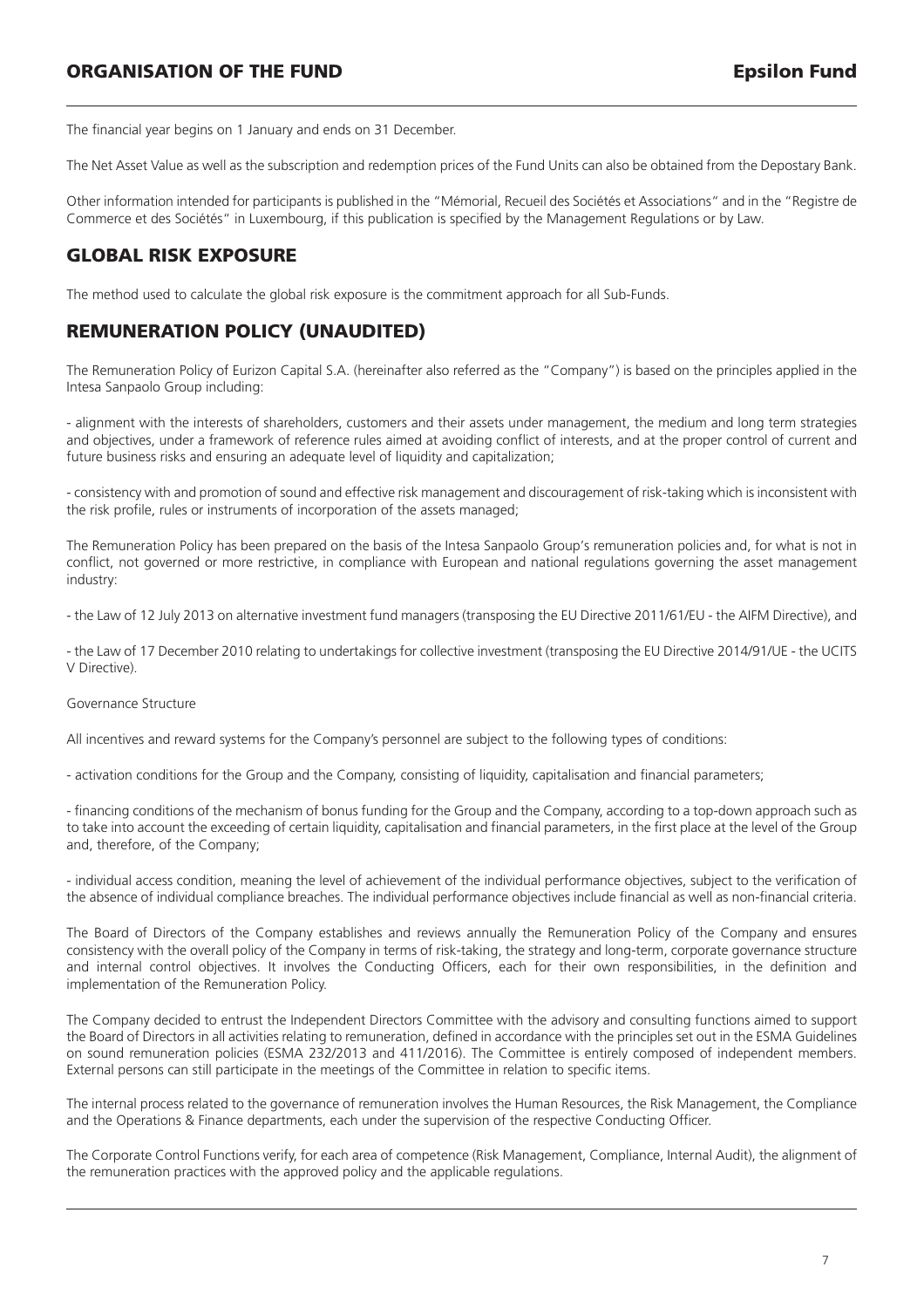The financial year begins on 1 January and ends on 31 December.

The Net Asset Value as well as the subscription and redemption prices of the Fund Units can also be obtained from the Depostary Bank.

Other information intended for participants is published in the "Mémorial, Recueil des Sociétés et Associations" and in the "Registre de Commerce et des Sociétés" in Luxembourg, if this publication is specified by the Management Regulations or by Law.

## GLOBAL RISK EXPOSURE

The method used to calculate the global risk exposure is the commitment approach for all Sub-Funds.

## REMUNERATION POLICY (UNAUDITED)

The Remuneration Policy of Eurizon Capital S.A. (hereinafter also referred as the "Company") is based on the principles applied in the Intesa Sanpaolo Group including:

- alignment with the interests of shareholders, customers and their assets under management, the medium and long term strategies and objectives, under a framework of reference rules aimed at avoiding conflict of interests, and at the proper control of current and future business risks and ensuring an adequate level of liquidity and capitalization;

- consistency with and promotion of sound and effective risk management and discouragement of risk-taking which is inconsistent with the risk profile, rules or instruments of incorporation of the assets managed;

The Remuneration Policy has been prepared on the basis of the Intesa Sanpaolo Group's remuneration policies and, for what is not in conflict, not governed or more restrictive, in compliance with European and national regulations governing the asset management industry:

- the Law of 12 July 2013 on alternative investment fund managers (transposing the EU Directive 2011/61/EU - the AIFM Directive), and

- the Law of 17 December 2010 relating to undertakings for collective investment (transposing the EU Directive 2014/91/UE - the UCITS V Directive).

Governance Structure

All incentives and reward systems for the Company's personnel are subject to the following types of conditions:

- activation conditions for the Group and the Company, consisting of liquidity, capitalisation and financial parameters;

- financing conditions of the mechanism of bonus funding for the Group and the Company, according to a top-down approach such as to take into account the exceeding of certain liquidity, capitalisation and financial parameters, in the first place at the level of the Group and, therefore, of the Company;

- individual access condition, meaning the level of achievement of the individual performance objectives, subject to the verification of the absence of individual compliance breaches. The individual performance objectives include financial as well as non-financial criteria.

The Board of Directors of the Company establishes and reviews annually the Remuneration Policy of the Company and ensures consistency with the overall policy of the Company in terms of risk-taking, the strategy and long-term, corporate governance structure and internal control objectives. It involves the Conducting Officers, each for their own responsibilities, in the definition and implementation of the Remuneration Policy.

The Company decided to entrust the Independent Directors Committee with the advisory and consulting functions aimed to support the Board of Directors in all activities relating to remuneration, defined in accordance with the principles set out in the ESMA Guidelines on sound remuneration policies (ESMA 232/2013 and 411/2016). The Committee is entirely composed of independent members. External persons can still participate in the meetings of the Committee in relation to specific items.

The internal process related to the governance of remuneration involves the Human Resources, the Risk Management, the Compliance and the Operations & Finance departments, each under the supervision of the respective Conducting Officer.

The Corporate Control Functions verify, for each area of competence (Risk Management, Compliance, Internal Audit), the alignment of the remuneration practices with the approved policy and the applicable regulations.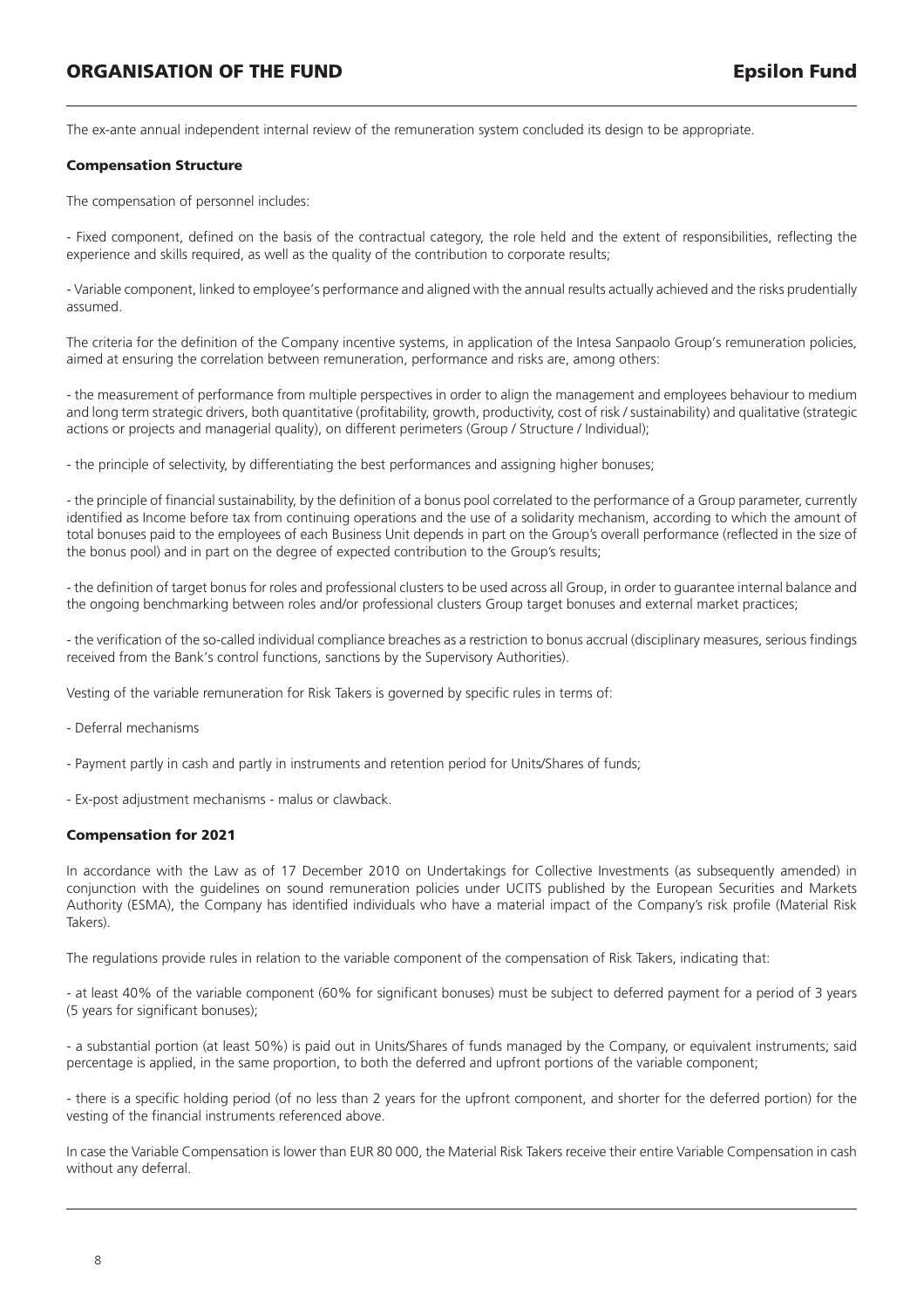The ex-ante annual independent internal review of the remuneration system concluded its design to be appropriate.

### Compensation Structure

The compensation of personnel includes:

- Fixed component, defined on the basis of the contractual category, the role held and the extent of responsibilities, reflecting the experience and skills required, as well as the quality of the contribution to corporate results;

- Variable component, linked to employee's performance and aligned with the annual results actually achieved and the risks prudentially assumed.

The criteria for the definition of the Company incentive systems, in application of the Intesa Sanpaolo Group's remuneration policies, aimed at ensuring the correlation between remuneration, performance and risks are, among others:

- the measurement of performance from multiple perspectives in order to align the management and employees behaviour to medium and long term strategic drivers, both quantitative (profitability, growth, productivity, cost of risk / sustainability) and qualitative (strategic actions or projects and managerial quality), on different perimeters (Group / Structure / Individual);

- the principle of selectivity, by differentiating the best performances and assigning higher bonuses;

- the principle of financial sustainability, by the definition of a bonus pool correlated to the performance of a Group parameter, currently identified as Income before tax from continuing operations and the use of a solidarity mechanism, according to which the amount of total bonuses paid to the employees of each Business Unit depends in part on the Group's overall performance (reflected in the size of the bonus pool) and in part on the degree of expected contribution to the Group's results;

- the definition of target bonus for roles and professional clusters to be used across all Group, in order to guarantee internal balance and the ongoing benchmarking between roles and/or professional clusters Group target bonuses and external market practices;

- the verification of the so-called individual compliance breaches as a restriction to bonus accrual (disciplinary measures, serious findings received from the Bank's control functions, sanctions by the Supervisory Authorities).

Vesting of the variable remuneration for Risk Takers is governed by specific rules in terms of:

- Deferral mechanisms

- Payment partly in cash and partly in instruments and retention period for Units/Shares of funds;

- Ex-post adjustment mechanisms - malus or clawback.

### Compensation for 2021

In accordance with the Law as of 17 December 2010 on Undertakings for Collective Investments (as subsequently amended) in conjunction with the guidelines on sound remuneration policies under UCITS published by the European Securities and Markets Authority (ESMA), the Company has identified individuals who have a material impact of the Company's risk profile (Material Risk Takers).

The regulations provide rules in relation to the variable component of the compensation of Risk Takers, indicating that:

- at least 40% of the variable component (60% for significant bonuses) must be subject to deferred payment for a period of 3 years (5 years for significant bonuses);

- a substantial portion (at least 50%) is paid out in Units/Shares of funds managed by the Company, or equivalent instruments; said percentage is applied, in the same proportion, to both the deferred and upfront portions of the variable component;

- there is a specific holding period (of no less than 2 years for the upfront component, and shorter for the deferred portion) for the vesting of the financial instruments referenced above.

In case the Variable Compensation is lower than EUR 80 000, the Material Risk Takers receive their entire Variable Compensation in cash without any deferral.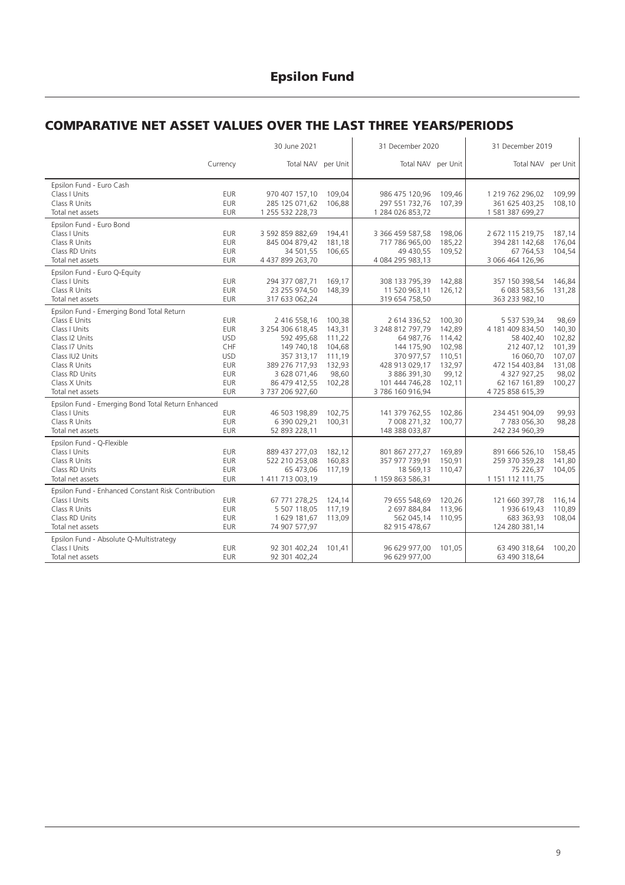# Epsilon Fund

## COMPARATIVE NET ASSET VALUES OVER THE LAST THREE YEARS/PERIODS

| | Currency | 30 June 2021 Total NAV | 30 June 2021 per Unit | 31 December 2020 Total NAV | 31 December 2020 per Unit | 31 December 2019 Total NAV | 31 December 2019 per Unit |
|---|---|---|---|---|---|---|---|
| Epsilon Fund - Euro Cash | | | | | | | |
| Class I Units | EUR | 970 407 157,10 | 109,04 | 986 475 120,96 | 109,46 | 1 219 762 296,02 | 109,99 |
| Class R Units | EUR | 285 125 071,62 | 106,88 | 297 551 732,76 | 107,39 | 361 625 403,25 | 108,10 |
| Total net assets | EUR | 1 255 532 228,73 | | 1 284 026 853,72 | | 1 581 387 699,27 | |
| Epsilon Fund - Euro Bond | | | | | | | |
| Class I Units | EUR | 3 592 859 882,69 | 194,41 | 3 366 459 587,58 | 198,06 | 2 672 115 219,75 | 187,14 |
| Class R Units | EUR | 845 004 879,42 | 181,18 | 717 786 965,00 | 185,22 | 394 281 142,68 | 176,04 |
| Class RD Units | EUR | 34 501,55 | 106,65 | 49 430,55 | 109,52 | 67 764,53 | 104,54 |
| Total net assets | EUR | 4 437 899 263,70 | | 4 084 295 983,13 | | 3 066 464 126,96 | |
| Epsilon Fund - Euro Q-Equity | | | | | | | |
| Class I Units | EUR | 294 377 087,71 | 169,17 | 308 133 795,39 | 142,88 | 357 150 398,54 | 146,84 |
| Class R Units | EUR | 23 255 974,50 | 148,39 | 11 520 963,11 | 126,12 | 6 083 583,56 | 131,28 |
| Total net assets | EUR | 317 633 062,24 | | 319 654 758,50 | | 363 233 982,10 | |
| Epsilon Fund - Emerging Bond Total Return | | | | | | | |
| Class E Units | EUR | 2 416 558,16 | 100,38 | 2 614 336,52 | 100,30 | 5 537 539,34 | 98,69 |
| Class I Units | EUR | 3 254 306 618,45 | 143,31 | 3 248 812 797,79 | 142,89 | 4 181 409 834,50 | 140,30 |
| Class I2 Units | USD | 592 495,68 | 111,22 | 64 987,76 | 114,42 | 58 402,40 | 102,82 |
| Class I7 Units | CHF | 149 740,18 | 104,68 | 144 175,90 | 102,98 | 212 407,12 | 101,39 |
| Class IU2 Units | USD | 357 313,17 | 111,19 | 370 977,57 | 110,51 | 16 060,70 | 107,07 |
| Class R Units | EUR | 389 276 717,93 | 132,93 | 428 913 029,17 | 132,97 | 472 154 403,84 | 131,08 |
| Class RD Units | EUR | 3 628 071,46 | 98,60 | 3 886 391,30 | 99,12 | 4 327 927,25 | 98,02 |
| Class X Units | EUR | 86 479 412,55 | 102,28 | 101 444 746,28 | 102,11 | 62 167 161,89 | 100,27 |
| Total net assets | EUR | 3 737 206 927,60 | | 3 786 160 916,94 | | 4 725 858 615,39 | |
| Epsilon Fund - Emerging Bond Total Return Enhanced | | | | | | | |
| Class I Units | EUR | 46 503 198,89 | 102,75 | 141 379 762,55 | 102,86 | 234 451 904,09 | 99,93 |
| Class R Units | EUR | 6 390 029,21 | 100,31 | 7 008 271,32 | 100,77 | 7 783 056,30 | 98,28 |
| Total net assets | EUR | 52 893 228,11 | | 148 388 033,87 | | 242 234 960,39 | |
| Epsilon Fund - Q-Flexible | | | | | | | |
| Class I Units | EUR | 889 437 277,03 | 182,12 | 801 867 277,27 | 169,89 | 891 666 526,10 | 158,45 |
| Class R Units | EUR | 522 210 253,08 | 160,83 | 357 977 739,91 | 150,91 | 259 370 359,28 | 141,80 |
| Class RD Units | EUR | 65 473,06 | 117,19 | 18 569,13 | 110,47 | 75 226,37 | 104,05 |
| Total net assets | EUR | 1 411 713 003,19 | | 1 159 863 586,31 | | 1 151 112 111,75 | |
| Epsilon Fund - Enhanced Constant Risk Contribution | | | | | | | |
| Class I Units | EUR | 67 771 278,25 | 124,14 | 79 655 548,69 | 120,26 | 121 660 397,78 | 116,14 |
| Class R Units | EUR | 5 507 118,05 | 117,19 | 2 697 884,84 | 113,96 | 1 936 619,43 | 110,89 |
| Class RD Units | EUR | 1 629 181,67 | 113,09 | 562 045,14 | 110,95 | 683 363,93 | 108,04 |
| Total net assets | EUR | 74 907 577,97 | | 82 915 478,67 | | 124 280 381,14 | |
| Epsilon Fund - Absolute Q-Multistrategy | | | | | | | |
| Class I Units | EUR | 92 301 402,24 | 101,41 | 96 629 977,00 | 101,05 | 63 490 318,64 | 100,20 |
| Total net assets | EUR | 92 301 402,24 | | 96 629 977,00 | | 63 490 318,64 | |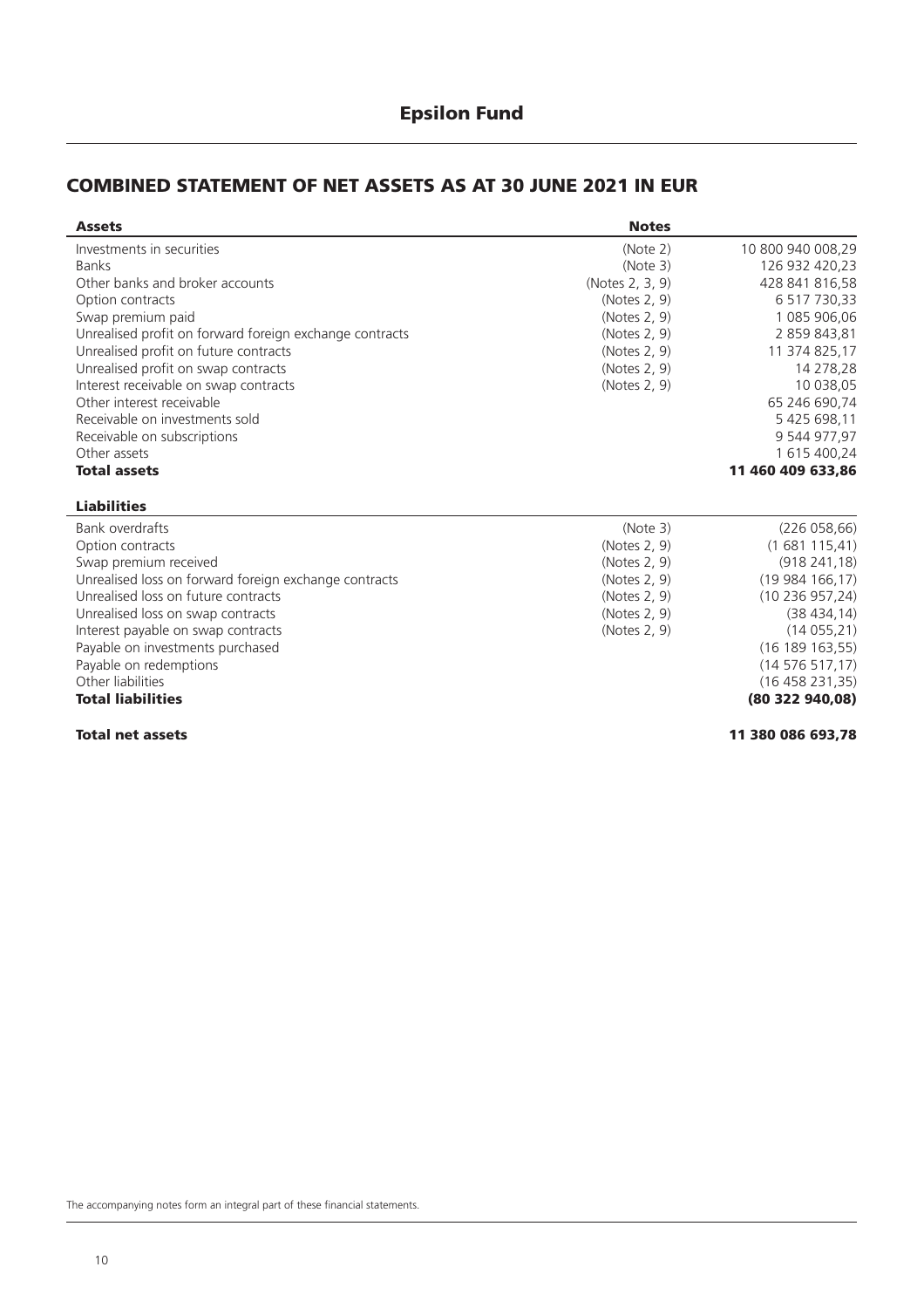# Epsilon Fund

## COMBINED STATEMENT OF NET ASSETS AS AT 30 JUNE 2021 IN EUR

| Assets | Notes | |
|---|---|---|
| Investments in securities | (Note 2) | 10 800 940 008,29 |
| Banks | (Note 3) | 126 932 420,23 |
| Other banks and broker accounts | (Notes 2, 3, 9) | 428 841 816,58 |
| Option contracts | (Notes 2, 9) | 6 517 730,33 |
| Swap premium paid | (Notes 2, 9) | 1 085 906,06 |
| Unrealised profit on forward foreign exchange contracts | (Notes 2, 9) | 2 859 843,81 |
| Unrealised profit on future contracts | (Notes 2, 9) | 11 374 825,17 |
| Unrealised profit on swap contracts | (Notes 2, 9) | 14 278,28 |
| Interest receivable on swap contracts | (Notes 2, 9) | 10 038,05 |
| Other interest receivable | | 65 246 690,74 |
| Receivable on investments sold | | 5 425 698,11 |
| Receivable on subscriptions | | 9 544 977,97 |
| Other assets | | 1 615 400,24 |
| **Total assets** | | **11 460 409 633,86** |

| Liabilities | | |
|---|---|---|
| Bank overdrafts | (Note 3) | (226 058,66) |
| Option contracts | (Notes 2, 9) | (1 681 115,41) |
| Swap premium received | (Notes 2, 9) | (918 241,18) |
| Unrealised loss on forward foreign exchange contracts | (Notes 2, 9) | (19 984 166,17) |
| Unrealised loss on future contracts | (Notes 2, 9) | (10 236 957,24) |
| Unrealised loss on swap contracts | (Notes 2, 9) | (38 434,14) |
| Interest payable on swap contracts | (Notes 2, 9) | (14 055,21) |
| Payable on investments purchased | | (16 189 163,55) |
| Payable on redemptions | | (14 576 517,17) |
| Other liabilities | | (16 458 231,35) |
| **Total liabilities** | | **(80 322 940,08)** |
| | | |
| **Total net assets** | | **11 380 086 693,78** |

The accompanying notes form an integral part of these financial statements.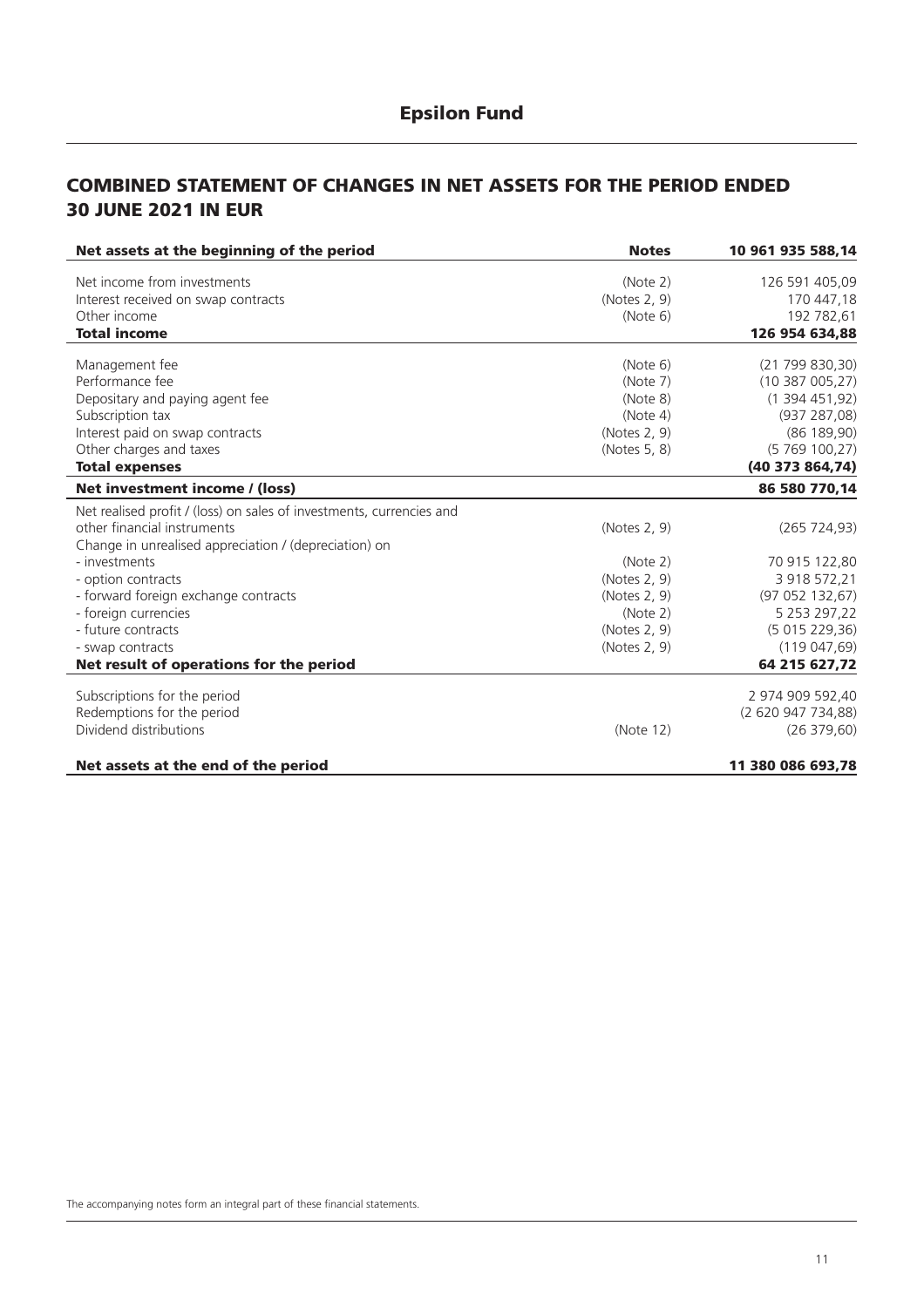# Epsilon Fund

## COMBINED STATEMENT OF CHANGES IN NET ASSETS FOR THE PERIOD ENDED 30 JUNE 2021 IN EUR

| **Net assets at the beginning of the period** | **Notes** | **10 961 935 588,14** |
|---|---|---|
| Net income from investments | (Note 2) | 126 591 405,09 |
| Interest received on swap contracts | (Notes 2, 9) | 170 447,18 |
| Other income | (Note 6) | 192 782,61 |
| **Total income** | | **126 954 634,88** |
| Management fee | (Note 6) | (21 799 830,30) |
| Performance fee | (Note 7) | (10 387 005,27) |
| Depositary and paying agent fee | (Note 8) | (1 394 451,92) |
| Subscription tax | (Note 4) | (937 287,08) |
| Interest paid on swap contracts | (Notes 2, 9) | (86 189,90) |
| Other charges and taxes | (Notes 5, 8) | (5 769 100,27) |
| **Total expenses** | | **(40 373 864,74)** |
| **Net investment income / (loss)** | | **86 580 770,14** |
| Net realised profit / (loss) on sales of investments, currencies and other financial instruments | (Notes 2, 9) | (265 724,93) |
| Change in unrealised appreciation / (depreciation) on | | |
| - investments | (Note 2) | 70 915 122,80 |
| - option contracts | (Notes 2, 9) | 3 918 572,21 |
| - forward foreign exchange contracts | (Notes 2, 9) | (97 052 132,67) |
| - foreign currencies | (Note 2) | 5 253 297,22 |
| - future contracts | (Notes 2, 9) | (5 015 229,36) |
| - swap contracts | (Notes 2, 9) | (119 047,69) |
| **Net result of operations for the period** | | **64 215 627,72** |
| Subscriptions for the period | | 2 974 909 592,40 |
| Redemptions for the period | | (2 620 947 734,88) |
| Dividend distributions | (Note 12) | (26 379,60) |
| **Net assets at the end of the period** | | **11 380 086 693,78** |

The accompanying notes form an integral part of these financial statements.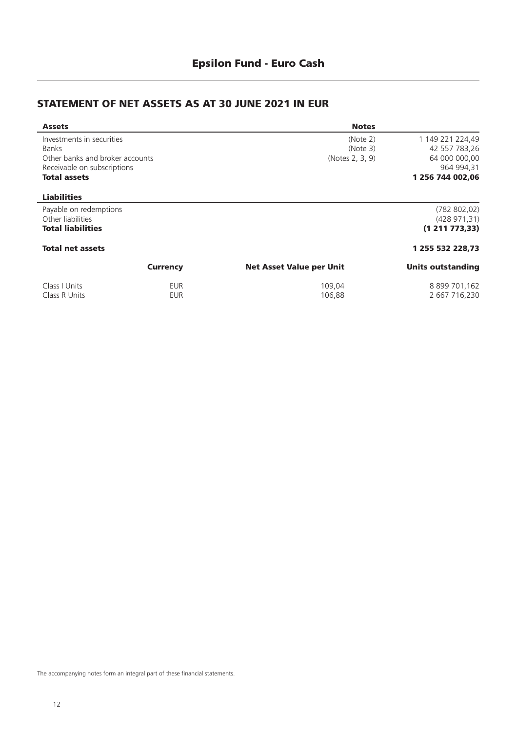# Epsilon Fund - Euro Cash

## STATEMENT OF NET ASSETS AS AT 30 JUNE 2021 IN EUR

| **Assets** | **Notes** | |
|---|---|---|
| Investments in securities | (Note 2) | 1 149 221 224,49 |
| Banks | (Note 3) | 42 557 783,26 |
| Other banks and broker accounts | (Notes 2, 3, 9) | 64 000 000,00 |
| Receivable on subscriptions | | 964 994,31 |
| **Total assets** | | **1 256 744 002,06** |
| **Liabilities** | | |
| Payable on redemptions | | (782 802,02) |
| Other liabilities | | (428 971,31) |
| **Total liabilities** | | **(1 211 773,33)** |
| **Total net assets** | | **1 255 532 228,73** |

| | **Currency** | **Net Asset Value per Unit** | **Units outstanding** |
|---|---|---|---|
| Class I Units | EUR | 109,04 | 8 899 701,162 |
| Class R Units | EUR | 106,88 | 2 667 716,230 |

The accompanying notes form an integral part of these financial statements.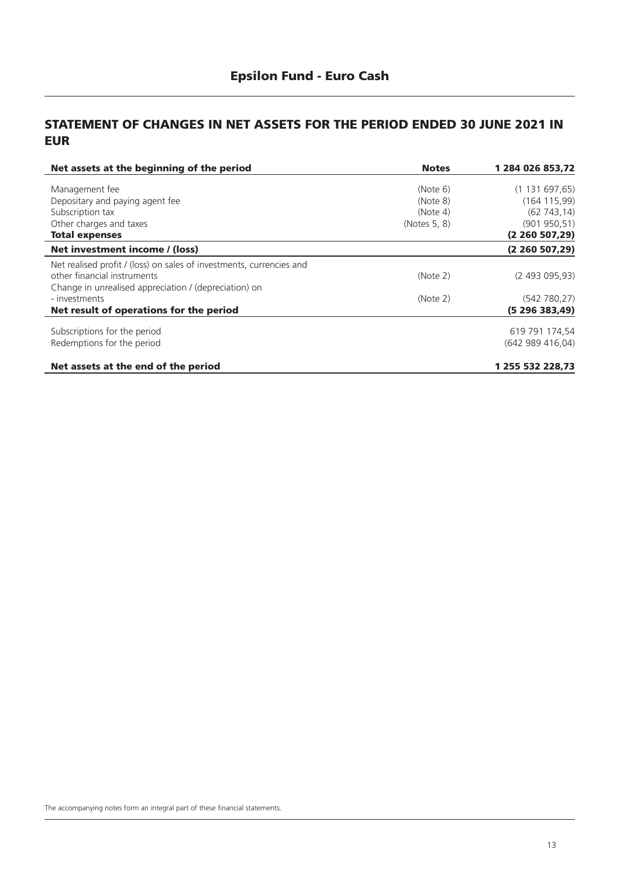## Epsilon Fund - Euro Cash

# STATEMENT OF CHANGES IN NET ASSETS FOR THE PERIOD ENDED 30 JUNE 2021 IN EUR

| **Net assets at the beginning of the period** | **Notes** | **1 284 026 853,72** |
|---|---|---|
| Management fee | (Note 6) | (1 131 697,65) |
| Depositary and paying agent fee | (Note 8) | (164 115,99) |
| Subscription tax | (Note 4) | (62 743,14) |
| Other charges and taxes | (Notes 5, 8) | (901 950,51) |
| **Total expenses** | | **(2 260 507,29)** |
| **Net investment income / (loss)** | | **(2 260 507,29)** |
| Net realised profit / (loss) on sales of investments, currencies and other financial instruments | (Note 2) | (2 493 095,93) |
| Change in unrealised appreciation / (depreciation) on | | |
| - investments | (Note 2) | (542 780,27) |
| **Net result of operations for the period** | | **(5 296 383,49)** |
| Subscriptions for the period | | 619 791 174,54 |
| Redemptions for the period | | (642 989 416,04) |
| **Net assets at the end of the period** | | **1 255 532 228,73** |

The accompanying notes form an integral part of these financial statements.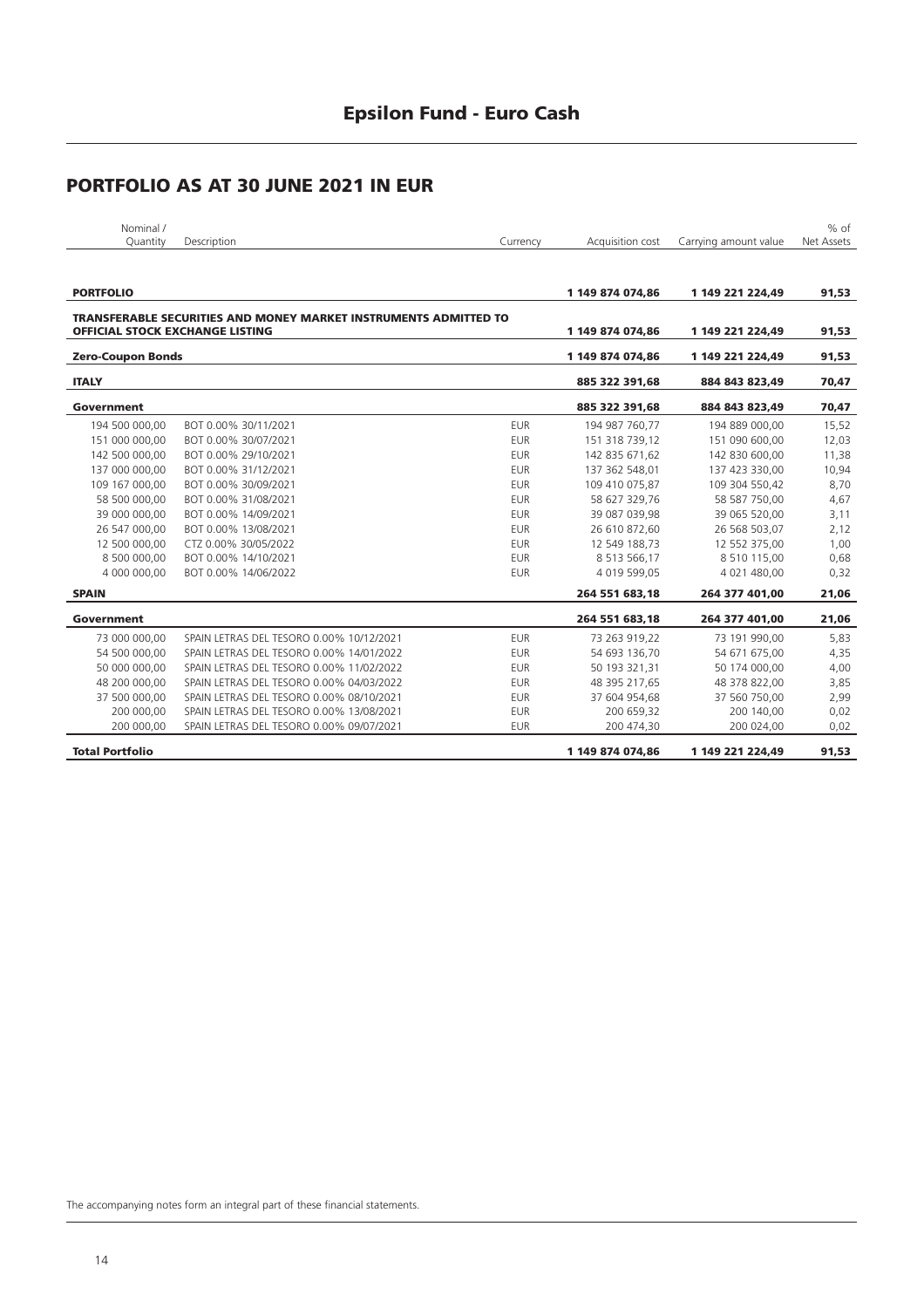# Epsilon Fund - Euro Cash

## PORTFOLIO AS AT 30 JUNE 2021 IN EUR

| Nominal / Quantity | Description | Currency | Acquisition cost | Carrying amount value | % of Net Assets |
|---|---|---|---|---|---|
| **PORTFOLIO** | | | **1 149 874 074,86** | **1 149 221 224,49** | **91,53** |
| **TRANSFERABLE SECURITIES AND MONEY MARKET INSTRUMENTS ADMITTED TO OFFICIAL STOCK EXCHANGE LISTING** | | | **1 149 874 074,86** | **1 149 221 224,49** | **91,53** |
| **Zero-Coupon Bonds** | | | **1 149 874 074,86** | **1 149 221 224,49** | **91,53** |
| **ITALY** | | | **885 322 391,68** | **884 843 823,49** | **70,47** |
| **Government** | | | **885 322 391,68** | **884 843 823,49** | **70,47** |
| 194 500 000,00 | BOT 0.00% 30/11/2021 | EUR | 194 987 760,77 | 194 889 000,00 | 15,52 |
| 151 000 000,00 | BOT 0.00% 30/07/2021 | EUR | 151 318 739,12 | 151 090 600,00 | 12,03 |
| 142 500 000,00 | BOT 0.00% 29/10/2021 | EUR | 142 835 671,62 | 142 830 600,00 | 11,38 |
| 137 000 000,00 | BOT 0.00% 31/12/2021 | EUR | 137 362 548,01 | 137 423 330,00 | 10,94 |
| 109 167 000,00 | BOT 0.00% 30/09/2021 | EUR | 109 410 075,87 | 109 304 550,42 | 8,70 |
| 58 500 000,00 | BOT 0.00% 31/08/2021 | EUR | 58 627 329,76 | 58 587 750,00 | 4,67 |
| 39 000 000,00 | BOT 0.00% 14/09/2021 | EUR | 39 087 039,98 | 39 065 520,00 | 3,11 |
| 26 547 000,00 | BOT 0.00% 13/08/2021 | EUR | 26 610 872,60 | 26 568 503,07 | 2,12 |
| 12 500 000,00 | CTZ 0.00% 30/05/2022 | EUR | 12 549 188,73 | 12 552 375,00 | 1,00 |
| 8 500 000,00 | BOT 0.00% 14/10/2021 | EUR | 8 513 566,17 | 8 510 115,00 | 0,68 |
| 4 000 000,00 | BOT 0.00% 14/06/2022 | EUR | 4 019 599,05 | 4 021 480,00 | 0,32 |
| **SPAIN** | | | **264 551 683,18** | **264 377 401,00** | **21,06** |
| **Government** | | | **264 551 683,18** | **264 377 401,00** | **21,06** |
| 73 000 000,00 | SPAIN LETRAS DEL TESORO 0.00% 10/12/2021 | EUR | 73 263 919,22 | 73 191 990,00 | 5,83 |
| 54 500 000,00 | SPAIN LETRAS DEL TESORO 0.00% 14/01/2022 | EUR | 54 693 136,70 | 54 671 675,00 | 4,35 |
| 50 000 000,00 | SPAIN LETRAS DEL TESORO 0.00% 11/02/2022 | EUR | 50 193 321,31 | 50 174 000,00 | 4,00 |
| 48 200 000,00 | SPAIN LETRAS DEL TESORO 0.00% 04/03/2022 | EUR | 48 395 217,65 | 48 378 822,00 | 3,85 |
| 37 500 000,00 | SPAIN LETRAS DEL TESORO 0.00% 08/10/2021 | EUR | 37 604 954,68 | 37 560 750,00 | 2,99 |
| 200 000,00 | SPAIN LETRAS DEL TESORO 0.00% 13/08/2021 | EUR | 200 659,32 | 200 140,00 | 0,02 |
| 200 000,00 | SPAIN LETRAS DEL TESORO 0.00% 09/07/2021 | EUR | 200 474,30 | 200 024,00 | 0,02 |
| **Total Portfolio** | | | **1 149 874 074,86** | **1 149 221 224,49** | **91,53** |

The accompanying notes form an integral part of these financial statements.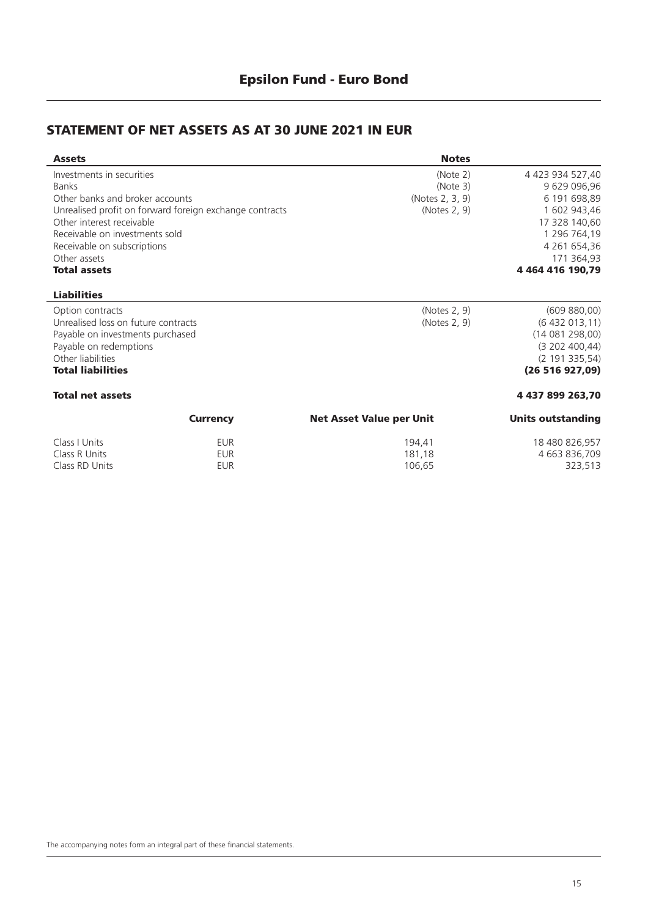# Epsilon Fund - Euro Bond

## STATEMENT OF NET ASSETS AS AT 30 JUNE 2021 IN EUR

| Assets | Notes | |
|---|---|---|
| Investments in securities | (Note 2) | 4 423 934 527,40 |
| Banks | (Note 3) | 9 629 096,96 |
| Other banks and broker accounts | (Notes 2, 3, 9) | 6 191 698,89 |
| Unrealised profit on forward foreign exchange contracts | (Notes 2, 9) | 1 602 943,46 |
| Other interest receivable | | 17 328 140,60 |
| Receivable on investments sold | | 1 296 764,19 |
| Receivable on subscriptions | | 4 261 654,36 |
| Other assets | | 171 364,93 |
| **Total assets** | | **4 464 416 190,79** |
| **Liabilities** | | |
| Option contracts | (Notes 2, 9) | (609 880,00) |
| Unrealised loss on future contracts | (Notes 2, 9) | (6 432 013,11) |
| Payable on investments purchased | | (14 081 298,00) |
| Payable on redemptions | | (3 202 400,44) |
| Other liabilities | | (2 191 335,54) |
| **Total liabilities** | | **(26 516 927,09)** |
| **Total net assets** | | **4 437 899 263,70** |

| | Currency | Net Asset Value per Unit | Units outstanding |
|---|---|---|---|
| Class I Units | EUR | 194,41 | 18 480 826,957 |
| Class R Units | EUR | 181,18 | 4 663 836,709 |
| Class RD Units | EUR | 106,65 | 323,513 |

The accompanying notes form an integral part of these financial statements.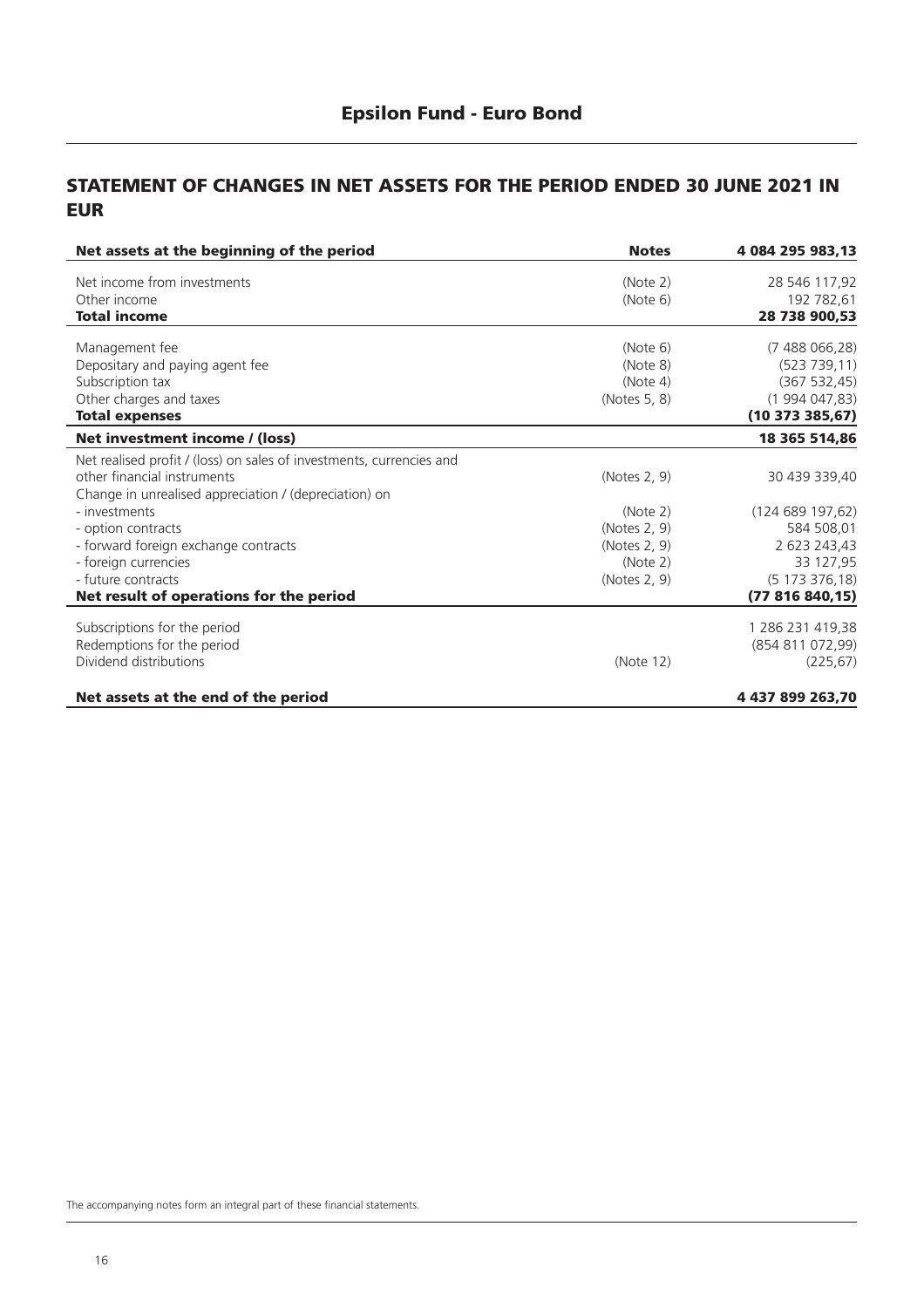# Epsilon Fund - Euro Bond

## STATEMENT OF CHANGES IN NET ASSETS FOR THE PERIOD ENDED 30 JUNE 2021 IN EUR

| **Net assets at the beginning of the period** | **Notes** | **4 084 295 983,13** |
|---|---|---|
| Net income from investments | (Note 2) | 28 546 117,92 |
| Other income | (Note 6) | 192 782,61 |
| **Total income** | | **28 738 900,53** |
| Management fee | (Note 6) | (7 488 066,28) |
| Depositary and paying agent fee | (Note 8) | (523 739,11) |
| Subscription tax | (Note 4) | (367 532,45) |
| Other charges and taxes | (Notes 5, 8) | (1 994 047,83) |
| **Total expenses** | | **(10 373 385,67)** |
| **Net investment income / (loss)** | | **18 365 514,86** |
| Net realised profit / (loss) on sales of investments, currencies and other financial instruments | (Notes 2, 9) | 30 439 339,40 |
| Change in unrealised appreciation / (depreciation) on | | |
| - investments | (Note 2) | (124 689 197,62) |
| - option contracts | (Notes 2, 9) | 584 508,01 |
| - forward foreign exchange contracts | (Notes 2, 9) | 2 623 243,43 |
| - foreign currencies | (Note 2) | 33 127,95 |
| - future contracts | (Notes 2, 9) | (5 173 376,18) |
| **Net result of operations for the period** | | **(77 816 840,15)** |
| Subscriptions for the period | | 1 286 231 419,38 |
| Redemptions for the period | | (854 811 072,99) |
| Dividend distributions | (Note 12) | (225,67) |
| **Net assets at the end of the period** | | **4 437 899 263,70** |

The accompanying notes form an integral part of these financial statements.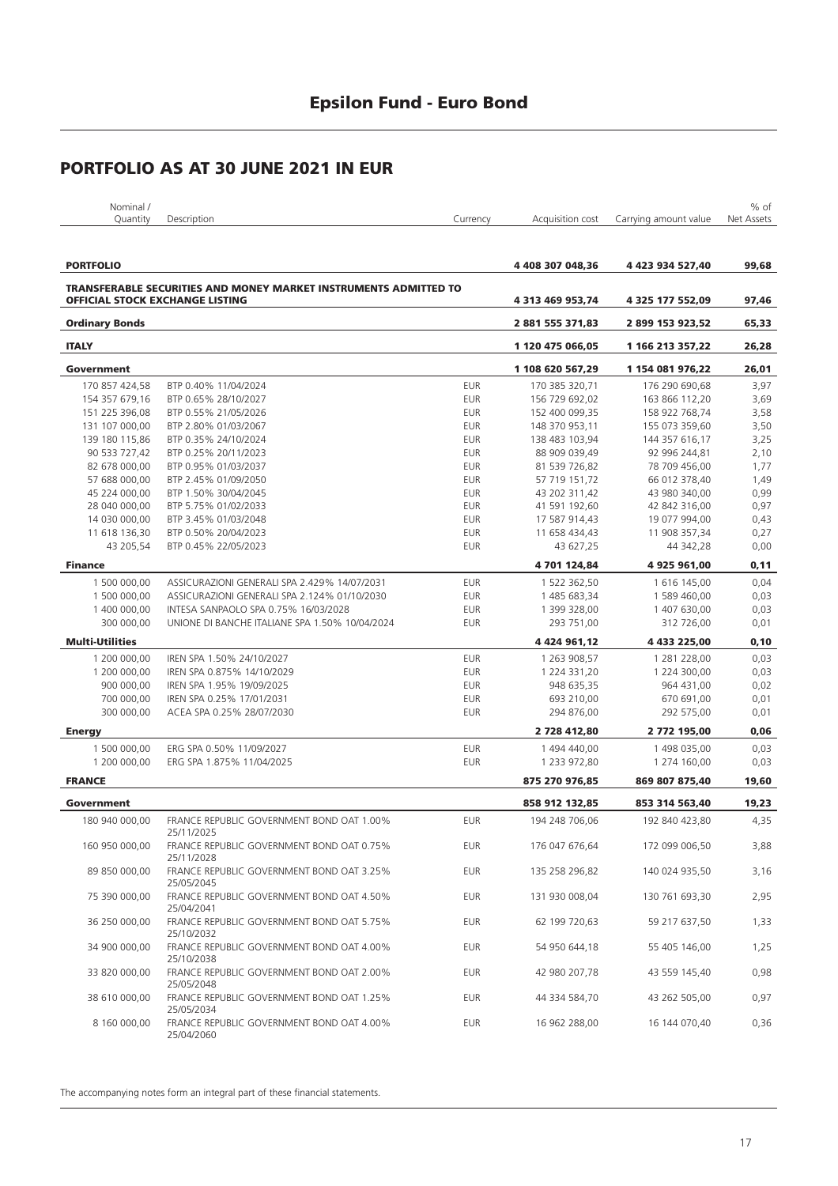# Epsilon Fund - Euro Bond

## PORTFOLIO AS AT 30 JUNE 2021 IN EUR

| Nominal / Quantity | Description | Currency | Acquisition cost | Carrying amount value | % of Net Assets |
|---|---|---|---|---|---|
| **PORTFOLIO** | | | **4 408 307 048,36** | **4 423 934 527,40** | **99,68** |
| **TRANSFERABLE SECURITIES AND MONEY MARKET INSTRUMENTS ADMITTED TO OFFICIAL STOCK EXCHANGE LISTING** | | | **4 313 469 953,74** | **4 325 177 552,09** | **97,46** |
| **Ordinary Bonds** | | | **2 881 555 371,83** | **2 899 153 923,52** | **65,33** |
| **ITALY** | | | **1 120 475 066,05** | **1 166 213 357,22** | **26,28** |
| **Government** | | | **1 108 620 567,29** | **1 154 081 976,22** | **26,01** |
| 170 857 424,58 | BTP 0.40% 11/04/2024 | EUR | 170 385 320,71 | 176 290 690,68 | 3,97 |
| 154 357 679,16 | BTP 0.65% 28/10/2027 | EUR | 156 729 692,02 | 163 866 112,20 | 3,69 |
| 151 225 396,08 | BTP 0.55% 21/05/2026 | EUR | 152 400 099,35 | 158 922 768,74 | 3,58 |
| 131 107 000,00 | BTP 2.80% 01/03/2067 | EUR | 148 370 953,11 | 155 073 359,60 | 3,50 |
| 139 180 115,86 | BTP 0.35% 24/10/2024 | EUR | 138 483 103,94 | 144 357 616,17 | 3,25 |
| 90 533 727,42 | BTP 0.25% 20/11/2023 | EUR | 88 909 039,49 | 92 996 244,81 | 2,10 |
| 82 678 000,00 | BTP 0.95% 01/03/2037 | EUR | 81 539 726,82 | 78 709 456,00 | 1,77 |
| 57 688 000,00 | BTP 2.45% 01/09/2050 | EUR | 57 719 151,72 | 66 012 378,40 | 1,49 |
| 45 224 000,00 | BTP 1.50% 30/04/2045 | EUR | 43 202 311,42 | 43 980 340,00 | 0,99 |
| 28 040 000,00 | BTP 5.75% 01/02/2033 | EUR | 41 591 192,60 | 42 842 316,00 | 0,97 |
| 14 030 000,00 | BTP 3.45% 01/03/2048 | EUR | 17 587 914,43 | 19 077 994,00 | 0,43 |
| 11 618 136,30 | BTP 0.50% 20/04/2023 | EUR | 11 658 434,43 | 11 908 357,34 | 0,27 |
| 43 205,54 | BTP 0.45% 22/05/2023 | EUR | 43 627,25 | 44 342,28 | 0,00 |
| **Finance** | | | **4 701 124,84** | **4 925 961,00** | **0,11** |
| 1 500 000,00 | ASSICURAZIONI GENERALI SPA 2.429% 14/07/2031 | EUR | 1 522 362,50 | 1 616 145,00 | 0,04 |
| 1 500 000,00 | ASSICURAZIONI GENERALI SPA 2.124% 01/10/2030 | EUR | 1 485 683,34 | 1 589 460,00 | 0,03 |
| 1 400 000,00 | INTESA SANPAOLO SPA 0.75% 16/03/2028 | EUR | 1 399 328,00 | 1 407 630,00 | 0,03 |
| 300 000,00 | UNIONE DI BANCHE ITALIANE SPA 1.50% 10/04/2024 | EUR | 293 751,00 | 312 726,00 | 0,01 |
| **Multi-Utilities** | | | **4 424 961,12** | **4 433 225,00** | **0,10** |
| 1 200 000,00 | IREN SPA 1.50% 24/10/2027 | EUR | 1 263 908,57 | 1 281 228,00 | 0,03 |
| 1 200 000,00 | IREN SPA 0.875% 14/10/2029 | EUR | 1 224 331,20 | 1 224 300,00 | 0,03 |
| 900 000,00 | IREN SPA 1.95% 19/09/2025 | EUR | 948 635,35 | 964 431,00 | 0,02 |
| 700 000,00 | IREN SPA 0.25% 17/01/2031 | EUR | 693 210,00 | 670 691,00 | 0,01 |
| 300 000,00 | ACEA SPA 0.25% 28/07/2030 | EUR | 294 876,00 | 292 575,00 | 0,01 |
| **Energy** | | | **2 728 412,80** | **2 772 195,00** | **0,06** |
| 1 500 000,00 | ERG SPA 0.50% 11/09/2027 | EUR | 1 494 440,00 | 1 498 035,00 | 0,03 |
| 1 200 000,00 | ERG SPA 1.875% 11/04/2025 | EUR | 1 233 972,80 | 1 274 160,00 | 0,03 |
| **FRANCE** | | | **875 270 976,85** | **869 807 875,40** | **19,60** |
| **Government** | | | **858 912 132,85** | **853 314 563,40** | **19,23** |
| 180 940 000,00 | FRANCE REPUBLIC GOVERNMENT BOND OAT 1.00% 25/11/2025 | EUR | 194 248 706,06 | 192 840 423,80 | 4,35 |
| 160 950 000,00 | FRANCE REPUBLIC GOVERNMENT BOND OAT 0.75% 25/11/2028 | EUR | 176 047 676,64 | 172 099 006,50 | 3,88 |
| 89 850 000,00 | FRANCE REPUBLIC GOVERNMENT BOND OAT 3.25% 25/05/2045 | EUR | 135 258 296,82 | 140 024 935,50 | 3,16 |
| 75 390 000,00 | FRANCE REPUBLIC GOVERNMENT BOND OAT 4.50% 25/04/2041 | EUR | 131 930 008,04 | 130 761 693,30 | 2,95 |
| 36 250 000,00 | FRANCE REPUBLIC GOVERNMENT BOND OAT 5.75% 25/10/2032 | EUR | 62 199 720,63 | 59 217 637,50 | 1,33 |
| 34 900 000,00 | FRANCE REPUBLIC GOVERNMENT BOND OAT 4.00% 25/10/2038 | EUR | 54 950 644,18 | 55 405 146,00 | 1,25 |
| 33 820 000,00 | FRANCE REPUBLIC GOVERNMENT BOND OAT 2.00% 25/05/2048 | EUR | 42 980 207,78 | 43 559 145,40 | 0,98 |
| 38 610 000,00 | FRANCE REPUBLIC GOVERNMENT BOND OAT 1.25% 25/05/2034 | EUR | 44 334 584,70 | 43 262 505,00 | 0,97 |
| 8 160 000,00 | FRANCE REPUBLIC GOVERNMENT BOND OAT 4.00% 25/04/2060 | EUR | 16 962 288,00 | 16 144 070,40 | 0,36 |

The accompanying notes form an integral part of these financial statements.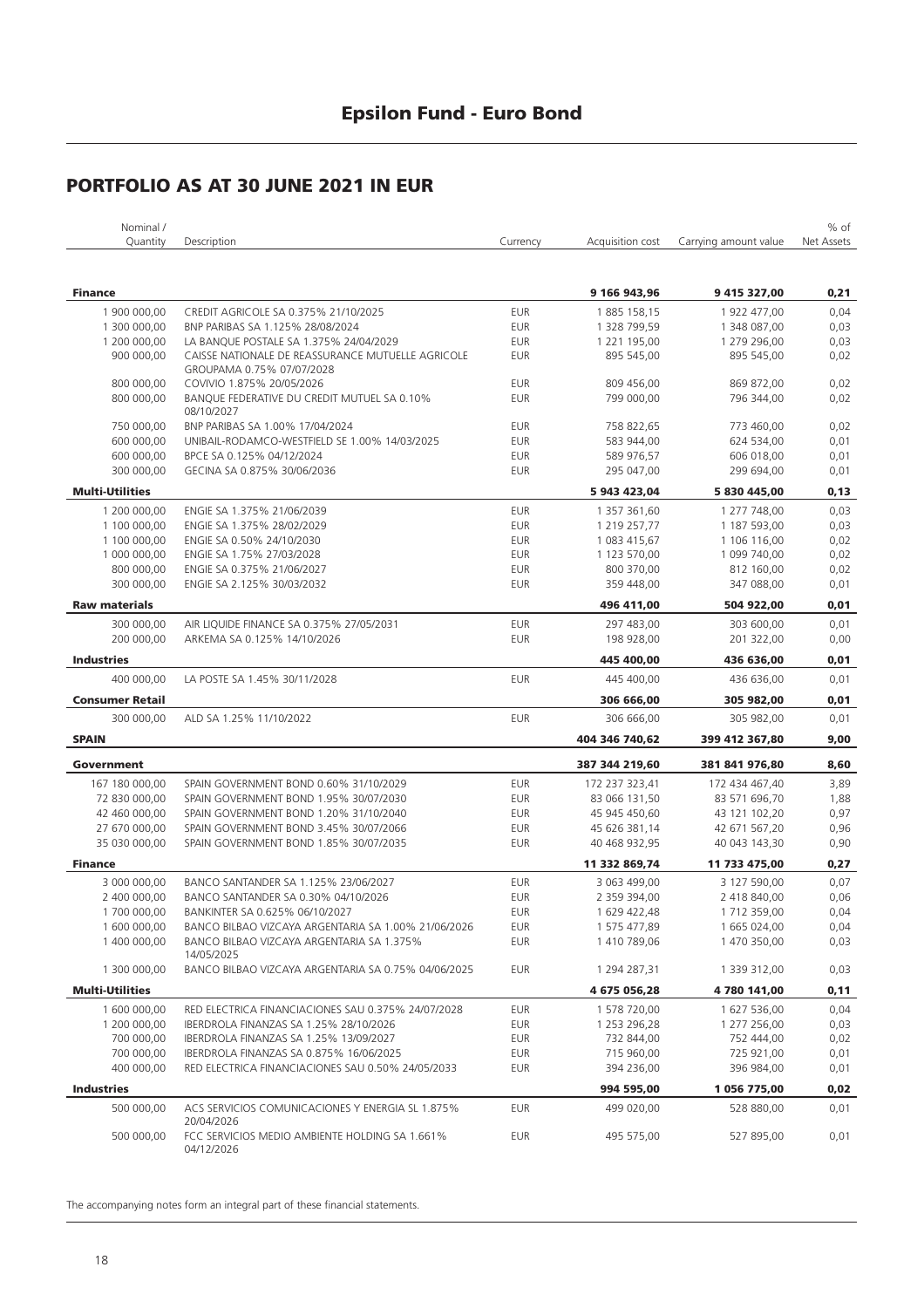# Epsilon Fund - Euro Bond

## PORTFOLIO AS AT 30 JUNE 2021 IN EUR

| Nominal / Quantity | Description | Currency | Acquisition cost | Carrying amount value | % of Net Assets |
|---|---|---|---|---|---|
| **Finance** | | | **9 166 943,96** | **9 415 327,00** | **0,21** |
| 1 900 000,00 | CREDIT AGRICOLE SA 0.375% 21/10/2025 | EUR | 1 885 158,15 | 1 922 477,00 | 0,04 |
| 1 300 000,00 | BNP PARIBAS SA 1.125% 28/08/2024 | EUR | 1 328 799,59 | 1 348 087,00 | 0,03 |
| 1 200 000,00 | LA BANQUE POSTALE SA 1.375% 24/04/2029 | EUR | 1 221 195,00 | 1 279 296,00 | 0,03 |
| 900 000,00 | CAISSE NATIONALE DE REASSURANCE MUTUELLE AGRICOLE GROUPAMA 0.75% 07/07/2028 | EUR | 895 545,00 | 895 545,00 | 0,02 |
| 800 000,00 | COVIVIO 1.875% 20/05/2026 | EUR | 809 456,00 | 869 872,00 | 0,02 |
| 800 000,00 | BANQUE FEDERATIVE DU CREDIT MUTUEL SA 0.10% 08/10/2027 | EUR | 799 000,00 | 796 344,00 | 0,02 |
| 750 000,00 | BNP PARIBAS SA 1.00% 17/04/2024 | EUR | 758 822,65 | 773 460,00 | 0,02 |
| 600 000,00 | UNIBAIL-RODAMCO-WESTFIELD SE 1.00% 14/03/2025 | EUR | 583 944,00 | 624 534,00 | 0,01 |
| 600 000,00 | BPCE SA 0.125% 04/12/2024 | EUR | 589 976,57 | 606 018,00 | 0,01 |
| 300 000,00 | GECINA SA 0.875% 30/06/2036 | EUR | 295 047,00 | 299 694,00 | 0,01 |
| **Multi-Utilities** | | | **5 943 423,04** | **5 830 445,00** | **0,13** |
| 1 200 000,00 | ENGIE SA 1.375% 21/06/2039 | EUR | 1 357 361,60 | 1 277 748,00 | 0,03 |
| 1 100 000,00 | ENGIE SA 1.375% 28/02/2029 | EUR | 1 219 257,77 | 1 187 593,00 | 0,03 |
| 1 100 000,00 | ENGIE SA 0.50% 24/10/2030 | EUR | 1 083 415,67 | 1 106 116,00 | 0,02 |
| 1 000 000,00 | ENGIE SA 1.75% 27/03/2028 | EUR | 1 123 570,00 | 1 099 740,00 | 0,02 |
| 800 000,00 | ENGIE SA 0.375% 21/06/2027 | EUR | 800 370,00 | 812 160,00 | 0,02 |
| 300 000,00 | ENGIE SA 2.125% 30/03/2032 | EUR | 359 448,00 | 347 088,00 | 0,01 |
| **Raw materials** | | | **496 411,00** | **504 922,00** | **0,01** |
| 300 000,00 | AIR LIQUIDE FINANCE SA 0.375% 27/05/2031 | EUR | 297 483,00 | 303 600,00 | 0,01 |
| 200 000,00 | ARKEMA SA 0.125% 14/10/2026 | EUR | 198 928,00 | 201 322,00 | 0,00 |
| **Industries** | | | **445 400,00** | **436 636,00** | **0,01** |
| 400 000,00 | LA POSTE SA 1.45% 30/11/2028 | EUR | 445 400,00 | 436 636,00 | 0,01 |
| **Consumer Retail** | | | **306 666,00** | **305 982,00** | **0,01** |
| 300 000,00 | ALD SA 1.25% 11/10/2022 | EUR | 306 666,00 | 305 982,00 | 0,01 |
| **SPAIN** | | | **404 346 740,62** | **399 412 367,80** | **9,00** |
| **Government** | | | **387 344 219,60** | **381 841 976,80** | **8,60** |
| 167 180 000,00 | SPAIN GOVERNMENT BOND 0.60% 31/10/2029 | EUR | 172 237 323,41 | 172 434 467,40 | 3,89 |
| 72 830 000,00 | SPAIN GOVERNMENT BOND 1.95% 30/07/2030 | EUR | 83 066 131,50 | 83 571 696,70 | 1,88 |
| 42 460 000,00 | SPAIN GOVERNMENT BOND 1.20% 31/10/2040 | EUR | 45 945 450,60 | 43 121 102,20 | 0,97 |
| 27 670 000,00 | SPAIN GOVERNMENT BOND 3.45% 30/07/2066 | EUR | 45 626 381,14 | 42 671 567,20 | 0,96 |
| 35 030 000,00 | SPAIN GOVERNMENT BOND 1.85% 30/07/2035 | EUR | 40 468 932,95 | 40 043 143,30 | 0,90 |
| **Finance** | | | **11 332 869,74** | **11 733 475,00** | **0,27** |
| 3 000 000,00 | BANCO SANTANDER SA 1.125% 23/06/2027 | EUR | 3 063 499,00 | 3 127 590,00 | 0,07 |
| 2 400 000,00 | BANCO SANTANDER SA 0.30% 04/10/2026 | EUR | 2 359 394,00 | 2 418 840,00 | 0,06 |
| 1 700 000,00 | BANKINTER SA 0.625% 06/10/2027 | EUR | 1 629 422,48 | 1 712 359,00 | 0,04 |
| 1 600 000,00 | BANCO BILBAO VIZCAYA ARGENTARIA SA 1.00% 21/06/2026 | EUR | 1 575 477,89 | 1 665 024,00 | 0,04 |
| 1 400 000,00 | BANCO BILBAO VIZCAYA ARGENTARIA SA 1.375% 14/05/2025 | EUR | 1 410 789,06 | 1 470 350,00 | 0,03 |
| 1 300 000,00 | BANCO BILBAO VIZCAYA ARGENTARIA SA 0.75% 04/06/2025 | EUR | 1 294 287,31 | 1 339 312,00 | 0,03 |
| **Multi-Utilities** | | | **4 675 056,28** | **4 780 141,00** | **0,11** |
| 1 600 000,00 | RED ELECTRICA FINANCIACIONES SAU 0.375% 24/07/2028 | EUR | 1 578 720,00 | 1 627 536,00 | 0,04 |
| 1 200 000,00 | IBERDROLA FINANZAS SA 1.25% 28/10/2026 | EUR | 1 253 296,28 | 1 277 256,00 | 0,03 |
| 700 000,00 | IBERDROLA FINANZAS SA 1.25% 13/09/2027 | EUR | 732 844,00 | 752 444,00 | 0,02 |
| 700 000,00 | IBERDROLA FINANZAS SA 0.875% 16/06/2025 | EUR | 715 960,00 | 725 921,00 | 0,01 |
| 400 000,00 | RED ELECTRICA FINANCIACIONES SAU 0.50% 24/05/2033 | EUR | 394 236,00 | 396 984,00 | 0,01 |
| **Industries** | | | **994 595,00** | **1 056 775,00** | **0,02** |
| 500 000,00 | ACS SERVICIOS COMUNICACIONES Y ENERGIA SL 1.875% 20/04/2026 | EUR | 499 020,00 | 528 880,00 | 0,01 |
| 500 000,00 | FCC SERVICIOS MEDIO AMBIENTE HOLDING SA 1.661% 04/12/2026 | EUR | 495 575,00 | 527 895,00 | 0,01 |

The accompanying notes form an integral part of these financial statements.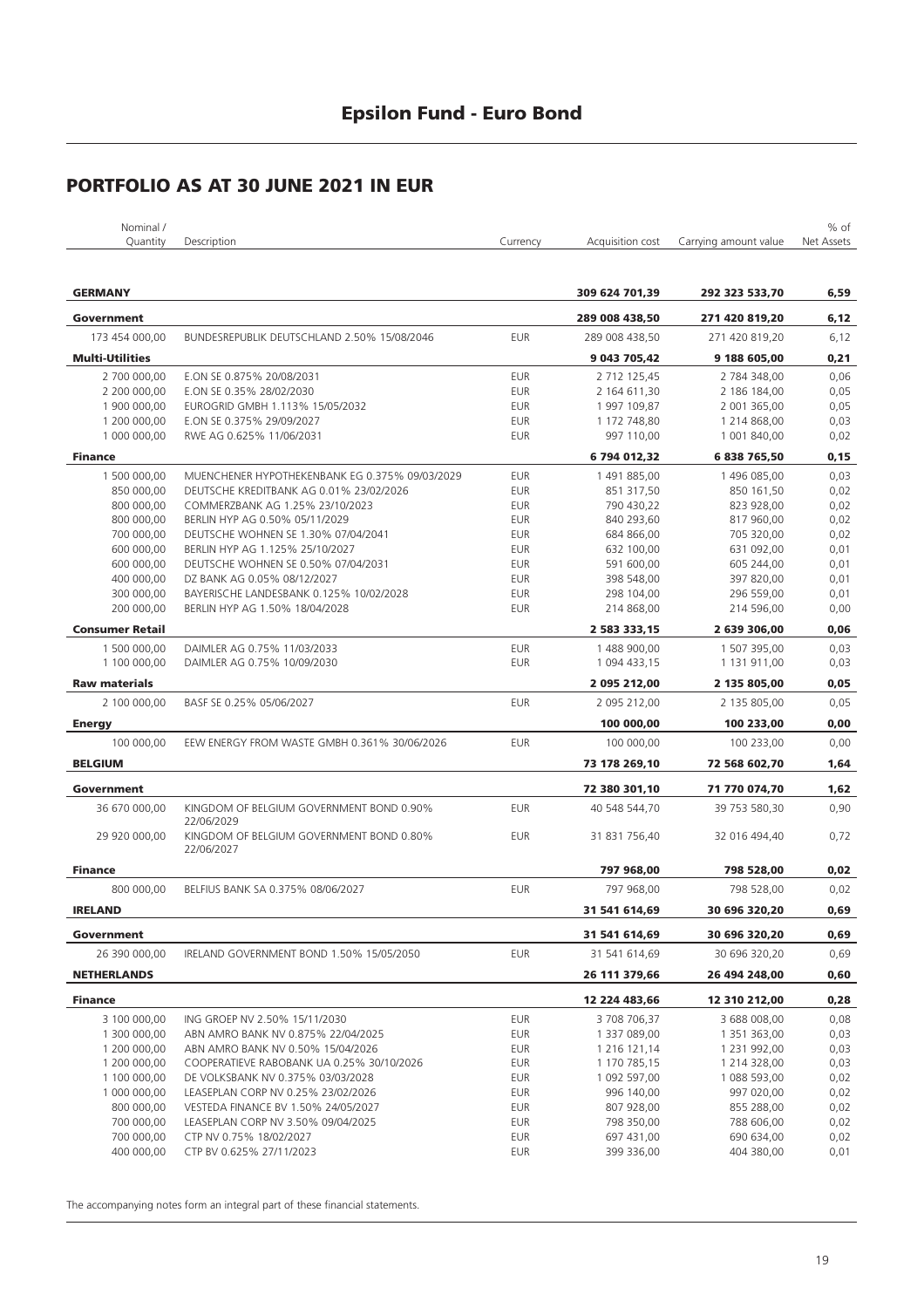# Epsilon Fund - Euro Bond

## PORTFOLIO AS AT 30 JUNE 2021 IN EUR

| Nominal / Quantity | Description | Currency | Acquisition cost | Carrying amount value | % of Net Assets |
|---|---|---|---|---|---|
| **GERMANY** | | | **309 624 701,39** | **292 323 533,70** | **6,59** |
| **Government** | | | **289 008 438,50** | **271 420 819,20** | **6,12** |
| 173 454 000,00 | BUNDESREPUBLIK DEUTSCHLAND 2.50% 15/08/2046 | EUR | 289 008 438,50 | 271 420 819,20 | 6,12 |
| **Multi-Utilities** | | | **9 043 705,42** | **9 188 605,00** | **0,21** |
| 2 700 000,00 | E.ON SE 0.875% 20/08/2031 | EUR | 2 712 125,45 | 2 784 348,00 | 0,06 |
| 2 200 000,00 | E.ON SE 0.35% 28/02/2030 | EUR | 2 164 611,30 | 2 186 184,00 | 0,05 |
| 1 900 000,00 | EUROGRID GMBH 1.113% 15/05/2032 | EUR | 1 997 109,87 | 2 001 365,00 | 0,05 |
| 1 200 000,00 | E.ON SE 0.375% 29/09/2027 | EUR | 1 172 748,80 | 1 214 868,00 | 0,03 |
| 1 000 000,00 | RWE AG 0.625% 11/06/2031 | EUR | 997 110,00 | 1 001 840,00 | 0,02 |
| **Finance** | | | **6 794 012,32** | **6 838 765,50** | **0,15** |
| 1 500 000,00 | MUENCHENER HYPOTHEKENBANK EG 0.375% 09/03/2029 | EUR | 1 491 885,00 | 1 496 085,00 | 0,03 |
| 850 000,00 | DEUTSCHE KREDITBANK AG 0.01% 23/02/2026 | EUR | 851 317,50 | 850 161,50 | 0,02 |
| 800 000,00 | COMMERZBANK AG 1.25% 23/10/2023 | EUR | 790 430,22 | 823 928,00 | 0,02 |
| 800 000,00 | BERLIN HYP AG 0.50% 05/11/2029 | EUR | 840 293,60 | 817 960,00 | 0,02 |
| 700 000,00 | DEUTSCHE WOHNEN SE 1.30% 07/04/2041 | EUR | 684 866,00 | 705 320,00 | 0,02 |
| 600 000,00 | BERLIN HYP AG 1.125% 25/10/2027 | EUR | 632 100,00 | 631 092,00 | 0,01 |
| 600 000,00 | DEUTSCHE WOHNEN SE 0.50% 07/04/2031 | EUR | 591 600,00 | 605 244,00 | 0,01 |
| 400 000,00 | DZ BANK AG 0.05% 08/12/2027 | EUR | 398 548,00 | 397 820,00 | 0,01 |
| 300 000,00 | BAYERISCHE LANDESBANK 0.125% 10/02/2028 | EUR | 298 104,00 | 296 559,00 | 0,01 |
| 200 000,00 | BERLIN HYP AG 1.50% 18/04/2028 | EUR | 214 868,00 | 214 596,00 | 0,00 |
| **Consumer Retail** | | | **2 583 333,15** | **2 639 306,00** | **0,06** |
| 1 500 000,00 | DAIMLER AG 0.75% 11/03/2033 | EUR | 1 488 900,00 | 1 507 395,00 | 0,03 |
| 1 100 000,00 | DAIMLER AG 0.75% 10/09/2030 | EUR | 1 094 433,15 | 1 131 911,00 | 0,03 |
| **Raw materials** | | | **2 095 212,00** | **2 135 805,00** | **0,05** |
| 2 100 000,00 | BASF SE 0.25% 05/06/2027 | EUR | 2 095 212,00 | 2 135 805,00 | 0,05 |
| **Energy** | | | **100 000,00** | **100 233,00** | **0,00** |
| 100 000,00 | EEW ENERGY FROM WASTE GMBH 0.361% 30/06/2026 | EUR | 100 000,00 | 100 233,00 | 0,00 |
| **BELGIUM** | | | **73 178 269,10** | **72 568 602,70** | **1,64** |
| **Government** | | | **72 380 301,10** | **71 770 074,70** | **1,62** |
| 36 670 000,00 | KINGDOM OF BELGIUM GOVERNMENT BOND 0.90% 22/06/2029 | EUR | 40 548 544,70 | 39 753 580,30 | 0,90 |
| 29 920 000,00 | KINGDOM OF BELGIUM GOVERNMENT BOND 0.80% 22/06/2027 | EUR | 31 831 756,40 | 32 016 494,40 | 0,72 |
| **Finance** | | | **797 968,00** | **798 528,00** | **0,02** |
| 800 000,00 | BELFIUS BANK SA 0.375% 08/06/2027 | EUR | 797 968,00 | 798 528,00 | 0,02 |
| **IRELAND** | | | **31 541 614,69** | **30 696 320,20** | **0,69** |
| **Government** | | | **31 541 614,69** | **30 696 320,20** | **0,69** |
| 26 390 000,00 | IRELAND GOVERNMENT BOND 1.50% 15/05/2050 | EUR | 31 541 614,69 | 30 696 320,20 | 0,69 |
| **NETHERLANDS** | | | **26 111 379,66** | **26 494 248,00** | **0,60** |
| **Finance** | | | **12 224 483,66** | **12 310 212,00** | **0,28** |
| 3 100 000,00 | ING GROEP NV 2.50% 15/11/2030 | EUR | 3 708 706,37 | 3 688 008,00 | 0,08 |
| 1 300 000,00 | ABN AMRO BANK NV 0.875% 22/04/2025 | EUR | 1 337 089,00 | 1 351 363,00 | 0,03 |
| 1 200 000,00 | ABN AMRO BANK NV 0.50% 15/04/2026 | EUR | 1 216 121,14 | 1 231 992,00 | 0,03 |
| 1 200 000,00 | COOPERATIEVE RABOBANK UA 0.25% 30/10/2026 | EUR | 1 170 785,15 | 1 214 328,00 | 0,03 |
| 1 100 000,00 | DE VOLKSBANK NV 0.375% 03/03/2028 | EUR | 1 092 597,00 | 1 088 593,00 | 0,02 |
| 1 000 000,00 | LEASEPLAN CORP NV 0.25% 23/02/2026 | EUR | 996 140,00 | 997 020,00 | 0,02 |
| 800 000,00 | VESTEDA FINANCE BV 1.50% 24/05/2027 | EUR | 807 928,00 | 855 288,00 | 0,02 |
| 700 000,00 | LEASEPLAN CORP NV 3.50% 09/04/2025 | EUR | 798 350,00 | 788 606,00 | 0,02 |
| 700 000,00 | CTP NV 0.75% 18/02/2027 | EUR | 697 431,00 | 690 634,00 | 0,02 |
| 400 000,00 | CTP BV 0.625% 27/11/2023 | EUR | 399 336,00 | 404 380,00 | 0,01 |

The accompanying notes form an integral part of these financial statements.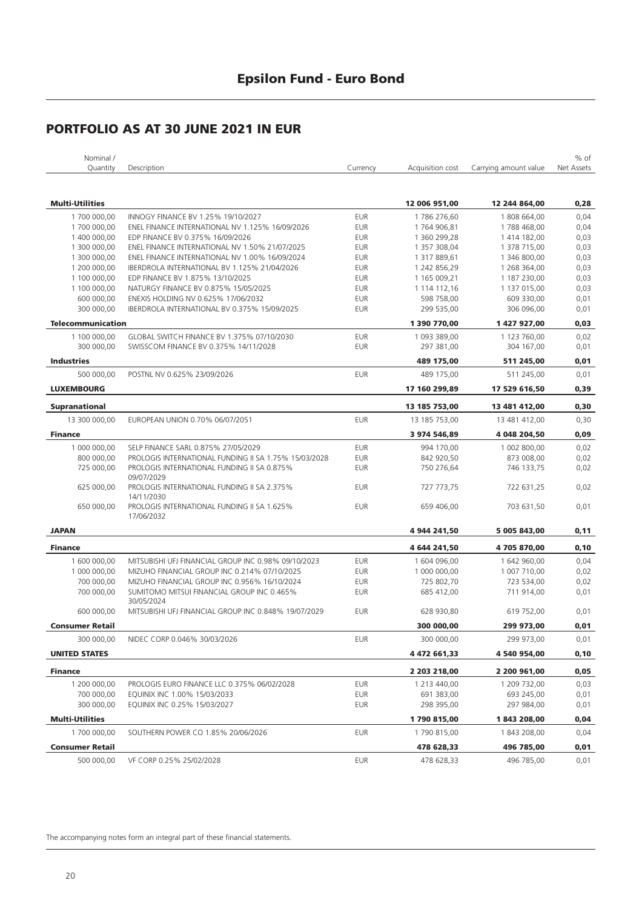# Epsilon Fund - Euro Bond

## PORTFOLIO AS AT 30 JUNE 2021 IN EUR

| Nominal / Quantity | Description | Currency | Acquisition cost | Carrying amount value | % of Net Assets |
|---|---|---|---|---|---|
| **Multi-Utilities** | | | **12 006 951,00** | **12 244 864,00** | **0,28** |
| 1 700 000,00 | INNOGY FINANCE BV 1.25% 19/10/2027 | EUR | 1 786 276,60 | 1 808 664,00 | 0,04 |
| 1 700 000,00 | ENEL FINANCE INTERNATIONAL NV 1.125% 16/09/2026 | EUR | 1 764 906,81 | 1 788 468,00 | 0,04 |
| 1 400 000,00 | EDP FINANCE BV 0.375% 16/09/2026 | EUR | 1 360 299,28 | 1 414 182,00 | 0,03 |
| 1 300 000,00 | ENEL FINANCE INTERNATIONAL NV 1.50% 21/07/2025 | EUR | 1 357 308,04 | 1 378 715,00 | 0,03 |
| 1 300 000,00 | ENEL FINANCE INTERNATIONAL NV 1.00% 16/09/2024 | EUR | 1 317 889,61 | 1 346 800,00 | 0,03 |
| 1 200 000,00 | IBERDROLA INTERNATIONAL BV 1.125% 21/04/2026 | EUR | 1 242 856,29 | 1 268 364,00 | 0,03 |
| 1 100 000,00 | EDP FINANCE BV 1.875% 13/10/2025 | EUR | 1 165 009,21 | 1 187 230,00 | 0,03 |
| 1 100 000,00 | NATURGY FINANCE BV 0.875% 15/05/2025 | EUR | 1 114 112,16 | 1 137 015,00 | 0,03 |
| 600 000,00 | ENEXIS HOLDING NV 0.625% 17/06/2032 | EUR | 598 758,00 | 609 330,00 | 0,01 |
| 300 000,00 | IBERDROLA INTERNATIONAL BV 0.375% 15/09/2025 | EUR | 299 535,00 | 306 096,00 | 0,01 |
| **Telecommunication** | | | **1 390 770,00** | **1 427 927,00** | **0,03** |
| 1 100 000,00 | GLOBAL SWITCH FINANCE BV 1.375% 07/10/2030 | EUR | 1 093 389,00 | 1 123 760,00 | 0,02 |
| 300 000,00 | SWISSCOM FINANCE BV 0.375% 14/11/2028 | EUR | 297 381,00 | 304 167,00 | 0,01 |
| **Industries** | | | **489 175,00** | **511 245,00** | **0,01** |
| 500 000,00 | POSTNL NV 0.625% 23/09/2026 | EUR | 489 175,00 | 511 245,00 | 0,01 |
| **LUXEMBOURG** | | | **17 160 299,89** | **17 529 616,50** | **0,39** |
| **Supranational** | | | **13 185 753,00** | **13 481 412,00** | **0,30** |
| 13 300 000,00 | EUROPEAN UNION 0.70% 06/07/2051 | EUR | 13 185 753,00 | 13 481 412,00 | 0,30 |
| **Finance** | | | **3 974 546,89** | **4 048 204,50** | **0,09** |
| 1 000 000,00 | SELP FINANCE SARL 0.875% 27/05/2029 | EUR | 994 170,00 | 1 002 800,00 | 0,02 |
| 800 000,00 | PROLOGIS INTERNATIONAL FUNDING II SA 1.75% 15/03/2028 | EUR | 842 920,50 | 873 008,00 | 0,02 |
| 725 000,00 | PROLOGIS INTERNATIONAL FUNDING II SA 0.875% 09/07/2029 | EUR | 750 276,64 | 746 133,75 | 0,02 |
| 625 000,00 | PROLOGIS INTERNATIONAL FUNDING II SA 2.375% 14/11/2030 | EUR | 727 773,75 | 722 631,25 | 0,02 |
| 650 000,00 | PROLOGIS INTERNATIONAL FUNDING II SA 1.625% 17/06/2032 | EUR | 659 406,00 | 703 631,50 | 0,01 |
| **JAPAN** | | | **4 944 241,50** | **5 005 843,00** | **0,11** |
| **Finance** | | | **4 644 241,50** | **4 705 870,00** | **0,10** |
| 1 600 000,00 | MITSUBISHI UFJ FINANCIAL GROUP INC 0.98% 09/10/2023 | EUR | 1 604 096,00 | 1 642 960,00 | 0,04 |
| 1 000 000,00 | MIZUHO FINANCIAL GROUP INC 0.214% 07/10/2025 | EUR | 1 000 000,00 | 1 007 710,00 | 0,02 |
| 700 000,00 | MIZUHO FINANCIAL GROUP INC 0.956% 16/10/2024 | EUR | 725 802,70 | 723 534,00 | 0,02 |
| 700 000,00 | SUMITOMO MITSUI FINANCIAL GROUP INC 0.465% 30/05/2024 | EUR | 685 412,00 | 711 914,00 | 0,01 |
| 600 000,00 | MITSUBISHI UFJ FINANCIAL GROUP INC 0.848% 19/07/2029 | EUR | 628 930,80 | 619 752,00 | 0,01 |
| **Consumer Retail** | | | **300 000,00** | **299 973,00** | **0,01** |
| 300 000,00 | NIDEC CORP 0.046% 30/03/2026 | EUR | 300 000,00 | 299 973,00 | 0,01 |
| **UNITED STATES** | | | **4 472 661,33** | **4 540 954,00** | **0,10** |
| **Finance** | | | **2 203 218,00** | **2 200 961,00** | **0,05** |
| 1 200 000,00 | PROLOGIS EURO FINANCE LLC 0.375% 06/02/2028 | EUR | 1 213 440,00 | 1 209 732,00 | 0,03 |
| 700 000,00 | EQUINIX INC 1.00% 15/03/2033 | EUR | 691 383,00 | 693 245,00 | 0,01 |
| 300 000,00 | EQUINIX INC 0.25% 15/03/2027 | EUR | 298 395,00 | 297 984,00 | 0,01 |
| **Multi-Utilities** | | | **1 790 815,00** | **1 843 208,00** | **0,04** |
| 1 700 000,00 | SOUTHERN POWER CO 1.85% 20/06/2026 | EUR | 1 790 815,00 | 1 843 208,00 | 0,04 |
| **Consumer Retail** | | | **478 628,33** | **496 785,00** | **0,01** |
| 500 000,00 | VF CORP 0.25% 25/02/2028 | EUR | 478 628,33 | 496 785,00 | 0,01 |

The accompanying notes form an integral part of these financial statements.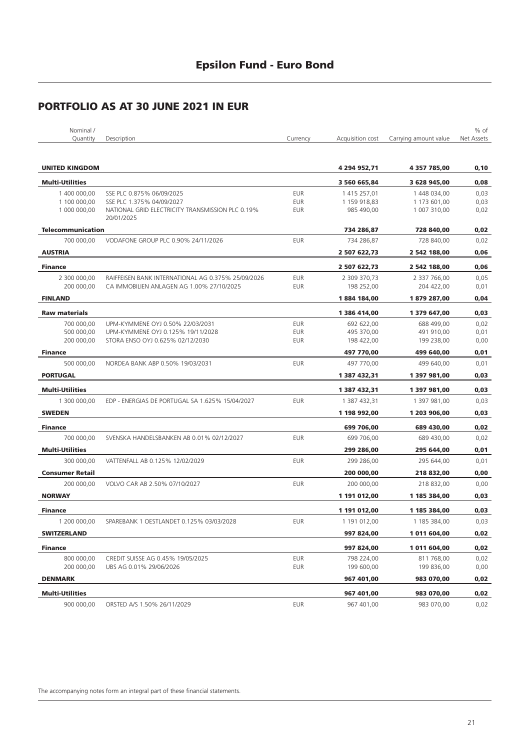# Epsilon Fund - Euro Bond

## PORTFOLIO AS AT 30 JUNE 2021 IN EUR

| Nominal / Quantity | Description | Currency | Acquisition cost | Carrying amount value | % of Net Assets |
|---|---|---|---|---|---|
| **UNITED KINGDOM** | | | **4 294 952,71** | **4 357 785,00** | **0,10** |
| **Multi-Utilities** | | | **3 560 665,84** | **3 628 945,00** | **0,08** |
| 1 400 000,00 | SSE PLC 0.875% 06/09/2025 | EUR | 1 415 257,01 | 1 448 034,00 | 0,03 |
| 1 100 000,00 | SSE PLC 1.375% 04/09/2027 | EUR | 1 159 918,83 | 1 173 601,00 | 0,03 |
| 1 000 000,00 | NATIONAL GRID ELECTRICITY TRANSMISSION PLC 0.19% 20/01/2025 | EUR | 985 490,00 | 1 007 310,00 | 0,02 |
| **Telecommunication** | | | **734 286,87** | **728 840,00** | **0,02** |
| 700 000,00 | VODAFONE GROUP PLC 0.90% 24/11/2026 | EUR | 734 286,87 | 728 840,00 | 0,02 |
| **AUSTRIA** | | | **2 507 622,73** | **2 542 188,00** | **0,06** |
| **Finance** | | | **2 507 622,73** | **2 542 188,00** | **0,06** |
| 2 300 000,00 | RAIFFEISEN BANK INTERNATIONAL AG 0.375% 25/09/2026 | EUR | 2 309 370,73 | 2 337 766,00 | 0,05 |
| 200 000,00 | CA IMMOBILIEN ANLAGEN AG 1.00% 27/10/2025 | EUR | 198 252,00 | 204 422,00 | 0,01 |
| **FINLAND** | | | **1 884 184,00** | **1 879 287,00** | **0,04** |
| **Raw materials** | | | **1 386 414,00** | **1 379 647,00** | **0,03** |
| 700 000,00 | UPM-KYMMENE OYJ 0.50% 22/03/2031 | EUR | 692 622,00 | 688 499,00 | 0,02 |
| 500 000,00 | UPM-KYMMENE OYJ 0.125% 19/11/2028 | EUR | 495 370,00 | 491 910,00 | 0,01 |
| 200 000,00 | STORA ENSO OYJ 0.625% 02/12/2030 | EUR | 198 422,00 | 199 238,00 | 0,00 |
| **Finance** | | | **497 770,00** | **499 640,00** | **0,01** |
| 500 000,00 | NORDEA BANK ABP 0.50% 19/03/2031 | EUR | 497 770,00 | 499 640,00 | 0,01 |
| **PORTUGAL** | | | **1 387 432,31** | **1 397 981,00** | **0,03** |
| **Multi-Utilities** | | | **1 387 432,31** | **1 397 981,00** | **0,03** |
| 1 300 000,00 | EDP - ENERGIAS DE PORTUGAL SA 1.625% 15/04/2027 | EUR | 1 387 432,31 | 1 397 981,00 | 0,03 |
| **SWEDEN** | | | **1 198 992,00** | **1 203 906,00** | **0,03** |
| **Finance** | | | **699 706,00** | **689 430,00** | **0,02** |
| 700 000,00 | SVENSKA HANDELSBANKEN AB 0.01% 02/12/2027 | EUR | 699 706,00 | 689 430,00 | 0,02 |
| **Multi-Utilities** | | | **299 286,00** | **295 644,00** | **0,01** |
| 300 000,00 | VATTENFALL AB 0.125% 12/02/2029 | EUR | 299 286,00 | 295 644,00 | 0,01 |
| **Consumer Retail** | | | **200 000,00** | **218 832,00** | **0,00** |
| 200 000,00 | VOLVO CAR AB 2.50% 07/10/2027 | EUR | 200 000,00 | 218 832,00 | 0,00 |
| **NORWAY** | | | **1 191 012,00** | **1 185 384,00** | **0,03** |
| **Finance** | | | **1 191 012,00** | **1 185 384,00** | **0,03** |
| 1 200 000,00 | SPAREBANK 1 OESTLANDET 0.125% 03/03/2028 | EUR | 1 191 012,00 | 1 185 384,00 | 0,03 |
| **SWITZERLAND** | | | **997 824,00** | **1 011 604,00** | **0,02** |
| **Finance** | | | **997 824,00** | **1 011 604,00** | **0,02** |
| 800 000,00 | CREDIT SUISSE AG 0.45% 19/05/2025 | EUR | 798 224,00 | 811 768,00 | 0,02 |
| 200 000,00 | UBS AG 0.01% 29/06/2026 | EUR | 199 600,00 | 199 836,00 | 0,00 |
| **DENMARK** | | | **967 401,00** | **983 070,00** | **0,02** |
| **Multi-Utilities** | | | **967 401,00** | **983 070,00** | **0,02** |
| 900 000,00 | ORSTED A/S 1.50% 26/11/2029 | EUR | 967 401,00 | 983 070,00 | 0,02 |

The accompanying notes form an integral part of these financial statements.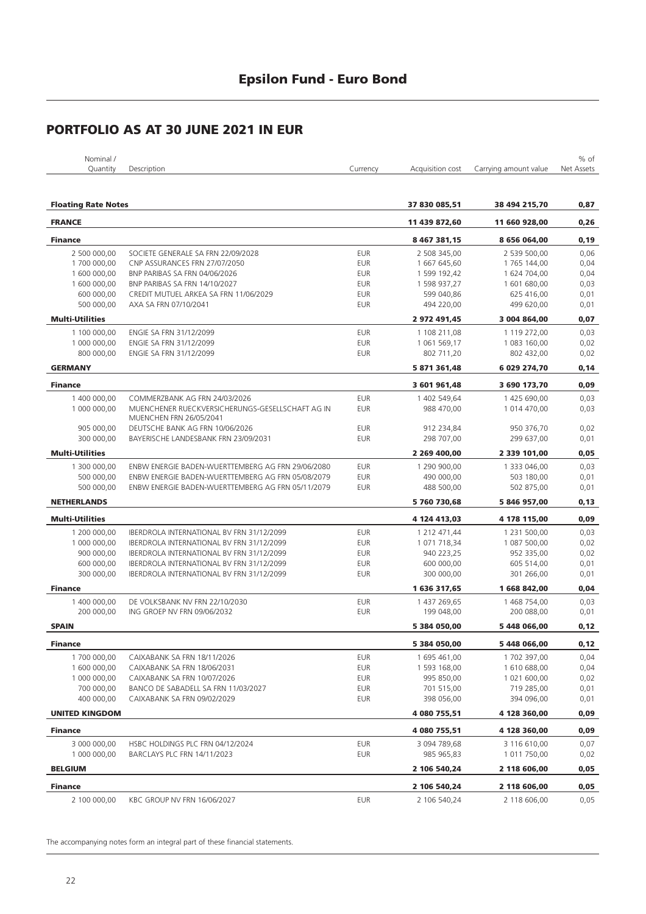# Epsilon Fund - Euro Bond

## PORTFOLIO AS AT 30 JUNE 2021 IN EUR

| Nominal / Quantity | Description | Currency | Acquisition cost | Carrying amount value | % of Net Assets |
|---|---|---|---|---|---|
| **Floating Rate Notes** | | | **37 830 085,51** | **38 494 215,70** | **0,87** |
| **FRANCE** | | | **11 439 872,60** | **11 660 928,00** | **0,26** |
| **Finance** | | | **8 467 381,15** | **8 656 064,00** | **0,19** |
| 2 500 000,00 | SOCIETE GENERALE SA FRN 22/09/2028 | EUR | 2 508 345,00 | 2 539 500,00 | 0,06 |
| 1 700 000,00 | CNP ASSURANCES FRN 27/07/2050 | EUR | 1 667 645,60 | 1 765 144,00 | 0,04 |
| 1 600 000,00 | BNP PARIBAS SA FRN 04/06/2026 | EUR | 1 599 192,42 | 1 624 704,00 | 0,04 |
| 1 600 000,00 | BNP PARIBAS SA FRN 14/10/2027 | EUR | 1 598 937,27 | 1 601 680,00 | 0,03 |
| 600 000,00 | CREDIT MUTUEL ARKEA SA FRN 11/06/2029 | EUR | 599 040,86 | 625 416,00 | 0,01 |
| 500 000,00 | AXA SA FRN 07/10/2041 | EUR | 494 220,00 | 499 620,00 | 0,01 |
| **Multi-Utilities** | | | **2 972 491,45** | **3 004 864,00** | **0,07** |
| 1 100 000,00 | ENGIE SA FRN 31/12/2099 | EUR | 1 108 211,08 | 1 119 272,00 | 0,03 |
| 1 000 000,00 | ENGIE SA FRN 31/12/2099 | EUR | 1 061 569,17 | 1 083 160,00 | 0,02 |
| 800 000,00 | ENGIE SA FRN 31/12/2099 | EUR | 802 711,20 | 802 432,00 | 0,02 |
| **GERMANY** | | | **5 871 361,48** | **6 029 274,70** | **0,14** |
| **Finance** | | | **3 601 961,48** | **3 690 173,70** | **0,09** |
| 1 400 000,00 | COMMERZBANK AG FRN 24/03/2026 | EUR | 1 402 549,64 | 1 425 690,00 | 0,03 |
| 1 000 000,00 | MUENCHENER RUECKVERSICHERUNGS-GESELLSCHAFT AG IN MUENCHEN FRN 26/05/2041 | EUR | 988 470,00 | 1 014 470,00 | 0,03 |
| 905 000,00 | DEUTSCHE BANK AG FRN 10/06/2026 | EUR | 912 234,84 | 950 376,70 | 0,02 |
| 300 000,00 | BAYERISCHE LANDESBANK FRN 23/09/2031 | EUR | 298 707,00 | 299 637,00 | 0,01 |
| **Multi-Utilities** | | | **2 269 400,00** | **2 339 101,00** | **0,05** |
| 1 300 000,00 | ENBW ENERGIE BADEN-WUERTTEMBERG AG FRN 29/06/2080 | EUR | 1 290 900,00 | 1 333 046,00 | 0,03 |
| 500 000,00 | ENBW ENERGIE BADEN-WUERTTEMBERG AG FRN 05/08/2079 | EUR | 490 000,00 | 503 180,00 | 0,01 |
| 500 000,00 | ENBW ENERGIE BADEN-WUERTTEMBERG AG FRN 05/11/2079 | EUR | 488 500,00 | 502 875,00 | 0,01 |
| **NETHERLANDS** | | | **5 760 730,68** | **5 846 957,00** | **0,13** |
| **Multi-Utilities** | | | **4 124 413,03** | **4 178 115,00** | **0,09** |
| 1 200 000,00 | IBERDROLA INTERNATIONAL BV FRN 31/12/2099 | EUR | 1 212 471,44 | 1 231 500,00 | 0,03 |
| 1 000 000,00 | IBERDROLA INTERNATIONAL BV FRN 31/12/2099 | EUR | 1 071 718,34 | 1 087 500,00 | 0,02 |
| 900 000,00 | IBERDROLA INTERNATIONAL BV FRN 31/12/2099 | EUR | 940 223,25 | 952 335,00 | 0,02 |
| 600 000,00 | IBERDROLA INTERNATIONAL BV FRN 31/12/2099 | EUR | 600 000,00 | 605 514,00 | 0,01 |
| 300 000,00 | IBERDROLA INTERNATIONAL BV FRN 31/12/2099 | EUR | 300 000,00 | 301 266,00 | 0,01 |
| **Finance** | | | **1 636 317,65** | **1 668 842,00** | **0,04** |
| 1 400 000,00 | DE VOLKSBANK NV FRN 22/10/2030 | EUR | 1 437 269,65 | 1 468 754,00 | 0,03 |
| 200 000,00 | ING GROEP NV FRN 09/06/2032 | EUR | 199 048,00 | 200 088,00 | 0,01 |
| **SPAIN** | | | **5 384 050,00** | **5 448 066,00** | **0,12** |
| **Finance** | | | **5 384 050,00** | **5 448 066,00** | **0,12** |
| 1 700 000,00 | CAIXABANK SA FRN 18/11/2026 | EUR | 1 695 461,00 | 1 702 397,00 | 0,04 |
| 1 600 000,00 | CAIXABANK SA FRN 18/06/2031 | EUR | 1 593 168,00 | 1 610 688,00 | 0,04 |
| 1 000 000,00 | CAIXABANK SA FRN 10/07/2026 | EUR | 995 850,00 | 1 021 600,00 | 0,02 |
| 700 000,00 | BANCO DE SABADELL SA FRN 11/03/2027 | EUR | 701 515,00 | 719 285,00 | 0,01 |
| 400 000,00 | CAIXABANK SA FRN 09/02/2029 | EUR | 398 056,00 | 394 096,00 | 0,01 |
| **UNITED KINGDOM** | | | **4 080 755,51** | **4 128 360,00** | **0,09** |
| **Finance** | | | **4 080 755,51** | **4 128 360,00** | **0,09** |
| 3 000 000,00 | HSBC HOLDINGS PLC FRN 04/12/2024 | EUR | 3 094 789,68 | 3 116 610,00 | 0,07 |
| 1 000 000,00 | BARCLAYS PLC FRN 14/11/2023 | EUR | 985 965,83 | 1 011 750,00 | 0,02 |
| **BELGIUM** | | | **2 106 540,24** | **2 118 606,00** | **0,05** |
| **Finance** | | | **2 106 540,24** | **2 118 606,00** | **0,05** |
| 2 100 000,00 | KBC GROUP NV FRN 16/06/2027 | EUR | 2 106 540,24 | 2 118 606,00 | 0,05 |

The accompanying notes form an integral part of these financial statements.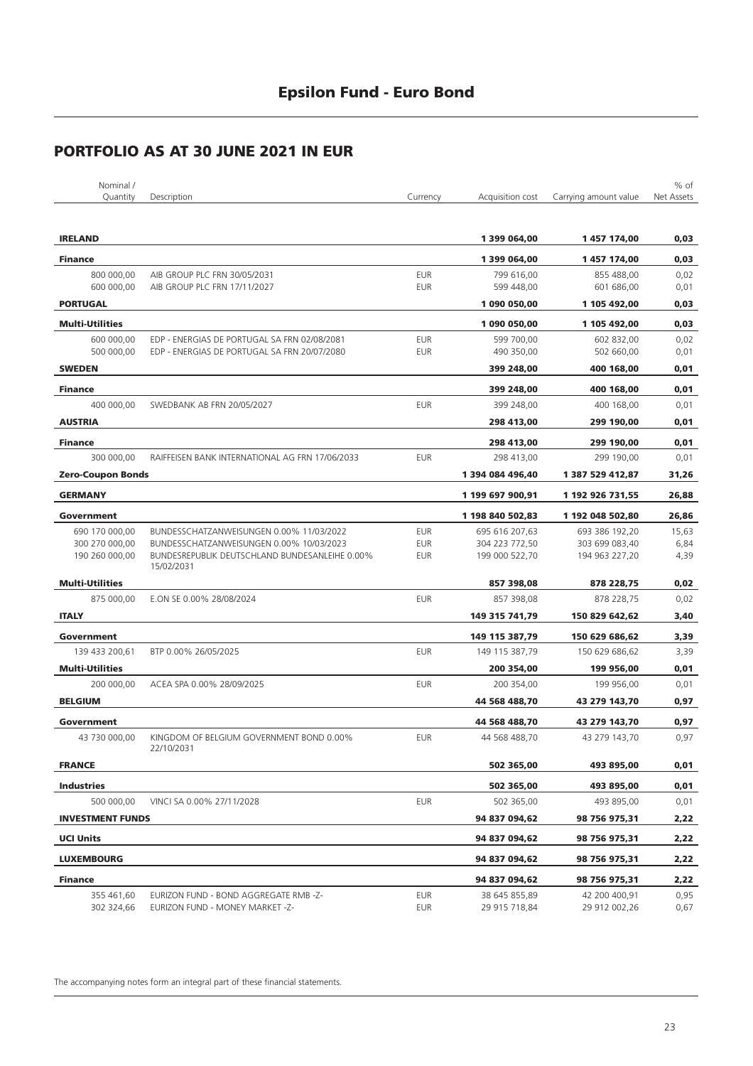# Epsilon Fund - Euro Bond

## PORTFOLIO AS AT 30 JUNE 2021 IN EUR

| Nominal / Quantity | Description | Currency | Acquisition cost | Carrying amount value | % of Net Assets |
|---|---|---|---|---|---|
| **IRELAND** | | | **1 399 064,00** | **1 457 174,00** | **0,03** |
| **Finance** | | | **1 399 064,00** | **1 457 174,00** | **0,03** |
| 800 000,00 | AIB GROUP PLC FRN 30/05/2031 | EUR | 799 616,00 | 855 488,00 | 0,02 |
| 600 000,00 | AIB GROUP PLC FRN 17/11/2027 | EUR | 599 448,00 | 601 686,00 | 0,01 |
| **PORTUGAL** | | | **1 090 050,00** | **1 105 492,00** | **0,03** |
| **Multi-Utilities** | | | **1 090 050,00** | **1 105 492,00** | **0,03** |
| 600 000,00 | EDP - ENERGIAS DE PORTUGAL SA FRN 02/08/2081 | EUR | 599 700,00 | 602 832,00 | 0,02 |
| 500 000,00 | EDP - ENERGIAS DE PORTUGAL SA FRN 20/07/2080 | EUR | 490 350,00 | 502 660,00 | 0,01 |
| **SWEDEN** | | | **399 248,00** | **400 168,00** | **0,01** |
| **Finance** | | | **399 248,00** | **400 168,00** | **0,01** |
| 400 000,00 | SWEDBANK AB FRN 20/05/2027 | EUR | 399 248,00 | 400 168,00 | 0,01 |
| **AUSTRIA** | | | **298 413,00** | **299 190,00** | **0,01** |
| **Finance** | | | **298 413,00** | **299 190,00** | **0,01** |
| 300 000,00 | RAIFFEISEN BANK INTERNATIONAL AG FRN 17/06/2033 | EUR | 298 413,00 | 299 190,00 | 0,01 |
| **Zero-Coupon Bonds** | | | **1 394 084 496,40** | **1 387 529 412,87** | **31,26** |
| **GERMANY** | | | **1 199 697 900,91** | **1 192 926 731,55** | **26,88** |
| **Government** | | | **1 198 840 502,83** | **1 192 048 502,80** | **26,86** |
| 690 170 000,00 | BUNDESSCHATZANWEISUNGEN 0.00% 11/03/2022 | EUR | 695 616 207,63 | 693 386 192,20 | 15,63 |
| 300 270 000,00 | BUNDESSCHATZANWEISUNGEN 0.00% 10/03/2023 | EUR | 304 223 772,50 | 303 699 083,40 | 6,84 |
| 190 260 000,00 | BUNDESREPUBLIK DEUTSCHLAND BUNDESANLEIHE 0.00% 15/02/2031 | EUR | 199 000 522,70 | 194 963 227,20 | 4,39 |
| **Multi-Utilities** | | | **857 398,08** | **878 228,75** | **0,02** |
| 875 000,00 | E.ON SE 0.00% 28/08/2024 | EUR | 857 398,08 | 878 228,75 | 0,02 |
| **ITALY** | | | **149 315 741,79** | **150 829 642,62** | **3,40** |
| **Government** | | | **149 115 387,79** | **150 629 686,62** | **3,39** |
| 139 433 200,61 | BTP 0.00% 26/05/2025 | EUR | 149 115 387,79 | 150 629 686,62 | 3,39 |
| **Multi-Utilities** | | | **200 354,00** | **199 956,00** | **0,01** |
| 200 000,00 | ACEA SPA 0.00% 28/09/2025 | EUR | 200 354,00 | 199 956,00 | 0,01 |
| **BELGIUM** | | | **44 568 488,70** | **43 279 143,70** | **0,97** |
| **Government** | | | **44 568 488,70** | **43 279 143,70** | **0,97** |
| 43 730 000,00 | KINGDOM OF BELGIUM GOVERNMENT BOND 0.00% 22/10/2031 | EUR | 44 568 488,70 | 43 279 143,70 | 0,97 |
| **FRANCE** | | | **502 365,00** | **493 895,00** | **0,01** |
| **Industries** | | | **502 365,00** | **493 895,00** | **0,01** |
| 500 000,00 | VINCI SA 0.00% 27/11/2028 | EUR | 502 365,00 | 493 895,00 | 0,01 |
| **INVESTMENT FUNDS** | | | **94 837 094,62** | **98 756 975,31** | **2,22** |
| **UCI Units** | | | **94 837 094,62** | **98 756 975,31** | **2,22** |
| **LUXEMBOURG** | | | **94 837 094,62** | **98 756 975,31** | **2,22** |
| **Finance** | | | **94 837 094,62** | **98 756 975,31** | **2,22** |
| 355 461,60 | EURIZON FUND - BOND AGGREGATE RMB -Z- | EUR | 38 645 855,89 | 42 200 400,91 | 0,95 |
| 302 324,66 | EURIZON FUND - MONEY MARKET -Z- | EUR | 29 915 718,84 | 29 912 002,26 | 0,67 |

The accompanying notes form an integral part of these financial statements.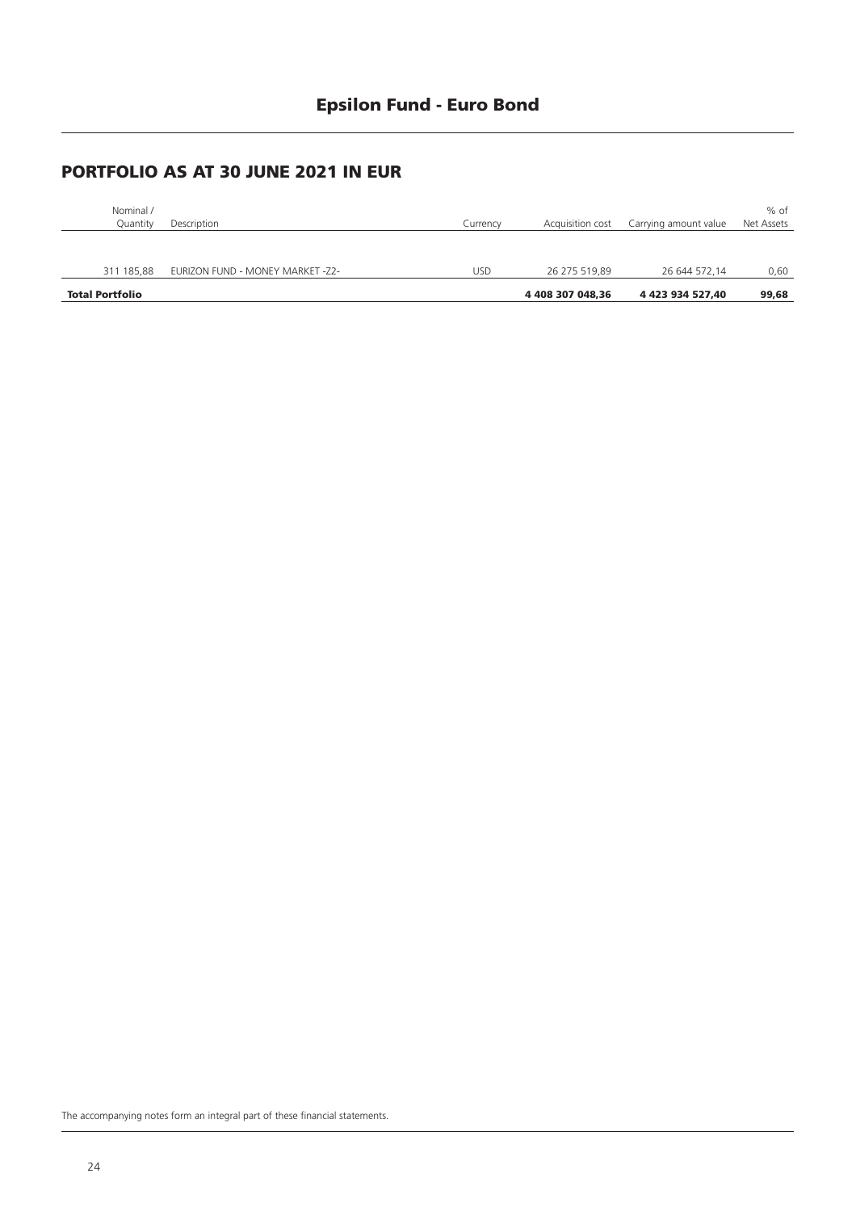## PORTFOLIO AS AT 30 JUNE 2021 IN EUR

| Nominal / Quantity | Description | Currency | Acquisition cost | Carrying amount value | % of Net Assets |
|---|---|---|---|---|---|
| 311 185,88 | EURIZON FUND - MONEY MARKET -Z2- | USD | 26 275 519,89 | 26 644 572,14 | 0,60 |
| **Total Portfolio** | | | **4 408 307 048,36** | **4 423 934 527,40** | **99,68** |

The accompanying notes form an integral part of these financial statements.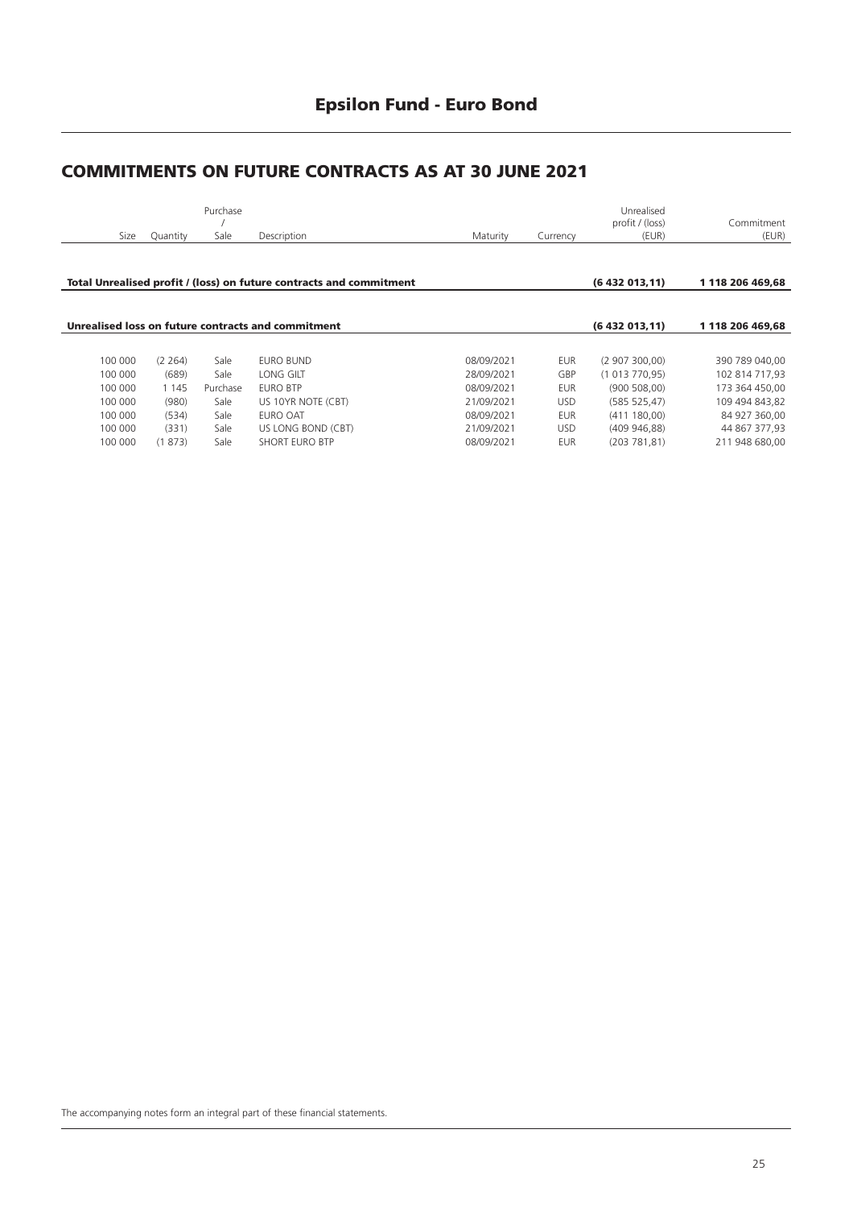# Epsilon Fund - Euro Bond

## COMMITMENTS ON FUTURE CONTRACTS AS AT 30 JUNE 2021

| Size | Quantity | Purchase / Sale | Description | Maturity | Currency | Unrealised profit / (loss) (EUR) | Commitment (EUR) |
|---|---|---|---|---|---|---|---|
| **Total Unrealised profit / (loss) on future contracts and commitment** | | | | | | **(6 432 013,11)** | **1 118 206 469,68** |
| **Unrealised loss on future contracts and commitment** | | | | | | **(6 432 013,11)** | **1 118 206 469,68** |
| 100 000 | (2 264) | Sale | EURO BUND | 08/09/2021 | EUR | (2 907 300,00) | 390 789 040,00 |
| 100 000 | (689) | Sale | LONG GILT | 28/09/2021 | GBP | (1 013 770,95) | 102 814 717,93 |
| 100 000 | 1 145 | Purchase | EURO BTP | 08/09/2021 | EUR | (900 508,00) | 173 364 450,00 |
| 100 000 | (980) | Sale | US 10YR NOTE (CBT) | 21/09/2021 | USD | (585 525,47) | 109 494 843,82 |
| 100 000 | (534) | Sale | EURO OAT | 08/09/2021 | EUR | (411 180,00) | 84 927 360,00 |
| 100 000 | (331) | Sale | US LONG BOND (CBT) | 21/09/2021 | USD | (409 946,88) | 44 867 377,93 |
| 100 000 | (1 873) | Sale | SHORT EURO BTP | 08/09/2021 | EUR | (203 781,81) | 211 948 680,00 |

The accompanying notes form an integral part of these financial statements.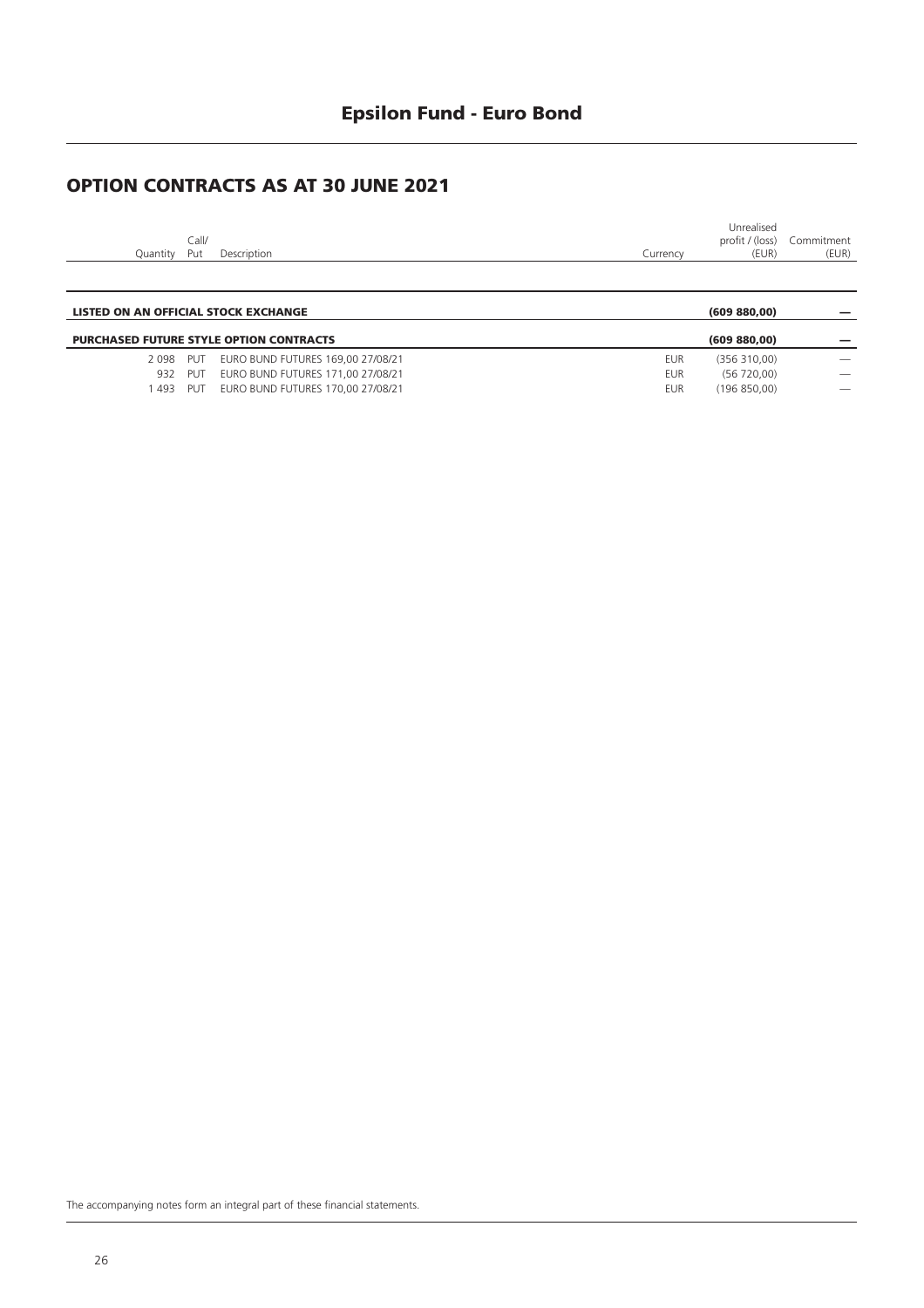# Epsilon Fund - Euro Bond

## OPTION CONTRACTS AS AT 30 JUNE 2021

| Quantity | Call/ Put | Description | Currency | Unrealised profit / (loss) (EUR) | Commitment (EUR) |
|---|---|---|---|---|---|
| **LISTED ON AN OFFICIAL STOCK EXCHANGE** | | | | **(609 880,00)** | **—** |
| **PURCHASED FUTURE STYLE OPTION CONTRACTS** | | | | **(609 880,00)** | **—** |
| 2 098 | PUT | EURO BUND FUTURES 169,00 27/08/21 | EUR | (356 310,00) | — |
| 932 | PUT | EURO BUND FUTURES 171,00 27/08/21 | EUR | (56 720,00) | — |
| 1 493 | PUT | EURO BUND FUTURES 170,00 27/08/21 | EUR | (196 850,00) | — |

The accompanying notes form an integral part of these financial statements.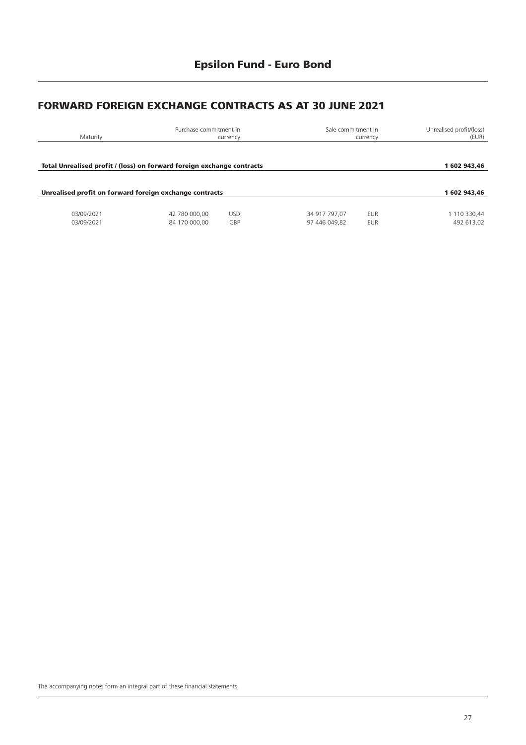# Epsilon Fund - Euro Bond

## FORWARD FOREIGN EXCHANGE CONTRACTS AS AT 30 JUNE 2021

| Maturity | Purchase commitment in | currency | Sale commitment in | currency | Unrealised profit/(loss) (EUR) |
|---|---|---|---|---|---|
| **Total Unrealised profit / (loss) on forward foreign exchange contracts** | | | | | **1 602 943,46** |
| **Unrealised profit on forward foreign exchange contracts** | | | | | **1 602 943,46** |
| 03/09/2021 | 42 780 000,00 | USD | 34 917 797,07 | EUR | 1 110 330,44 |
| 03/09/2021 | 84 170 000,00 | GBP | 97 446 049,82 | EUR | 492 613,02 |

The accompanying notes form an integral part of these financial statements.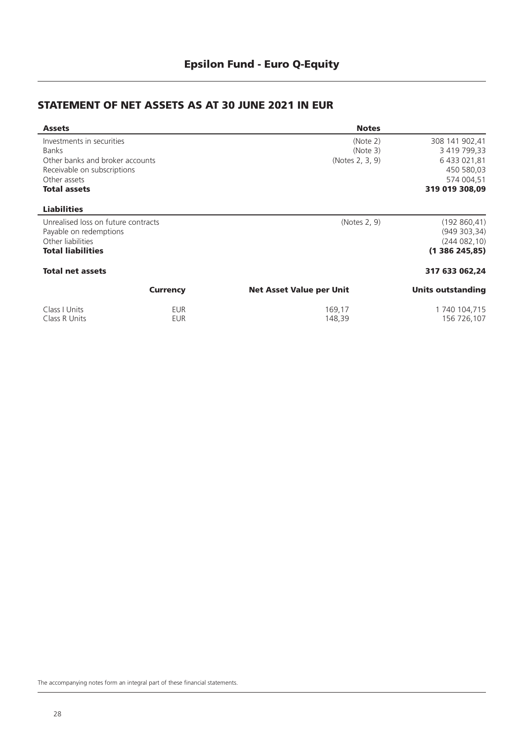# Epsilon Fund - Euro Q-Equity

## STATEMENT OF NET ASSETS AS AT 30 JUNE 2021 IN EUR

| **Assets** | **Notes** | |
|---|---|---|
| Investments in securities | (Note 2) | 308 141 902,41 |
| Banks | (Note 3) | 3 419 799,33 |
| Other banks and broker accounts | (Notes 2, 3, 9) | 6 433 021,81 |
| Receivable on subscriptions | | 450 580,03 |
| Other assets | | 574 004,51 |
| **Total assets** | | **319 019 308,09** |
| **Liabilities** | | |
| Unrealised loss on future contracts | (Notes 2, 9) | (192 860,41) |
| Payable on redemptions | | (949 303,34) |
| Other liabilities | | (244 082,10) |
| **Total liabilities** | | **(1 386 245,85)** |
| **Total net assets** | | **317 633 062,24** |

| | **Currency** | **Net Asset Value per Unit** | **Units outstanding** |
|---|---|---|---|
| Class I Units | EUR | 169,17 | 1 740 104,715 |
| Class R Units | EUR | 148,39 | 156 726,107 |

The accompanying notes form an integral part of these financial statements.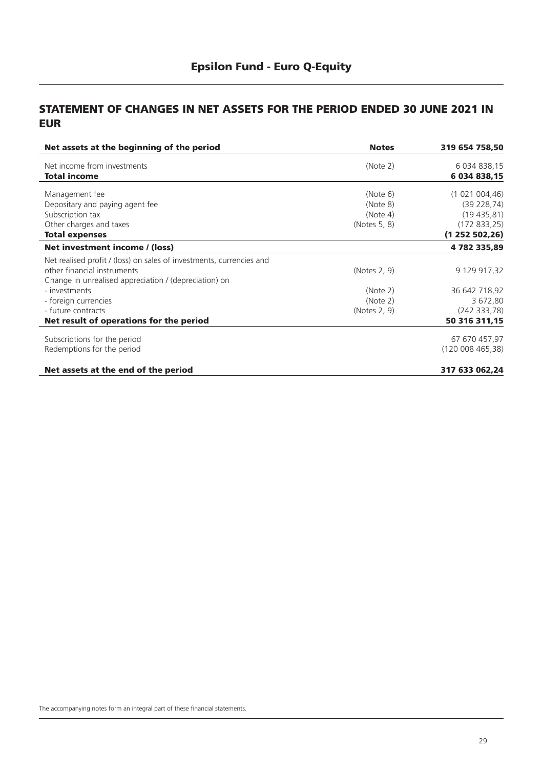# Epsilon Fund - Euro Q-Equity

## STATEMENT OF CHANGES IN NET ASSETS FOR THE PERIOD ENDED 30 JUNE 2021 IN EUR

| **Net assets at the beginning of the period** | **Notes** | **319 654 758,50** |
|---|---|---|
| Net income from investments | (Note 2) | 6 034 838,15 |
| **Total income** | | **6 034 838,15** |
| Management fee | (Note 6) | (1 021 004,46) |
| Depositary and paying agent fee | (Note 8) | (39 228,74) |
| Subscription tax | (Note 4) | (19 435,81) |
| Other charges and taxes | (Notes 5, 8) | (172 833,25) |
| **Total expenses** | | **(1 252 502,26)** |
| **Net investment income / (loss)** | | **4 782 335,89** |
| Net realised profit / (loss) on sales of investments, currencies and other financial instruments | (Notes 2, 9) | 9 129 917,32 |
| Change in unrealised appreciation / (depreciation) on | | |
| - investments | (Note 2) | 36 642 718,92 |
| - foreign currencies | (Note 2) | 3 672,80 |
| - future contracts | (Notes 2, 9) | (242 333,78) |
| **Net result of operations for the period** | | **50 316 311,15** |
| Subscriptions for the period | | 67 670 457,97 |
| Redemptions for the period | | (120 008 465,38) |
| **Net assets at the end of the period** | | **317 633 062,24** |

The accompanying notes form an integral part of these financial statements.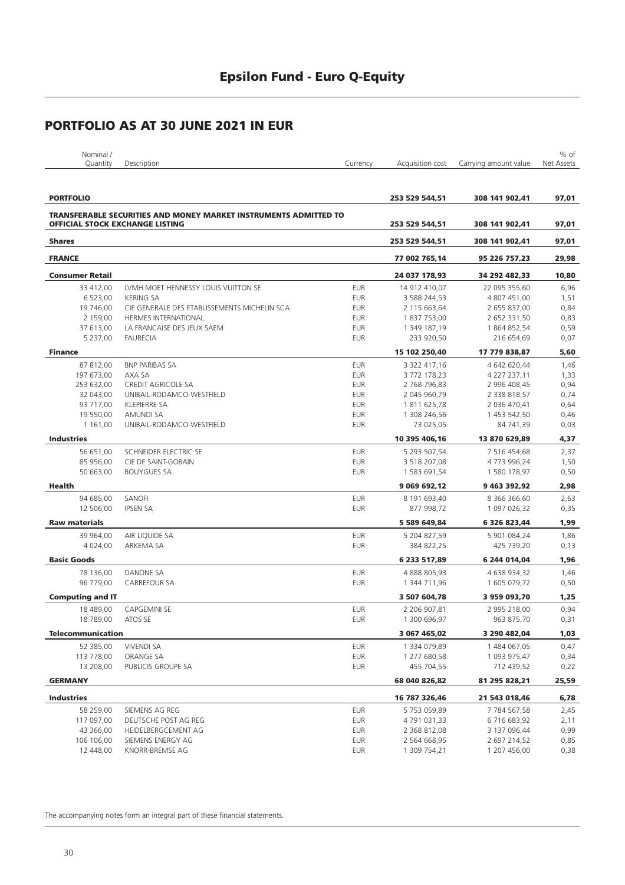# Epsilon Fund - Euro Q-Equity

## PORTFOLIO AS AT 30 JUNE 2021 IN EUR

| Nominal / Quantity | Description | Currency | Acquisition cost | Carrying amount value | % of Net Assets |
|---|---|---|---|---|---|
| **PORTFOLIO** | | | **253 529 544,51** | **308 141 902,41** | **97,01** |
| **TRANSFERABLE SECURITIES AND MONEY MARKET INSTRUMENTS ADMITTED TO OFFICIAL STOCK EXCHANGE LISTING** | | | **253 529 544,51** | **308 141 902,41** | **97,01** |
| **Shares** | | | **253 529 544,51** | **308 141 902,41** | **97,01** |
| **FRANCE** | | | **77 002 765,14** | **95 226 757,23** | **29,98** |
| **Consumer Retail** | | | **24 037 178,93** | **34 292 482,33** | **10,80** |
| 33 412,00 | LVMH MOET HENNESSY LOUIS VUITTON SE | EUR | 14 912 410,07 | 22 095 355,60 | 6,96 |
| 6 523,00 | KERING SA | EUR | 3 588 244,53 | 4 807 451,00 | 1,51 |
| 19 746,00 | CIE GENERALE DES ETABLISSEMENTS MICHELIN SCA | EUR | 2 115 663,64 | 2 655 837,00 | 0,84 |
| 2 159,00 | HERMES INTERNATIONAL | EUR | 1 837 753,00 | 2 652 331,50 | 0,83 |
| 37 613,00 | LA FRANCAISE DES JEUX SAEM | EUR | 1 349 187,19 | 1 864 852,54 | 0,59 |
| 5 237,00 | FAURECIA | EUR | 233 920,50 | 216 654,69 | 0,07 |
| **Finance** | | | **15 102 250,40** | **17 779 838,87** | **5,60** |
| 87 812,00 | BNP PARIBAS SA | EUR | 3 322 417,16 | 4 642 620,44 | 1,46 |
| 197 673,00 | AXA SA | EUR | 3 772 178,23 | 4 227 237,11 | 1,33 |
| 253 632,00 | CREDIT AGRICOLE SA | EUR | 2 768 796,83 | 2 996 408,45 | 0,94 |
| 32 043,00 | UNIBAIL-RODAMCO-WESTFIELD | EUR | 2 045 960,79 | 2 338 818,57 | 0,74 |
| 93 717,00 | KLEPIERRE SA | EUR | 1 811 625,78 | 2 036 470,41 | 0,64 |
| 19 550,00 | AMUNDI SA | EUR | 1 308 246,56 | 1 453 542,50 | 0,46 |
| 1 161,00 | UNIBAIL-RODAMCO-WESTFIELD | EUR | 73 025,05 | 84 741,39 | 0,03 |
| **Industries** | | | **10 395 406,16** | **13 870 629,89** | **4,37** |
| 56 651,00 | SCHNEIDER ELECTRIC SE | EUR | 5 293 507,54 | 7 516 454,68 | 2,37 |
| 85 956,00 | CIE DE SAINT-GOBAIN | EUR | 3 518 207,08 | 4 773 996,24 | 1,50 |
| 50 663,00 | BOUYGUES SA | EUR | 1 583 691,54 | 1 580 178,97 | 0,50 |
| **Health** | | | **9 069 692,12** | **9 463 392,92** | **2,98** |
| 94 685,00 | SANOFI | EUR | 8 191 693,40 | 8 366 366,60 | 2,63 |
| 12 506,00 | IPSEN SA | EUR | 877 998,72 | 1 097 026,32 | 0,35 |
| **Raw materials** | | | **5 589 649,84** | **6 326 823,44** | **1,99** |
| 39 964,00 | AIR LIQUIDE SA | EUR | 5 204 827,59 | 5 901 084,24 | 1,86 |
| 4 024,00 | ARKEMA SA | EUR | 384 822,25 | 425 739,20 | 0,13 |
| **Basic Goods** | | | **6 233 517,89** | **6 244 014,04** | **1,96** |
| 78 136,00 | DANONE SA | EUR | 4 888 805,93 | 4 638 934,32 | 1,46 |
| 96 779,00 | CARREFOUR SA | EUR | 1 344 711,96 | 1 605 079,72 | 0,50 |
| **Computing and IT** | | | **3 507 604,78** | **3 959 093,70** | **1,25** |
| 18 489,00 | CAPGEMINI SE | EUR | 2 206 907,81 | 2 995 218,00 | 0,94 |
| 18 789,00 | ATOS SE | EUR | 1 300 696,97 | 963 875,70 | 0,31 |
| **Telecommunication** | | | **3 067 465,02** | **3 290 482,04** | **1,03** |
| 52 385,00 | VIVENDI SA | EUR | 1 334 079,89 | 1 484 067,05 | 0,47 |
| 113 778,00 | ORANGE SA | EUR | 1 277 680,58 | 1 093 975,47 | 0,34 |
| 13 208,00 | PUBLICIS GROUPE SA | EUR | 455 704,55 | 712 439,52 | 0,22 |
| **GERMANY** | | | **68 040 826,82** | **81 295 828,21** | **25,59** |
| **Industries** | | | **16 787 326,46** | **21 543 018,46** | **6,78** |
| 58 259,00 | SIEMENS AG REG | EUR | 5 753 059,89 | 7 784 567,58 | 2,45 |
| 117 097,00 | DEUTSCHE POST AG REG | EUR | 4 791 031,33 | 6 716 683,92 | 2,11 |
| 43 366,00 | HEIDELBERGCEMENT AG | EUR | 2 368 812,08 | 3 137 096,44 | 0,99 |
| 106 106,00 | SIEMENS ENERGY AG | EUR | 2 564 668,95 | 2 697 214,52 | 0,85 |
| 12 448,00 | KNORR-BREMSE AG | EUR | 1 309 754,21 | 1 207 456,00 | 0,38 |

The accompanying notes form an integral part of these financial statements.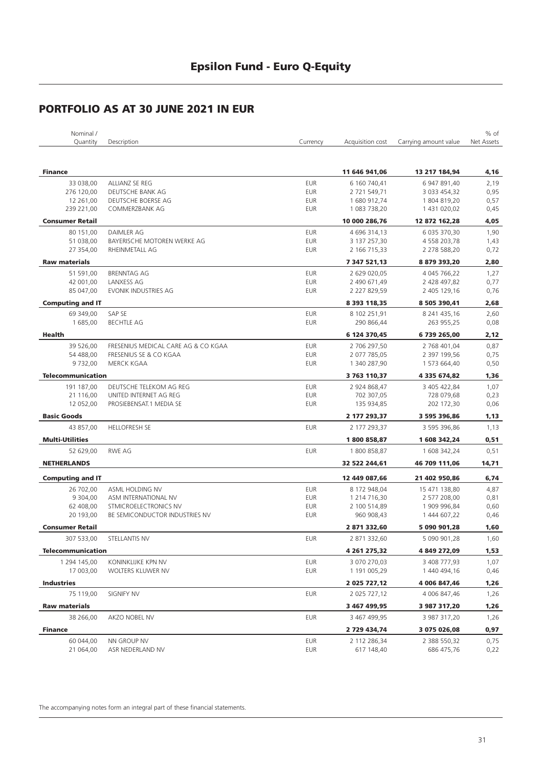# Epsilon Fund - Euro Q-Equity

## PORTFOLIO AS AT 30 JUNE 2021 IN EUR

| Nominal / Quantity | Description | Currency | Acquisition cost | Carrying amount value | % of Net Assets |
|---|---|---|---|---|---|
| **Finance** | | | **11 646 941,06** | **13 217 184,94** | **4,16** |
| 33 038,00 | ALLIANZ SE REG | EUR | 6 160 740,41 | 6 947 891,40 | 2,19 |
| 276 120,00 | DEUTSCHE BANK AG | EUR | 2 721 549,71 | 3 033 454,32 | 0,95 |
| 12 261,00 | DEUTSCHE BOERSE AG | EUR | 1 680 912,74 | 1 804 819,20 | 0,57 |
| 239 221,00 | COMMERZBANK AG | EUR | 1 083 738,20 | 1 431 020,02 | 0,45 |
| **Consumer Retail** | | | **10 000 286,76** | **12 872 162,28** | **4,05** |
| 80 151,00 | DAIMLER AG | EUR | 4 696 314,13 | 6 035 370,30 | 1,90 |
| 51 038,00 | BAYERISCHE MOTOREN WERKE AG | EUR | 3 137 257,30 | 4 558 203,78 | 1,43 |
| 27 354,00 | RHEINMETALL AG | EUR | 2 166 715,33 | 2 278 588,20 | 0,72 |
| **Raw materials** | | | **7 347 521,13** | **8 879 393,20** | **2,80** |
| 51 591,00 | BRENNTAG AG | EUR | 2 629 020,05 | 4 045 766,22 | 1,27 |
| 42 001,00 | LANXESS AG | EUR | 2 490 671,49 | 2 428 497,82 | 0,77 |
| 85 047,00 | EVONIK INDUSTRIES AG | EUR | 2 227 829,59 | 2 405 129,16 | 0,76 |
| **Computing and IT** | | | **8 393 118,35** | **8 505 390,41** | **2,68** |
| 69 349,00 | SAP SE | EUR | 8 102 251,91 | 8 241 435,16 | 2,60 |
| 1 685,00 | BECHTLE AG | EUR | 290 866,44 | 263 955,25 | 0,08 |
| **Health** | | | **6 124 370,45** | **6 739 265,00** | **2,12** |
| 39 526,00 | FRESENIUS MEDICAL CARE AG & CO KGAA | EUR | 2 706 297,50 | 2 768 401,04 | 0,87 |
| 54 488,00 | FRESENIUS SE & CO KGAA | EUR | 2 077 785,05 | 2 397 199,56 | 0,75 |
| 9 732,00 | MERCK KGAA | EUR | 1 340 287,90 | 1 573 664,40 | 0,50 |
| **Telecommunication** | | | **3 763 110,37** | **4 335 674,82** | **1,36** |
| 191 187,00 | DEUTSCHE TELEKOM AG REG | EUR | 2 924 868,47 | 3 405 422,84 | 1,07 |
| 21 116,00 | UNITED INTERNET AG REG | EUR | 702 307,05 | 728 079,68 | 0,23 |
| 12 052,00 | PROSIEBENSAT.1 MEDIA SE | EUR | 135 934,85 | 202 172,30 | 0,06 |
| **Basic Goods** | | | **2 177 293,37** | **3 595 396,86** | **1,13** |
| 43 857,00 | HELLOFRESH SE | EUR | 2 177 293,37 | 3 595 396,86 | 1,13 |
| **Multi-Utilities** | | | **1 800 858,87** | **1 608 342,24** | **0,51** |
| 52 629,00 | RWE AG | EUR | 1 800 858,87 | 1 608 342,24 | 0,51 |
| **NETHERLANDS** | | | **32 522 244,61** | **46 709 111,06** | **14,71** |
| **Computing and IT** | | | **12 449 087,66** | **21 402 950,86** | **6,74** |
| 26 702,00 | ASML HOLDING NV | EUR | 8 172 948,04 | 15 471 138,80 | 4,87 |
| 9 304,00 | ASM INTERNATIONAL NV | EUR | 1 214 716,30 | 2 577 208,00 | 0,81 |
| 62 408,00 | STMICROELECTRONICS NV | EUR | 2 100 514,89 | 1 909 996,84 | 0,60 |
| 20 193,00 | BE SEMICONDUCTOR INDUSTRIES NV | EUR | 960 908,43 | 1 444 607,22 | 0,46 |
| **Consumer Retail** | | | **2 871 332,60** | **5 090 901,28** | **1,60** |
| 307 533,00 | STELLANTIS NV | EUR | 2 871 332,60 | 5 090 901,28 | 1,60 |
| **Telecommunication** | | | **4 261 275,32** | **4 849 272,09** | **1,53** |
| 1 294 145,00 | KONINKLIJKE KPN NV | EUR | 3 070 270,03 | 3 408 777,93 | 1,07 |
| 17 003,00 | WOLTERS KLUWER NV | EUR | 1 191 005,29 | 1 440 494,16 | 0,46 |
| **Industries** | | | **2 025 727,12** | **4 006 847,46** | **1,26** |
| 75 119,00 | SIGNIFY NV | EUR | 2 025 727,12 | 4 006 847,46 | 1,26 |
| **Raw materials** | | | **3 467 499,95** | **3 987 317,20** | **1,26** |
| 38 266,00 | AKZO NOBEL NV | EUR | 3 467 499,95 | 3 987 317,20 | 1,26 |
| **Finance** | | | **2 729 434,74** | **3 075 026,08** | **0,97** |
| 60 044,00 | NN GROUP NV | EUR | 2 112 286,34 | 2 388 550,32 | 0,75 |
| 21 064,00 | ASR NEDERLAND NV | EUR | 617 148,40 | 686 475,76 | 0,22 |

The accompanying notes form an integral part of these financial statements.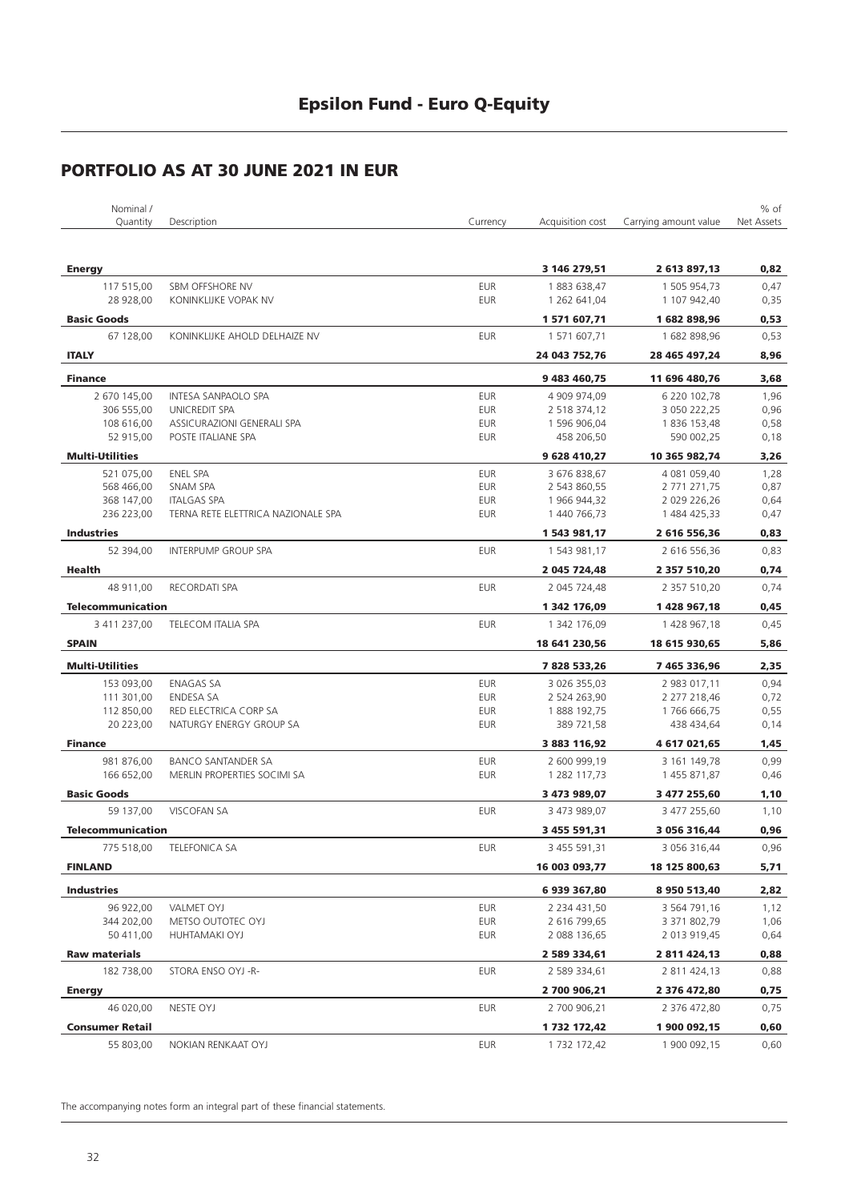# Epsilon Fund - Euro Q-Equity

## PORTFOLIO AS AT 30 JUNE 2021 IN EUR

| Nominal / Quantity | Description | Currency | Acquisition cost | Carrying amount value | % of Net Assets |
|---|---|---|---|---|---|
| **Energy** | | | **3 146 279,51** | **2 613 897,13** | **0,82** |
| 117 515,00 | SBM OFFSHORE NV | EUR | 1 883 638,47 | 1 505 954,73 | 0,47 |
| 28 928,00 | KONINKLIJKE VOPAK NV | EUR | 1 262 641,04 | 1 107 942,40 | 0,35 |
| **Basic Goods** | | | **1 571 607,71** | **1 682 898,96** | **0,53** |
| 67 128,00 | KONINKLIJKE AHOLD DELHAIZE NV | EUR | 1 571 607,71 | 1 682 898,96 | 0,53 |
| **ITALY** | | | **24 043 752,76** | **28 465 497,24** | **8,96** |
| **Finance** | | | **9 483 460,75** | **11 696 480,76** | **3,68** |
| 2 670 145,00 | INTESA SANPAOLO SPA | EUR | 4 909 974,09 | 6 220 102,78 | 1,96 |
| 306 555,00 | UNICREDIT SPA | EUR | 2 518 374,12 | 3 050 222,25 | 0,96 |
| 108 616,00 | ASSICURAZIONI GENERALI SPA | EUR | 1 596 906,04 | 1 836 153,48 | 0,58 |
| 52 915,00 | POSTE ITALIANE SPA | EUR | 458 206,50 | 590 002,25 | 0,18 |
| **Multi-Utilities** | | | **9 628 410,27** | **10 365 982,74** | **3,26** |
| 521 075,00 | ENEL SPA | EUR | 3 676 838,67 | 4 081 059,40 | 1,28 |
| 568 466,00 | SNAM SPA | EUR | 2 543 860,55 | 2 771 271,75 | 0,87 |
| 368 147,00 | ITALGAS SPA | EUR | 1 966 944,32 | 2 029 226,26 | 0,64 |
| 236 223,00 | TERNA RETE ELETTRICA NAZIONALE SPA | EUR | 1 440 766,73 | 1 484 425,33 | 0,47 |
| **Industries** | | | **1 543 981,17** | **2 616 556,36** | **0,83** |
| 52 394,00 | INTERPUMP GROUP SPA | EUR | 1 543 981,17 | 2 616 556,36 | 0,83 |
| **Health** | | | **2 045 724,48** | **2 357 510,20** | **0,74** |
| 48 911,00 | RECORDATI SPA | EUR | 2 045 724,48 | 2 357 510,20 | 0,74 |
| **Telecommunication** | | | **1 342 176,09** | **1 428 967,18** | **0,45** |
| 3 411 237,00 | TELECOM ITALIA SPA | EUR | 1 342 176,09 | 1 428 967,18 | 0,45 |
| **SPAIN** | | | **18 641 230,56** | **18 615 930,65** | **5,86** |
| **Multi-Utilities** | | | **7 828 533,26** | **7 465 336,96** | **2,35** |
| 153 093,00 | ENAGAS SA | EUR | 3 026 355,03 | 2 983 017,11 | 0,94 |
| 111 301,00 | ENDESA SA | EUR | 2 524 263,90 | 2 277 218,46 | 0,72 |
| 112 850,00 | RED ELECTRICA CORP SA | EUR | 1 888 192,75 | 1 766 666,75 | 0,55 |
| 20 223,00 | NATURGY ENERGY GROUP SA | EUR | 389 721,58 | 438 434,64 | 0,14 |
| **Finance** | | | **3 883 116,92** | **4 617 021,65** | **1,45** |
| 981 876,00 | BANCO SANTANDER SA | EUR | 2 600 999,19 | 3 161 149,78 | 0,99 |
| 166 652,00 | MERLIN PROPERTIES SOCIMI SA | EUR | 1 282 117,73 | 1 455 871,87 | 0,46 |
| **Basic Goods** | | | **3 473 989,07** | **3 477 255,60** | **1,10** |
| 59 137,00 | VISCOFAN SA | EUR | 3 473 989,07 | 3 477 255,60 | 1,10 |
| **Telecommunication** | | | **3 455 591,31** | **3 056 316,44** | **0,96** |
| 775 518,00 | TELEFONICA SA | EUR | 3 455 591,31 | 3 056 316,44 | 0,96 |
| **FINLAND** | | | **16 003 093,77** | **18 125 800,63** | **5,71** |
| **Industries** | | | **6 939 367,80** | **8 950 513,40** | **2,82** |
| 96 922,00 | VALMET OYJ | EUR | 2 234 431,50 | 3 564 791,16 | 1,12 |
| 344 202,00 | METSO OUTOTEC OYJ | EUR | 2 616 799,65 | 3 371 802,79 | 1,06 |
| 50 411,00 | HUHTAMAKI OYJ | EUR | 2 088 136,65 | 2 013 919,45 | 0,64 |
| **Raw materials** | | | **2 589 334,61** | **2 811 424,13** | **0,88** |
| 182 738,00 | STORA ENSO OYJ -R- | EUR | 2 589 334,61 | 2 811 424,13 | 0,88 |
| **Energy** | | | **2 700 906,21** | **2 376 472,80** | **0,75** |
| 46 020,00 | NESTE OYJ | EUR | 2 700 906,21 | 2 376 472,80 | 0,75 |
| **Consumer Retail** | | | **1 732 172,42** | **1 900 092,15** | **0,60** |
| 55 803,00 | NOKIAN RENKAAT OYJ | EUR | 1 732 172,42 | 1 900 092,15 | 0,60 |

The accompanying notes form an integral part of these financial statements.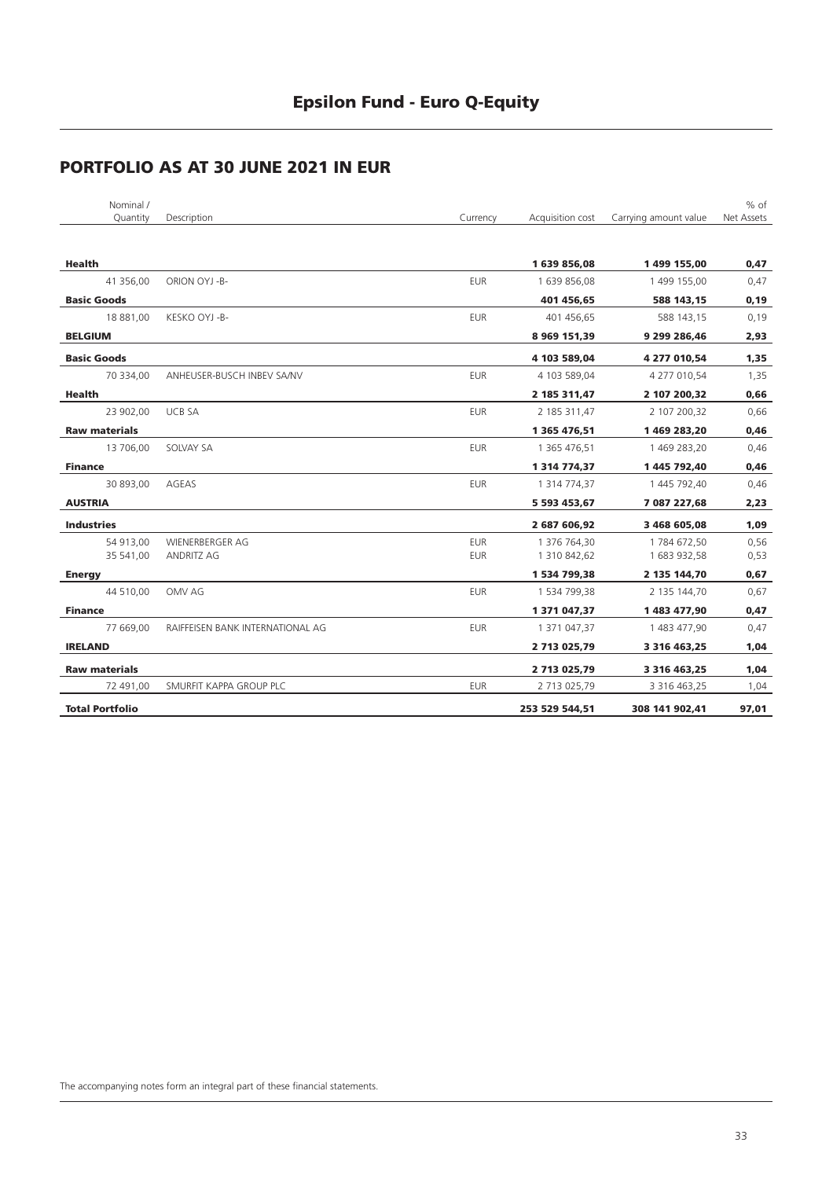# Epsilon Fund - Euro Q-Equity

## PORTFOLIO AS AT 30 JUNE 2021 IN EUR

| Nominal / Quantity | Description | Currency | Acquisition cost | Carrying amount value | % of Net Assets |
|---|---|---|---|---|---|
| **Health** | | | **1 639 856,08** | **1 499 155,00** | **0,47** |
| 41 356,00 | ORION OYJ -B- | EUR | 1 639 856,08 | 1 499 155,00 | 0,47 |
| **Basic Goods** | | | **401 456,65** | **588 143,15** | **0,19** |
| 18 881,00 | KESKO OYJ -B- | EUR | 401 456,65 | 588 143,15 | 0,19 |
| **BELGIUM** | | | **8 969 151,39** | **9 299 286,46** | **2,93** |
| **Basic Goods** | | | **4 103 589,04** | **4 277 010,54** | **1,35** |
| 70 334,00 | ANHEUSER-BUSCH INBEV SA/NV | EUR | 4 103 589,04 | 4 277 010,54 | 1,35 |
| **Health** | | | **2 185 311,47** | **2 107 200,32** | **0,66** |
| 23 902,00 | UCB SA | EUR | 2 185 311,47 | 2 107 200,32 | 0,66 |
| **Raw materials** | | | **1 365 476,51** | **1 469 283,20** | **0,46** |
| 13 706,00 | SOLVAY SA | EUR | 1 365 476,51 | 1 469 283,20 | 0,46 |
| **Finance** | | | **1 314 774,37** | **1 445 792,40** | **0,46** |
| 30 893,00 | AGEAS | EUR | 1 314 774,37 | 1 445 792,40 | 0,46 |
| **AUSTRIA** | | | **5 593 453,67** | **7 087 227,68** | **2,23** |
| **Industries** | | | **2 687 606,92** | **3 468 605,08** | **1,09** |
| 54 913,00 | WIENERBERGER AG | EUR | 1 376 764,30 | 1 784 672,50 | 0,56 |
| 35 541,00 | ANDRITZ AG | EUR | 1 310 842,62 | 1 683 932,58 | 0,53 |
| **Energy** | | | **1 534 799,38** | **2 135 144,70** | **0,67** |
| 44 510,00 | OMV AG | EUR | 1 534 799,38 | 2 135 144,70 | 0,67 |
| **Finance** | | | **1 371 047,37** | **1 483 477,90** | **0,47** |
| 77 669,00 | RAIFFEISEN BANK INTERNATIONAL AG | EUR | 1 371 047,37 | 1 483 477,90 | 0,47 |
| **IRELAND** | | | **2 713 025,79** | **3 316 463,25** | **1,04** |
| **Raw materials** | | | **2 713 025,79** | **3 316 463,25** | **1,04** |
| 72 491,00 | SMURFIT KAPPA GROUP PLC | EUR | 2 713 025,79 | 3 316 463,25 | 1,04 |
| **Total Portfolio** | | | **253 529 544,51** | **308 141 902,41** | **97,01** |

The accompanying notes form an integral part of these financial statements.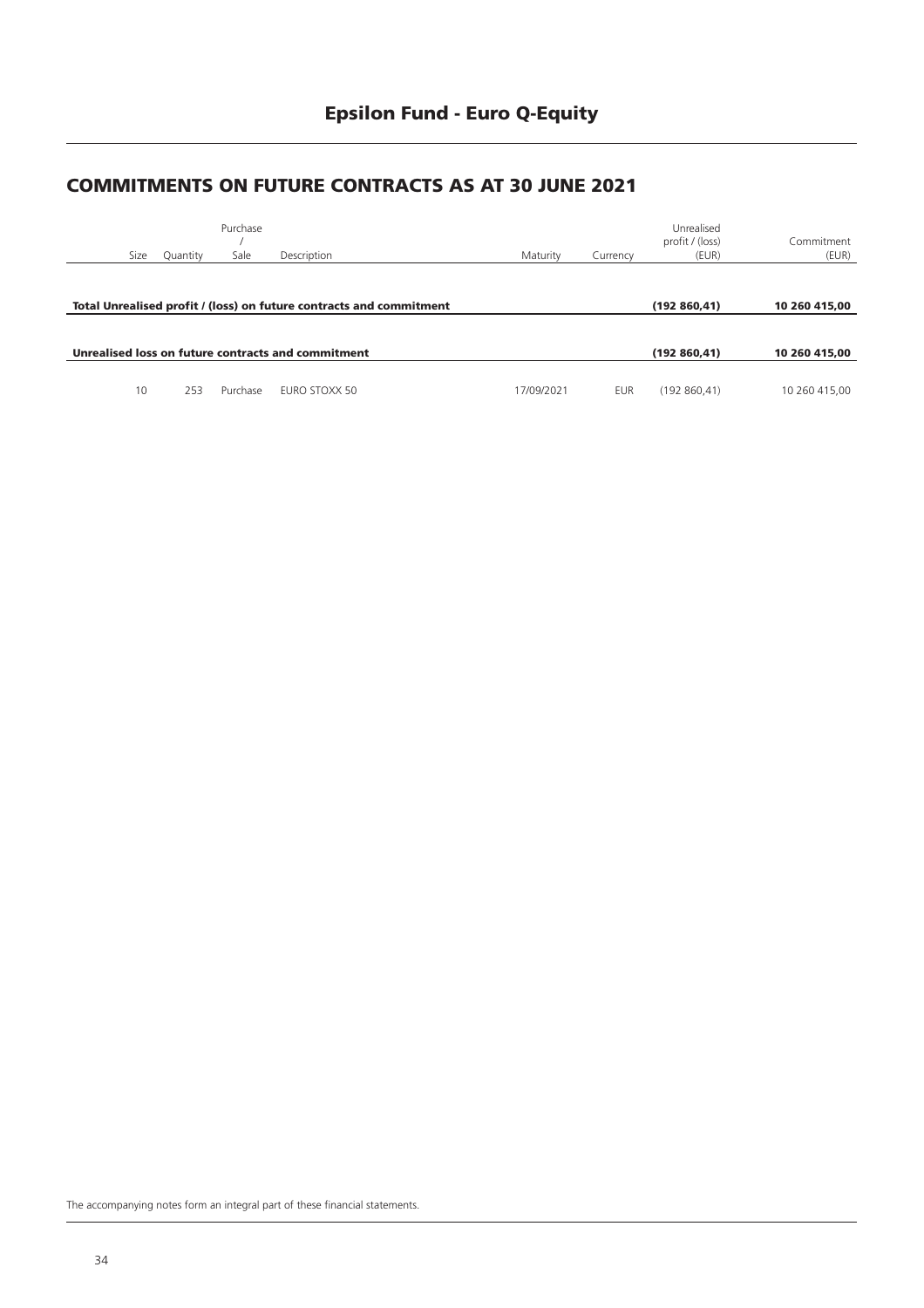# Epsilon Fund - Euro Q-Equity

## COMMITMENTS ON FUTURE CONTRACTS AS AT 30 JUNE 2021

| Size | Quantity | Purchase / Sale | Description | Maturity | Currency | Unrealised profit / (loss) (EUR) | Commitment (EUR) |
|---|---|---|---|---|---|---|---|
| **Total Unrealised profit / (loss) on future contracts and commitment** | | | | | | **(192 860,41)** | **10 260 415,00** |
| **Unrealised loss on future contracts and commitment** | | | | | | **(192 860,41)** | **10 260 415,00** |
| 10 | 253 | Purchase | EURO STOXX 50 | 17/09/2021 | EUR | (192 860,41) | 10 260 415,00 |

The accompanying notes form an integral part of these financial statements.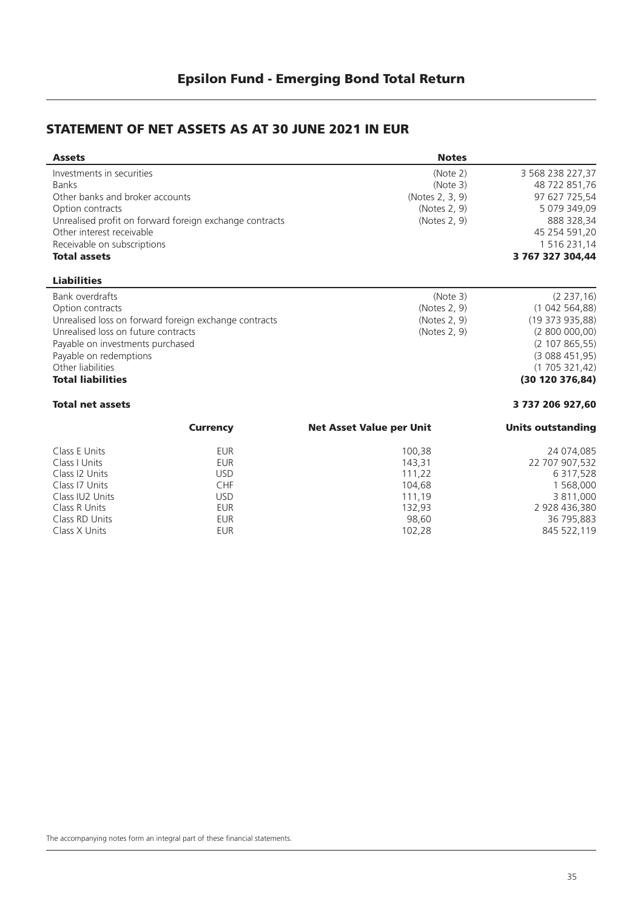## Epsilon Fund - Emerging Bond Total Return

### STATEMENT OF NET ASSETS AS AT 30 JUNE 2021 IN EUR

| **Assets** | **Notes** | |
|---|---|---|
| Investments in securities | (Note 2) | 3 568 238 227,37 |
| Banks | (Note 3) | 48 722 851,76 |
| Other banks and broker accounts | (Notes 2, 3, 9) | 97 627 725,54 |
| Option contracts | (Notes 2, 9) | 5 079 349,09 |
| Unrealised profit on forward foreign exchange contracts | (Notes 2, 9) | 888 328,34 |
| Other interest receivable | | 45 254 591,20 |
| Receivable on subscriptions | | 1 516 231,14 |
| **Total assets** | | **3 767 327 304,44** |
| **Liabilities** | | |
| Bank overdrafts | (Note 3) | (2 237,16) |
| Option contracts | (Notes 2, 9) | (1 042 564,88) |
| Unrealised loss on forward foreign exchange contracts | (Notes 2, 9) | (19 373 935,88) |
| Unrealised loss on future contracts | (Notes 2, 9) | (2 800 000,00) |
| Payable on investments purchased | | (2 107 865,55) |
| Payable on redemptions | | (3 088 451,95) |
| Other liabilities | | (1 705 321,42) |
| **Total liabilities** | | **(30 120 376,84)** |
| **Total net assets** | | **3 737 206 927,60** |

| | **Currency** | **Net Asset Value per Unit** | **Units outstanding** |
|---|---|---|---|
| Class E Units | EUR | 100,38 | 24 074,085 |
| Class I Units | EUR | 143,31 | 22 707 907,532 |
| Class I2 Units | USD | 111,22 | 6 317,528 |
| Class I7 Units | CHF | 104,68 | 1 568,000 |
| Class IU2 Units | USD | 111,19 | 3 811,000 |
| Class R Units | EUR | 132,93 | 2 928 436,380 |
| Class RD Units | EUR | 98,60 | 36 795,883 |
| Class X Units | EUR | 102,28 | 845 522,119 |

The accompanying notes form an integral part of these financial statements.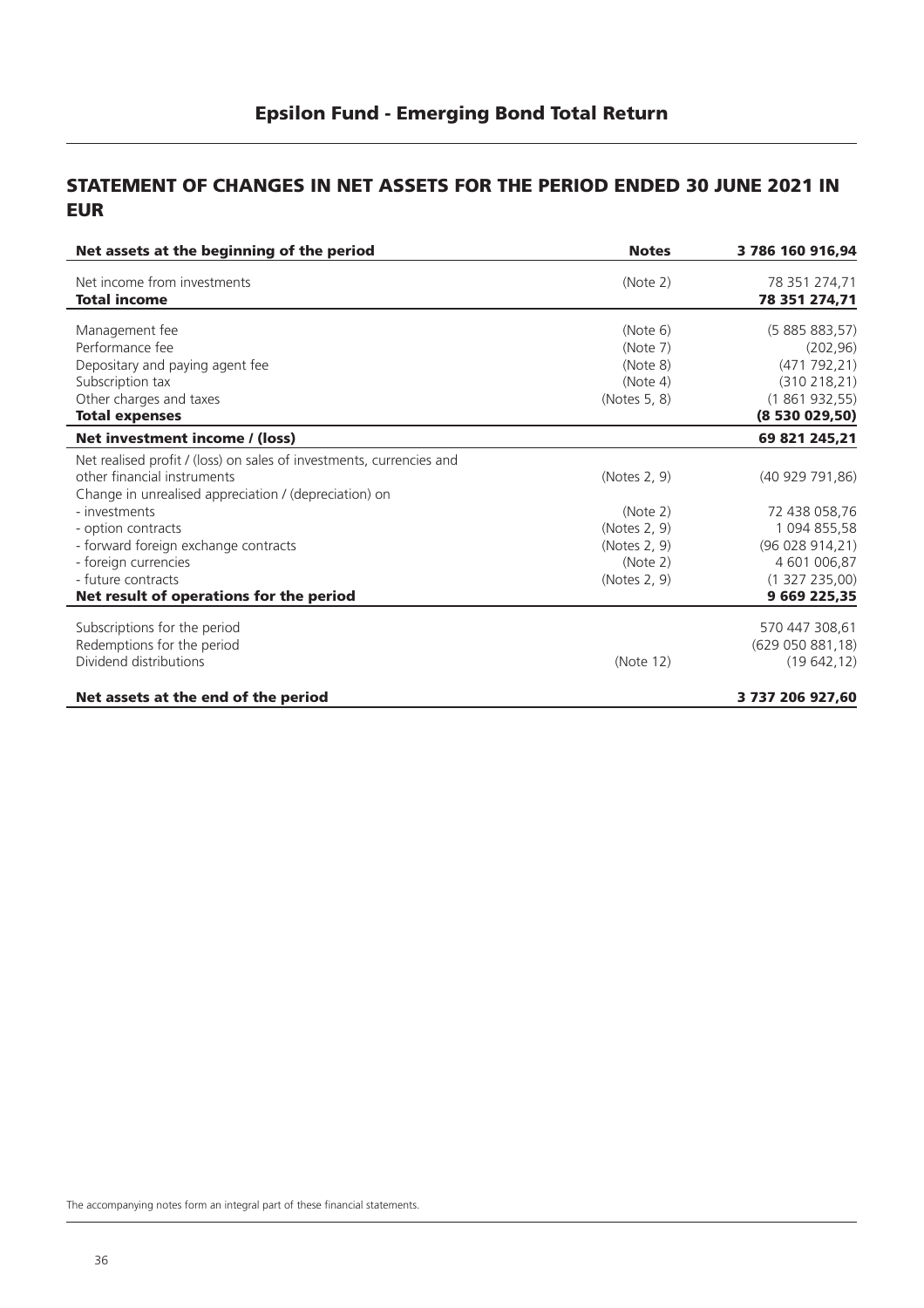## Epsilon Fund - Emerging Bond Total Return

### STATEMENT OF CHANGES IN NET ASSETS FOR THE PERIOD ENDED 30 JUNE 2021 IN EUR

| **Net assets at the beginning of the period** | **Notes** | **3 786 160 916,94** |
|---|---|---|
| Net income from investments | (Note 2) | 78 351 274,71 |
| **Total income** | | **78 351 274,71** |
| Management fee | (Note 6) | (5 885 883,57) |
| Performance fee | (Note 7) | (202,96) |
| Depositary and paying agent fee | (Note 8) | (471 792,21) |
| Subscription tax | (Note 4) | (310 218,21) |
| Other charges and taxes | (Notes 5, 8) | (1 861 932,55) |
| **Total expenses** | | **(8 530 029,50)** |
| **Net investment income / (loss)** | | **69 821 245,21** |
| Net realised profit / (loss) on sales of investments, currencies and other financial instruments | (Notes 2, 9) | (40 929 791,86) |
| Change in unrealised appreciation / (depreciation) on | | |
| - investments | (Note 2) | 72 438 058,76 |
| - option contracts | (Notes 2, 9) | 1 094 855,58 |
| - forward foreign exchange contracts | (Notes 2, 9) | (96 028 914,21) |
| - foreign currencies | (Note 2) | 4 601 006,87 |
| - future contracts | (Notes 2, 9) | (1 327 235,00) |
| **Net result of operations for the period** | | **9 669 225,35** |
| Subscriptions for the period | | 570 447 308,61 |
| Redemptions for the period | | (629 050 881,18) |
| Dividend distributions | (Note 12) | (19 642,12) |
| **Net assets at the end of the period** | | **3 737 206 927,60** |

The accompanying notes form an integral part of these financial statements.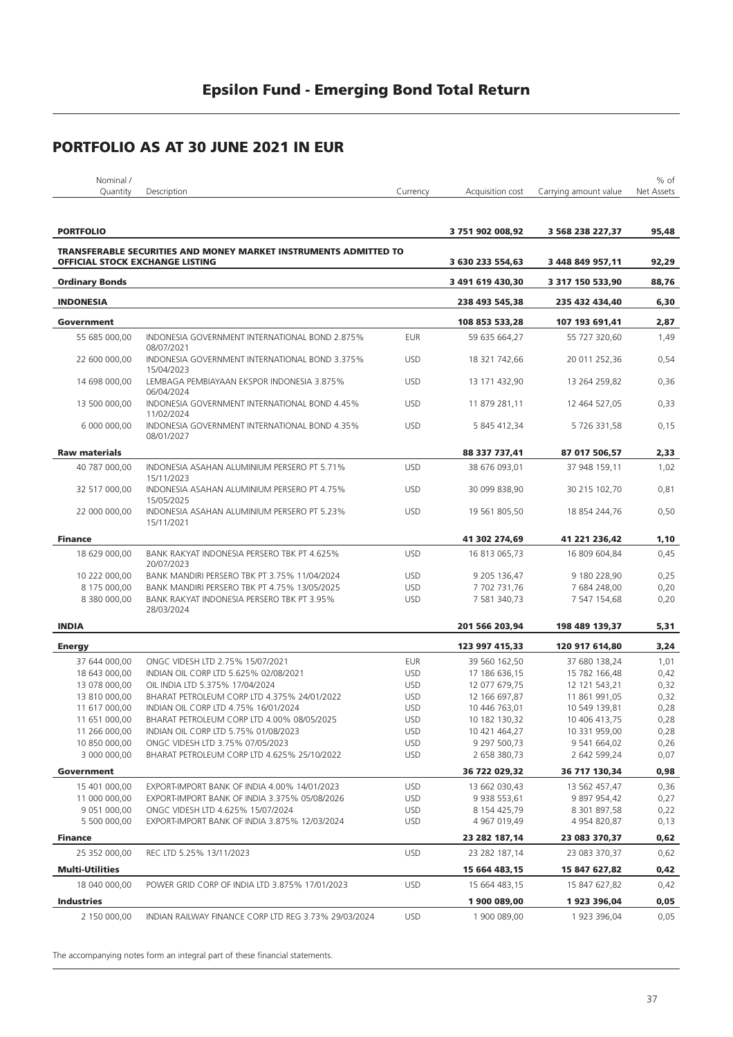# Epsilon Fund - Emerging Bond Total Return

## PORTFOLIO AS AT 30 JUNE 2021 IN EUR

| Nominal / Quantity | Description | Currency | Acquisition cost | Carrying amount value | % of Net Assets |
|---|---|---|---|---|---|
| **PORTFOLIO** | | | **3 751 902 008,92** | **3 568 238 227,37** | **95,48** |
| **TRANSFERABLE SECURITIES AND MONEY MARKET INSTRUMENTS ADMITTED TO OFFICIAL STOCK EXCHANGE LISTING** | | | **3 630 233 554,63** | **3 448 849 957,11** | **92,29** |
| **Ordinary Bonds** | | | **3 491 619 430,30** | **3 317 150 533,90** | **88,76** |
| **INDONESIA** | | | **238 493 545,38** | **235 432 434,40** | **6,30** |
| **Government** | | | **108 853 533,28** | **107 193 691,41** | **2,87** |
| 55 685 000,00 | INDONESIA GOVERNMENT INTERNATIONAL BOND 2.875% 08/07/2021 | EUR | 59 635 664,27 | 55 727 320,60 | 1,49 |
| 22 600 000,00 | INDONESIA GOVERNMENT INTERNATIONAL BOND 3.375% 15/04/2023 | USD | 18 321 742,66 | 20 011 252,36 | 0,54 |
| 14 698 000,00 | LEMBAGA PEMBIAYAAN EKSPOR INDONESIA 3.875% 06/04/2024 | USD | 13 171 432,90 | 13 264 259,82 | 0,36 |
| 13 500 000,00 | INDONESIA GOVERNMENT INTERNATIONAL BOND 4.45% 11/02/2024 | USD | 11 879 281,11 | 12 464 527,05 | 0,33 |
| 6 000 000,00 | INDONESIA GOVERNMENT INTERNATIONAL BOND 4.35% 08/01/2027 | USD | 5 845 412,34 | 5 726 331,58 | 0,15 |
| **Raw materials** | | | **88 337 737,41** | **87 017 506,57** | **2,33** |
| 40 787 000,00 | INDONESIA ASAHAN ALUMINIUM PERSERO PT 5.71% 15/11/2023 | USD | 38 676 093,01 | 37 948 159,11 | 1,02 |
| 32 517 000,00 | INDONESIA ASAHAN ALUMINIUM PERSERO PT 4.75% 15/05/2025 | USD | 30 099 838,90 | 30 215 102,70 | 0,81 |
| 22 000 000,00 | INDONESIA ASAHAN ALUMINIUM PERSERO PT 5.23% 15/11/2021 | USD | 19 561 805,50 | 18 854 244,76 | 0,50 |
| **Finance** | | | **41 302 274,69** | **41 221 236,42** | **1,10** |
| 18 629 000,00 | BANK RAKYAT INDONESIA PERSERO TBK PT 4.625% 20/07/2023 | USD | 16 813 065,73 | 16 809 604,84 | 0,45 |
| 10 222 000,00 | BANK MANDIRI PERSERO TBK PT 3.75% 11/04/2024 | USD | 9 205 136,47 | 9 180 228,90 | 0,25 |
| 8 175 000,00 | BANK MANDIRI PERSERO TBK PT 4.75% 13/05/2025 | USD | 7 702 731,76 | 7 684 248,00 | 0,20 |
| 8 380 000,00 | BANK RAKYAT INDONESIA PERSERO TBK PT 3.95% 28/03/2024 | USD | 7 581 340,73 | 7 547 154,68 | 0,20 |
| **INDIA** | | | **201 566 203,94** | **198 489 139,37** | **5,31** |
| **Energy** | | | **123 997 415,33** | **120 917 614,80** | **3,24** |
| 37 644 000,00 | ONGC VIDESH LTD 2.75% 15/07/2021 | EUR | 39 560 162,50 | 37 680 138,24 | 1,01 |
| 18 643 000,00 | INDIAN OIL CORP LTD 5.625% 02/08/2021 | USD | 17 186 636,15 | 15 782 166,48 | 0,42 |
| 13 078 000,00 | OIL INDIA LTD 5.375% 17/04/2024 | USD | 12 077 679,75 | 12 121 543,21 | 0,32 |
| 13 810 000,00 | BHARAT PETROLEUM CORP LTD 4.375% 24/01/2022 | USD | 12 166 697,87 | 11 861 991,05 | 0,32 |
| 11 617 000,00 | INDIAN OIL CORP LTD 4.75% 16/01/2024 | USD | 10 446 763,01 | 10 549 139,81 | 0,28 |
| 11 651 000,00 | BHARAT PETROLEUM CORP LTD 4.00% 08/05/2025 | USD | 10 182 130,32 | 10 406 413,75 | 0,28 |
| 11 266 000,00 | INDIAN OIL CORP LTD 5.75% 01/08/2023 | USD | 10 421 464,27 | 10 331 959,00 | 0,28 |
| 10 850 000,00 | ONGC VIDESH LTD 3.75% 07/05/2023 | USD | 9 297 500,73 | 9 541 664,02 | 0,26 |
| 3 000 000,00 | BHARAT PETROLEUM CORP LTD 4.625% 25/10/2022 | USD | 2 658 380,73 | 2 642 599,24 | 0,07 |
| **Government** | | | **36 722 029,32** | **36 717 130,34** | **0,98** |
| 15 401 000,00 | EXPORT-IMPORT BANK OF INDIA 4.00% 14/01/2023 | USD | 13 662 030,43 | 13 562 457,47 | 0,36 |
| 11 000 000,00 | EXPORT-IMPORT BANK OF INDIA 3.375% 05/08/2026 | USD | 9 938 553,61 | 9 897 954,42 | 0,27 |
| 9 051 000,00 | ONGC VIDESH LTD 4.625% 15/07/2024 | USD | 8 154 425,79 | 8 301 897,58 | 0,22 |
| 5 500 000,00 | EXPORT-IMPORT BANK OF INDIA 3.875% 12/03/2024 | USD | 4 967 019,49 | 4 954 820,87 | 0,13 |
| **Finance** | | | **23 282 187,14** | **23 083 370,37** | **0,62** |
| 25 352 000,00 | REC LTD 5.25% 13/11/2023 | USD | 23 282 187,14 | 23 083 370,37 | 0,62 |
| **Multi-Utilities** | | | **15 664 483,15** | **15 847 627,82** | **0,42** |
| 18 040 000,00 | POWER GRID CORP OF INDIA LTD 3.875% 17/01/2023 | USD | 15 664 483,15 | 15 847 627,82 | 0,42 |
| **Industries** | | | **1 900 089,00** | **1 923 396,04** | **0,05** |
| 2 150 000,00 | INDIAN RAILWAY FINANCE CORP LTD REG 3.73% 29/03/2024 | USD | 1 900 089,00 | 1 923 396,04 | 0,05 |

The accompanying notes form an integral part of these financial statements.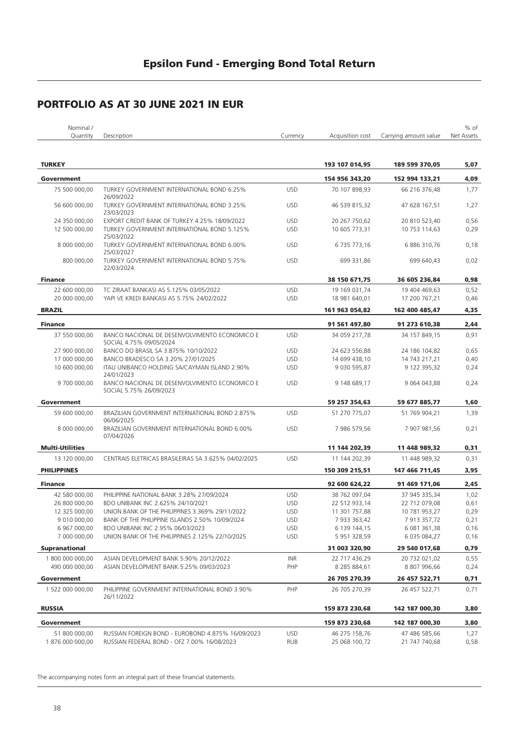# Epsilon Fund - Emerging Bond Total Return

## PORTFOLIO AS AT 30 JUNE 2021 IN EUR

| Nominal / Quantity | Description | Currency | Acquisition cost | Carrying amount value | % of Net Assets |
|---|---|---|---|---|---|
| **TURKEY** | | | **193 107 014,95** | **189 599 370,05** | **5,07** |
| **Government** | | | **154 956 343,20** | **152 994 133,21** | **4,09** |
| 75 500 000,00 | TURKEY GOVERNMENT INTERNATIONAL BOND 6.25% 26/09/2022 | USD | 70 107 898,93 | 66 216 376,48 | 1,77 |
| 56 600 000,00 | TURKEY GOVERNMENT INTERNATIONAL BOND 3.25% 23/03/2023 | USD | 46 539 815,32 | 47 628 167,51 | 1,27 |
| 24 350 000,00 | EXPORT CREDIT BANK OF TURKEY 4.25% 18/09/2022 | USD | 20 267 750,62 | 20 810 523,40 | 0,56 |
| 12 500 000,00 | TURKEY GOVERNMENT INTERNATIONAL BOND 5.125% 25/03/2022 | USD | 10 605 773,31 | 10 753 114,63 | 0,29 |
| 8 000 000,00 | TURKEY GOVERNMENT INTERNATIONAL BOND 6.00% 25/03/2027 | USD | 6 735 773,16 | 6 886 310,76 | 0,18 |
| 800 000,00 | TURKEY GOVERNMENT INTERNATIONAL BOND 5.75% 22/03/2024 | USD | 699 331,86 | 699 640,43 | 0,02 |
| **Finance** | | | **38 150 671,75** | **36 605 236,84** | **0,98** |
| 22 600 000,00 | TC ZIRAAT BANKASI AS 5.125% 03/05/2022 | USD | 19 169 031,74 | 19 404 469,63 | 0,52 |
| 20 000 000,00 | YAPI VE KREDI BANKASI AS 5.75% 24/02/2022 | USD | 18 981 640,01 | 17 200 767,21 | 0,46 |
| **BRAZIL** | | | **161 963 054,82** | **162 400 485,47** | **4,35** |
| **Finance** | | | **91 561 497,80** | **91 273 610,38** | **2,44** |
| 37 550 000,00 | BANCO NACIONAL DE DESENVOLVIMENTO ECONOMICO E SOCIAL 4.75% 09/05/2024 | USD | 34 059 217,78 | 34 157 849,15 | 0,91 |
| 27 900 000,00 | BANCO DO BRASIL SA 3.875% 10/10/2022 | USD | 24 623 556,88 | 24 186 104,82 | 0,65 |
| 17 000 000,00 | BANCO BRADESCO SA 3.20% 27/01/2025 | USD | 14 699 438,10 | 14 743 217,21 | 0,40 |
| 10 600 000,00 | ITAU UNIBANCO HOLDING SA/CAYMAN ISLAND 2.90% 24/01/2023 | USD | 9 030 595,87 | 9 122 395,32 | 0,24 |
| 9 700 000,00 | BANCO NACIONAL DE DESENVOLVIMENTO ECONOMICO E SOCIAL 5.75% 26/09/2023 | USD | 9 148 689,17 | 9 064 043,88 | 0,24 |
| **Government** | | | **59 257 354,63** | **59 677 885,77** | **1,60** |
| 59 600 000,00 | BRAZILIAN GOVERNMENT INTERNATIONAL BOND 2.875% 06/06/2025 | USD | 51 270 775,07 | 51 769 904,21 | 1,39 |
| 8 000 000,00 | BRAZILIAN GOVERNMENT INTERNATIONAL BOND 6.00% 07/04/2026 | USD | 7 986 579,56 | 7 907 981,56 | 0,21 |
| **Multi-Utilities** | | | **11 144 202,39** | **11 448 989,32** | **0,31** |
| 13 120 000,00 | CENTRAIS ELETRICAS BRASILEIRAS SA 3.625% 04/02/2025 | USD | 11 144 202,39 | 11 448 989,32 | 0,31 |
| **PHILIPPINES** | | | **150 309 215,51** | **147 466 711,45** | **3,95** |
| **Finance** | | | **92 600 624,22** | **91 469 171,06** | **2,45** |
| 42 580 000,00 | PHILIPPINE NATIONAL BANK 3.28% 27/09/2024 | USD | 38 762 097,04 | 37 945 335,34 | 1,02 |
| 26 800 000,00 | BDO UNIBANK INC 2.625% 24/10/2021 | USD | 22 512 933,14 | 22 712 079,08 | 0,61 |
| 12 325 000,00 | UNION BANK OF THE PHILIPPINES 3.369% 29/11/2022 | USD | 11 301 757,88 | 10 781 953,27 | 0,29 |
| 9 010 000,00 | BANK OF THE PHILIPPINE ISLANDS 2.50% 10/09/2024 | USD | 7 933 363,42 | 7 913 357,72 | 0,21 |
| 6 967 000,00 | BDO UNIBANK INC 2.95% 06/03/2023 | USD | 6 139 144,15 | 6 081 361,38 | 0,16 |
| 7 000 000,00 | UNION BANK OF THE PHILIPPINES 2.125% 22/10/2025 | USD | 5 951 328,59 | 6 035 084,27 | 0,16 |
| **Supranational** | | | **31 003 320,90** | **29 540 017,68** | **0,79** |
| 1 800 000 000,00 | ASIAN DEVELOPMENT BANK 5.90% 20/12/2022 | INR | 22 717 436,29 | 20 732 021,02 | 0,55 |
| 490 000 000,00 | ASIAN DEVELOPMENT BANK 5.25% 09/03/2023 | PHP | 8 285 884,61 | 8 807 996,66 | 0,24 |
| **Government** | | | **26 705 270,39** | **26 457 522,71** | **0,71** |
| 1 522 000 000,00 | PHILIPPINE GOVERNMENT INTERNATIONAL BOND 3.90% 26/11/2022 | PHP | 26 705 270,39 | 26 457 522,71 | 0,71 |
| **RUSSIA** | | | **159 873 230,68** | **142 187 000,30** | **3,80** |
| **Government** | | | **159 873 230,68** | **142 187 000,30** | **3,80** |
| 51 800 000,00 | RUSSIAN FOREIGN BOND - EUROBOND 4.875% 16/09/2023 | USD | 46 275 158,76 | 47 486 585,66 | 1,27 |
| 1 876 000 000,00 | RUSSIAN FEDERAL BOND - OFZ 7.00% 16/08/2023 | RUB | 25 068 100,72 | 21 747 740,68 | 0,58 |

The accompanying notes form an integral part of these financial statements.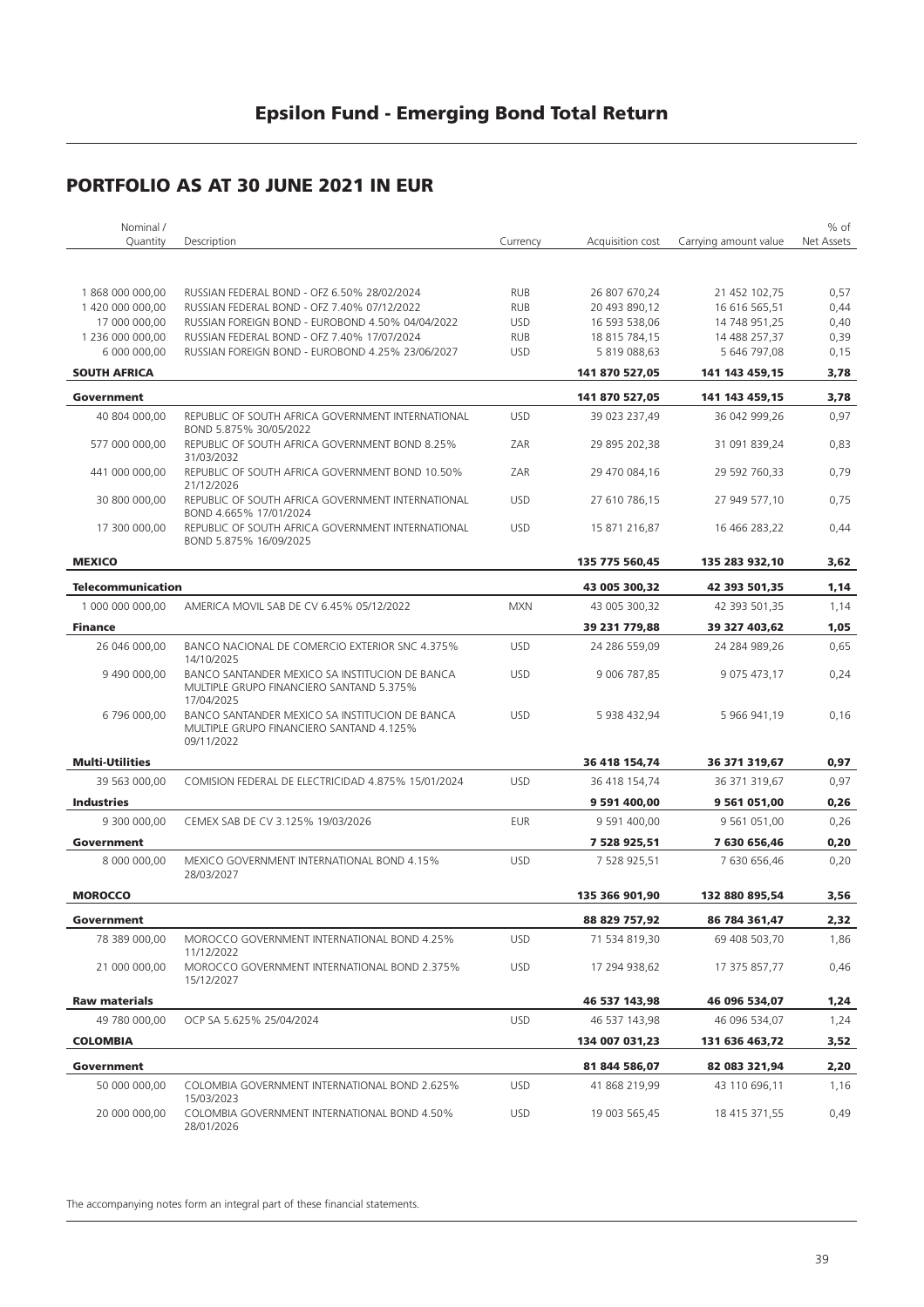# Epsilon Fund - Emerging Bond Total Return

## PORTFOLIO AS AT 30 JUNE 2021 IN EUR

| Nominal / Quantity | Description | Currency | Acquisition cost | Carrying amount value | % of Net Assets |
|---|---|---|---|---|---|
| 1 868 000 000,00 | RUSSIAN FEDERAL BOND - OFZ 6.50% 28/02/2024 | RUB | 26 807 670,24 | 21 452 102,75 | 0,57 |
| 1 420 000 000,00 | RUSSIAN FEDERAL BOND - OFZ 7.40% 07/12/2022 | RUB | 20 493 890,12 | 16 616 565,51 | 0,44 |
| 17 000 000,00 | RUSSIAN FOREIGN BOND - EUROBOND 4.50% 04/04/2022 | USD | 16 593 538,06 | 14 748 951,25 | 0,40 |
| 1 236 000 000,00 | RUSSIAN FEDERAL BOND - OFZ 7.40% 17/07/2024 | RUB | 18 815 784,15 | 14 488 257,37 | 0,39 |
| 6 000 000,00 | RUSSIAN FOREIGN BOND - EUROBOND 4.25% 23/06/2027 | USD | 5 819 088,63 | 5 646 797,08 | 0,15 |
| **SOUTH AFRICA** | | | **141 870 527,05** | **141 143 459,15** | **3,78** |
| **Government** | | | **141 870 527,05** | **141 143 459,15** | **3,78** |
| 40 804 000,00 | REPUBLIC OF SOUTH AFRICA GOVERNMENT INTERNATIONAL BOND 5.875% 30/05/2022 | USD | 39 023 237,49 | 36 042 999,26 | 0,97 |
| 577 000 000,00 | REPUBLIC OF SOUTH AFRICA GOVERNMENT BOND 8.25% 31/03/2032 | ZAR | 29 895 202,38 | 31 091 839,24 | 0,83 |
| 441 000 000,00 | REPUBLIC OF SOUTH AFRICA GOVERNMENT BOND 10.50% 21/12/2026 | ZAR | 29 470 084,16 | 29 592 760,33 | 0,79 |
| 30 800 000,00 | REPUBLIC OF SOUTH AFRICA GOVERNMENT INTERNATIONAL BOND 4.665% 17/01/2024 | USD | 27 610 786,15 | 27 949 577,10 | 0,75 |
| 17 300 000,00 | REPUBLIC OF SOUTH AFRICA GOVERNMENT INTERNATIONAL BOND 5.875% 16/09/2025 | USD | 15 871 216,87 | 16 466 283,22 | 0,44 |
| **MEXICO** | | | **135 775 560,45** | **135 283 932,10** | **3,62** |
| **Telecommunication** | | | **43 005 300,32** | **42 393 501,35** | **1,14** |
| 1 000 000 000,00 | AMERICA MOVIL SAB DE CV 6.45% 05/12/2022 | MXN | 43 005 300,32 | 42 393 501,35 | 1,14 |
| **Finance** | | | **39 231 779,88** | **39 327 403,62** | **1,05** |
| 26 046 000,00 | BANCO NACIONAL DE COMERCIO EXTERIOR SNC 4.375% 14/10/2025 | USD | 24 286 559,09 | 24 284 989,26 | 0,65 |
| 9 490 000,00 | BANCO SANTANDER MEXICO SA INSTITUCION DE BANCA MULTIPLE GRUPO FINANCIERO SANTAND 5.375% 17/04/2025 | USD | 9 006 787,85 | 9 075 473,17 | 0,24 |
| 6 796 000,00 | BANCO SANTANDER MEXICO SA INSTITUCION DE BANCA MULTIPLE GRUPO FINANCIERO SANTAND 4.125% 09/11/2022 | USD | 5 938 432,94 | 5 966 941,19 | 0,16 |
| **Multi-Utilities** | | | **36 418 154,74** | **36 371 319,67** | **0,97** |
| 39 563 000,00 | COMISION FEDERAL DE ELECTRICIDAD 4.875% 15/01/2024 | USD | 36 418 154,74 | 36 371 319,67 | 0,97 |
| **Industries** | | | **9 591 400,00** | **9 561 051,00** | **0,26** |
| 9 300 000,00 | CEMEX SAB DE CV 3.125% 19/03/2026 | EUR | 9 591 400,00 | 9 561 051,00 | 0,26 |
| **Government** | | | **7 528 925,51** | **7 630 656,46** | **0,20** |
| 8 000 000,00 | MEXICO GOVERNMENT INTERNATIONAL BOND 4.15% 28/03/2027 | USD | 7 528 925,51 | 7 630 656,46 | 0,20 |
| **MOROCCO** | | | **135 366 901,90** | **132 880 895,54** | **3,56** |
| **Government** | | | **88 829 757,92** | **86 784 361,47** | **2,32** |
| 78 389 000,00 | MOROCCO GOVERNMENT INTERNATIONAL BOND 4.25% 11/12/2022 | USD | 71 534 819,30 | 69 408 503,70 | 1,86 |
| 21 000 000,00 | MOROCCO GOVERNMENT INTERNATIONAL BOND 2.375% 15/12/2027 | USD | 17 294 938,62 | 17 375 857,77 | 0,46 |
| **Raw materials** | | | **46 537 143,98** | **46 096 534,07** | **1,24** |
| 49 780 000,00 | OCP SA 5.625% 25/04/2024 | USD | 46 537 143,98 | 46 096 534,07 | 1,24 |
| **COLOMBIA** | | | **134 007 031,23** | **131 636 463,72** | **3,52** |
| **Government** | | | **81 844 586,07** | **82 083 321,94** | **2,20** |
| 50 000 000,00 | COLOMBIA GOVERNMENT INTERNATIONAL BOND 2.625% 15/03/2023 | USD | 41 868 219,99 | 43 110 696,11 | 1,16 |
| 20 000 000,00 | COLOMBIA GOVERNMENT INTERNATIONAL BOND 4.50% 28/01/2026 | USD | 19 003 565,45 | 18 415 371,55 | 0,49 |

The accompanying notes form an integral part of these financial statements.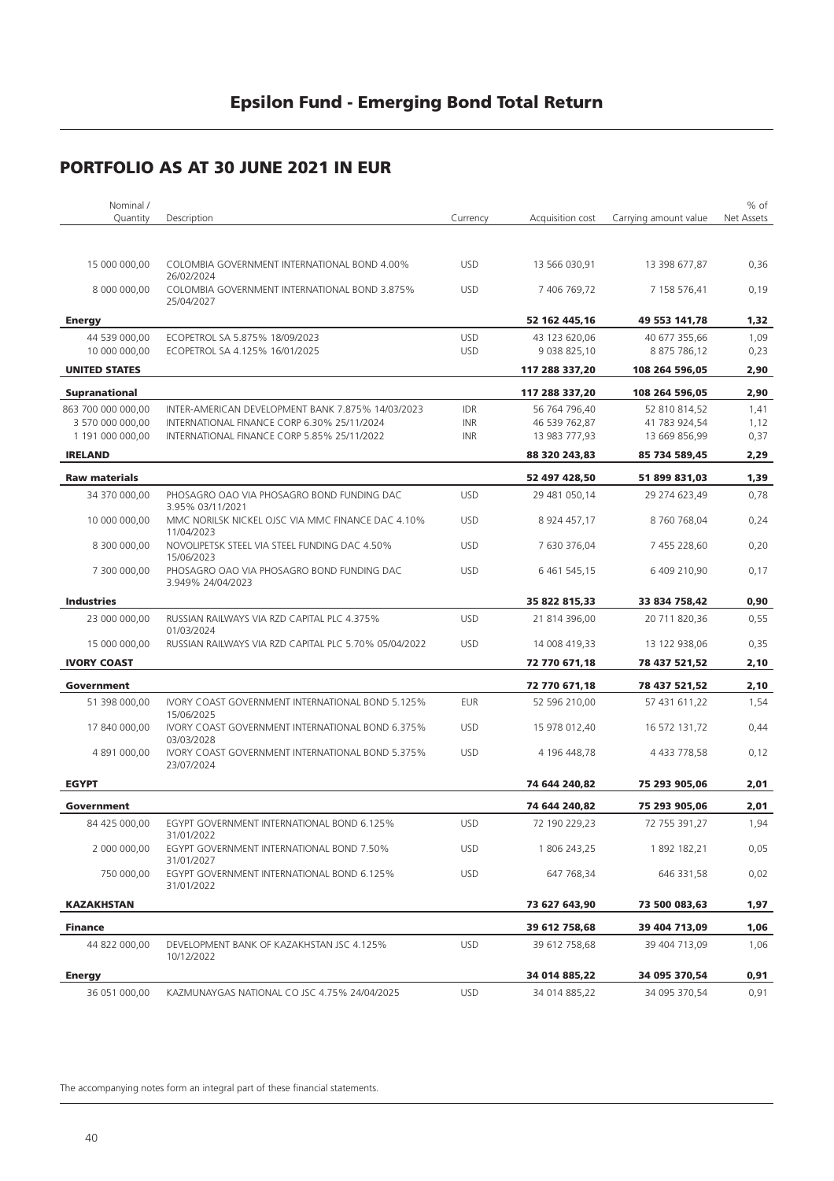# Epsilon Fund - Emerging Bond Total Return

## PORTFOLIO AS AT 30 JUNE 2021 IN EUR

| Nominal / Quantity | Description | Currency | Acquisition cost | Carrying amount value | % of Net Assets |
|---|---|---|---|---|---|
| 15 000 000,00 | COLOMBIA GOVERNMENT INTERNATIONAL BOND 4.00% 26/02/2024 | USD | 13 566 030,91 | 13 398 677,87 | 0,36 |
| 8 000 000,00 | COLOMBIA GOVERNMENT INTERNATIONAL BOND 3.875% 25/04/2027 | USD | 7 406 769,72 | 7 158 576,41 | 0,19 |
| **Energy** | | | **52 162 445,16** | **49 553 141,78** | **1,32** |
| 44 539 000,00 | ECOPETROL SA 5.875% 18/09/2023 | USD | 43 123 620,06 | 40 677 355,66 | 1,09 |
| 10 000 000,00 | ECOPETROL SA 4.125% 16/01/2025 | USD | 9 038 825,10 | 8 875 786,12 | 0,23 |
| **UNITED STATES** | | | **117 288 337,20** | **108 264 596,05** | **2,90** |
| **Supranational** | | | **117 288 337,20** | **108 264 596,05** | **2,90** |
| 863 700 000 000,00 | INTER-AMERICAN DEVELOPMENT BANK 7.875% 14/03/2023 | IDR | 56 764 796,40 | 52 810 814,52 | 1,41 |
| 3 570 000 000,00 | INTERNATIONAL FINANCE CORP 6.30% 25/11/2024 | INR | 46 539 762,87 | 41 783 924,54 | 1,12 |
| 1 191 000 000,00 | INTERNATIONAL FINANCE CORP 5.85% 25/11/2022 | INR | 13 983 777,93 | 13 669 856,99 | 0,37 |
| **IRELAND** | | | **88 320 243,83** | **85 734 589,45** | **2,29** |
| **Raw materials** | | | **52 497 428,50** | **51 899 831,03** | **1,39** |
| 34 370 000,00 | PHOSAGRO OAO VIA PHOSAGRO BOND FUNDING DAC 3.95% 03/11/2021 | USD | 29 481 050,14 | 29 274 623,49 | 0,78 |
| 10 000 000,00 | MMC NORILSK NICKEL OJSC VIA MMC FINANCE DAC 4.10% 11/04/2023 | USD | 8 924 457,17 | 8 760 768,04 | 0,24 |
| 8 300 000,00 | NOVOLIPETSK STEEL VIA STEEL FUNDING DAC 4.50% 15/06/2023 | USD | 7 630 376,04 | 7 455 228,60 | 0,20 |
| 7 300 000,00 | PHOSAGRO OAO VIA PHOSAGRO BOND FUNDING DAC 3.949% 24/04/2023 | USD | 6 461 545,15 | 6 409 210,90 | 0,17 |
| **Industries** | | | **35 822 815,33** | **33 834 758,42** | **0,90** |
| 23 000 000,00 | RUSSIAN RAILWAYS VIA RZD CAPITAL PLC 4.375% 01/03/2024 | USD | 21 814 396,00 | 20 711 820,36 | 0,55 |
| 15 000 000,00 | RUSSIAN RAILWAYS VIA RZD CAPITAL PLC 5.70% 05/04/2022 | USD | 14 008 419,33 | 13 122 938,06 | 0,35 |
| **IVORY COAST** | | | **72 770 671,18** | **78 437 521,52** | **2,10** |
| **Government** | | | **72 770 671,18** | **78 437 521,52** | **2,10** |
| 51 398 000,00 | IVORY COAST GOVERNMENT INTERNATIONAL BOND 5.125% 15/06/2025 | EUR | 52 596 210,00 | 57 431 611,22 | 1,54 |
| 17 840 000,00 | IVORY COAST GOVERNMENT INTERNATIONAL BOND 6.375% 03/03/2028 | USD | 15 978 012,40 | 16 572 131,72 | 0,44 |
| 4 891 000,00 | IVORY COAST GOVERNMENT INTERNATIONAL BOND 5.375% 23/07/2024 | USD | 4 196 448,78 | 4 433 778,58 | 0,12 |
| **EGYPT** | | | **74 644 240,82** | **75 293 905,06** | **2,01** |
| **Government** | | | **74 644 240,82** | **75 293 905,06** | **2,01** |
| 84 425 000,00 | EGYPT GOVERNMENT INTERNATIONAL BOND 6.125% 31/01/2022 | USD | 72 190 229,23 | 72 755 391,27 | 1,94 |
| 2 000 000,00 | EGYPT GOVERNMENT INTERNATIONAL BOND 7.50% 31/01/2027 | USD | 1 806 243,25 | 1 892 182,21 | 0,05 |
| 750 000,00 | EGYPT GOVERNMENT INTERNATIONAL BOND 6.125% 31/01/2022 | USD | 647 768,34 | 646 331,58 | 0,02 |
| **KAZAKHSTAN** | | | **73 627 643,90** | **73 500 083,63** | **1,97** |
| **Finance** | | | **39 612 758,68** | **39 404 713,09** | **1,06** |
| 44 822 000,00 | DEVELOPMENT BANK OF KAZAKHSTAN JSC 4.125% 10/12/2022 | USD | 39 612 758,68 | 39 404 713,09 | 1,06 |
| **Energy** | | | **34 014 885,22** | **34 095 370,54** | **0,91** |
| 36 051 000,00 | KAZMUNAYGAS NATIONAL CO JSC 4.75% 24/04/2025 | USD | 34 014 885,22 | 34 095 370,54 | 0,91 |

The accompanying notes form an integral part of these financial statements.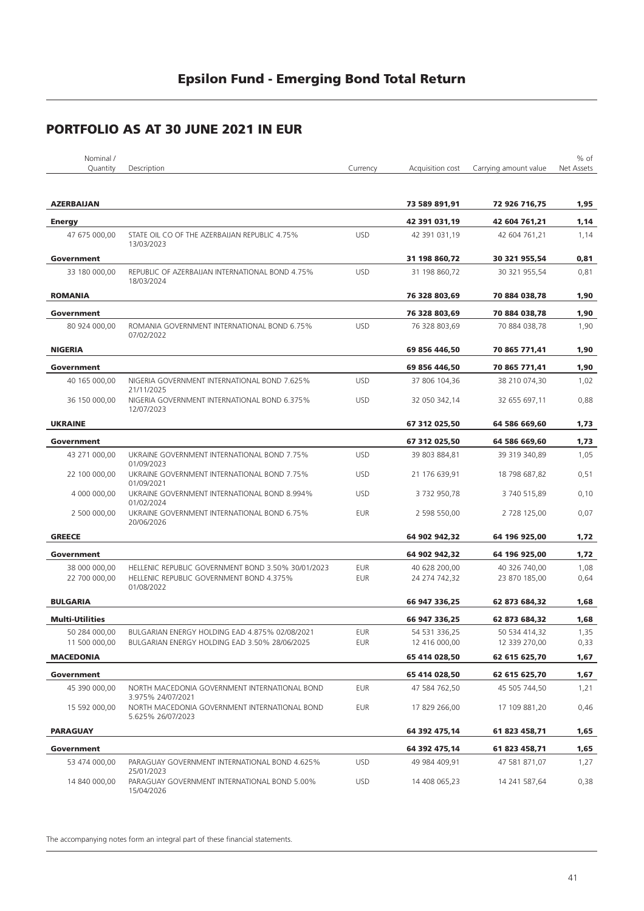# Epsilon Fund - Emerging Bond Total Return

## PORTFOLIO AS AT 30 JUNE 2021 IN EUR

| Nominal / Quantity | Description | Currency | Acquisition cost | Carrying amount value | % of Net Assets |
|---|---|---|---|---|---|
| **AZERBAIJAN** | | | **73 589 891,91** | **72 926 716,75** | **1,95** |
| **Energy** | | | **42 391 031,19** | **42 604 761,21** | **1,14** |
| 47 675 000,00 | STATE OIL CO OF THE AZERBAIJAN REPUBLIC 4.75% 13/03/2023 | USD | 42 391 031,19 | 42 604 761,21 | 1,14 |
| **Government** | | | **31 198 860,72** | **30 321 955,54** | **0,81** |
| 33 180 000,00 | REPUBLIC OF AZERBAIJAN INTERNATIONAL BOND 4.75% 18/03/2024 | USD | 31 198 860,72 | 30 321 955,54 | 0,81 |
| **ROMANIA** | | | **76 328 803,69** | **70 884 038,78** | **1,90** |
| **Government** | | | **76 328 803,69** | **70 884 038,78** | **1,90** |
| 80 924 000,00 | ROMANIA GOVERNMENT INTERNATIONAL BOND 6.75% 07/02/2022 | USD | 76 328 803,69 | 70 884 038,78 | 1,90 |
| **NIGERIA** | | | **69 856 446,50** | **70 865 771,41** | **1,90** |
| **Government** | | | **69 856 446,50** | **70 865 771,41** | **1,90** |
| 40 165 000,00 | NIGERIA GOVERNMENT INTERNATIONAL BOND 7.625% 21/11/2025 | USD | 37 806 104,36 | 38 210 074,30 | 1,02 |
| 36 150 000,00 | NIGERIA GOVERNMENT INTERNATIONAL BOND 6.375% 12/07/2023 | USD | 32 050 342,14 | 32 655 697,11 | 0,88 |
| **UKRAINE** | | | **67 312 025,50** | **64 586 669,60** | **1,73** |
| **Government** | | | **67 312 025,50** | **64 586 669,60** | **1,73** |
| 43 271 000,00 | UKRAINE GOVERNMENT INTERNATIONAL BOND 7.75% 01/09/2023 | USD | 39 803 884,81 | 39 319 340,89 | 1,05 |
| 22 100 000,00 | UKRAINE GOVERNMENT INTERNATIONAL BOND 7.75% 01/09/2021 | USD | 21 176 639,91 | 18 798 687,82 | 0,51 |
| 4 000 000,00 | UKRAINE GOVERNMENT INTERNATIONAL BOND 8.994% 01/02/2024 | USD | 3 732 950,78 | 3 740 515,89 | 0,10 |
| 2 500 000,00 | UKRAINE GOVERNMENT INTERNATIONAL BOND 6.75% 20/06/2026 | EUR | 2 598 550,00 | 2 728 125,00 | 0,07 |
| **GREECE** | | | **64 902 942,32** | **64 196 925,00** | **1,72** |
| **Government** | | | **64 902 942,32** | **64 196 925,00** | **1,72** |
| 38 000 000,00 | HELLENIC REPUBLIC GOVERNMENT BOND 3.50% 30/01/2023 | EUR | 40 628 200,00 | 40 326 740,00 | 1,08 |
| 22 700 000,00 | HELLENIC REPUBLIC GOVERNMENT BOND 4.375% 01/08/2022 | EUR | 24 274 742,32 | 23 870 185,00 | 0,64 |
| **BULGARIA** | | | **66 947 336,25** | **62 873 684,32** | **1,68** |
| **Multi-Utilities** | | | **66 947 336,25** | **62 873 684,32** | **1,68** |
| 50 284 000,00 | BULGARIAN ENERGY HOLDING EAD 4.875% 02/08/2021 | EUR | 54 531 336,25 | 50 534 414,32 | 1,35 |
| 11 500 000,00 | BULGARIAN ENERGY HOLDING EAD 3.50% 28/06/2025 | EUR | 12 416 000,00 | 12 339 270,00 | 0,33 |
| **MACEDONIA** | | | **65 414 028,50** | **62 615 625,70** | **1,67** |
| **Government** | | | **65 414 028,50** | **62 615 625,70** | **1,67** |
| 45 390 000,00 | NORTH MACEDONIA GOVERNMENT INTERNATIONAL BOND 3.975% 24/07/2021 | EUR | 47 584 762,50 | 45 505 744,50 | 1,21 |
| 15 592 000,00 | NORTH MACEDONIA GOVERNMENT INTERNATIONAL BOND 5.625% 26/07/2023 | EUR | 17 829 266,00 | 17 109 881,20 | 0,46 |
| **PARAGUAY** | | | **64 392 475,14** | **61 823 458,71** | **1,65** |
| **Government** | | | **64 392 475,14** | **61 823 458,71** | **1,65** |
| 53 474 000,00 | PARAGUAY GOVERNMENT INTERNATIONAL BOND 4.625% 25/01/2023 | USD | 49 984 409,91 | 47 581 871,07 | 1,27 |
| 14 840 000,00 | PARAGUAY GOVERNMENT INTERNATIONAL BOND 5.00% 15/04/2026 | USD | 14 408 065,23 | 14 241 587,64 | 0,38 |

The accompanying notes form an integral part of these financial statements.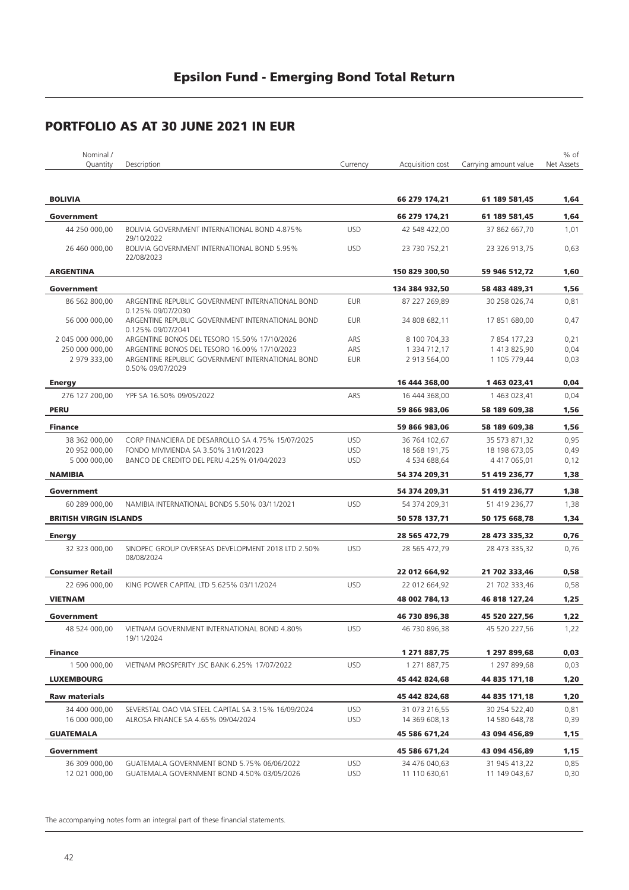# Epsilon Fund - Emerging Bond Total Return

## PORTFOLIO AS AT 30 JUNE 2021 IN EUR

| Nominal / Quantity | Description | Currency | Acquisition cost | Carrying amount value | % of Net Assets |
|---|---|---|---|---|---|
| **BOLIVIA** | | | **66 279 174,21** | **61 189 581,45** | **1,64** |
| **Government** | | | **66 279 174,21** | **61 189 581,45** | **1,64** |
| 44 250 000,00 | BOLIVIA GOVERNMENT INTERNATIONAL BOND 4.875% 29/10/2022 | USD | 42 548 422,00 | 37 862 667,70 | 1,01 |
| 26 460 000,00 | BOLIVIA GOVERNMENT INTERNATIONAL BOND 5.95% 22/08/2023 | USD | 23 730 752,21 | 23 326 913,75 | 0,63 |
| **ARGENTINA** | | | **150 829 300,50** | **59 946 512,72** | **1,60** |
| **Government** | | | **134 384 932,50** | **58 483 489,31** | **1,56** |
| 86 562 800,00 | ARGENTINE REPUBLIC GOVERNMENT INTERNATIONAL BOND 0.125% 09/07/2030 | EUR | 87 227 269,89 | 30 258 026,74 | 0,81 |
| 56 000 000,00 | ARGENTINE REPUBLIC GOVERNMENT INTERNATIONAL BOND 0.125% 09/07/2041 | EUR | 34 808 682,11 | 17 851 680,00 | 0,47 |
| 2 045 000 000,00 | ARGENTINE BONOS DEL TESORO 15.50% 17/10/2026 | ARS | 8 100 704,33 | 7 854 177,23 | 0,21 |
| 250 000 000,00 | ARGENTINE BONOS DEL TESORO 16.00% 17/10/2023 | ARS | 1 334 712,17 | 1 413 825,90 | 0,04 |
| 2 979 333,00 | ARGENTINE REPUBLIC GOVERNMENT INTERNATIONAL BOND 0.50% 09/07/2029 | EUR | 2 913 564,00 | 1 105 779,44 | 0,03 |
| **Energy** | | | **16 444 368,00** | **1 463 023,41** | **0,04** |
| 276 127 200,00 | YPF SA 16.50% 09/05/2022 | ARS | 16 444 368,00 | 1 463 023,41 | 0,04 |
| **PERU** | | | **59 866 983,06** | **58 189 609,38** | **1,56** |
| **Finance** | | | **59 866 983,06** | **58 189 609,38** | **1,56** |
| 38 362 000,00 | CORP FINANCIERA DE DESARROLLO SA 4.75% 15/07/2025 | USD | 36 764 102,67 | 35 573 871,32 | 0,95 |
| 20 952 000,00 | FONDO MIVIVIENDA SA 3.50% 31/01/2023 | USD | 18 568 191,75 | 18 198 673,05 | 0,49 |
| 5 000 000,00 | BANCO DE CREDITO DEL PERU 4.25% 01/04/2023 | USD | 4 534 688,64 | 4 417 065,01 | 0,12 |
| **NAMIBIA** | | | **54 374 209,31** | **51 419 236,77** | **1,38** |
| **Government** | | | **54 374 209,31** | **51 419 236,77** | **1,38** |
| 60 289 000,00 | NAMIBIA INTERNATIONAL BONDS 5.50% 03/11/2021 | USD | 54 374 209,31 | 51 419 236,77 | 1,38 |
| **BRITISH VIRGIN ISLANDS** | | | **50 578 137,71** | **50 175 668,78** | **1,34** |
| **Energy** | | | **28 565 472,79** | **28 473 335,32** | **0,76** |
| 32 323 000,00 | SINOPEC GROUP OVERSEAS DEVELOPMENT 2018 LTD 2.50% 08/08/2024 | USD | 28 565 472,79 | 28 473 335,32 | 0,76 |
| **Consumer Retail** | | | **22 012 664,92** | **21 702 333,46** | **0,58** |
| 22 696 000,00 | KING POWER CAPITAL LTD 5.625% 03/11/2024 | USD | 22 012 664,92 | 21 702 333,46 | 0,58 |
| **VIETNAM** | | | **48 002 784,13** | **46 818 127,24** | **1,25** |
| **Government** | | | **46 730 896,38** | **45 520 227,56** | **1,22** |
| 48 524 000,00 | VIETNAM GOVERNMENT INTERNATIONAL BOND 4.80% 19/11/2024 | USD | 46 730 896,38 | 45 520 227,56 | 1,22 |
| **Finance** | | | **1 271 887,75** | **1 297 899,68** | **0,03** |
| 1 500 000,00 | VIETNAM PROSPERITY JSC BANK 6.25% 17/07/2022 | USD | 1 271 887,75 | 1 297 899,68 | 0,03 |
| **LUXEMBOURG** | | | **45 442 824,68** | **44 835 171,18** | **1,20** |
| **Raw materials** | | | **45 442 824,68** | **44 835 171,18** | **1,20** |
| 34 400 000,00 | SEVERSTAL OAO VIA STEEL CAPITAL SA 3.15% 16/09/2024 | USD | 31 073 216,55 | 30 254 522,40 | 0,81 |
| 16 000 000,00 | ALROSA FINANCE SA 4.65% 09/04/2024 | USD | 14 369 608,13 | 14 580 648,78 | 0,39 |
| **GUATEMALA** | | | **45 586 671,24** | **43 094 456,89** | **1,15** |
| **Government** | | | **45 586 671,24** | **43 094 456,89** | **1,15** |
| 36 309 000,00 | GUATEMALA GOVERNMENT BOND 5.75% 06/06/2022 | USD | 34 476 040,63 | 31 945 413,22 | 0,85 |
| 12 021 000,00 | GUATEMALA GOVERNMENT BOND 4.50% 03/05/2026 | USD | 11 110 630,61 | 11 149 043,67 | 0,30 |

The accompanying notes form an integral part of these financial statements.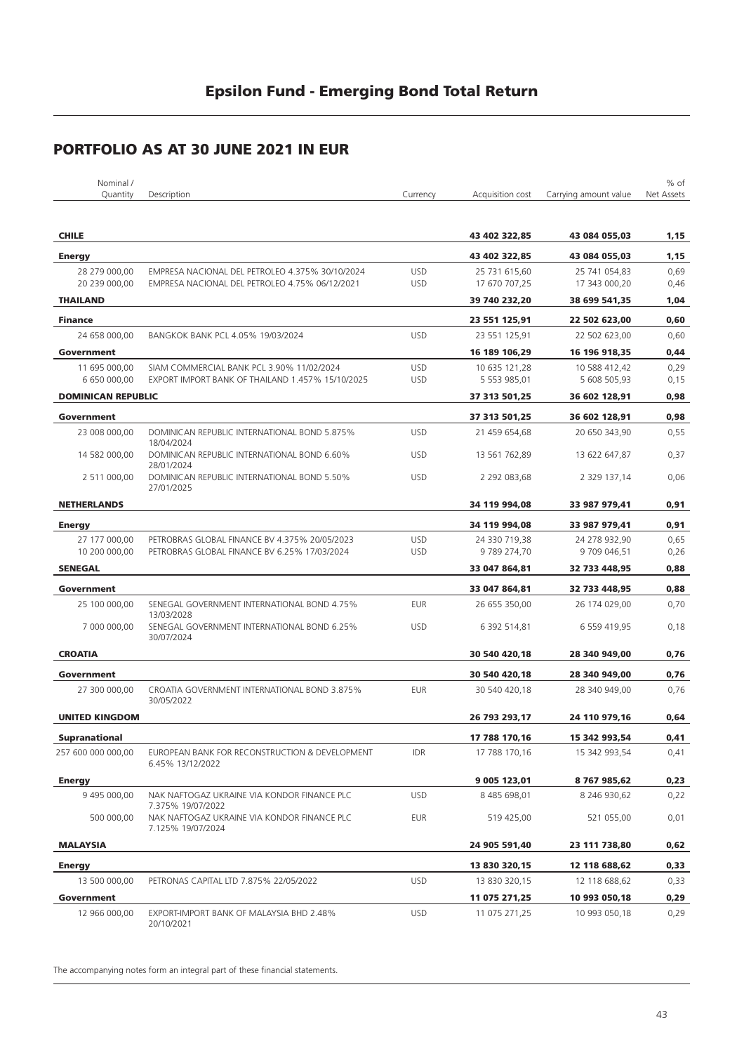# Epsilon Fund - Emerging Bond Total Return

## PORTFOLIO AS AT 30 JUNE 2021 IN EUR

| Nominal / Quantity | Description | Currency | Acquisition cost | Carrying amount value | % of Net Assets |
|---|---|---|---|---|---|
| **CHILE** | | | **43 402 322,85** | **43 084 055,03** | **1,15** |
| **Energy** | | | **43 402 322,85** | **43 084 055,03** | **1,15** |
| 28 279 000,00 | EMPRESA NACIONAL DEL PETROLEO 4.375% 30/10/2024 | USD | 25 731 615,60 | 25 741 054,83 | 0,69 |
| 20 239 000,00 | EMPRESA NACIONAL DEL PETROLEO 4.75% 06/12/2021 | USD | 17 670 707,25 | 17 343 000,20 | 0,46 |
| **THAILAND** | | | **39 740 232,20** | **38 699 541,35** | **1,04** |
| **Finance** | | | **23 551 125,91** | **22 502 623,00** | **0,60** |
| 24 658 000,00 | BANGKOK BANK PCL 4.05% 19/03/2024 | USD | 23 551 125,91 | 22 502 623,00 | 0,60 |
| **Government** | | | **16 189 106,29** | **16 196 918,35** | **0,44** |
| 11 695 000,00 | SIAM COMMERCIAL BANK PCL 3.90% 11/02/2024 | USD | 10 635 121,28 | 10 588 412,42 | 0,29 |
| 6 650 000,00 | EXPORT IMPORT BANK OF THAILAND 1.457% 15/10/2025 | USD | 5 553 985,01 | 5 608 505,93 | 0,15 |
| **DOMINICAN REPUBLIC** | | | **37 313 501,25** | **36 602 128,91** | **0,98** |
| **Government** | | | **37 313 501,25** | **36 602 128,91** | **0,98** |
| 23 008 000,00 | DOMINICAN REPUBLIC INTERNATIONAL BOND 5.875% 18/04/2024 | USD | 21 459 654,68 | 20 650 343,90 | 0,55 |
| 14 582 000,00 | DOMINICAN REPUBLIC INTERNATIONAL BOND 6.60% 28/01/2024 | USD | 13 561 762,89 | 13 622 647,87 | 0,37 |
| 2 511 000,00 | DOMINICAN REPUBLIC INTERNATIONAL BOND 5.50% 27/01/2025 | USD | 2 292 083,68 | 2 329 137,14 | 0,06 |
| **NETHERLANDS** | | | **34 119 994,08** | **33 987 979,41** | **0,91** |
| **Energy** | | | **34 119 994,08** | **33 987 979,41** | **0,91** |
| 27 177 000,00 | PETROBRAS GLOBAL FINANCE BV 4.375% 20/05/2023 | USD | 24 330 719,38 | 24 278 932,90 | 0,65 |
| 10 200 000,00 | PETROBRAS GLOBAL FINANCE BV 6.25% 17/03/2024 | USD | 9 789 274,70 | 9 709 046,51 | 0,26 |
| **SENEGAL** | | | **33 047 864,81** | **32 733 448,95** | **0,88** |
| **Government** | | | **33 047 864,81** | **32 733 448,95** | **0,88** |
| 25 100 000,00 | SENEGAL GOVERNMENT INTERNATIONAL BOND 4.75% 13/03/2028 | EUR | 26 655 350,00 | 26 174 029,00 | 0,70 |
| 7 000 000,00 | SENEGAL GOVERNMENT INTERNATIONAL BOND 6.25% 30/07/2024 | USD | 6 392 514,81 | 6 559 419,95 | 0,18 |
| **CROATIA** | | | **30 540 420,18** | **28 340 949,00** | **0,76** |
| **Government** | | | **30 540 420,18** | **28 340 949,00** | **0,76** |
| 27 300 000,00 | CROATIA GOVERNMENT INTERNATIONAL BOND 3.875% 30/05/2022 | EUR | 30 540 420,18 | 28 340 949,00 | 0,76 |
| **UNITED KINGDOM** | | | **26 793 293,17** | **24 110 979,16** | **0,64** |
| **Supranational** | | | **17 788 170,16** | **15 342 993,54** | **0,41** |
| 257 600 000 000,00 | EUROPEAN BANK FOR RECONSTRUCTION & DEVELOPMENT 6.45% 13/12/2022 | IDR | 17 788 170,16 | 15 342 993,54 | 0,41 |
| **Energy** | | | **9 005 123,01** | **8 767 985,62** | **0,23** |
| 9 495 000,00 | NAK NAFTOGAZ UKRAINE VIA KONDOR FINANCE PLC 7.375% 19/07/2022 | USD | 8 485 698,01 | 8 246 930,62 | 0,22 |
| 500 000,00 | NAK NAFTOGAZ UKRAINE VIA KONDOR FINANCE PLC 7.125% 19/07/2024 | EUR | 519 425,00 | 521 055,00 | 0,01 |
| **MALAYSIA** | | | **24 905 591,40** | **23 111 738,80** | **0,62** |
| **Energy** | | | **13 830 320,15** | **12 118 688,62** | **0,33** |
| 13 500 000,00 | PETRONAS CAPITAL LTD 7.875% 22/05/2022 | USD | 13 830 320,15 | 12 118 688,62 | 0,33 |
| **Government** | | | **11 075 271,25** | **10 993 050,18** | **0,29** |
| 12 966 000,00 | EXPORT-IMPORT BANK OF MALAYSIA BHD 2.48% 20/10/2021 | USD | 11 075 271,25 | 10 993 050,18 | 0,29 |

The accompanying notes form an integral part of these financial statements.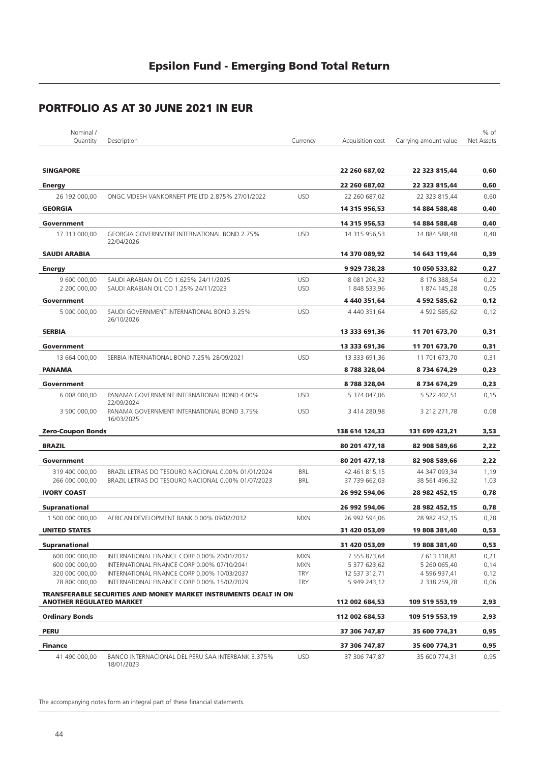## Epsilon Fund - Emerging Bond Total Return

## PORTFOLIO AS AT 30 JUNE 2021 IN EUR

| Nominal / Quantity | Description | Currency | Acquisition cost | Carrying amount value | % of Net Assets |
|---|---|---|---|---|---|
| **SINGAPORE** | | | **22 260 687,02** | **22 323 815,44** | **0,60** |
| **Energy** | | | **22 260 687,02** | **22 323 815,44** | **0,60** |
| 26 192 000,00 | ONGC VIDESH VANKORNEFT PTE LTD 2.875% 27/01/2022 | USD | 22 260 687,02 | 22 323 815,44 | 0,60 |
| **GEORGIA** | | | **14 315 956,53** | **14 884 588,48** | **0,40** |
| **Government** | | | **14 315 956,53** | **14 884 588,48** | **0,40** |
| 17 313 000,00 | GEORGIA GOVERNMENT INTERNATIONAL BOND 2.75% 22/04/2026 | USD | 14 315 956,53 | 14 884 588,48 | 0,40 |
| **SAUDI ARABIA** | | | **14 370 089,92** | **14 643 119,44** | **0,39** |
| **Energy** | | | **9 929 738,28** | **10 050 533,82** | **0,27** |
| 9 600 000,00 | SAUDI ARABIAN OIL CO 1.625% 24/11/2025 | USD | 8 081 204,32 | 8 176 388,54 | 0,22 |
| 2 200 000,00 | SAUDI ARABIAN OIL CO 1.25% 24/11/2023 | USD | 1 848 533,96 | 1 874 145,28 | 0,05 |
| **Government** | | | **4 440 351,64** | **4 592 585,62** | **0,12** |
| 5 000 000,00 | SAUDI GOVERNMENT INTERNATIONAL BOND 3.25% 26/10/2026 | USD | 4 440 351,64 | 4 592 585,62 | 0,12 |
| **SERBIA** | | | **13 333 691,36** | **11 701 673,70** | **0,31** |
| **Government** | | | **13 333 691,36** | **11 701 673,70** | **0,31** |
| 13 664 000,00 | SERBIA INTERNATIONAL BOND 7.25% 28/09/2021 | USD | 13 333 691,36 | 11 701 673,70 | 0,31 |
| **PANAMA** | | | **8 788 328,04** | **8 734 674,29** | **0,23** |
| **Government** | | | **8 788 328,04** | **8 734 674,29** | **0,23** |
| 6 008 000,00 | PANAMA GOVERNMENT INTERNATIONAL BOND 4.00% 22/09/2024 | USD | 5 374 047,06 | 5 522 402,51 | 0,15 |
| 3 500 000,00 | PANAMA GOVERNMENT INTERNATIONAL BOND 3.75% 16/03/2025 | USD | 3 414 280,98 | 3 212 271,78 | 0,08 |
| **Zero-Coupon Bonds** | | | **138 614 124,33** | **131 699 423,21** | **3,53** |
| **BRAZIL** | | | **80 201 477,18** | **82 908 589,66** | **2,22** |
| **Government** | | | **80 201 477,18** | **82 908 589,66** | **2,22** |
| 319 400 000,00 | BRAZIL LETRAS DO TESOURO NACIONAL 0.00% 01/01/2024 | BRL | 42 461 815,15 | 44 347 093,34 | 1,19 |
| 266 000 000,00 | BRAZIL LETRAS DO TESOURO NACIONAL 0.00% 01/07/2023 | BRL | 37 739 662,03 | 38 561 496,32 | 1,03 |
| **IVORY COAST** | | | **26 992 594,06** | **28 982 452,15** | **0,78** |
| **Supranational** | | | **26 992 594,06** | **28 982 452,15** | **0,78** |
| 1 500 000 000,00 | AFRICAN DEVELOPMENT BANK 0.00% 09/02/2032 | MXN | 26 992 594,06 | 28 982 452,15 | 0,78 |
| **UNITED STATES** | | | **31 420 053,09** | **19 808 381,40** | **0,53** |
| **Supranational** | | | **31 420 053,09** | **19 808 381,40** | **0,53** |
| 600 000 000,00 | INTERNATIONAL FINANCE CORP 0.00% 20/01/2037 | MXN | 7 555 873,64 | 7 613 118,81 | 0,21 |
| 600 000 000,00 | INTERNATIONAL FINANCE CORP 0.00% 07/10/2041 | MXN | 5 377 623,62 | 5 260 065,40 | 0,14 |
| 320 000 000,00 | INTERNATIONAL FINANCE CORP 0.00% 10/03/2037 | TRY | 12 537 312,71 | 4 596 937,41 | 0,12 |
| 78 800 000,00 | INTERNATIONAL FINANCE CORP 0.00% 15/02/2029 | TRY | 5 949 243,12 | 2 338 259,78 | 0,06 |
| **TRANSFERABLE SECURITIES AND MONEY MARKET INSTRUMENTS DEALT IN ON ANOTHER REGULATED MARKET** | | | **112 002 684,53** | **109 519 553,19** | **2,93** |
| **Ordinary Bonds** | | | **112 002 684,53** | **109 519 553,19** | **2,93** |
| **PERU** | | | **37 306 747,87** | **35 600 774,31** | **0,95** |
| **Finance** | | | **37 306 747,87** | **35 600 774,31** | **0,95** |
| 41 490 000,00 | BANCO INTERNACIONAL DEL PERU SAA INTERBANK 3.375% 18/01/2023 | USD | 37 306 747,87 | 35 600 774,31 | 0,95 |

The accompanying notes form an integral part of these financial statements.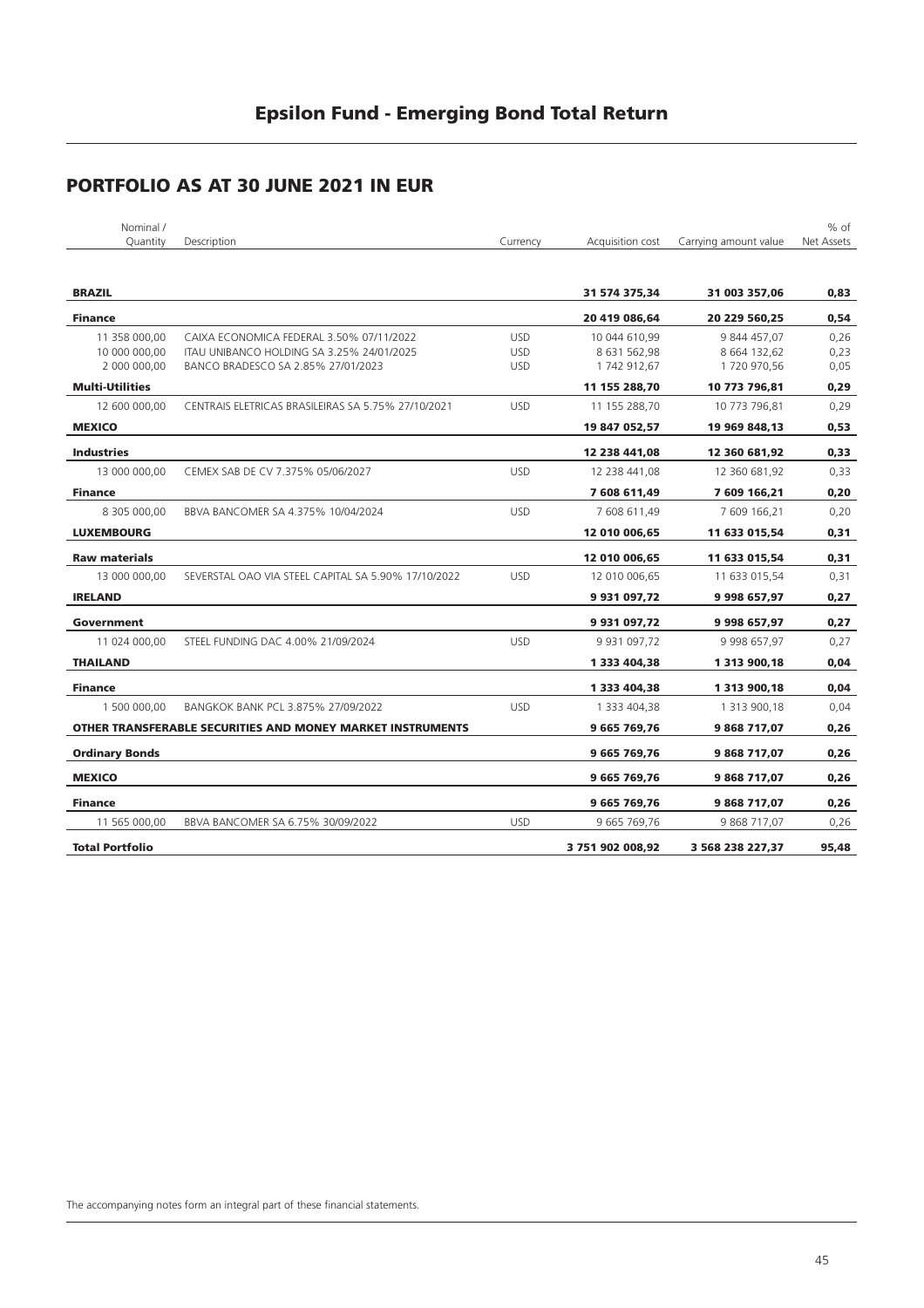## Epsilon Fund - Emerging Bond Total Return

# PORTFOLIO AS AT 30 JUNE 2021 IN EUR

| Nominal / Quantity | Description | Currency | Acquisition cost | Carrying amount value | % of Net Assets |
|---|---|---|---|---|---|
| **BRAZIL** | | | **31 574 375,34** | **31 003 357,06** | **0,83** |
| **Finance** | | | **20 419 086,64** | **20 229 560,25** | **0,54** |
| 11 358 000,00 | CAIXA ECONOMICA FEDERAL 3.50% 07/11/2022 | USD | 10 044 610,99 | 9 844 457,07 | 0,26 |
| 10 000 000,00 | ITAU UNIBANCO HOLDING SA 3.25% 24/01/2025 | USD | 8 631 562,98 | 8 664 132,62 | 0,23 |
| 2 000 000,00 | BANCO BRADESCO SA 2.85% 27/01/2023 | USD | 1 742 912,67 | 1 720 970,56 | 0,05 |
| **Multi-Utilities** | | | **11 155 288,70** | **10 773 796,81** | **0,29** |
| 12 600 000,00 | CENTRAIS ELETRICAS BRASILEIRAS SA 5.75% 27/10/2021 | USD | 11 155 288,70 | 10 773 796,81 | 0,29 |
| **MEXICO** | | | **19 847 052,57** | **19 969 848,13** | **0,53** |
| **Industries** | | | **12 238 441,08** | **12 360 681,92** | **0,33** |
| 13 000 000,00 | CEMEX SAB DE CV 7.375% 05/06/2027 | USD | 12 238 441,08 | 12 360 681,92 | 0,33 |
| **Finance** | | | **7 608 611,49** | **7 609 166,21** | **0,20** |
| 8 305 000,00 | BBVA BANCOMER SA 4.375% 10/04/2024 | USD | 7 608 611,49 | 7 609 166,21 | 0,20 |
| **LUXEMBOURG** | | | **12 010 006,65** | **11 633 015,54** | **0,31** |
| **Raw materials** | | | **12 010 006,65** | **11 633 015,54** | **0,31** |
| 13 000 000,00 | SEVERSTAL OAO VIA STEEL CAPITAL SA 5.90% 17/10/2022 | USD | 12 010 006,65 | 11 633 015,54 | 0,31 |
| **IRELAND** | | | **9 931 097,72** | **9 998 657,97** | **0,27** |
| **Government** | | | **9 931 097,72** | **9 998 657,97** | **0,27** |
| 11 024 000,00 | STEEL FUNDING DAC 4.00% 21/09/2024 | USD | 9 931 097,72 | 9 998 657,97 | 0,27 |
| **THAILAND** | | | **1 333 404,38** | **1 313 900,18** | **0,04** |
| **Finance** | | | **1 333 404,38** | **1 313 900,18** | **0,04** |
| 1 500 000,00 | BANGKOK BANK PCL 3.875% 27/09/2022 | USD | 1 333 404,38 | 1 313 900,18 | 0,04 |
| **OTHER TRANSFERABLE SECURITIES AND MONEY MARKET INSTRUMENTS** | | | **9 665 769,76** | **9 868 717,07** | **0,26** |
| **Ordinary Bonds** | | | **9 665 769,76** | **9 868 717,07** | **0,26** |
| **MEXICO** | | | **9 665 769,76** | **9 868 717,07** | **0,26** |
| **Finance** | | | **9 665 769,76** | **9 868 717,07** | **0,26** |
| 11 565 000,00 | BBVA BANCOMER SA 6.75% 30/09/2022 | USD | 9 665 769,76 | 9 868 717,07 | 0,26 |
| **Total Portfolio** | | | **3 751 902 008,92** | **3 568 238 227,37** | **95,48** |

The accompanying notes form an integral part of these financial statements.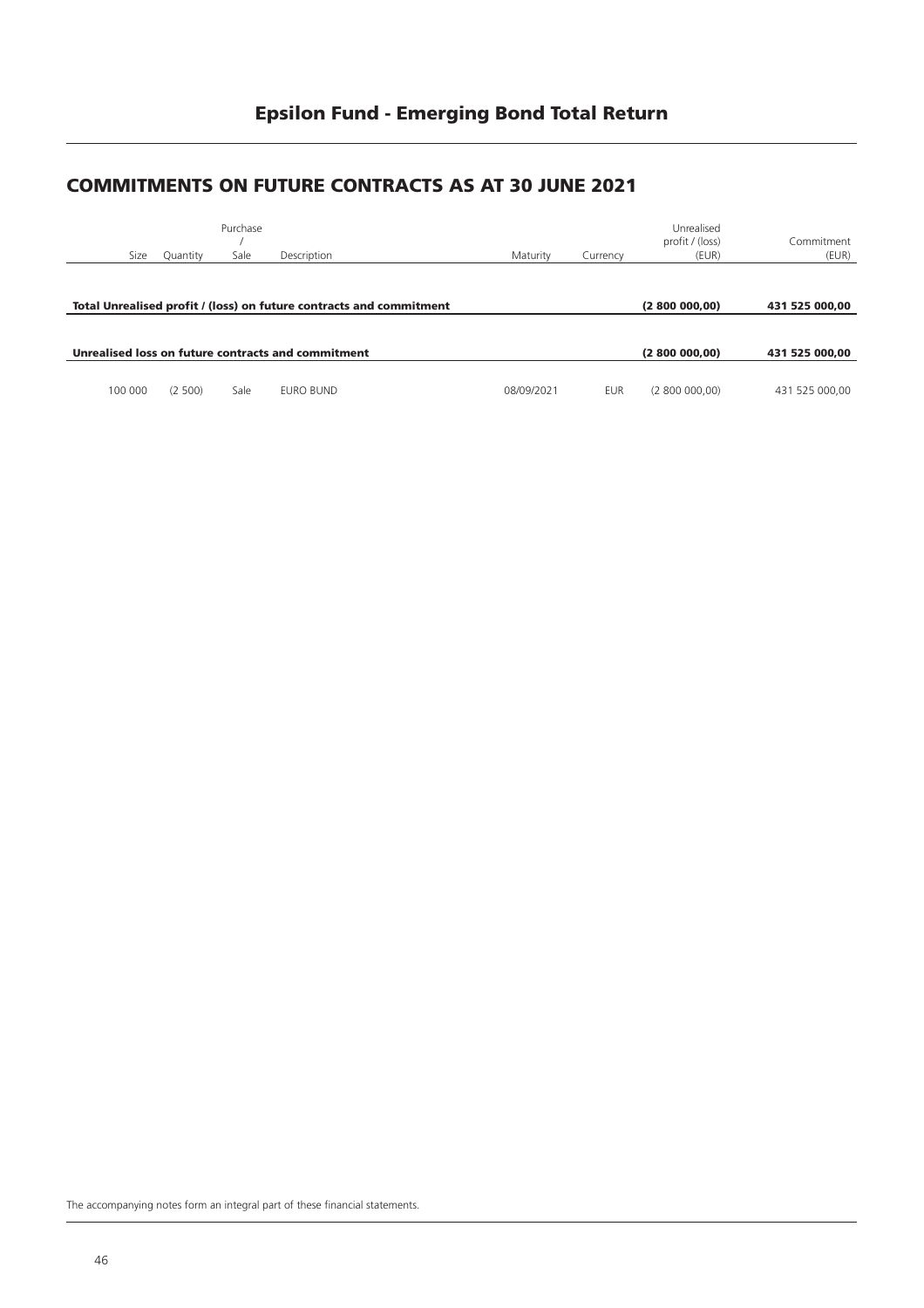## Epsilon Fund - Emerging Bond Total Return

# COMMITMENTS ON FUTURE CONTRACTS AS AT 30 JUNE 2021

| Size | Quantity | Purchase / Sale | Description | Maturity | Currency | Unrealised profit / (loss) (EUR) | Commitment (EUR) |
|---|---|---|---|---|---|---|---|
| **Total Unrealised profit / (loss) on future contracts and commitment** | | | | | | **(2 800 000,00)** | **431 525 000,00** |
| **Unrealised loss on future contracts and commitment** | | | | | | **(2 800 000,00)** | **431 525 000,00** |
| 100 000 | (2 500) | Sale | EURO BUND | 08/09/2021 | EUR | (2 800 000,00) | 431 525 000,00 |

The accompanying notes form an integral part of these financial statements.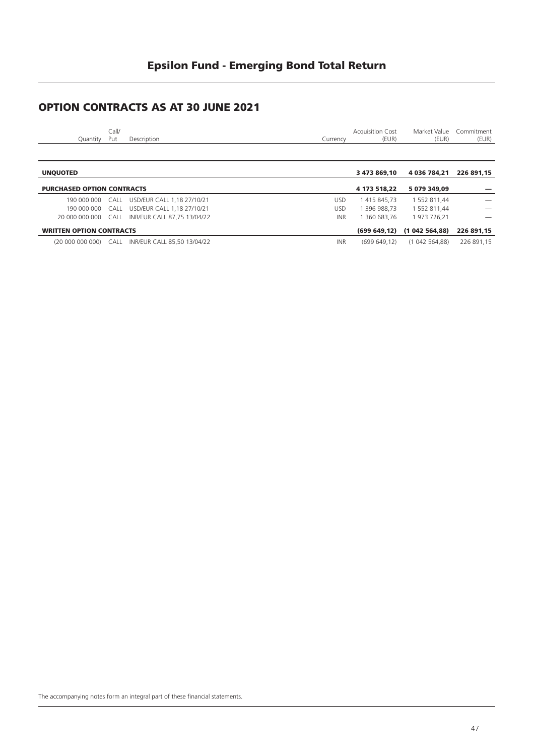## OPTION CONTRACTS AS AT 30 JUNE 2021

| Quantity | Call/ Put | Description | Currency | Acquisition Cost (EUR) | Market Value (EUR) | Commitment (EUR) |
|---|---|---|---|---|---|---|
| **UNQUOTED** | | | | **3 473 869,10** | **4 036 784,21** | **226 891,15** |
| **PURCHASED OPTION CONTRACTS** | | | | **4 173 518,22** | **5 079 349,09** | **—** |
| 190 000 000 | CALL | USD/EUR CALL 1,18 27/10/21 | USD | 1 415 845,73 | 1 552 811,44 | — |
| 190 000 000 | CALL | USD/EUR CALL 1,18 27/10/21 | USD | 1 396 988,73 | 1 552 811,44 | — |
| 20 000 000 000 | CALL | INR/EUR CALL 87,75 13/04/22 | INR | 1 360 683,76 | 1 973 726,21 | — |
| **WRITTEN OPTION CONTRACTS** | | | | **(699 649,12)** | **(1 042 564,88)** | **226 891,15** |
| (20 000 000 000) | CALL | INR/EUR CALL 85,50 13/04/22 | INR | (699 649,12) | (1 042 564,88) | 226 891,15 |

The accompanying notes form an integral part of these financial statements.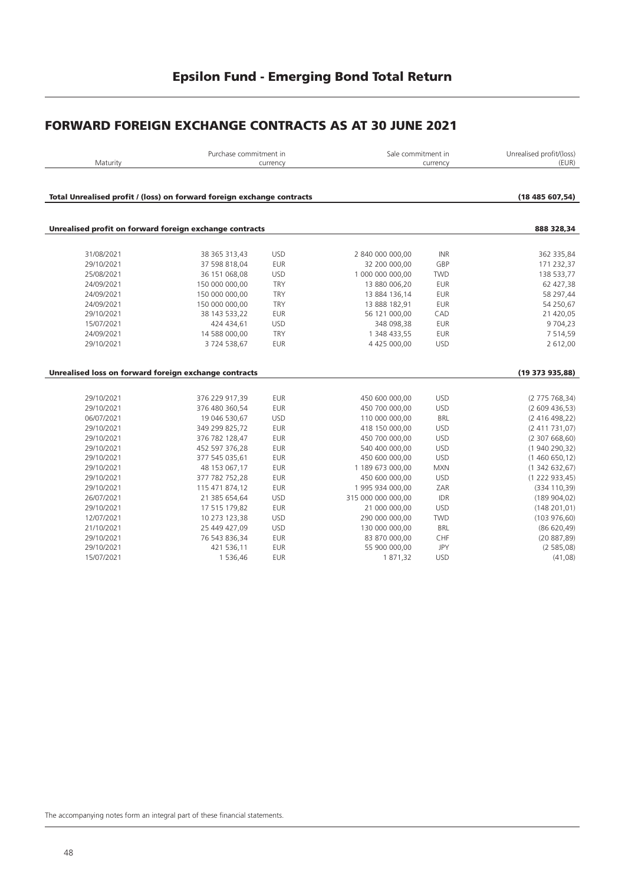# Epsilon Fund - Emerging Bond Total Return

## FORWARD FOREIGN EXCHANGE CONTRACTS AS AT 30 JUNE 2021

| Maturity | Purchase commitment in | currency | Sale commitment in | currency | Unrealised profit/(loss) (EUR) |
|---|---|---|---|---|---|
| **Total Unrealised profit / (loss) on forward foreign exchange contracts** | | | | | **(18 485 607,54)** |
| **Unrealised profit on forward foreign exchange contracts** | | | | | **888 328,34** |
| 31/08/2021 | 38 365 313,43 | USD | 2 840 000 000,00 | INR | 362 335,84 |
| 29/10/2021 | 37 598 818,04 | EUR | 32 200 000,00 | GBP | 171 232,37 |
| 25/08/2021 | 36 151 068,08 | USD | 1 000 000 000,00 | TWD | 138 533,77 |
| 24/09/2021 | 150 000 000,00 | TRY | 13 880 006,20 | EUR | 62 427,38 |
| 24/09/2021 | 150 000 000,00 | TRY | 13 884 136,14 | EUR | 58 297,44 |
| 24/09/2021 | 150 000 000,00 | TRY | 13 888 182,91 | EUR | 54 250,67 |
| 29/10/2021 | 38 143 533,22 | EUR | 56 121 000,00 | CAD | 21 420,05 |
| 15/07/2021 | 424 434,61 | USD | 348 098,38 | EUR | 9 704,23 |
| 24/09/2021 | 14 588 000,00 | TRY | 1 348 433,55 | EUR | 7 514,59 |
| 29/10/2021 | 3 724 538,67 | EUR | 4 425 000,00 | USD | 2 612,00 |
| **Unrealised loss on forward foreign exchange contracts** | | | | | **(19 373 935,88)** |
| 29/10/2021 | 376 229 917,39 | EUR | 450 600 000,00 | USD | (2 775 768,34) |
| 29/10/2021 | 376 480 360,54 | EUR | 450 700 000,00 | USD | (2 609 436,53) |
| 06/07/2021 | 19 046 530,67 | USD | 110 000 000,00 | BRL | (2 416 498,22) |
| 29/10/2021 | 349 299 825,72 | EUR | 418 150 000,00 | USD | (2 411 731,07) |
| 29/10/2021 | 376 782 128,47 | EUR | 450 700 000,00 | USD | (2 307 668,60) |
| 29/10/2021 | 452 597 376,28 | EUR | 540 400 000,00 | USD | (1 940 290,32) |
| 29/10/2021 | 377 545 035,61 | EUR | 450 600 000,00 | USD | (1 460 650,12) |
| 29/10/2021 | 48 153 067,17 | EUR | 1 189 673 000,00 | MXN | (1 342 632,67) |
| 29/10/2021 | 377 782 752,28 | EUR | 450 600 000,00 | USD | (1 222 933,45) |
| 29/10/2021 | 115 471 874,12 | EUR | 1 995 934 000,00 | ZAR | (334 110,39) |
| 26/07/2021 | 21 385 654,64 | USD | 315 000 000 000,00 | IDR | (189 904,02) |
| 29/10/2021 | 17 515 179,82 | EUR | 21 000 000,00 | USD | (148 201,01) |
| 12/07/2021 | 10 273 123,38 | USD | 290 000 000,00 | TWD | (103 976,60) |
| 21/10/2021 | 25 449 427,09 | USD | 130 000 000,00 | BRL | (86 620,49) |
| 29/10/2021 | 76 543 836,34 | EUR | 83 870 000,00 | CHF | (20 887,89) |
| 29/10/2021 | 421 536,11 | EUR | 55 900 000,00 | JPY | (2 585,08) |
| 15/07/2021 | 1 536,46 | EUR | 1 871,32 | USD | (41,08) |

The accompanying notes form an integral part of these financial statements.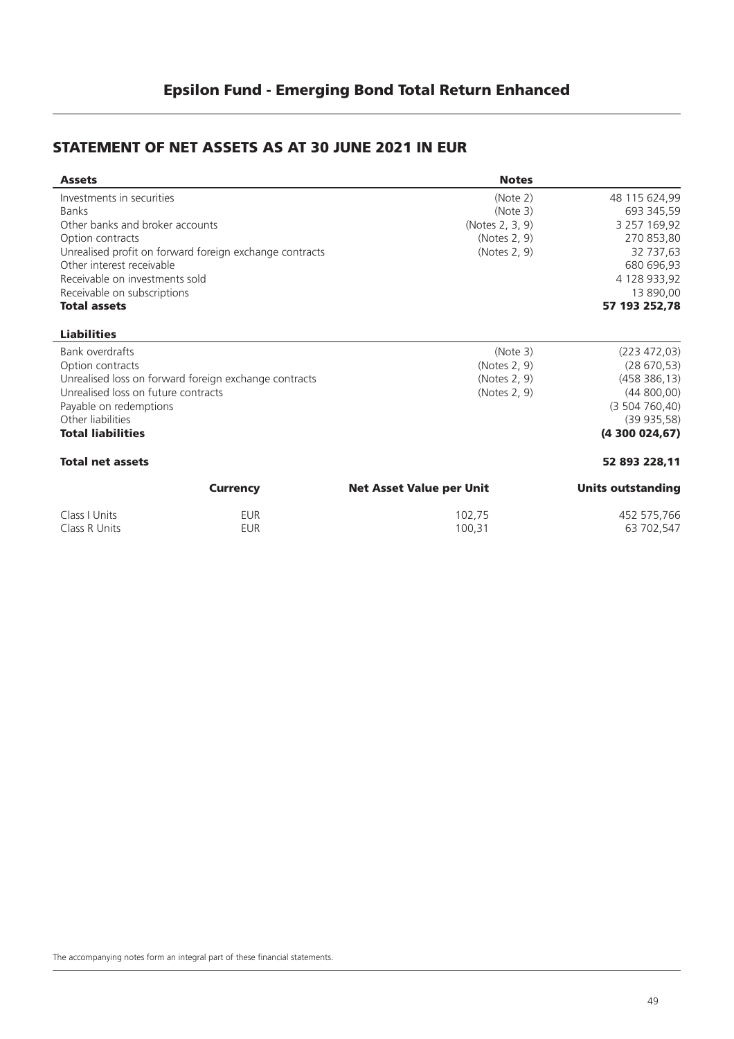# Epsilon Fund - Emerging Bond Total Return Enhanced

## STATEMENT OF NET ASSETS AS AT 30 JUNE 2021 IN EUR

| Assets | Notes | |
|---|---|---|
| Investments in securities | (Note 2) | 48 115 624,99 |
| Banks | (Note 3) | 693 345,59 |
| Other banks and broker accounts | (Notes 2, 3, 9) | 3 257 169,92 |
| Option contracts | (Notes 2, 9) | 270 853,80 |
| Unrealised profit on forward foreign exchange contracts | (Notes 2, 9) | 32 737,63 |
| Other interest receivable | | 680 696,93 |
| Receivable on investments sold | | 4 128 933,92 |
| Receivable on subscriptions | | 13 890,00 |
| **Total assets** | | **57 193 252,78** |
| **Liabilities** | | |
| Bank overdrafts | (Note 3) | (223 472,03) |
| Option contracts | (Notes 2, 9) | (28 670,53) |
| Unrealised loss on forward foreign exchange contracts | (Notes 2, 9) | (458 386,13) |
| Unrealised loss on future contracts | (Notes 2, 9) | (44 800,00) |
| Payable on redemptions | | (3 504 760,40) |
| Other liabilities | | (39 935,58) |
| **Total liabilities** | | **(4 300 024,67)** |
| **Total net assets** | | **52 893 228,11** |

| | Currency | Net Asset Value per Unit | Units outstanding |
|---|---|---|---|
| Class I Units | EUR | 102,75 | 452 575,766 |
| Class R Units | EUR | 100,31 | 63 702,547 |

The accompanying notes form an integral part of these financial statements.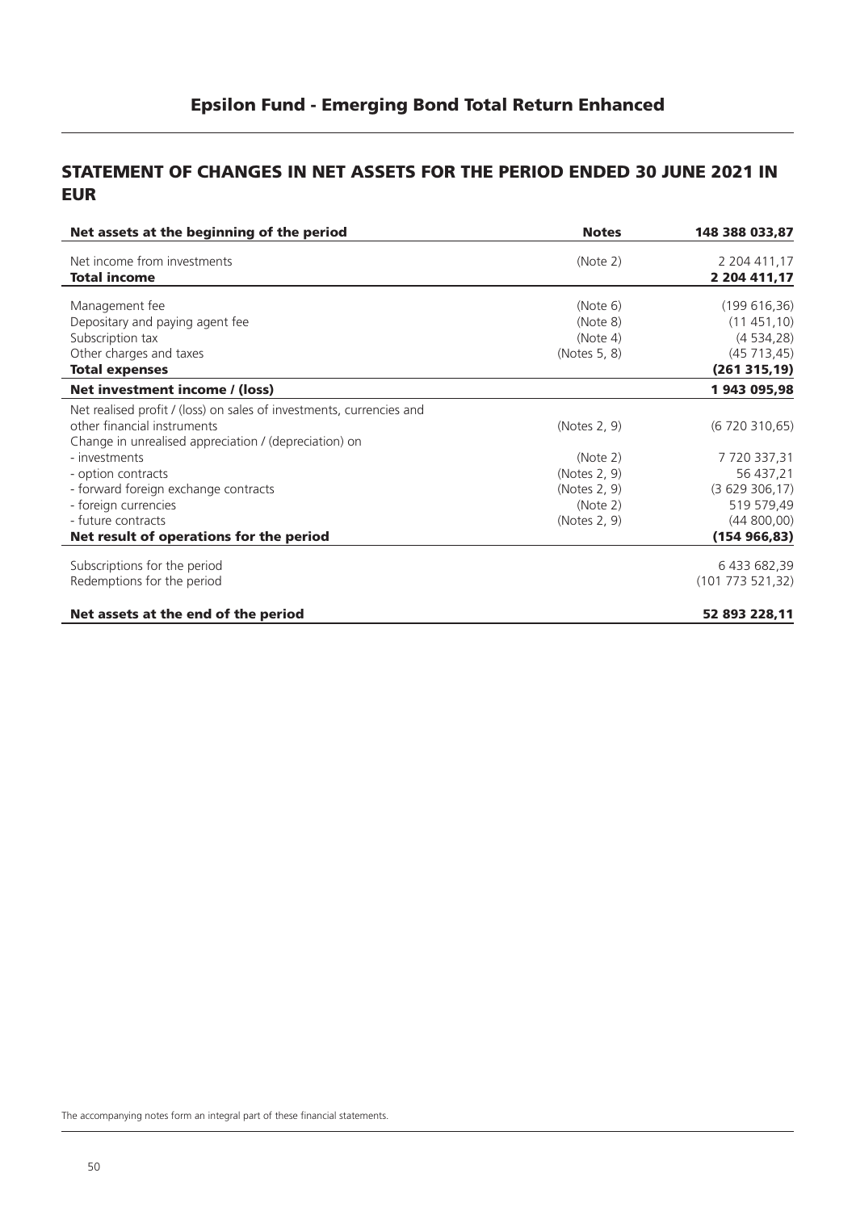# Epsilon Fund - Emerging Bond Total Return Enhanced

## STATEMENT OF CHANGES IN NET ASSETS FOR THE PERIOD ENDED 30 JUNE 2021 IN EUR

| **Net assets at the beginning of the period** | **Notes** | **148 388 033,87** |
| --- | --- | --- |
| Net income from investments | (Note 2) | 2 204 411,17 |
| **Total income** | | **2 204 411,17** |
| Management fee | (Note 6) | (199 616,36) |
| Depositary and paying agent fee | (Note 8) | (11 451,10) |
| Subscription tax | (Note 4) | (4 534,28) |
| Other charges and taxes | (Notes 5, 8) | (45 713,45) |
| **Total expenses** | | **(261 315,19)** |
| **Net investment income / (loss)** | | **1 943 095,98** |
| Net realised profit / (loss) on sales of investments, currencies and other financial instruments | (Notes 2, 9) | (6 720 310,65) |
| Change in unrealised appreciation / (depreciation) on | | |
| - investments | (Note 2) | 7 720 337,31 |
| - option contracts | (Notes 2, 9) | 56 437,21 |
| - forward foreign exchange contracts | (Notes 2, 9) | (3 629 306,17) |
| - foreign currencies | (Note 2) | 519 579,49 |
| - future contracts | (Notes 2, 9) | (44 800,00) |
| **Net result of operations for the period** | | **(154 966,83)** |
| Subscriptions for the period | | 6 433 682,39 |
| Redemptions for the period | | (101 773 521,32) |
| **Net assets at the end of the period** | | **52 893 228,11** |

The accompanying notes form an integral part of these financial statements.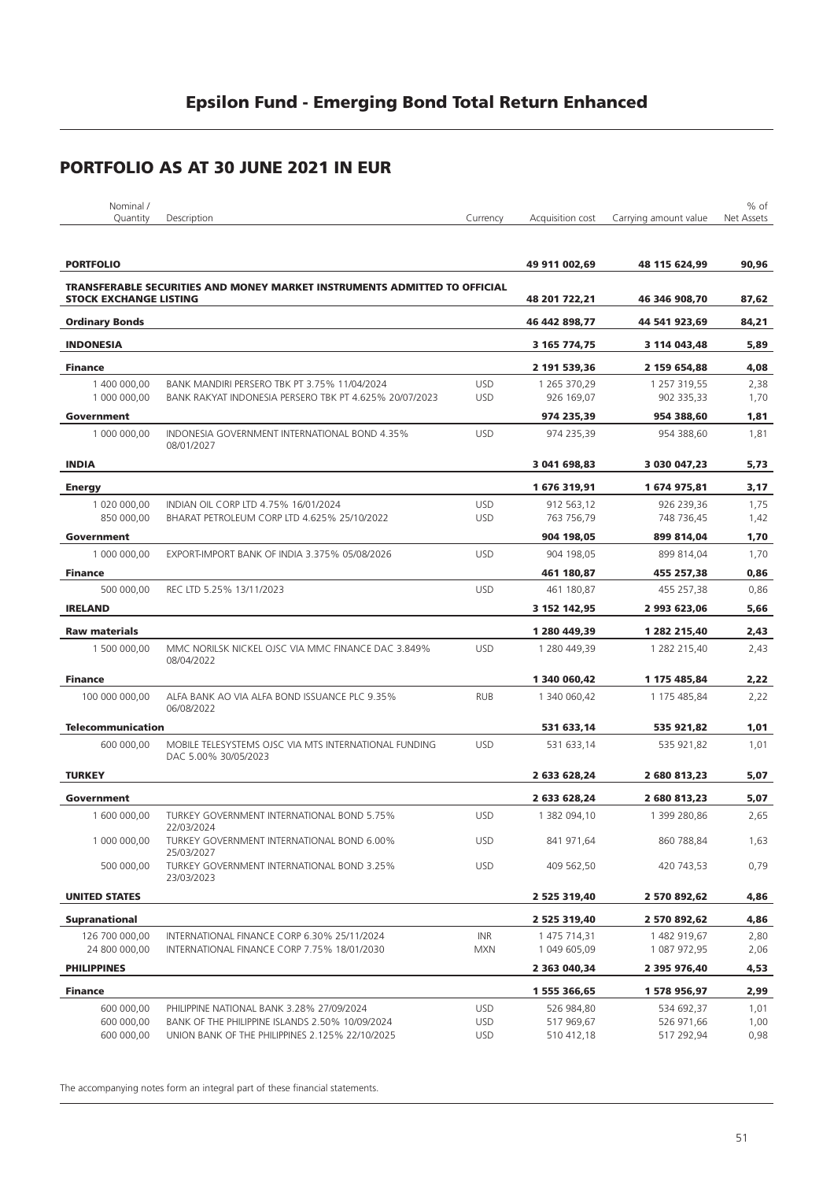# Epsilon Fund - Emerging Bond Total Return Enhanced

## PORTFOLIO AS AT 30 JUNE 2021 IN EUR

| Nominal / Quantity | Description | Currency | Acquisition cost | Carrying amount value | % of Net Assets |
|---|---|---|---|---|---|
| **PORTFOLIO** | | | **49 911 002,69** | **48 115 624,99** | **90,96** |
| **TRANSFERABLE SECURITIES AND MONEY MARKET INSTRUMENTS ADMITTED TO OFFICIAL STOCK EXCHANGE LISTING** | | | **48 201 722,21** | **46 346 908,70** | **87,62** |
| **Ordinary Bonds** | | | **46 442 898,77** | **44 541 923,69** | **84,21** |
| **INDONESIA** | | | **3 165 774,75** | **3 114 043,48** | **5,89** |
| **Finance** | | | **2 191 539,36** | **2 159 654,88** | **4,08** |
| 1 400 000,00 | BANK MANDIRI PERSERO TBK PT 3.75% 11/04/2024 | USD | 1 265 370,29 | 1 257 319,55 | 2,38 |
| 1 000 000,00 | BANK RAKYAT INDONESIA PERSERO TBK PT 4.625% 20/07/2023 | USD | 926 169,07 | 902 335,33 | 1,70 |
| **Government** | | | **974 235,39** | **954 388,60** | **1,81** |
| 1 000 000,00 | INDONESIA GOVERNMENT INTERNATIONAL BOND 4.35% 08/01/2027 | USD | 974 235,39 | 954 388,60 | 1,81 |
| **INDIA** | | | **3 041 698,83** | **3 030 047,23** | **5,73** |
| **Energy** | | | **1 676 319,91** | **1 674 975,81** | **3,17** |
| 1 020 000,00 | INDIAN OIL CORP LTD 4.75% 16/01/2024 | USD | 912 563,12 | 926 239,36 | 1,75 |
| 850 000,00 | BHARAT PETROLEUM CORP LTD 4.625% 25/10/2022 | USD | 763 756,79 | 748 736,45 | 1,42 |
| **Government** | | | **904 198,05** | **899 814,04** | **1,70** |
| 1 000 000,00 | EXPORT-IMPORT BANK OF INDIA 3.375% 05/08/2026 | USD | 904 198,05 | 899 814,04 | 1,70 |
| **Finance** | | | **461 180,87** | **455 257,38** | **0,86** |
| 500 000,00 | REC LTD 5.25% 13/11/2023 | USD | 461 180,87 | 455 257,38 | 0,86 |
| **IRELAND** | | | **3 152 142,95** | **2 993 623,06** | **5,66** |
| **Raw materials** | | | **1 280 449,39** | **1 282 215,40** | **2,43** |
| 1 500 000,00 | MMC NORILSK NICKEL OJSC VIA MMC FINANCE DAC 3.849% 08/04/2022 | USD | 1 280 449,39 | 1 282 215,40 | 2,43 |
| **Finance** | | | **1 340 060,42** | **1 175 485,84** | **2,22** |
| 100 000 000,00 | ALFA BANK AO VIA ALFA BOND ISSUANCE PLC 9.35% 06/08/2022 | RUB | 1 340 060,42 | 1 175 485,84 | 2,22 |
| **Telecommunication** | | | **531 633,14** | **535 921,82** | **1,01** |
| 600 000,00 | MOBILE TELESYSTEMS OJSC VIA MTS INTERNATIONAL FUNDING DAC 5.00% 30/05/2023 | USD | 531 633,14 | 535 921,82 | 1,01 |
| **TURKEY** | | | **2 633 628,24** | **2 680 813,23** | **5,07** |
| **Government** | | | **2 633 628,24** | **2 680 813,23** | **5,07** |
| 1 600 000,00 | TURKEY GOVERNMENT INTERNATIONAL BOND 5.75% 22/03/2024 | USD | 1 382 094,10 | 1 399 280,86 | 2,65 |
| 1 000 000,00 | TURKEY GOVERNMENT INTERNATIONAL BOND 6.00% 25/03/2027 | USD | 841 971,64 | 860 788,84 | 1,63 |
| 500 000,00 | TURKEY GOVERNMENT INTERNATIONAL BOND 3.25% 23/03/2023 | USD | 409 562,50 | 420 743,53 | 0,79 |
| **UNITED STATES** | | | **2 525 319,40** | **2 570 892,62** | **4,86** |
| **Supranational** | | | **2 525 319,40** | **2 570 892,62** | **4,86** |
| 126 700 000,00 | INTERNATIONAL FINANCE CORP 6.30% 25/11/2024 | INR | 1 475 714,31 | 1 482 919,67 | 2,80 |
| 24 800 000,00 | INTERNATIONAL FINANCE CORP 7.75% 18/01/2030 | MXN | 1 049 605,09 | 1 087 972,95 | 2,06 |
| **PHILIPPINES** | | | **2 363 040,34** | **2 395 976,40** | **4,53** |
| **Finance** | | | **1 555 366,65** | **1 578 956,97** | **2,99** |
| 600 000,00 | PHILIPPINE NATIONAL BANK 3.28% 27/09/2024 | USD | 526 984,80 | 534 692,37 | 1,01 |
| 600 000,00 | BANK OF THE PHILIPPINE ISLANDS 2.50% 10/09/2024 | USD | 517 969,67 | 526 971,66 | 1,00 |
| 600 000,00 | UNION BANK OF THE PHILIPPINES 2.125% 22/10/2025 | USD | 510 412,18 | 517 292,94 | 0,98 |

The accompanying notes form an integral part of these financial statements.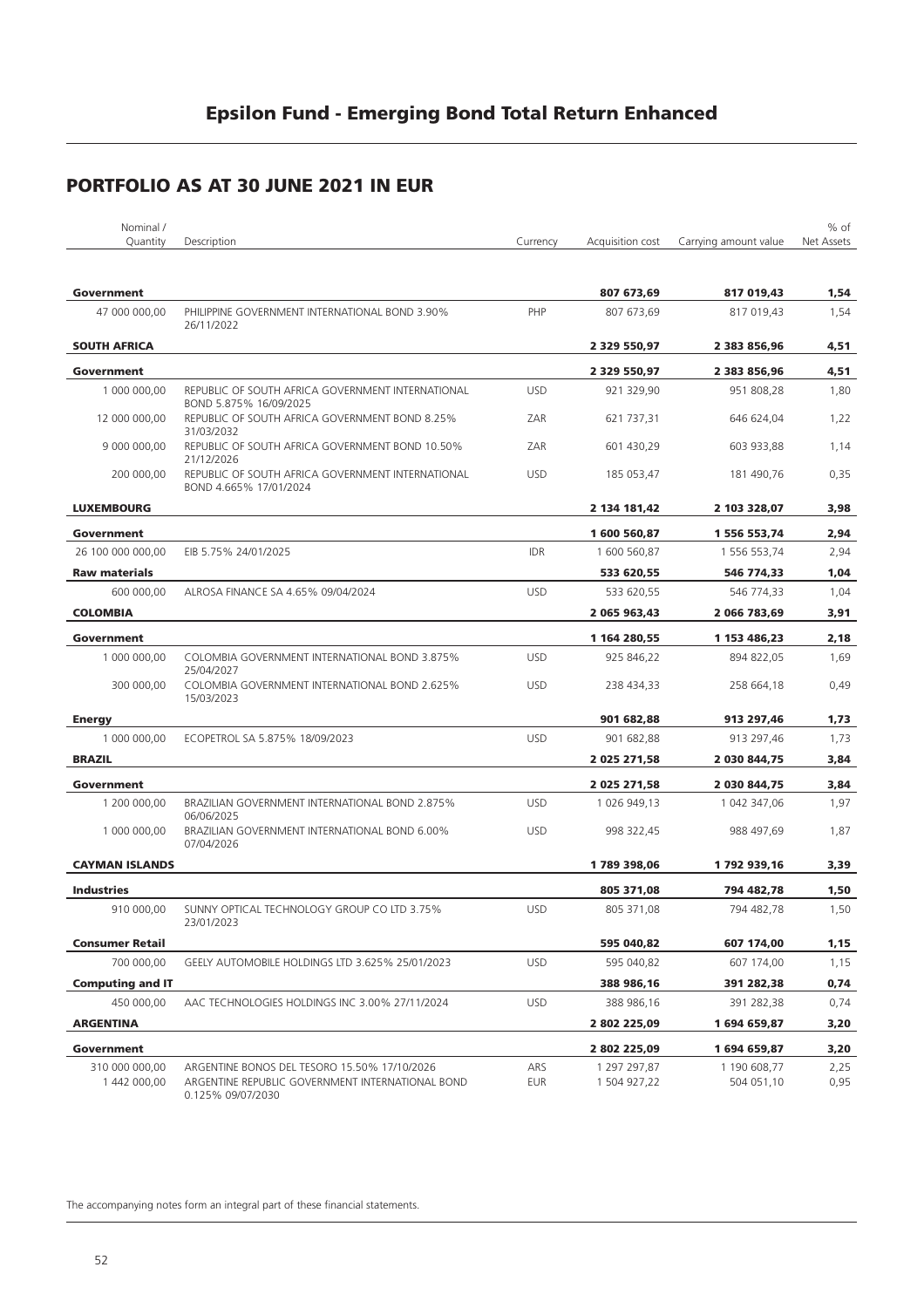# Epsilon Fund - Emerging Bond Total Return Enhanced

## PORTFOLIO AS AT 30 JUNE 2021 IN EUR

| Nominal / Quantity | Description | Currency | Acquisition cost | Carrying amount value | % of Net Assets |
|---|---|---|---|---|---|
| **Government** | | | **807 673,69** | **817 019,43** | **1,54** |
| 47 000 000,00 | PHILIPPINE GOVERNMENT INTERNATIONAL BOND 3.90% 26/11/2022 | PHP | 807 673,69 | 817 019,43 | 1,54 |
| **SOUTH AFRICA** | | | **2 329 550,97** | **2 383 856,96** | **4,51** |
| **Government** | | | **2 329 550,97** | **2 383 856,96** | **4,51** |
| 1 000 000,00 | REPUBLIC OF SOUTH AFRICA GOVERNMENT INTERNATIONAL BOND 5.875% 16/09/2025 | USD | 921 329,90 | 951 808,28 | 1,80 |
| 12 000 000,00 | REPUBLIC OF SOUTH AFRICA GOVERNMENT BOND 8.25% 31/03/2032 | ZAR | 621 737,31 | 646 624,04 | 1,22 |
| 9 000 000,00 | REPUBLIC OF SOUTH AFRICA GOVERNMENT BOND 10.50% 21/12/2026 | ZAR | 601 430,29 | 603 933,88 | 1,14 |
| 200 000,00 | REPUBLIC OF SOUTH AFRICA GOVERNMENT INTERNATIONAL BOND 4.665% 17/01/2024 | USD | 185 053,47 | 181 490,76 | 0,35 |
| **LUXEMBOURG** | | | **2 134 181,42** | **2 103 328,07** | **3,98** |
| **Government** | | | **1 600 560,87** | **1 556 553,74** | **2,94** |
| 26 100 000 000,00 | EIB 5.75% 24/01/2025 | IDR | 1 600 560,87 | 1 556 553,74 | 2,94 |
| **Raw materials** | | | **533 620,55** | **546 774,33** | **1,04** |
| 600 000,00 | ALROSA FINANCE SA 4.65% 09/04/2024 | USD | 533 620,55 | 546 774,33 | 1,04 |
| **COLOMBIA** | | | **2 065 963,43** | **2 066 783,69** | **3,91** |
| **Government** | | | **1 164 280,55** | **1 153 486,23** | **2,18** |
| 1 000 000,00 | COLOMBIA GOVERNMENT INTERNATIONAL BOND 3.875% 25/04/2027 | USD | 925 846,22 | 894 822,05 | 1,69 |
| 300 000,00 | COLOMBIA GOVERNMENT INTERNATIONAL BOND 2.625% 15/03/2023 | USD | 238 434,33 | 258 664,18 | 0,49 |
| **Energy** | | | **901 682,88** | **913 297,46** | **1,73** |
| 1 000 000,00 | ECOPETROL SA 5.875% 18/09/2023 | USD | 901 682,88 | 913 297,46 | 1,73 |
| **BRAZIL** | | | **2 025 271,58** | **2 030 844,75** | **3,84** |
| **Government** | | | **2 025 271,58** | **2 030 844,75** | **3,84** |
| 1 200 000,00 | BRAZILIAN GOVERNMENT INTERNATIONAL BOND 2.875% 06/06/2025 | USD | 1 026 949,13 | 1 042 347,06 | 1,97 |
| 1 000 000,00 | BRAZILIAN GOVERNMENT INTERNATIONAL BOND 6.00% 07/04/2026 | USD | 998 322,45 | 988 497,69 | 1,87 |
| **CAYMAN ISLANDS** | | | **1 789 398,06** | **1 792 939,16** | **3,39** |
| **Industries** | | | **805 371,08** | **794 482,78** | **1,50** |
| 910 000,00 | SUNNY OPTICAL TECHNOLOGY GROUP CO LTD 3.75% 23/01/2023 | USD | 805 371,08 | 794 482,78 | 1,50 |
| **Consumer Retail** | | | **595 040,82** | **607 174,00** | **1,15** |
| 700 000,00 | GEELY AUTOMOBILE HOLDINGS LTD 3.625% 25/01/2023 | USD | 595 040,82 | 607 174,00 | 1,15 |
| **Computing and IT** | | | **388 986,16** | **391 282,38** | **0,74** |
| 450 000,00 | AAC TECHNOLOGIES HOLDINGS INC 3.00% 27/11/2024 | USD | 388 986,16 | 391 282,38 | 0,74 |
| **ARGENTINA** | | | **2 802 225,09** | **1 694 659,87** | **3,20** |
| **Government** | | | **2 802 225,09** | **1 694 659,87** | **3,20** |
| 310 000 000,00 | ARGENTINE BONOS DEL TESORO 15.50% 17/10/2026 | ARS | 1 297 297,87 | 1 190 608,77 | 2,25 |
| 1 442 000,00 | ARGENTINE REPUBLIC GOVERNMENT INTERNATIONAL BOND 0.125% 09/07/2030 | EUR | 1 504 927,22 | 504 051,10 | 0,95 |

The accompanying notes form an integral part of these financial statements.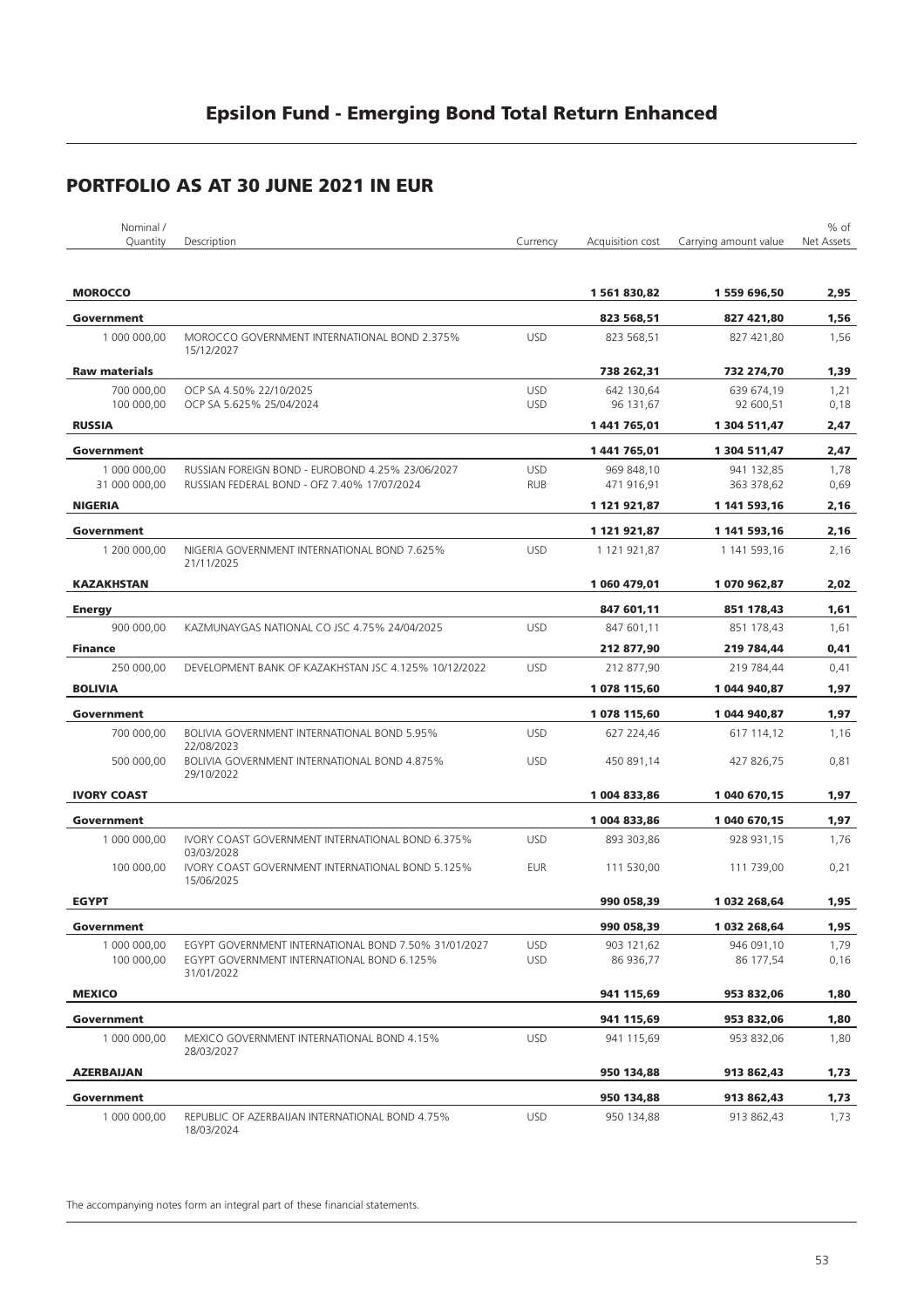# Epsilon Fund - Emerging Bond Total Return Enhanced

## PORTFOLIO AS AT 30 JUNE 2021 IN EUR

| Nominal / Quantity | Description | Currency | Acquisition cost | Carrying amount value | % of Net Assets |
|---|---|---|---|---|---|
| **MOROCCO** | | | **1 561 830,82** | **1 559 696,50** | **2,95** |
| **Government** | | | **823 568,51** | **827 421,80** | **1,56** |
| 1 000 000,00 | MOROCCO GOVERNMENT INTERNATIONAL BOND 2.375% 15/12/2027 | USD | 823 568,51 | 827 421,80 | 1,56 |
| **Raw materials** | | | **738 262,31** | **732 274,70** | **1,39** |
| 700 000,00 | OCP SA 4.50% 22/10/2025 | USD | 642 130,64 | 639 674,19 | 1,21 |
| 100 000,00 | OCP SA 5.625% 25/04/2024 | USD | 96 131,67 | 92 600,51 | 0,18 |
| **RUSSIA** | | | **1 441 765,01** | **1 304 511,47** | **2,47** |
| **Government** | | | **1 441 765,01** | **1 304 511,47** | **2,47** |
| 1 000 000,00 | RUSSIAN FOREIGN BOND - EUROBOND 4.25% 23/06/2027 | USD | 969 848,10 | 941 132,85 | 1,78 |
| 31 000 000,00 | RUSSIAN FEDERAL BOND - OFZ 7.40% 17/07/2024 | RUB | 471 916,91 | 363 378,62 | 0,69 |
| **NIGERIA** | | | **1 121 921,87** | **1 141 593,16** | **2,16** |
| **Government** | | | **1 121 921,87** | **1 141 593,16** | **2,16** |
| 1 200 000,00 | NIGERIA GOVERNMENT INTERNATIONAL BOND 7.625% 21/11/2025 | USD | 1 121 921,87 | 1 141 593,16 | 2,16 |
| **KAZAKHSTAN** | | | **1 060 479,01** | **1 070 962,87** | **2,02** |
| **Energy** | | | **847 601,11** | **851 178,43** | **1,61** |
| 900 000,00 | KAZMUNAYGAS NATIONAL CO JSC 4.75% 24/04/2025 | USD | 847 601,11 | 851 178,43 | 1,61 |
| **Finance** | | | **212 877,90** | **219 784,44** | **0,41** |
| 250 000,00 | DEVELOPMENT BANK OF KAZAKHSTAN JSC 4.125% 10/12/2022 | USD | 212 877,90 | 219 784,44 | 0,41 |
| **BOLIVIA** | | | **1 078 115,60** | **1 044 940,87** | **1,97** |
| **Government** | | | **1 078 115,60** | **1 044 940,87** | **1,97** |
| 700 000,00 | BOLIVIA GOVERNMENT INTERNATIONAL BOND 5.95% 22/08/2023 | USD | 627 224,46 | 617 114,12 | 1,16 |
| 500 000,00 | BOLIVIA GOVERNMENT INTERNATIONAL BOND 4.875% 29/10/2022 | USD | 450 891,14 | 427 826,75 | 0,81 |
| **IVORY COAST** | | | **1 004 833,86** | **1 040 670,15** | **1,97** |
| **Government** | | | **1 004 833,86** | **1 040 670,15** | **1,97** |
| 1 000 000,00 | IVORY COAST GOVERNMENT INTERNATIONAL BOND 6.375% 03/03/2028 | USD | 893 303,86 | 928 931,15 | 1,76 |
| 100 000,00 | IVORY COAST GOVERNMENT INTERNATIONAL BOND 5.125% 15/06/2025 | EUR | 111 530,00 | 111 739,00 | 0,21 |
| **EGYPT** | | | **990 058,39** | **1 032 268,64** | **1,95** |
| **Government** | | | **990 058,39** | **1 032 268,64** | **1,95** |
| 1 000 000,00 | EGYPT GOVERNMENT INTERNATIONAL BOND 7.50% 31/01/2027 | USD | 903 121,62 | 946 091,10 | 1,79 |
| 100 000,00 | EGYPT GOVERNMENT INTERNATIONAL BOND 6.125% 31/01/2022 | USD | 86 936,77 | 86 177,54 | 0,16 |
| **MEXICO** | | | **941 115,69** | **953 832,06** | **1,80** |
| **Government** | | | **941 115,69** | **953 832,06** | **1,80** |
| 1 000 000,00 | MEXICO GOVERNMENT INTERNATIONAL BOND 4.15% 28/03/2027 | USD | 941 115,69 | 953 832,06 | 1,80 |
| **AZERBAIJAN** | | | **950 134,88** | **913 862,43** | **1,73** |
| **Government** | | | **950 134,88** | **913 862,43** | **1,73** |
| 1 000 000,00 | REPUBLIC OF AZERBAIJAN INTERNATIONAL BOND 4.75% 18/03/2024 | USD | 950 134,88 | 913 862,43 | 1,73 |

The accompanying notes form an integral part of these financial statements.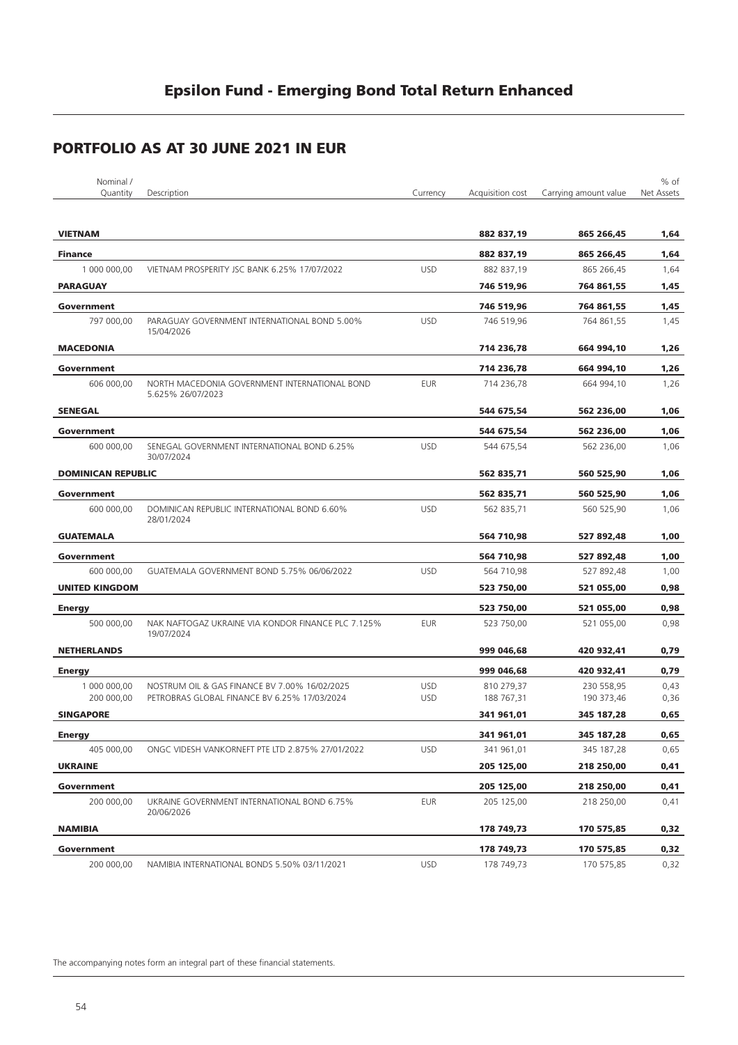## Epsilon Fund - Emerging Bond Total Return Enhanced

## PORTFOLIO AS AT 30 JUNE 2021 IN EUR

| Nominal / Quantity | Description | Currency | Acquisition cost | Carrying amount value | % of Net Assets |
|---|---|---|---|---|---|
| **VIETNAM** | | | **882 837,19** | **865 266,45** | **1,64** |
| **Finance** | | | **882 837,19** | **865 266,45** | **1,64** |
| 1 000 000,00 | VIETNAM PROSPERITY JSC BANK 6.25% 17/07/2022 | USD | 882 837,19 | 865 266,45 | 1,64 |
| **PARAGUAY** | | | **746 519,96** | **764 861,55** | **1,45** |
| **Government** | | | **746 519,96** | **764 861,55** | **1,45** |
| 797 000,00 | PARAGUAY GOVERNMENT INTERNATIONAL BOND 5.00% 15/04/2026 | USD | 746 519,96 | 764 861,55 | 1,45 |
| **MACEDONIA** | | | **714 236,78** | **664 994,10** | **1,26** |
| **Government** | | | **714 236,78** | **664 994,10** | **1,26** |
| 606 000,00 | NORTH MACEDONIA GOVERNMENT INTERNATIONAL BOND 5.625% 26/07/2023 | EUR | 714 236,78 | 664 994,10 | 1,26 |
| **SENEGAL** | | | **544 675,54** | **562 236,00** | **1,06** |
| **Government** | | | **544 675,54** | **562 236,00** | **1,06** |
| 600 000,00 | SENEGAL GOVERNMENT INTERNATIONAL BOND 6.25% 30/07/2024 | USD | 544 675,54 | 562 236,00 | 1,06 |
| **DOMINICAN REPUBLIC** | | | **562 835,71** | **560 525,90** | **1,06** |
| **Government** | | | **562 835,71** | **560 525,90** | **1,06** |
| 600 000,00 | DOMINICAN REPUBLIC INTERNATIONAL BOND 6.60% 28/01/2024 | USD | 562 835,71 | 560 525,90 | 1,06 |
| **GUATEMALA** | | | **564 710,98** | **527 892,48** | **1,00** |
| **Government** | | | **564 710,98** | **527 892,48** | **1,00** |
| 600 000,00 | GUATEMALA GOVERNMENT BOND 5.75% 06/06/2022 | USD | 564 710,98 | 527 892,48 | 1,00 |
| **UNITED KINGDOM** | | | **523 750,00** | **521 055,00** | **0,98** |
| **Energy** | | | **523 750,00** | **521 055,00** | **0,98** |
| 500 000,00 | NAK NAFTOGAZ UKRAINE VIA KONDOR FINANCE PLC 7.125% 19/07/2024 | EUR | 523 750,00 | 521 055,00 | 0,98 |
| **NETHERLANDS** | | | **999 046,68** | **420 932,41** | **0,79** |
| **Energy** | | | **999 046,68** | **420 932,41** | **0,79** |
| 1 000 000,00 | NOSTRUM OIL & GAS FINANCE BV 7.00% 16/02/2025 | USD | 810 279,37 | 230 558,95 | 0,43 |
| 200 000,00 | PETROBRAS GLOBAL FINANCE BV 6.25% 17/03/2024 | USD | 188 767,31 | 190 373,46 | 0,36 |
| **SINGAPORE** | | | **341 961,01** | **345 187,28** | **0,65** |
| **Energy** | | | **341 961,01** | **345 187,28** | **0,65** |
| 405 000,00 | ONGC VIDESH VANKORNEFT PTE LTD 2.875% 27/01/2022 | USD | 341 961,01 | 345 187,28 | 0,65 |
| **UKRAINE** | | | **205 125,00** | **218 250,00** | **0,41** |
| **Government** | | | **205 125,00** | **218 250,00** | **0,41** |
| 200 000,00 | UKRAINE GOVERNMENT INTERNATIONAL BOND 6.75% 20/06/2026 | EUR | 205 125,00 | 218 250,00 | 0,41 |
| **NAMIBIA** | | | **178 749,73** | **170 575,85** | **0,32** |
| **Government** | | | **178 749,73** | **170 575,85** | **0,32** |
| 200 000,00 | NAMIBIA INTERNATIONAL BONDS 5.50% 03/11/2021 | USD | 178 749,73 | 170 575,85 | 0,32 |

The accompanying notes form an integral part of these financial statements.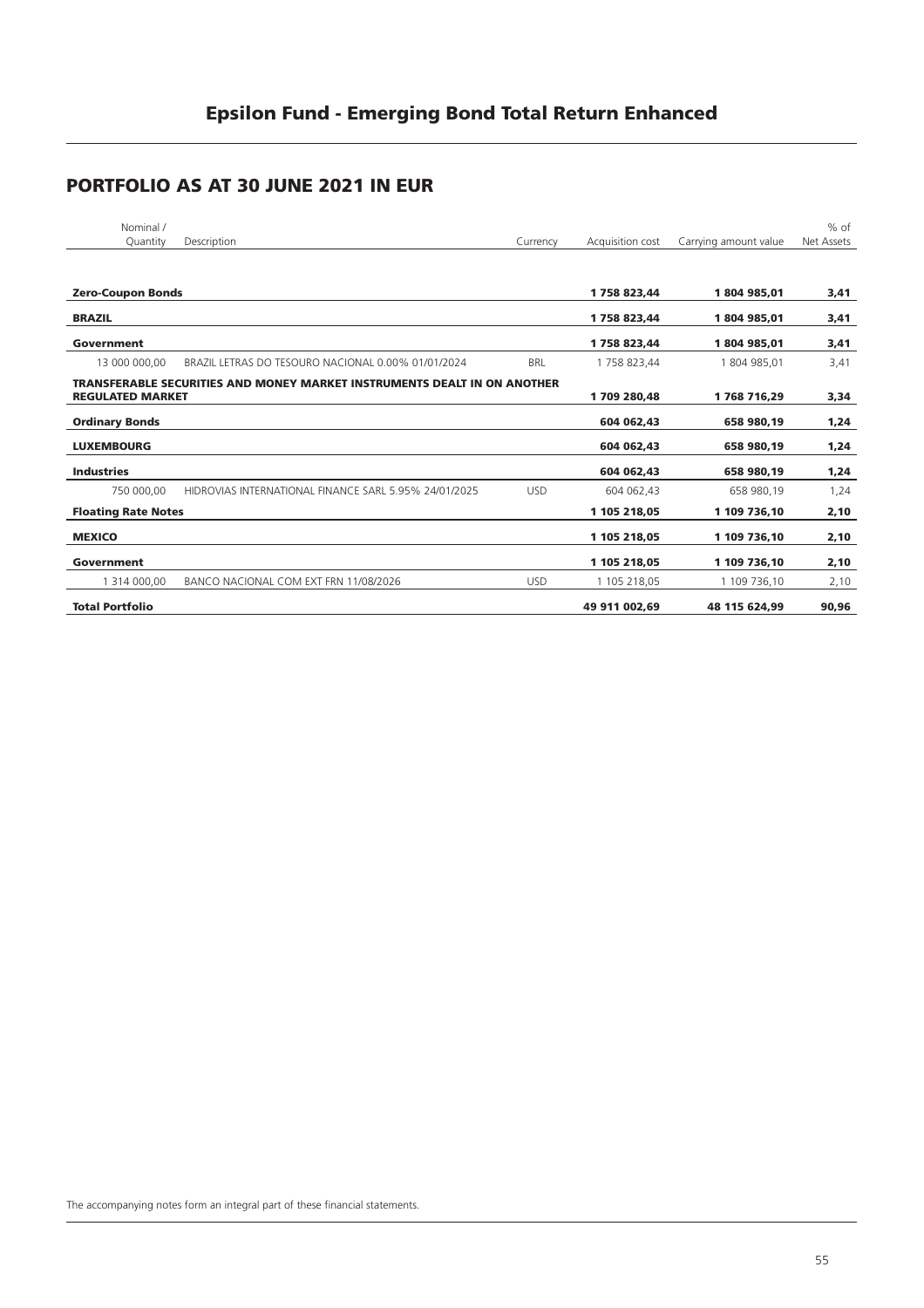## Epsilon Fund - Emerging Bond Total Return Enhanced

## PORTFOLIO AS AT 30 JUNE 2021 IN EUR

| Nominal / Quantity | Description | Currency | Acquisition cost | Carrying amount value | % of Net Assets |
|---|---|---|---|---|---|
| **Zero-Coupon Bonds** | | | **1 758 823,44** | **1 804 985,01** | **3,41** |
| **BRAZIL** | | | **1 758 823,44** | **1 804 985,01** | **3,41** |
| **Government** | | | **1 758 823,44** | **1 804 985,01** | **3,41** |
| 13 000 000,00 | BRAZIL LETRAS DO TESOURO NACIONAL 0.00% 01/01/2024 | BRL | 1 758 823,44 | 1 804 985,01 | 3,41 |
| **TRANSFERABLE SECURITIES AND MONEY MARKET INSTRUMENTS DEALT IN ON ANOTHER REGULATED MARKET** | | | **1 709 280,48** | **1 768 716,29** | **3,34** |
| **Ordinary Bonds** | | | **604 062,43** | **658 980,19** | **1,24** |
| **LUXEMBOURG** | | | **604 062,43** | **658 980,19** | **1,24** |
| **Industries** | | | **604 062,43** | **658 980,19** | **1,24** |
| 750 000,00 | HIDROVIAS INTERNATIONAL FINANCE SARL 5.95% 24/01/2025 | USD | 604 062,43 | 658 980,19 | 1,24 |
| **Floating Rate Notes** | | | **1 105 218,05** | **1 109 736,10** | **2,10** |
| **MEXICO** | | | **1 105 218,05** | **1 109 736,10** | **2,10** |
| **Government** | | | **1 105 218,05** | **1 109 736,10** | **2,10** |
| 1 314 000,00 | BANCO NACIONAL COM EXT FRN 11/08/2026 | USD | 1 105 218,05 | 1 109 736,10 | 2,10 |
| **Total Portfolio** | | | **49 911 002,69** | **48 115 624,99** | **90,96** |

The accompanying notes form an integral part of these financial statements.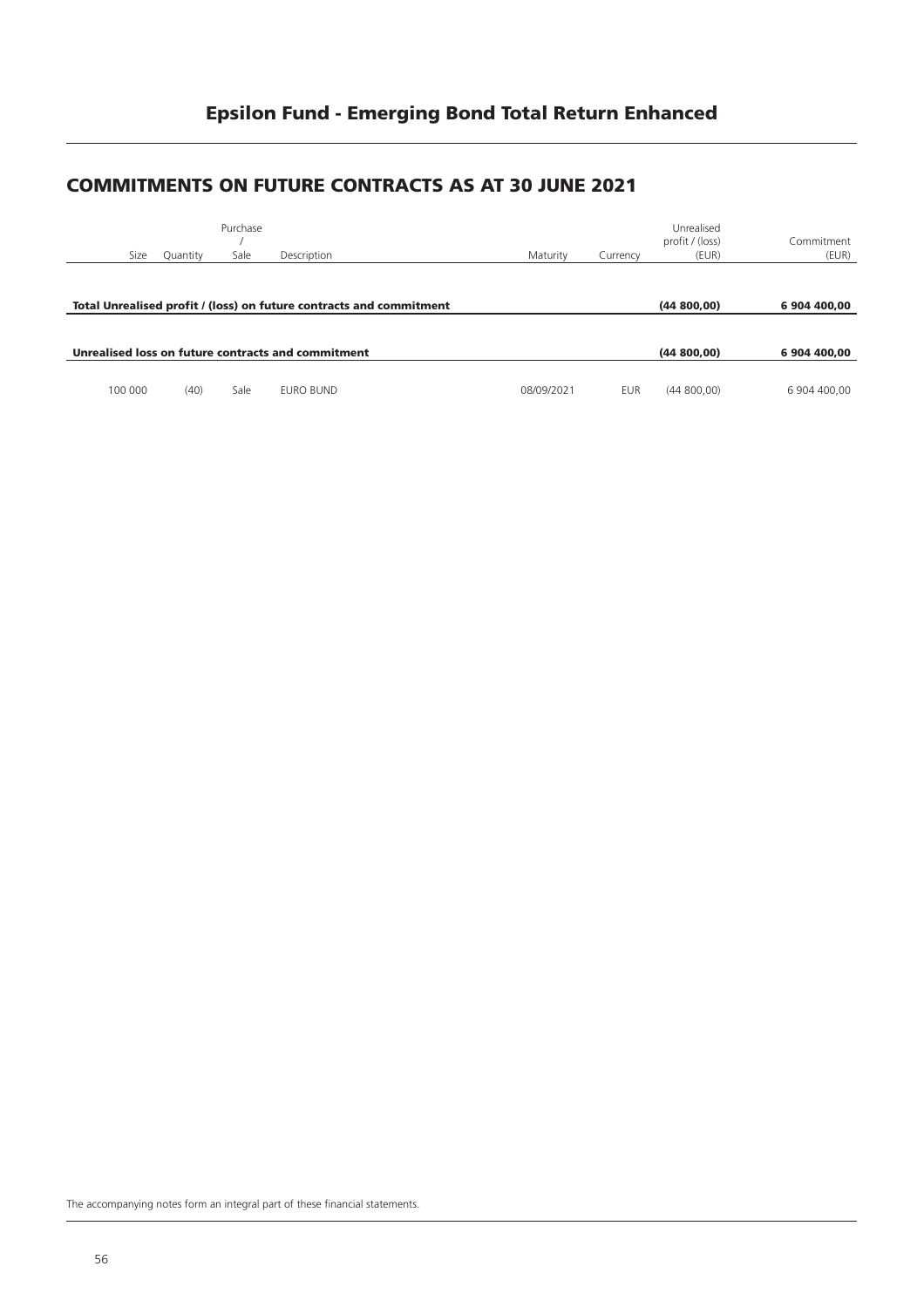# Epsilon Fund - Emerging Bond Total Return Enhanced

## COMMITMENTS ON FUTURE CONTRACTS AS AT 30 JUNE 2021

| Size | Quantity | Purchase / Sale | Description | Maturity | Currency | Unrealised profit / (loss) (EUR) | Commitment (EUR) |
|---|---|---|---|---|---|---|---|
| **Total Unrealised profit / (loss) on future contracts and commitment** | | | | | | **(44 800,00)** | **6 904 400,00** |
| **Unrealised loss on future contracts and commitment** | | | | | | **(44 800,00)** | **6 904 400,00** |
| 100 000 | (40) | Sale | EURO BUND | 08/09/2021 | EUR | (44 800,00) | 6 904 400,00 |

The accompanying notes form an integral part of these financial statements.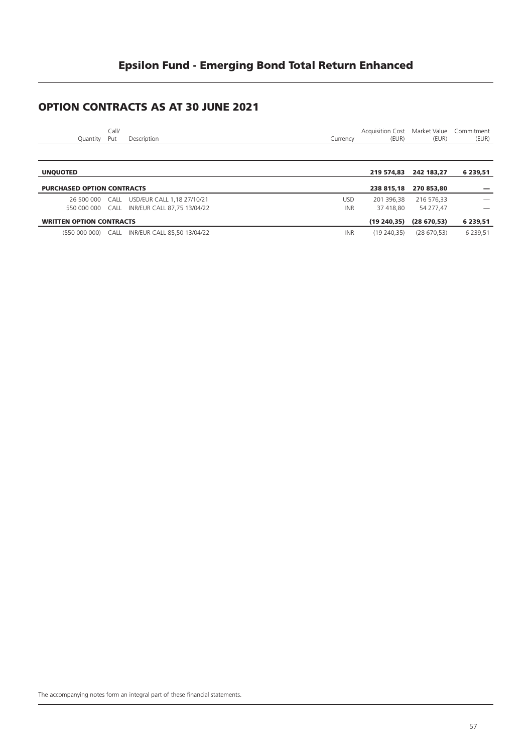# Epsilon Fund - Emerging Bond Total Return Enhanced

## OPTION CONTRACTS AS AT 30 JUNE 2021

| Quantity | Call/ Put | Description | Currency | Acquisition Cost (EUR) | Market Value (EUR) | Commitment (EUR) |
|---|---|---|---|---|---|---|
| **UNQUOTED** | | | | **219 574,83** | **242 183,27** | **6 239,51** |
| **PURCHASED OPTION CONTRACTS** | | | | **238 815,18** | **270 853,80** | **—** |
| 26 500 000 | CALL | USD/EUR CALL 1,18 27/10/21 | USD | 201 396,38 | 216 576,33 | — |
| 550 000 000 | CALL | INR/EUR CALL 87,75 13/04/22 | INR | 37 418,80 | 54 277,47 | — |
| **WRITTEN OPTION CONTRACTS** | | | | **(19 240,35)** | **(28 670,53)** | **6 239,51** |
| (550 000 000) | CALL | INR/EUR CALL 85,50 13/04/22 | INR | (19 240,35) | (28 670,53) | 6 239,51 |

The accompanying notes form an integral part of these financial statements.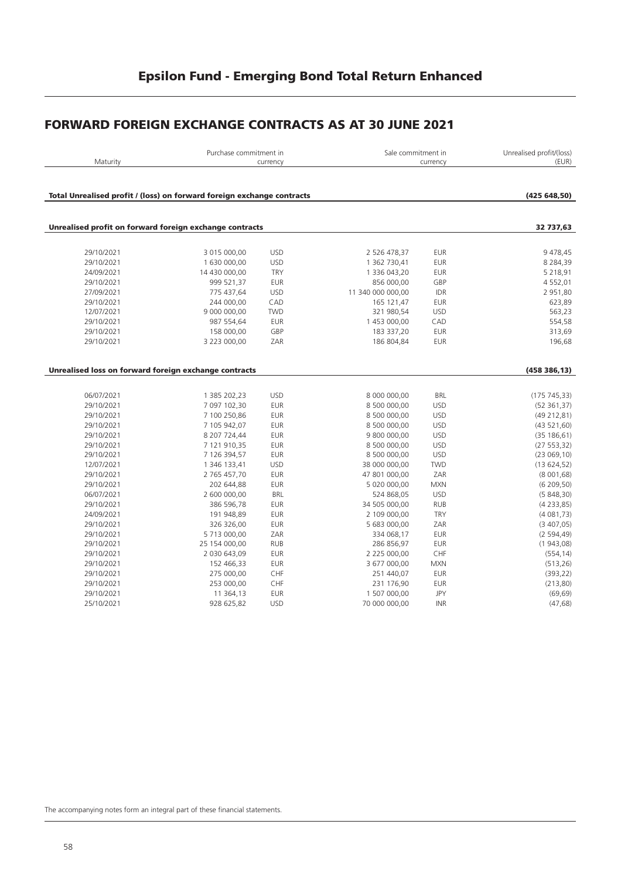## Epsilon Fund - Emerging Bond Total Return Enhanced

# FORWARD FOREIGN EXCHANGE CONTRACTS AS AT 30 JUNE 2021

| Maturity | Purchase commitment in currency | | Sale commitment in currency | | Unrealised profit/(loss) (EUR) |
|---|---|---|---|---|---|
| **Total Unrealised profit / (loss) on forward foreign exchange contracts** | | | | | **(425 648,50)** |
| **Unrealised profit on forward foreign exchange contracts** | | | | | **32 737,63** |
| 29/10/2021 | 3 015 000,00 | USD | 2 526 478,37 | EUR | 9 478,45 |
| 29/10/2021 | 1 630 000,00 | USD | 1 362 730,41 | EUR | 8 284,39 |
| 24/09/2021 | 14 430 000,00 | TRY | 1 336 043,20 | EUR | 5 218,91 |
| 29/10/2021 | 999 521,37 | EUR | 856 000,00 | GBP | 4 552,01 |
| 27/09/2021 | 775 437,64 | USD | 11 340 000 000,00 | IDR | 2 951,80 |
| 29/10/2021 | 244 000,00 | CAD | 165 121,47 | EUR | 623,89 |
| 12/07/2021 | 9 000 000,00 | TWD | 321 980,54 | USD | 563,23 |
| 29/10/2021 | 987 554,64 | EUR | 1 453 000,00 | CAD | 554,58 |
| 29/10/2021 | 158 000,00 | GBP | 183 337,20 | EUR | 313,69 |
| 29/10/2021 | 3 223 000,00 | ZAR | 186 804,84 | EUR | 196,68 |
| **Unrealised loss on forward foreign exchange contracts** | | | | | **(458 386,13)** |
| 06/07/2021 | 1 385 202,23 | USD | 8 000 000,00 | BRL | (175 745,33) |
| 29/10/2021 | 7 097 102,30 | EUR | 8 500 000,00 | USD | (52 361,37) |
| 29/10/2021 | 7 100 250,86 | EUR | 8 500 000,00 | USD | (49 212,81) |
| 29/10/2021 | 7 105 942,07 | EUR | 8 500 000,00 | USD | (43 521,60) |
| 29/10/2021 | 8 207 724,44 | EUR | 9 800 000,00 | USD | (35 186,61) |
| 29/10/2021 | 7 121 910,35 | EUR | 8 500 000,00 | USD | (27 553,32) |
| 29/10/2021 | 7 126 394,57 | EUR | 8 500 000,00 | USD | (23 069,10) |
| 12/07/2021 | 1 346 133,41 | USD | 38 000 000,00 | TWD | (13 624,52) |
| 29/10/2021 | 2 765 457,70 | EUR | 47 801 000,00 | ZAR | (8 001,68) |
| 29/10/2021 | 202 644,88 | EUR | 5 020 000,00 | MXN | (6 209,50) |
| 06/07/2021 | 2 600 000,00 | BRL | 524 868,05 | USD | (5 848,30) |
| 29/10/2021 | 386 596,78 | EUR | 34 505 000,00 | RUB | (4 233,85) |
| 24/09/2021 | 191 948,89 | EUR | 2 109 000,00 | TRY | (4 081,73) |
| 29/10/2021 | 326 326,00 | EUR | 5 683 000,00 | ZAR | (3 407,05) |
| 29/10/2021 | 5 713 000,00 | ZAR | 334 068,17 | EUR | (2 594,49) |
| 29/10/2021 | 25 154 000,00 | RUB | 286 856,97 | EUR | (1 943,08) |
| 29/10/2021 | 2 030 643,09 | EUR | 2 225 000,00 | CHF | (554,14) |
| 29/10/2021 | 152 466,33 | EUR | 3 677 000,00 | MXN | (513,26) |
| 29/10/2021 | 275 000,00 | CHF | 251 440,07 | EUR | (393,22) |
| 29/10/2021 | 253 000,00 | CHF | 231 176,90 | EUR | (213,80) |
| 29/10/2021 | 11 364,13 | EUR | 1 507 000,00 | JPY | (69,69) |
| 25/10/2021 | 928 625,82 | USD | 70 000 000,00 | INR | (47,68) |

The accompanying notes form an integral part of these financial statements.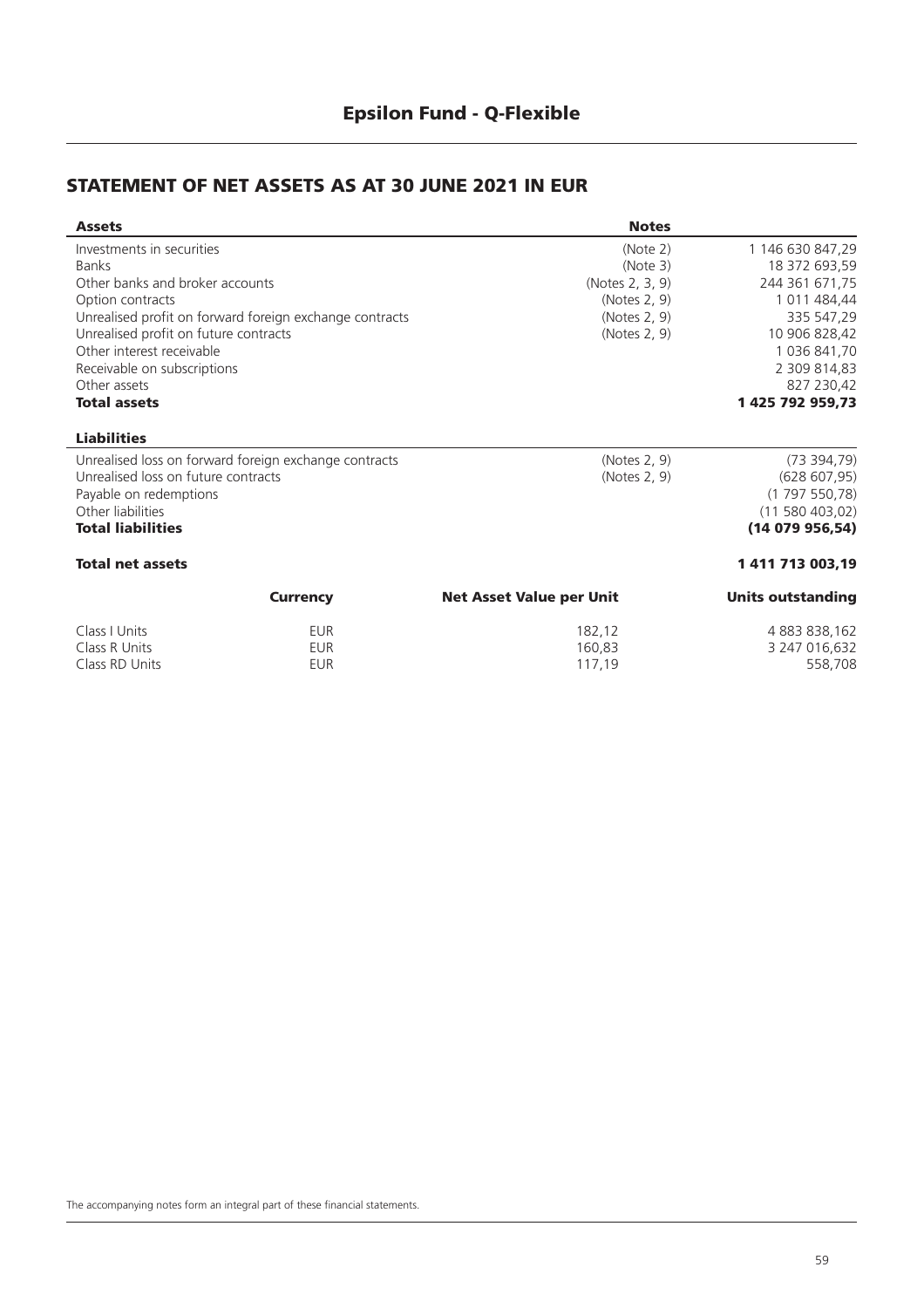# Epsilon Fund - Q-Flexible

## STATEMENT OF NET ASSETS AS AT 30 JUNE 2021 IN EUR

| **Assets** | **Notes** | |
|---|---|---|
| Investments in securities | (Note 2) | 1 146 630 847,29 |
| Banks | (Note 3) | 18 372 693,59 |
| Other banks and broker accounts | (Notes 2, 3, 9) | 244 361 671,75 |
| Option contracts | (Notes 2, 9) | 1 011 484,44 |
| Unrealised profit on forward foreign exchange contracts | (Notes 2, 9) | 335 547,29 |
| Unrealised profit on future contracts | (Notes 2, 9) | 10 906 828,42 |
| Other interest receivable | | 1 036 841,70 |
| Receivable on subscriptions | | 2 309 814,83 |
| Other assets | | 827 230,42 |
| **Total assets** | | **1 425 792 959,73** |
| **Liabilities** | | |
| Unrealised loss on forward foreign exchange contracts | (Notes 2, 9) | (73 394,79) |
| Unrealised loss on future contracts | (Notes 2, 9) | (628 607,95) |
| Payable on redemptions | | (1 797 550,78) |
| Other liabilities | | (11 580 403,02) |
| **Total liabilities** | | **(14 079 956,54)** |
| **Total net assets** | | **1 411 713 003,19** |

| | **Currency** | **Net Asset Value per Unit** | **Units outstanding** |
|---|---|---|---|
| Class I Units | EUR | 182,12 | 4 883 838,162 |
| Class R Units | EUR | 160,83 | 3 247 016,632 |
| Class RD Units | EUR | 117,19 | 558,708 |

The accompanying notes form an integral part of these financial statements.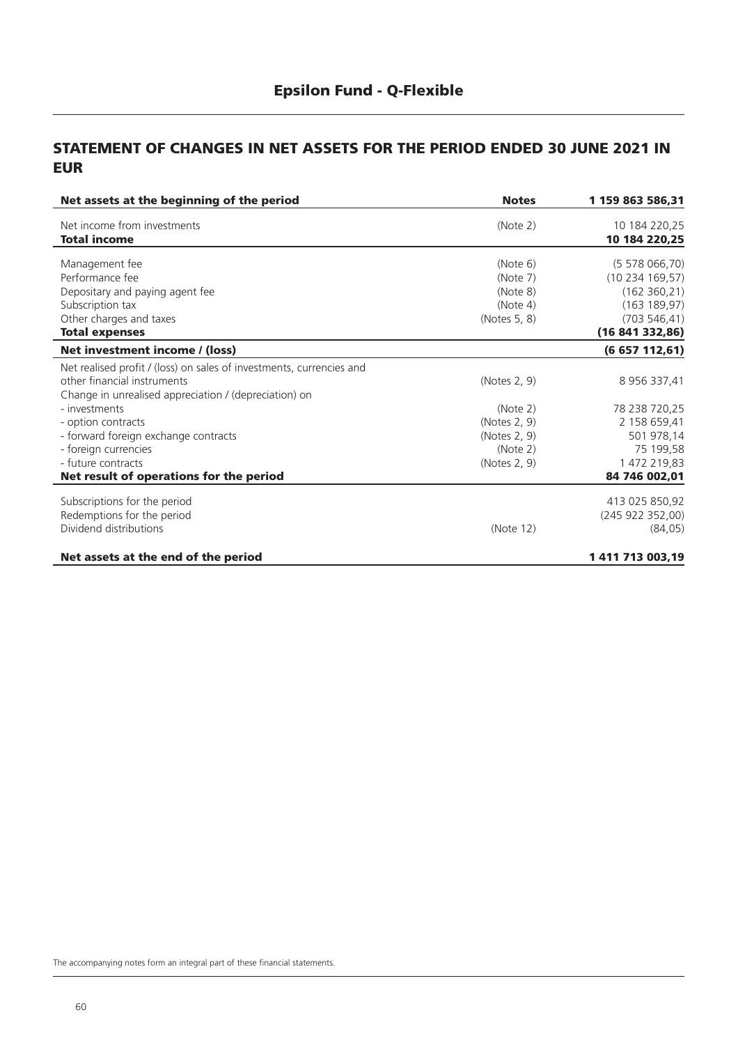# Epsilon Fund - Q-Flexible

## STATEMENT OF CHANGES IN NET ASSETS FOR THE PERIOD ENDED 30 JUNE 2021 IN EUR

| **Net assets at the beginning of the period** | **Notes** | **1 159 863 586,31** |
|---|---|---|
| Net income from investments | (Note 2) | 10 184 220,25 |
| **Total income** | | **10 184 220,25** |
| Management fee | (Note 6) | (5 578 066,70) |
| Performance fee | (Note 7) | (10 234 169,57) |
| Depositary and paying agent fee | (Note 8) | (162 360,21) |
| Subscription tax | (Note 4) | (163 189,97) |
| Other charges and taxes | (Notes 5, 8) | (703 546,41) |
| **Total expenses** | | **(16 841 332,86)** |
| **Net investment income / (loss)** | | **(6 657 112,61)** |
| Net realised profit / (loss) on sales of investments, currencies and other financial instruments | (Notes 2, 9) | 8 956 337,41 |
| Change in unrealised appreciation / (depreciation) on | | |
| - investments | (Note 2) | 78 238 720,25 |
| - option contracts | (Notes 2, 9) | 2 158 659,41 |
| - forward foreign exchange contracts | (Notes 2, 9) | 501 978,14 |
| - foreign currencies | (Note 2) | 75 199,58 |
| - future contracts | (Notes 2, 9) | 1 472 219,83 |
| **Net result of operations for the period** | | **84 746 002,01** |
| Subscriptions for the period | | 413 025 850,92 |
| Redemptions for the period | | (245 922 352,00) |
| Dividend distributions | (Note 12) | (84,05) |
| **Net assets at the end of the period** | | **1 411 713 003,19** |

The accompanying notes form an integral part of these financial statements.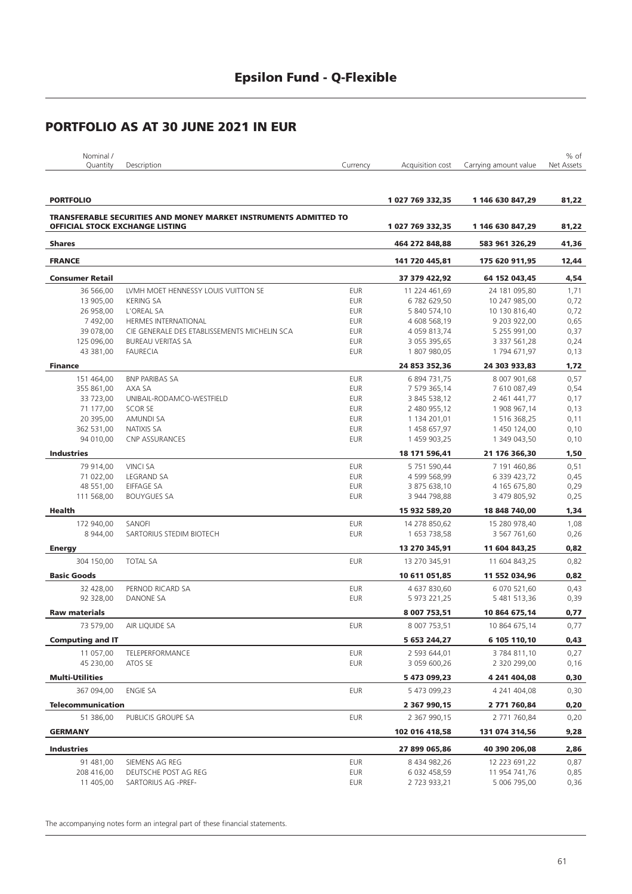# Epsilon Fund - Q-Flexible

## PORTFOLIO AS AT 30 JUNE 2021 IN EUR

| Nominal / Quantity | Description | Currency | Acquisition cost | Carrying amount value | % of Net Assets |
|---|---|---|---|---|---|
| **PORTFOLIO** | | | **1 027 769 332,35** | **1 146 630 847,29** | **81,22** |
| **TRANSFERABLE SECURITIES AND MONEY MARKET INSTRUMENTS ADMITTED TO OFFICIAL STOCK EXCHANGE LISTING** | | | **1 027 769 332,35** | **1 146 630 847,29** | **81,22** |
| **Shares** | | | **464 272 848,88** | **583 961 326,29** | **41,36** |
| **FRANCE** | | | **141 720 445,81** | **175 620 911,95** | **12,44** |
| **Consumer Retail** | | | **37 379 422,92** | **64 152 043,45** | **4,54** |
| 36 566,00 | LVMH MOET HENNESSY LOUIS VUITTON SE | EUR | 11 224 461,69 | 24 181 095,80 | 1,71 |
| 13 905,00 | KERING SA | EUR | 6 782 629,50 | 10 247 985,00 | 0,72 |
| 26 958,00 | L'OREAL SA | EUR | 5 840 574,10 | 10 130 816,40 | 0,72 |
| 7 492,00 | HERMES INTERNATIONAL | EUR | 4 608 568,19 | 9 203 922,00 | 0,65 |
| 39 078,00 | CIE GENERALE DES ETABLISSEMENTS MICHELIN SCA | EUR | 4 059 813,74 | 5 255 991,00 | 0,37 |
| 125 096,00 | BUREAU VERITAS SA | EUR | 3 055 395,65 | 3 337 561,28 | 0,24 |
| 43 381,00 | FAURECIA | EUR | 1 807 980,05 | 1 794 671,97 | 0,13 |
| **Finance** | | | **24 853 352,36** | **24 303 933,83** | **1,72** |
| 151 464,00 | BNP PARIBAS SA | EUR | 6 894 731,75 | 8 007 901,68 | 0,57 |
| 355 861,00 | AXA SA | EUR | 7 579 365,14 | 7 610 087,49 | 0,54 |
| 33 723,00 | UNIBAIL-RODAMCO-WESTFIELD | EUR | 3 845 538,12 | 2 461 441,77 | 0,17 |
| 71 177,00 | SCOR SE | EUR | 2 480 955,12 | 1 908 967,14 | 0,13 |
| 20 395,00 | AMUNDI SA | EUR | 1 134 201,01 | 1 516 368,25 | 0,11 |
| 362 531,00 | NATIXIS SA | EUR | 1 458 657,97 | 1 450 124,00 | 0,10 |
| 94 010,00 | CNP ASSURANCES | EUR | 1 459 903,25 | 1 349 043,50 | 0,10 |
| **Industries** | | | **18 171 596,41** | **21 176 366,30** | **1,50** |
| 79 914,00 | VINCI SA | EUR | 5 751 590,44 | 7 191 460,86 | 0,51 |
| 71 022,00 | LEGRAND SA | EUR | 4 599 568,99 | 6 339 423,72 | 0,45 |
| 48 551,00 | EIFFAGE SA | EUR | 3 875 638,10 | 4 165 675,80 | 0,29 |
| 111 568,00 | BOUYGUES SA | EUR | 3 944 798,88 | 3 479 805,92 | 0,25 |
| **Health** | | | **15 932 589,20** | **18 848 740,00** | **1,34** |
| 172 940,00 | SANOFI | EUR | 14 278 850,62 | 15 280 978,40 | 1,08 |
| 8 944,00 | SARTORIUS STEDIM BIOTECH | EUR | 1 653 738,58 | 3 567 761,60 | 0,26 |
| **Energy** | | | **13 270 345,91** | **11 604 843,25** | **0,82** |
| 304 150,00 | TOTAL SA | EUR | 13 270 345,91 | 11 604 843,25 | 0,82 |
| **Basic Goods** | | | **10 611 051,85** | **11 552 034,96** | **0,82** |
| 32 428,00 | PERNOD RICARD SA | EUR | 4 637 830,60 | 6 070 521,60 | 0,43 |
| 92 328,00 | DANONE SA | EUR | 5 973 221,25 | 5 481 513,36 | 0,39 |
| **Raw materials** | | | **8 007 753,51** | **10 864 675,14** | **0,77** |
| 73 579,00 | AIR LIQUIDE SA | EUR | 8 007 753,51 | 10 864 675,14 | 0,77 |
| **Computing and IT** | | | **5 653 244,27** | **6 105 110,10** | **0,43** |
| 11 057,00 | TELEPERFORMANCE | EUR | 2 593 644,01 | 3 784 811,10 | 0,27 |
| 45 230,00 | ATOS SE | EUR | 3 059 600,26 | 2 320 299,00 | 0,16 |
| **Multi-Utilities** | | | **5 473 099,23** | **4 241 404,08** | **0,30** |
| 367 094,00 | ENGIE SA | EUR | 5 473 099,23 | 4 241 404,08 | 0,30 |
| **Telecommunication** | | | **2 367 990,15** | **2 771 760,84** | **0,20** |
| 51 386,00 | PUBLICIS GROUPE SA | EUR | 2 367 990,15 | 2 771 760,84 | 0,20 |
| **GERMANY** | | | **102 016 418,58** | **131 074 314,56** | **9,28** |
| **Industries** | | | **27 899 065,86** | **40 390 206,08** | **2,86** |
| 91 481,00 | SIEMENS AG REG | EUR | 8 434 982,26 | 12 223 691,22 | 0,87 |
| 208 416,00 | DEUTSCHE POST AG REG | EUR | 6 032 458,59 | 11 954 741,76 | 0,85 |
| 11 405,00 | SARTORIUS AG -PREF- | EUR | 2 723 933,21 | 5 006 795,00 | 0,36 |

The accompanying notes form an integral part of these financial statements.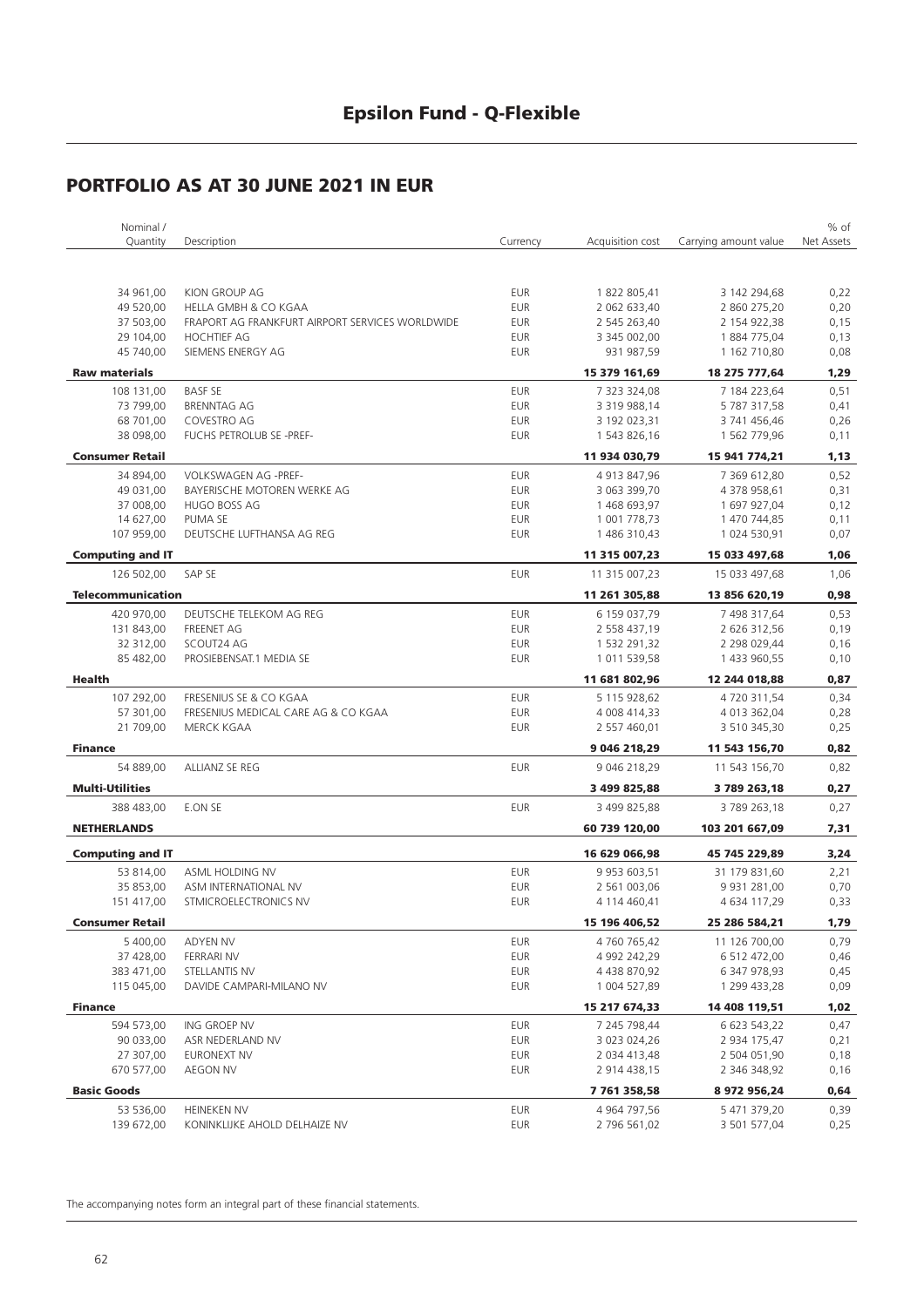# Epsilon Fund - Q-Flexible

## PORTFOLIO AS AT 30 JUNE 2021 IN EUR

| Nominal / Quantity | Description | Currency | Acquisition cost | Carrying amount value | % of Net Assets |
|---|---|---|---|---|---|
| 34 961,00 | KION GROUP AG | EUR | 1 822 805,41 | 3 142 294,68 | 0,22 |
| 49 520,00 | HELLA GMBH & CO KGAA | EUR | 2 062 633,40 | 2 860 275,20 | 0,20 |
| 37 503,00 | FRAPORT AG FRANKFURT AIRPORT SERVICES WORLDWIDE | EUR | 2 545 263,40 | 2 154 922,38 | 0,15 |
| 29 104,00 | HOCHTIEF AG | EUR | 3 345 002,00 | 1 884 775,04 | 0,13 |
| 45 740,00 | SIEMENS ENERGY AG | EUR | 931 987,59 | 1 162 710,80 | 0,08 |
| **Raw materials** | | | **15 379 161,69** | **18 275 777,64** | **1,29** |
| 108 131,00 | BASF SE | EUR | 7 323 324,08 | 7 184 223,64 | 0,51 |
| 73 799,00 | BRENNTAG AG | EUR | 3 319 988,14 | 5 787 317,58 | 0,41 |
| 68 701,00 | COVESTRO AG | EUR | 3 192 023,31 | 3 741 456,46 | 0,26 |
| 38 098,00 | FUCHS PETROLUB SE -PREF- | EUR | 1 543 826,16 | 1 562 779,96 | 0,11 |
| **Consumer Retail** | | | **11 934 030,79** | **15 941 774,21** | **1,13** |
| 34 894,00 | VOLKSWAGEN AG -PREF- | EUR | 4 913 847,96 | 7 369 612,80 | 0,52 |
| 49 031,00 | BAYERISCHE MOTOREN WERKE AG | EUR | 3 063 399,70 | 4 378 958,61 | 0,31 |
| 37 008,00 | HUGO BOSS AG | EUR | 1 468 693,97 | 1 697 927,04 | 0,12 |
| 14 627,00 | PUMA SE | EUR | 1 001 778,73 | 1 470 744,85 | 0,11 |
| 107 959,00 | DEUTSCHE LUFTHANSA AG REG | EUR | 1 486 310,43 | 1 024 530,91 | 0,07 |
| **Computing and IT** | | | **11 315 007,23** | **15 033 497,68** | **1,06** |
| 126 502,00 | SAP SE | EUR | 11 315 007,23 | 15 033 497,68 | 1,06 |
| **Telecommunication** | | | **11 261 305,88** | **13 856 620,19** | **0,98** |
| 420 970,00 | DEUTSCHE TELEKOM AG REG | EUR | 6 159 037,79 | 7 498 317,64 | 0,53 |
| 131 843,00 | FREENET AG | EUR | 2 558 437,19 | 2 626 312,56 | 0,19 |
| 32 312,00 | SCOUT24 AG | EUR | 1 532 291,32 | 2 298 029,44 | 0,16 |
| 85 482,00 | PROSIEBENSAT.1 MEDIA SE | EUR | 1 011 539,58 | 1 433 960,55 | 0,10 |
| **Health** | | | **11 681 802,96** | **12 244 018,88** | **0,87** |
| 107 292,00 | FRESENIUS SE & CO KGAA | EUR | 5 115 928,62 | 4 720 311,54 | 0,34 |
| 57 301,00 | FRESENIUS MEDICAL CARE AG & CO KGAA | EUR | 4 008 414,33 | 4 013 362,04 | 0,28 |
| 21 709,00 | MERCK KGAA | EUR | 2 557 460,01 | 3 510 345,30 | 0,25 |
| **Finance** | | | **9 046 218,29** | **11 543 156,70** | **0,82** |
| 54 889,00 | ALLIANZ SE REG | EUR | 9 046 218,29 | 11 543 156,70 | 0,82 |
| **Multi-Utilities** | | | **3 499 825,88** | **3 789 263,18** | **0,27** |
| 388 483,00 | E.ON SE | EUR | 3 499 825,88 | 3 789 263,18 | 0,27 |
| **NETHERLANDS** | | | **60 739 120,00** | **103 201 667,09** | **7,31** |
| **Computing and IT** | | | **16 629 066,98** | **45 745 229,89** | **3,24** |
| 53 814,00 | ASML HOLDING NV | EUR | 9 953 603,51 | 31 179 831,60 | 2,21 |
| 35 853,00 | ASM INTERNATIONAL NV | EUR | 2 561 003,06 | 9 931 281,00 | 0,70 |
| 151 417,00 | STMICROELECTRONICS NV | EUR | 4 114 460,41 | 4 634 117,29 | 0,33 |
| **Consumer Retail** | | | **15 196 406,52** | **25 286 584,21** | **1,79** |
| 5 400,00 | ADYEN NV | EUR | 4 760 765,42 | 11 126 700,00 | 0,79 |
| 37 428,00 | FERRARI NV | EUR | 4 992 242,29 | 6 512 472,00 | 0,46 |
| 383 471,00 | STELLANTIS NV | EUR | 4 438 870,92 | 6 347 978,93 | 0,45 |
| 115 045,00 | DAVIDE CAMPARI-MILANO NV | EUR | 1 004 527,89 | 1 299 433,28 | 0,09 |
| **Finance** | | | **15 217 674,33** | **14 408 119,51** | **1,02** |
| 594 573,00 | ING GROEP NV | EUR | 7 245 798,44 | 6 623 543,22 | 0,47 |
| 90 033,00 | ASR NEDERLAND NV | EUR | 3 023 024,26 | 2 934 175,47 | 0,21 |
| 27 307,00 | EURONEXT NV | EUR | 2 034 413,48 | 2 504 051,90 | 0,18 |
| 670 577,00 | AEGON NV | EUR | 2 914 438,15 | 2 346 348,92 | 0,16 |
| **Basic Goods** | | | **7 761 358,58** | **8 972 956,24** | **0,64** |
| 53 536,00 | HEINEKEN NV | EUR | 4 964 797,56 | 5 471 379,20 | 0,39 |
| 139 672,00 | KONINKLIJKE AHOLD DELHAIZE NV | EUR | 2 796 561,02 | 3 501 577,04 | 0,25 |

The accompanying notes form an integral part of these financial statements.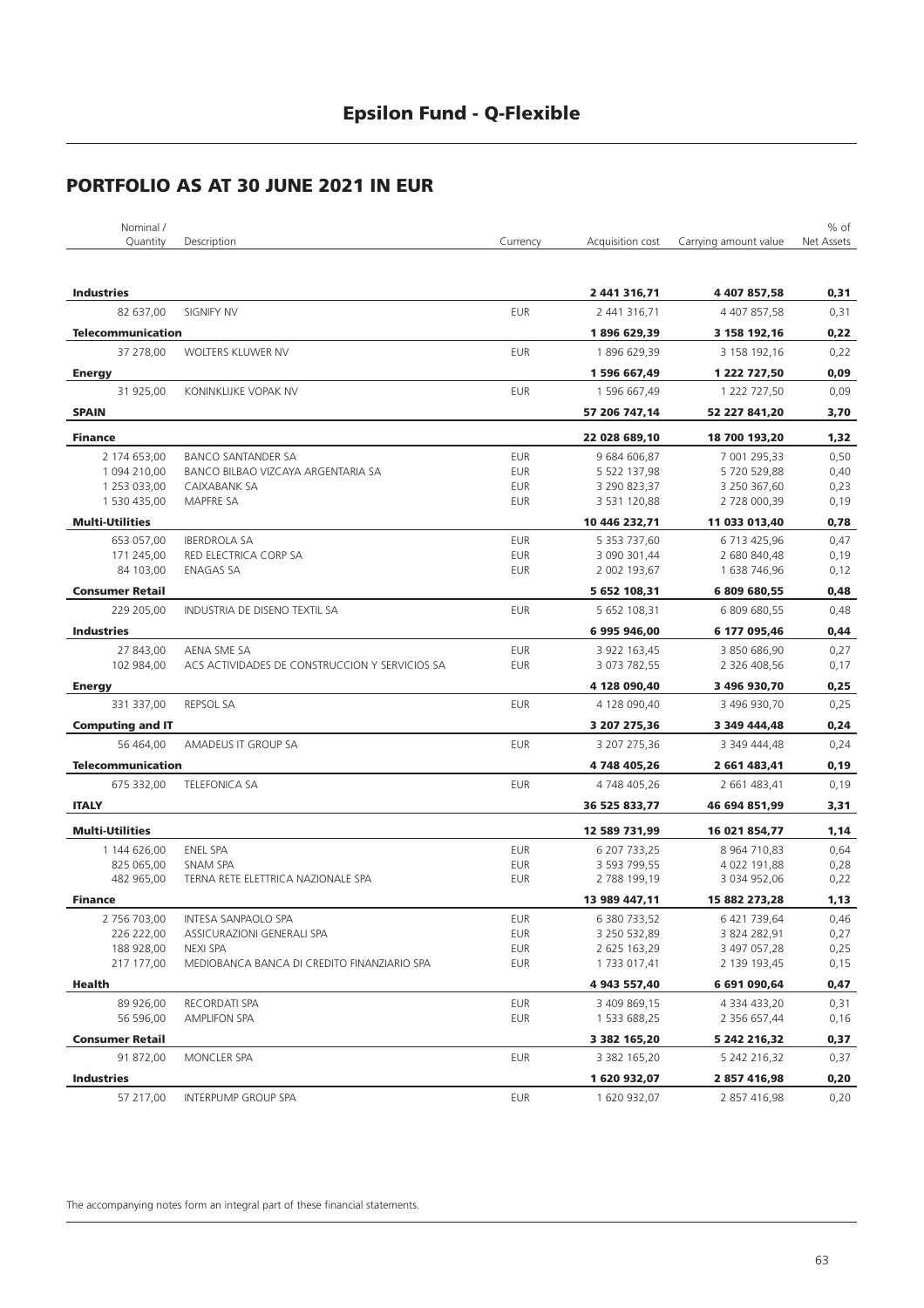## PORTFOLIO AS AT 30 JUNE 2021 IN EUR

| Nominal / Quantity | Description | Currency | Acquisition cost | Carrying amount value | % of Net Assets |
|---|---|---|---|---|---|
| **Industries** | | | **2 441 316,71** | **4 407 857,58** | **0,31** |
| 82 637,00 | SIGNIFY NV | EUR | 2 441 316,71 | 4 407 857,58 | 0,31 |
| **Telecommunication** | | | **1 896 629,39** | **3 158 192,16** | **0,22** |
| 37 278,00 | WOLTERS KLUWER NV | EUR | 1 896 629,39 | 3 158 192,16 | 0,22 |
| **Energy** | | | **1 596 667,49** | **1 222 727,50** | **0,09** |
| 31 925,00 | KONINKLIJKE VOPAK NV | EUR | 1 596 667,49 | 1 222 727,50 | 0,09 |
| **SPAIN** | | | **57 206 747,14** | **52 227 841,20** | **3,70** |
| **Finance** | | | **22 028 689,10** | **18 700 193,20** | **1,32** |
| 2 174 653,00 | BANCO SANTANDER SA | EUR | 9 684 606,87 | 7 001 295,33 | 0,50 |
| 1 094 210,00 | BANCO BILBAO VIZCAYA ARGENTARIA SA | EUR | 5 522 137,98 | 5 720 529,88 | 0,40 |
| 1 253 033,00 | CAIXABANK SA | EUR | 3 290 823,37 | 3 250 367,60 | 0,23 |
| 1 530 435,00 | MAPFRE SA | EUR | 3 531 120,88 | 2 728 000,39 | 0,19 |
| **Multi-Utilities** | | | **10 446 232,71** | **11 033 013,40** | **0,78** |
| 653 057,00 | IBERDROLA SA | EUR | 5 353 737,60 | 6 713 425,96 | 0,47 |
| 171 245,00 | RED ELECTRICA CORP SA | EUR | 3 090 301,44 | 2 680 840,48 | 0,19 |
| 84 103,00 | ENAGAS SA | EUR | 2 002 193,67 | 1 638 746,96 | 0,12 |
| **Consumer Retail** | | | **5 652 108,31** | **6 809 680,55** | **0,48** |
| 229 205,00 | INDUSTRIA DE DISENO TEXTIL SA | EUR | 5 652 108,31 | 6 809 680,55 | 0,48 |
| **Industries** | | | **6 995 946,00** | **6 177 095,46** | **0,44** |
| 27 843,00 | AENA SME SA | EUR | 3 922 163,45 | 3 850 686,90 | 0,27 |
| 102 984,00 | ACS ACTIVIDADES DE CONSTRUCCION Y SERVICIOS SA | EUR | 3 073 782,55 | 2 326 408,56 | 0,17 |
| **Energy** | | | **4 128 090,40** | **3 496 930,70** | **0,25** |
| 331 337,00 | REPSOL SA | EUR | 4 128 090,40 | 3 496 930,70 | 0,25 |
| **Computing and IT** | | | **3 207 275,36** | **3 349 444,48** | **0,24** |
| 56 464,00 | AMADEUS IT GROUP SA | EUR | 3 207 275,36 | 3 349 444,48 | 0,24 |
| **Telecommunication** | | | **4 748 405,26** | **2 661 483,41** | **0,19** |
| 675 332,00 | TELEFONICA SA | EUR | 4 748 405,26 | 2 661 483,41 | 0,19 |
| **ITALY** | | | **36 525 833,77** | **46 694 851,99** | **3,31** |
| **Multi-Utilities** | | | **12 589 731,99** | **16 021 854,77** | **1,14** |
| 1 144 626,00 | ENEL SPA | EUR | 6 207 733,25 | 8 964 710,83 | 0,64 |
| 825 065,00 | SNAM SPA | EUR | 3 593 799,55 | 4 022 191,88 | 0,28 |
| 482 965,00 | TERNA RETE ELETTRICA NAZIONALE SPA | EUR | 2 788 199,19 | 3 034 952,06 | 0,22 |
| **Finance** | | | **13 989 447,11** | **15 882 273,28** | **1,13** |
| 2 756 703,00 | INTESA SANPAOLO SPA | EUR | 6 380 733,52 | 6 421 739,64 | 0,46 |
| 226 222,00 | ASSICURAZIONI GENERALI SPA | EUR | 3 250 532,89 | 3 824 282,91 | 0,27 |
| 188 928,00 | NEXI SPA | EUR | 2 625 163,29 | 3 497 057,28 | 0,25 |
| 217 177,00 | MEDIOBANCA BANCA DI CREDITO FINANZIARIO SPA | EUR | 1 733 017,41 | 2 139 193,45 | 0,15 |
| **Health** | | | **4 943 557,40** | **6 691 090,64** | **0,47** |
| 89 926,00 | RECORDATI SPA | EUR | 3 409 869,15 | 4 334 433,20 | 0,31 |
| 56 596,00 | AMPLIFON SPA | EUR | 1 533 688,25 | 2 356 657,44 | 0,16 |
| **Consumer Retail** | | | **3 382 165,20** | **5 242 216,32** | **0,37** |
| 91 872,00 | MONCLER SPA | EUR | 3 382 165,20 | 5 242 216,32 | 0,37 |
| **Industries** | | | **1 620 932,07** | **2 857 416,98** | **0,20** |
| 57 217,00 | INTERPUMP GROUP SPA | EUR | 1 620 932,07 | 2 857 416,98 | 0,20 |

The accompanying notes form an integral part of these financial statements.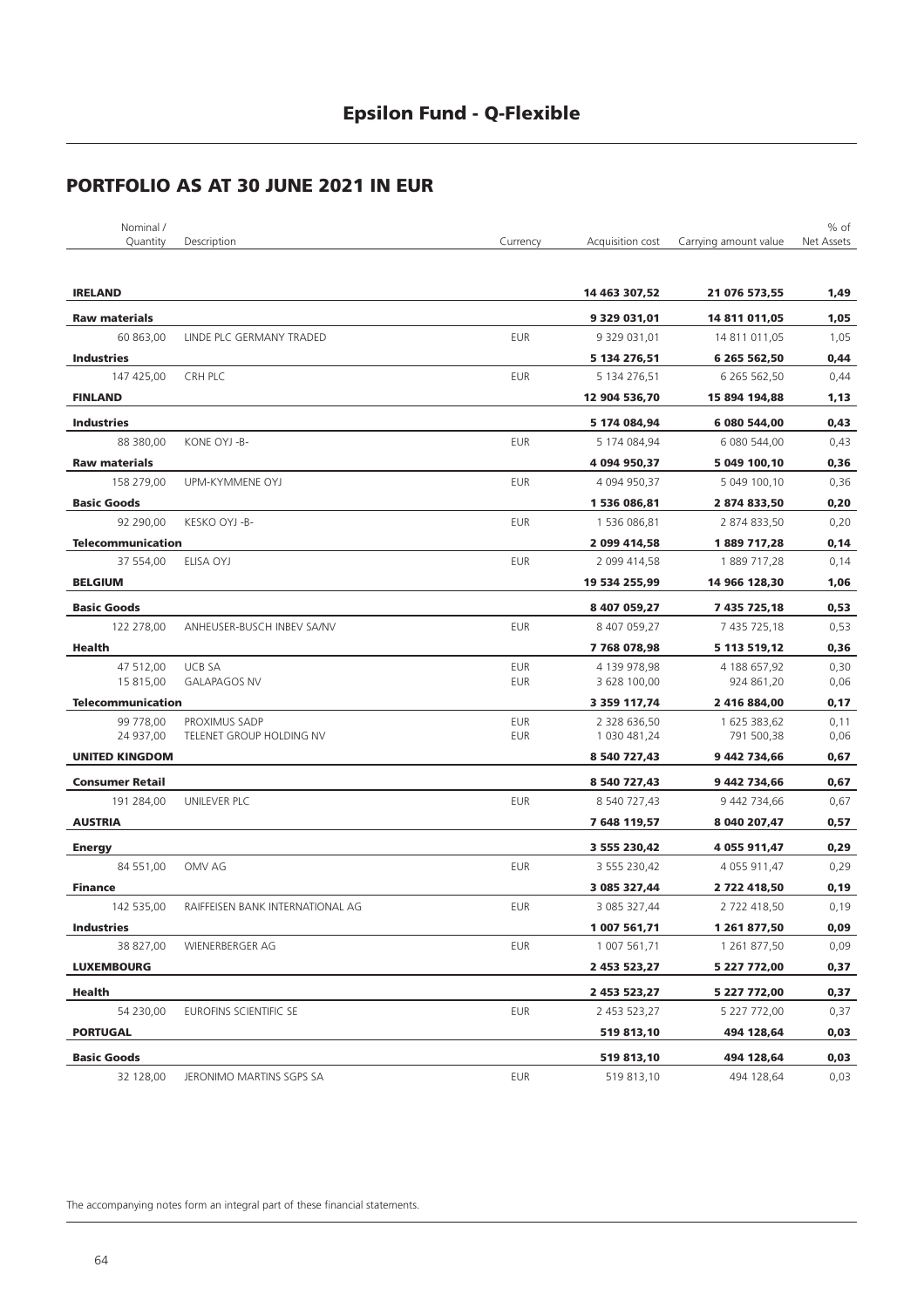# Epsilon Fund - Q-Flexible

## PORTFOLIO AS AT 30 JUNE 2021 IN EUR

| Nominal / Quantity | Description | Currency | Acquisition cost | Carrying amount value | % of Net Assets |
|---|---|---|---|---|---|
| **IRELAND** | | | **14 463 307,52** | **21 076 573,55** | **1,49** |
| **Raw materials** | | | **9 329 031,01** | **14 811 011,05** | **1,05** |
| 60 863,00 | LINDE PLC GERMANY TRADED | EUR | 9 329 031,01 | 14 811 011,05 | 1,05 |
| **Industries** | | | **5 134 276,51** | **6 265 562,50** | **0,44** |
| 147 425,00 | CRH PLC | EUR | 5 134 276,51 | 6 265 562,50 | 0,44 |
| **FINLAND** | | | **12 904 536,70** | **15 894 194,88** | **1,13** |
| **Industries** | | | **5 174 084,94** | **6 080 544,00** | **0,43** |
| 88 380,00 | KONE OYJ -B- | EUR | 5 174 084,94 | 6 080 544,00 | 0,43 |
| **Raw materials** | | | **4 094 950,37** | **5 049 100,10** | **0,36** |
| 158 279,00 | UPM-KYMMENE OYJ | EUR | 4 094 950,37 | 5 049 100,10 | 0,36 |
| **Basic Goods** | | | **1 536 086,81** | **2 874 833,50** | **0,20** |
| 92 290,00 | KESKO OYJ -B- | EUR | 1 536 086,81 | 2 874 833,50 | 0,20 |
| **Telecommunication** | | | **2 099 414,58** | **1 889 717,28** | **0,14** |
| 37 554,00 | ELISA OYJ | EUR | 2 099 414,58 | 1 889 717,28 | 0,14 |
| **BELGIUM** | | | **19 534 255,99** | **14 966 128,30** | **1,06** |
| **Basic Goods** | | | **8 407 059,27** | **7 435 725,18** | **0,53** |
| 122 278,00 | ANHEUSER-BUSCH INBEV SA/NV | EUR | 8 407 059,27 | 7 435 725,18 | 0,53 |
| **Health** | | | **7 768 078,98** | **5 113 519,12** | **0,36** |
| 47 512,00 | UCB SA | EUR | 4 139 978,98 | 4 188 657,92 | 0,30 |
| 15 815,00 | GALAPAGOS NV | EUR | 3 628 100,00 | 924 861,20 | 0,06 |
| **Telecommunication** | | | **3 359 117,74** | **2 416 884,00** | **0,17** |
| 99 778,00 | PROXIMUS SADP | EUR | 2 328 636,50 | 1 625 383,62 | 0,11 |
| 24 937,00 | TELENET GROUP HOLDING NV | EUR | 1 030 481,24 | 791 500,38 | 0,06 |
| **UNITED KINGDOM** | | | **8 540 727,43** | **9 442 734,66** | **0,67** |
| **Consumer Retail** | | | **8 540 727,43** | **9 442 734,66** | **0,67** |
| 191 284,00 | UNILEVER PLC | EUR | 8 540 727,43 | 9 442 734,66 | 0,67 |
| **AUSTRIA** | | | **7 648 119,57** | **8 040 207,47** | **0,57** |
| **Energy** | | | **3 555 230,42** | **4 055 911,47** | **0,29** |
| 84 551,00 | OMV AG | EUR | 3 555 230,42 | 4 055 911,47 | 0,29 |
| **Finance** | | | **3 085 327,44** | **2 722 418,50** | **0,19** |
| 142 535,00 | RAIFFEISEN BANK INTERNATIONAL AG | EUR | 3 085 327,44 | 2 722 418,50 | 0,19 |
| **Industries** | | | **1 007 561,71** | **1 261 877,50** | **0,09** |
| 38 827,00 | WIENERBERGER AG | EUR | 1 007 561,71 | 1 261 877,50 | 0,09 |
| **LUXEMBOURG** | | | **2 453 523,27** | **5 227 772,00** | **0,37** |
| **Health** | | | **2 453 523,27** | **5 227 772,00** | **0,37** |
| 54 230,00 | EUROFINS SCIENTIFIC SE | EUR | 2 453 523,27 | 5 227 772,00 | 0,37 |
| **PORTUGAL** | | | **519 813,10** | **494 128,64** | **0,03** |
| **Basic Goods** | | | **519 813,10** | **494 128,64** | **0,03** |
| 32 128,00 | JERONIMO MARTINS SGPS SA | EUR | 519 813,10 | 494 128,64 | 0,03 |

The accompanying notes form an integral part of these financial statements.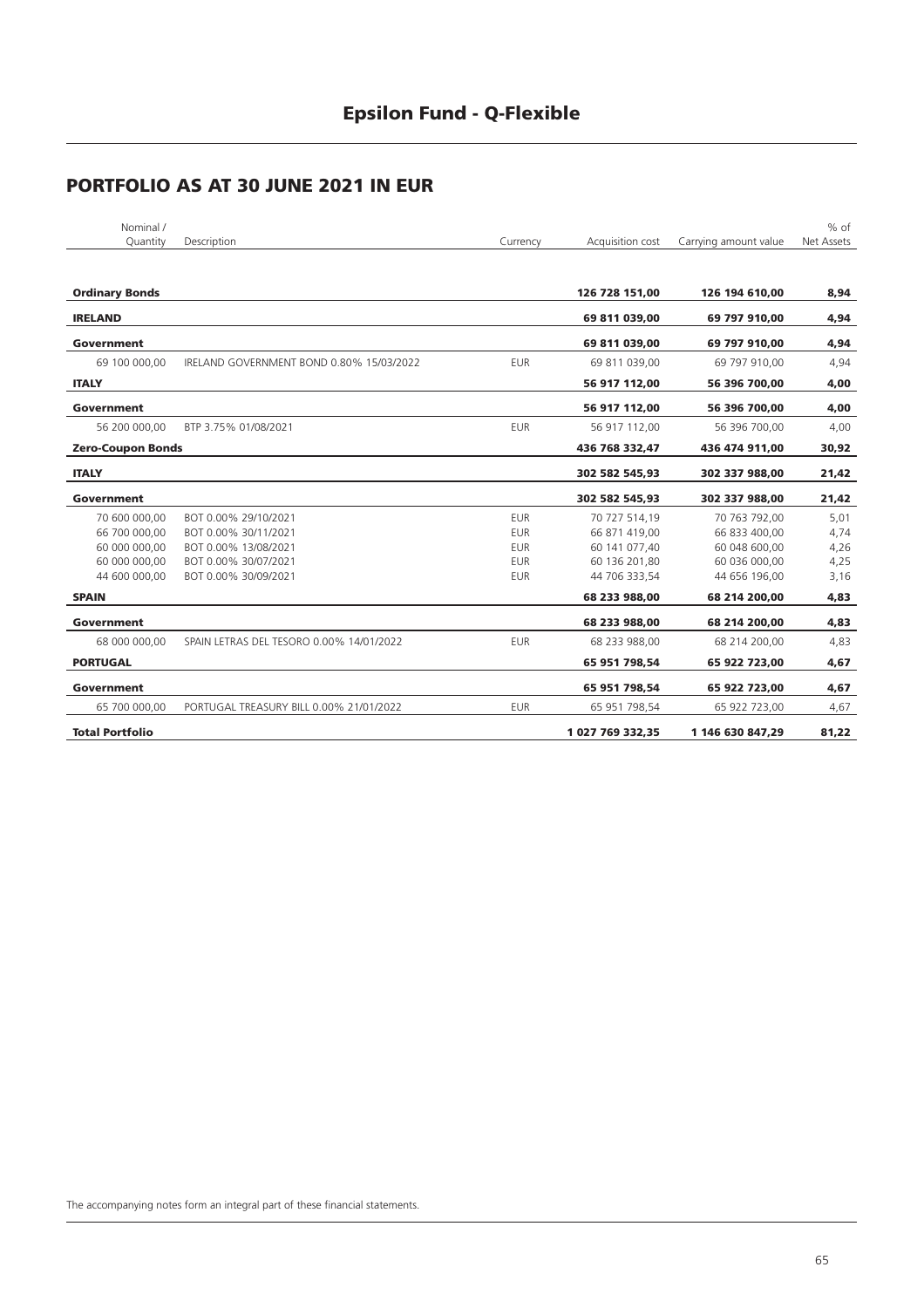# Epsilon Fund - Q-Flexible

## PORTFOLIO AS AT 30 JUNE 2021 IN EUR

| Nominal / Quantity | Description | Currency | Acquisition cost | Carrying amount value | % of Net Assets |
|---|---|---|---|---|---|
| **Ordinary Bonds** | | | **126 728 151,00** | **126 194 610,00** | **8,94** |
| **IRELAND** | | | **69 811 039,00** | **69 797 910,00** | **4,94** |
| **Government** | | | **69 811 039,00** | **69 797 910,00** | **4,94** |
| 69 100 000,00 | IRELAND GOVERNMENT BOND 0.80% 15/03/2022 | EUR | 69 811 039,00 | 69 797 910,00 | 4,94 |
| **ITALY** | | | **56 917 112,00** | **56 396 700,00** | **4,00** |
| **Government** | | | **56 917 112,00** | **56 396 700,00** | **4,00** |
| 56 200 000,00 | BTP 3.75% 01/08/2021 | EUR | 56 917 112,00 | 56 396 700,00 | 4,00 |
| **Zero-Coupon Bonds** | | | **436 768 332,47** | **436 474 911,00** | **30,92** |
| **ITALY** | | | **302 582 545,93** | **302 337 988,00** | **21,42** |
| **Government** | | | **302 582 545,93** | **302 337 988,00** | **21,42** |
| 70 600 000,00 | BOT 0.00% 29/10/2021 | EUR | 70 727 514,19 | 70 763 792,00 | 5,01 |
| 66 700 000,00 | BOT 0.00% 30/11/2021 | EUR | 66 871 419,00 | 66 833 400,00 | 4,74 |
| 60 000 000,00 | BOT 0.00% 13/08/2021 | EUR | 60 141 077,40 | 60 048 600,00 | 4,26 |
| 60 000 000,00 | BOT 0.00% 30/07/2021 | EUR | 60 136 201,80 | 60 036 000,00 | 4,25 |
| 44 600 000,00 | BOT 0.00% 30/09/2021 | EUR | 44 706 333,54 | 44 656 196,00 | 3,16 |
| **SPAIN** | | | **68 233 988,00** | **68 214 200,00** | **4,83** |
| **Government** | | | **68 233 988,00** | **68 214 200,00** | **4,83** |
| 68 000 000,00 | SPAIN LETRAS DEL TESORO 0.00% 14/01/2022 | EUR | 68 233 988,00 | 68 214 200,00 | 4,83 |
| **PORTUGAL** | | | **65 951 798,54** | **65 922 723,00** | **4,67** |
| **Government** | | | **65 951 798,54** | **65 922 723,00** | **4,67** |
| 65 700 000,00 | PORTUGAL TREASURY BILL 0.00% 21/01/2022 | EUR | 65 951 798,54 | 65 922 723,00 | 4,67 |
| **Total Portfolio** | | | **1 027 769 332,35** | **1 146 630 847,29** | **81,22** |

The accompanying notes form an integral part of these financial statements.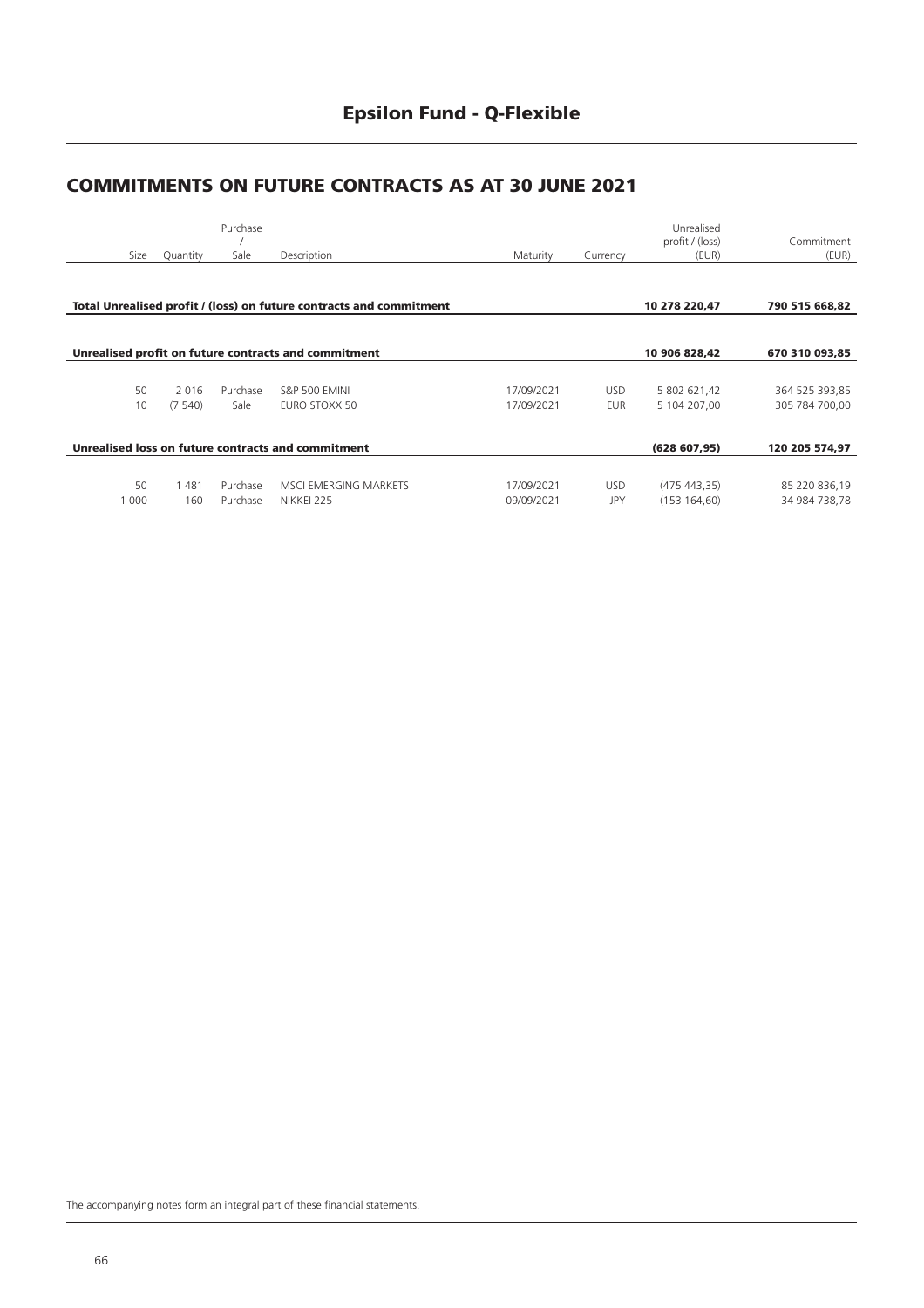# Epsilon Fund - Q-Flexible

## COMMITMENTS ON FUTURE CONTRACTS AS AT 30 JUNE 2021

| Size | Quantity | Purchase / Sale | Description | Maturity | Currency | Unrealised profit / (loss) (EUR) | Commitment (EUR) |
|---|---|---|---|---|---|---|---|
| **Total Unrealised profit / (loss) on future contracts and commitment** | | | | | | **10 278 220,47** | **790 515 668,82** |
| **Unrealised profit on future contracts and commitment** | | | | | | **10 906 828,42** | **670 310 093,85** |
| 50 | 2 016 | Purchase | S&P 500 EMINI | 17/09/2021 | USD | 5 802 621,42 | 364 525 393,85 |
| 10 | (7 540) | Sale | EURO STOXX 50 | 17/09/2021 | EUR | 5 104 207,00 | 305 784 700,00 |
| **Unrealised loss on future contracts and commitment** | | | | | | **(628 607,95)** | **120 205 574,97** |
| 50 | 1 481 | Purchase | MSCI EMERGING MARKETS | 17/09/2021 | USD | (475 443,35) | 85 220 836,19 |
| 1 000 | 160 | Purchase | NIKKEI 225 | 09/09/2021 | JPY | (153 164,60) | 34 984 738,78 |

The accompanying notes form an integral part of these financial statements.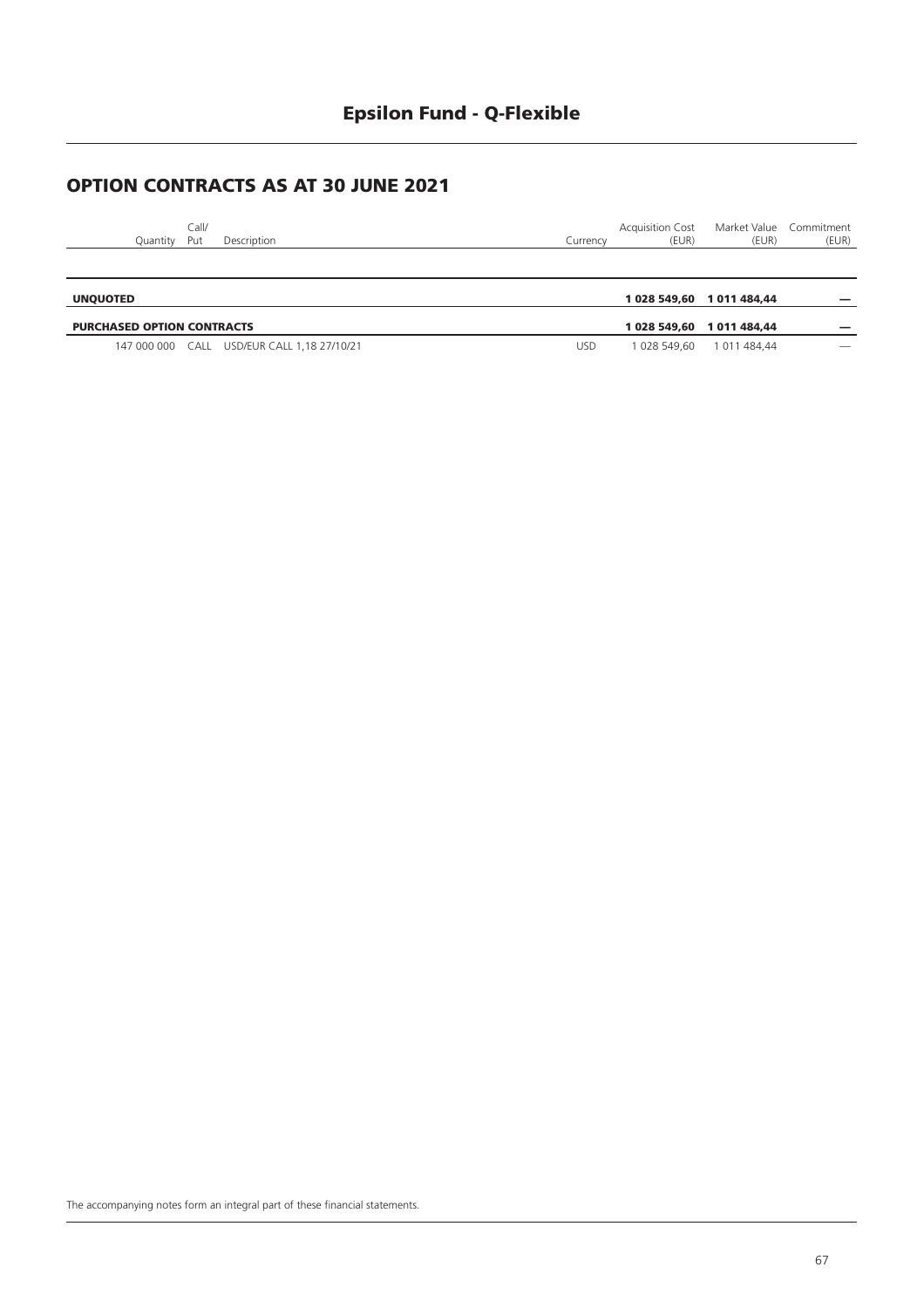# Epsilon Fund - Q-Flexible

## OPTION CONTRACTS AS AT 30 JUNE 2021

| Quantity | Call/ Put | Description | Currency | Acquisition Cost (EUR) | Market Value (EUR) | Commitment (EUR) |
|---|---|---|---|---|---|---|
| **UNQUOTED** | | | | **1 028 549,60** | **1 011 484,44** | **—** |
| **PURCHASED OPTION CONTRACTS** | | | | **1 028 549,60** | **1 011 484,44** | **—** |
| 147 000 000 | CALL | USD/EUR CALL 1,18 27/10/21 | USD | 1 028 549,60 | 1 011 484,44 | — |

The accompanying notes form an integral part of these financial statements.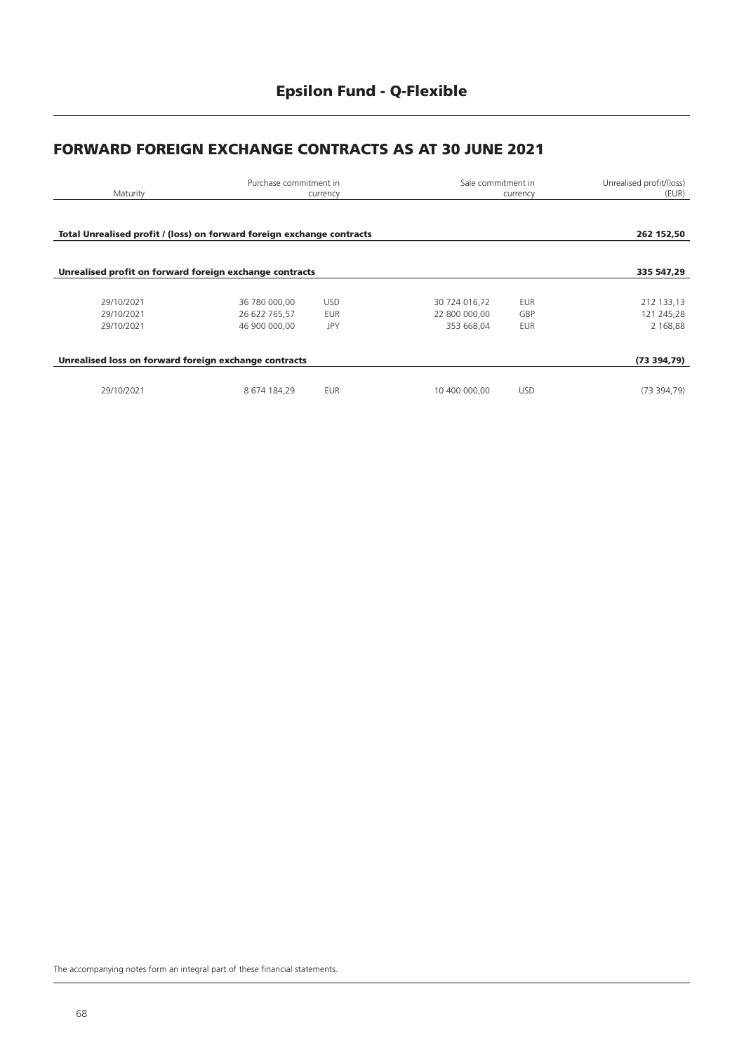# Epsilon Fund - Q-Flexible

## FORWARD FOREIGN EXCHANGE CONTRACTS AS AT 30 JUNE 2021

| Maturity | Purchase commitment in | currency | Sale commitment in | currency | Unrealised profit/(loss) (EUR) |
|---|---|---|---|---|---|
| **Total Unrealised profit / (loss) on forward foreign exchange contracts** | | | | | **262 152,50** |
| **Unrealised profit on forward foreign exchange contracts** | | | | | **335 547,29** |
| 29/10/2021 | 36 780 000,00 | USD | 30 724 016,72 | EUR | 212 133,13 |
| 29/10/2021 | 26 622 765,57 | EUR | 22 800 000,00 | GBP | 121 245,28 |
| 29/10/2021 | 46 900 000,00 | JPY | 353 668,04 | EUR | 2 168,88 |
| **Unrealised loss on forward foreign exchange contracts** | | | | | **(73 394,79)** |
| 29/10/2021 | 8 674 184,29 | EUR | 10 400 000,00 | USD | (73 394,79) |

The accompanying notes form an integral part of these financial statements.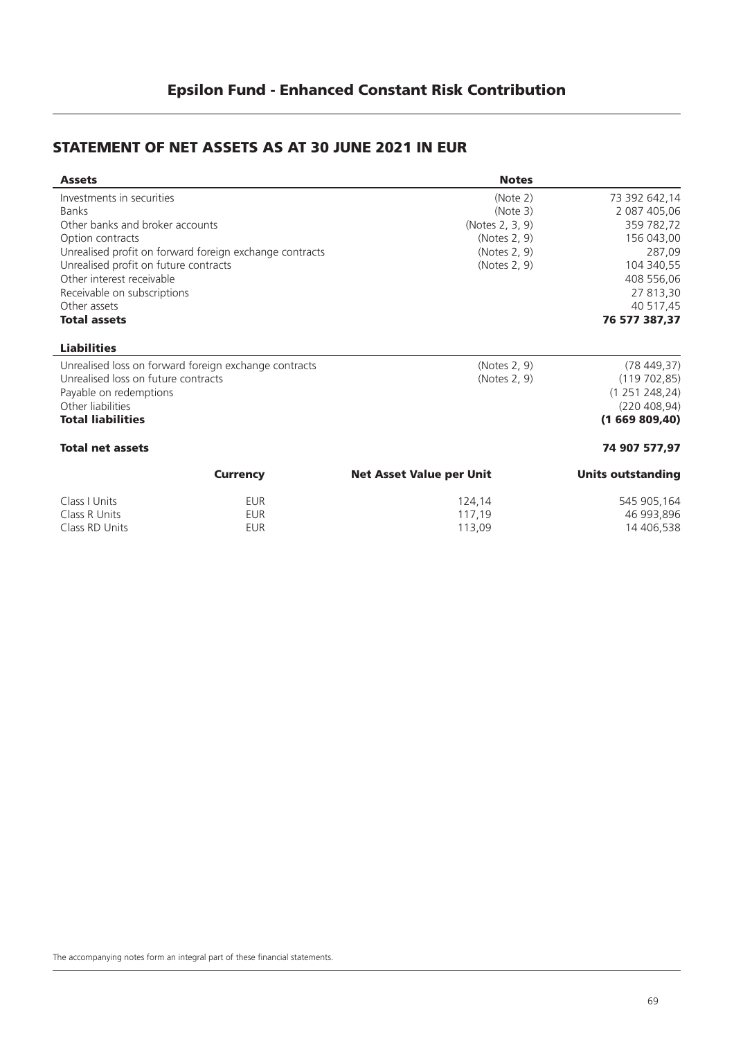# Epsilon Fund - Enhanced Constant Risk Contribution

## STATEMENT OF NET ASSETS AS AT 30 JUNE 2021 IN EUR

| **Assets** | **Notes** | |
|---|---|---|
| Investments in securities | (Note 2) | 73 392 642,14 |
| Banks | (Note 3) | 2 087 405,06 |
| Other banks and broker accounts | (Notes 2, 3, 9) | 359 782,72 |
| Option contracts | (Notes 2, 9) | 156 043,00 |
| Unrealised profit on forward foreign exchange contracts | (Notes 2, 9) | 287,09 |
| Unrealised profit on future contracts | (Notes 2, 9) | 104 340,55 |
| Other interest receivable | | 408 556,06 |
| Receivable on subscriptions | | 27 813,30 |
| Other assets | | 40 517,45 |
| **Total assets** | | **76 577 387,37** |
| **Liabilities** | | |
| Unrealised loss on forward foreign exchange contracts | (Notes 2, 9) | (78 449,37) |
| Unrealised loss on future contracts | (Notes 2, 9) | (119 702,85) |
| Payable on redemptions | | (1 251 248,24) |
| Other liabilities | | (220 408,94) |
| **Total liabilities** | | **(1 669 809,40)** |
| **Total net assets** | | **74 907 577,97** |

| | **Currency** | **Net Asset Value per Unit** | **Units outstanding** |
|---|---|---|---|
| Class I Units | EUR | 124,14 | 545 905,164 |
| Class R Units | EUR | 117,19 | 46 993,896 |
| Class RD Units | EUR | 113,09 | 14 406,538 |

The accompanying notes form an integral part of these financial statements.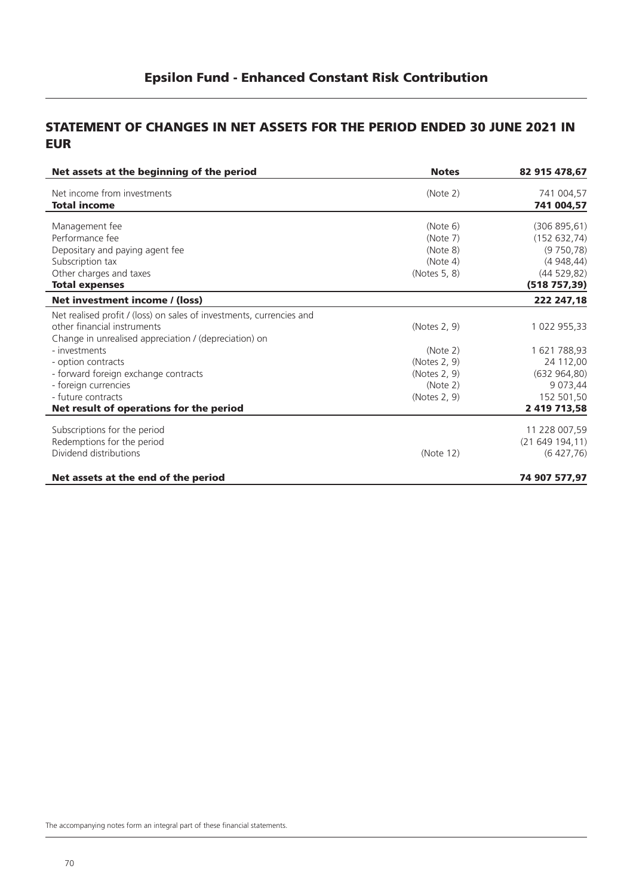## Epsilon Fund - Enhanced Constant Risk Contribution

### STATEMENT OF CHANGES IN NET ASSETS FOR THE PERIOD ENDED 30 JUNE 2021 IN EUR

| **Net assets at the beginning of the period** | **Notes** | **82 915 478,67** |
|---|---|---|
| Net income from investments | (Note 2) | 741 004,57 |
| **Total income** | | **741 004,57** |
| Management fee | (Note 6) | (306 895,61) |
| Performance fee | (Note 7) | (152 632,74) |
| Depositary and paying agent fee | (Note 8) | (9 750,78) |
| Subscription tax | (Note 4) | (4 948,44) |
| Other charges and taxes | (Notes 5, 8) | (44 529,82) |
| **Total expenses** | | **(518 757,39)** |
| **Net investment income / (loss)** | | **222 247,18** |
| Net realised profit / (loss) on sales of investments, currencies and other financial instruments | (Notes 2, 9) | 1 022 955,33 |
| Change in unrealised appreciation / (depreciation) on | | |
| - investments | (Note 2) | 1 621 788,93 |
| - option contracts | (Notes 2, 9) | 24 112,00 |
| - forward foreign exchange contracts | (Notes 2, 9) | (632 964,80) |
| - foreign currencies | (Note 2) | 9 073,44 |
| - future contracts | (Notes 2, 9) | 152 501,50 |
| **Net result of operations for the period** | | **2 419 713,58** |
| Subscriptions for the period | | 11 228 007,59 |
| Redemptions for the period | | (21 649 194,11) |
| Dividend distributions | (Note 12) | (6 427,76) |
| **Net assets at the end of the period** | | **74 907 577,97** |

The accompanying notes form an integral part of these financial statements.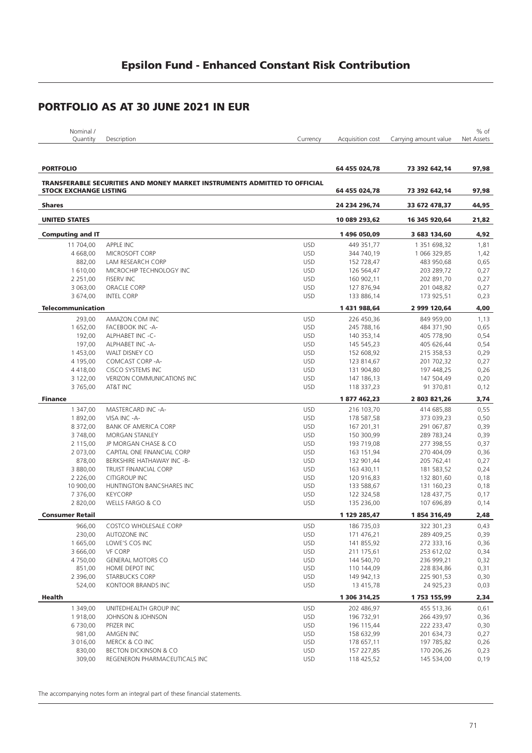# Epsilon Fund - Enhanced Constant Risk Contribution

## PORTFOLIO AS AT 30 JUNE 2021 IN EUR

| Nominal / Quantity | Description | Currency | Acquisition cost | Carrying amount value | % of Net Assets |
|---|---|---|---|---|---|
| **PORTFOLIO** | | | **64 455 024,78** | **73 392 642,14** | **97,98** |
| **TRANSFERABLE SECURITIES AND MONEY MARKET INSTRUMENTS ADMITTED TO OFFICIAL STOCK EXCHANGE LISTING** | | | **64 455 024,78** | **73 392 642,14** | **97,98** |
| **Shares** | | | **24 234 296,74** | **33 672 478,37** | **44,95** |
| **UNITED STATES** | | | **10 089 293,62** | **16 345 920,64** | **21,82** |
| **Computing and IT** | | | **1 496 050,09** | **3 683 134,60** | **4,92** |
| 11 704,00 | APPLE INC | USD | 449 351,77 | 1 351 698,32 | 1,81 |
| 4 668,00 | MICROSOFT CORP | USD | 344 740,19 | 1 066 329,85 | 1,42 |
| 882,00 | LAM RESEARCH CORP | USD | 152 728,47 | 483 950,68 | 0,65 |
| 1 610,00 | MICROCHIP TECHNOLOGY INC | USD | 126 564,47 | 203 289,72 | 0,27 |
| 2 251,00 | FISERV INC | USD | 160 902,11 | 202 891,70 | 0,27 |
| 3 063,00 | ORACLE CORP | USD | 127 876,94 | 201 048,82 | 0,27 |
| 3 674,00 | INTEL CORP | USD | 133 886,14 | 173 925,51 | 0,23 |
| **Telecommunication** | | | **1 431 988,64** | **2 999 120,64** | **4,00** |
| 293,00 | AMAZON.COM INC | USD | 226 450,36 | 849 959,00 | 1,13 |
| 1 652,00 | FACEBOOK INC -A- | USD | 245 788,16 | 484 371,90 | 0,65 |
| 192,00 | ALPHABET INC -C- | USD | 140 353,14 | 405 778,90 | 0,54 |
| 197,00 | ALPHABET INC -A- | USD | 145 545,23 | 405 626,44 | 0,54 |
| 1 453,00 | WALT DISNEY CO | USD | 152 608,92 | 215 358,53 | 0,29 |
| 4 195,00 | COMCAST CORP -A- | USD | 123 814,67 | 201 702,32 | 0,27 |
| 4 418,00 | CISCO SYSTEMS INC | USD | 131 904,80 | 197 448,25 | 0,26 |
| 3 122,00 | VERIZON COMMUNICATIONS INC | USD | 147 186,13 | 147 504,49 | 0,20 |
| 3 765,00 | AT&T INC | USD | 118 337,23 | 91 370,81 | 0,12 |
| **Finance** | | | **1 877 462,23** | **2 803 821,26** | **3,74** |
| 1 347,00 | MASTERCARD INC -A- | USD | 216 103,70 | 414 685,88 | 0,55 |
| 1 892,00 | VISA INC -A- | USD | 178 587,58 | 373 039,23 | 0,50 |
| 8 372,00 | BANK OF AMERICA CORP | USD | 167 201,31 | 291 067,87 | 0,39 |
| 3 748,00 | MORGAN STANLEY | USD | 150 300,99 | 289 783,24 | 0,39 |
| 2 115,00 | JP MORGAN CHASE & CO | USD | 193 719,08 | 277 398,55 | 0,37 |
| 2 073,00 | CAPITAL ONE FINANCIAL CORP | USD | 163 151,94 | 270 404,09 | 0,36 |
| 878,00 | BERKSHIRE HATHAWAY INC -B- | USD | 132 901,44 | 205 762,41 | 0,27 |
| 3 880,00 | TRUIST FINANCIAL CORP | USD | 163 430,11 | 181 583,52 | 0,24 |
| 2 226,00 | CITIGROUP INC | USD | 120 916,83 | 132 801,60 | 0,18 |
| 10 900,00 | HUNTINGTON BANCSHARES INC | USD | 133 588,67 | 131 160,23 | 0,18 |
| 7 376,00 | KEYCORP | USD | 122 324,58 | 128 437,75 | 0,17 |
| 2 820,00 | WELLS FARGO & CO | USD | 135 236,00 | 107 696,89 | 0,14 |
| **Consumer Retail** | | | **1 129 285,47** | **1 854 316,49** | **2,48** |
| 966,00 | COSTCO WHOLESALE CORP | USD | 186 735,03 | 322 301,23 | 0,43 |
| 230,00 | AUTOZONE INC | USD | 171 476,21 | 289 409,25 | 0,39 |
| 1 665,00 | LOWE'S COS INC | USD | 141 855,92 | 272 333,16 | 0,36 |
| 3 666,00 | VF CORP | USD | 211 175,61 | 253 612,02 | 0,34 |
| 4 750,00 | GENERAL MOTORS CO | USD | 144 540,70 | 236 999,21 | 0,32 |
| 851,00 | HOME DEPOT INC | USD | 110 144,09 | 228 834,86 | 0,31 |
| 2 396,00 | STARBUCKS CORP | USD | 149 942,13 | 225 901,53 | 0,30 |
| 524,00 | KONTOOR BRANDS INC | USD | 13 415,78 | 24 925,23 | 0,03 |
| **Health** | | | **1 306 314,25** | **1 753 155,99** | **2,34** |
| 1 349,00 | UNITEDHEALTH GROUP INC | USD | 202 486,97 | 455 513,36 | 0,61 |
| 1 918,00 | JOHNSON & JOHNSON | USD | 196 732,91 | 266 439,97 | 0,36 |
| 6 730,00 | PFIZER INC | USD | 196 115,44 | 222 233,47 | 0,30 |
| 981,00 | AMGEN INC | USD | 158 632,99 | 201 634,73 | 0,27 |
| 3 016,00 | MERCK & CO INC | USD | 178 657,11 | 197 785,82 | 0,26 |
| 830,00 | BECTON DICKINSON & CO | USD | 157 227,85 | 170 206,26 | 0,23 |
| 309,00 | REGENERON PHARMACEUTICALS INC | USD | 118 425,52 | 145 534,00 | 0,19 |

The accompanying notes form an integral part of these financial statements.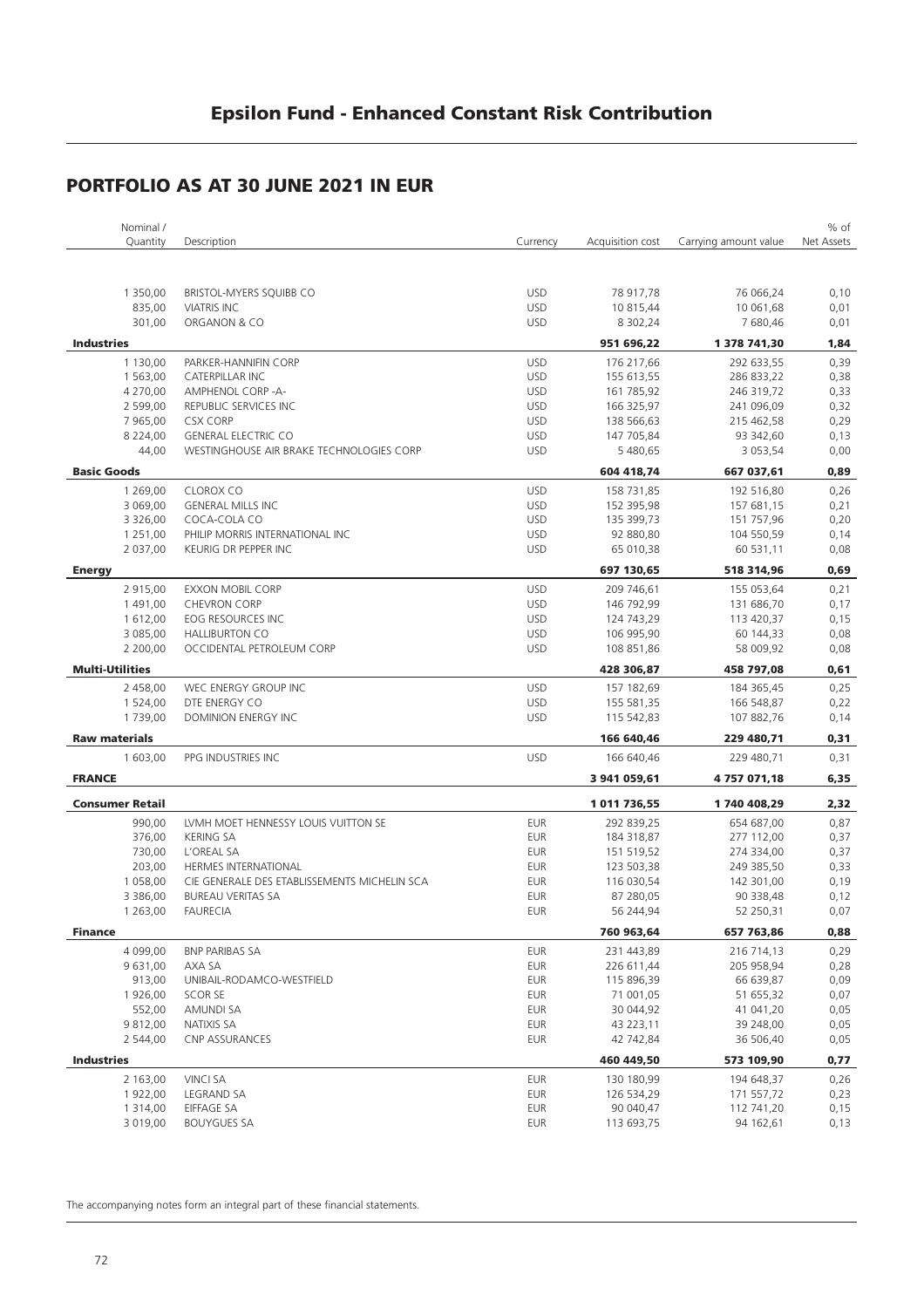## PORTFOLIO AS AT 30 JUNE 2021 IN EUR

| Nominal / Quantity | Description | Currency | Acquisition cost | Carrying amount value | % of Net Assets |
|---|---|---|---|---|---|
| 1 350,00 | BRISTOL-MYERS SQUIBB CO | USD | 78 917,78 | 76 066,24 | 0,10 |
| 835,00 | VIATRIS INC | USD | 10 815,44 | 10 061,68 | 0,01 |
| 301,00 | ORGANON & CO | USD | 8 302,24 | 7 680,46 | 0,01 |
| **Industries** | | | **951 696,22** | **1 378 741,30** | **1,84** |
| 1 130,00 | PARKER-HANNIFIN CORP | USD | 176 217,66 | 292 633,55 | 0,39 |
| 1 563,00 | CATERPILLAR INC | USD | 155 613,55 | 286 833,22 | 0,38 |
| 4 270,00 | AMPHENOL CORP -A- | USD | 161 785,92 | 246 319,72 | 0,33 |
| 2 599,00 | REPUBLIC SERVICES INC | USD | 166 325,97 | 241 096,09 | 0,32 |
| 7 965,00 | CSX CORP | USD | 138 566,63 | 215 462,58 | 0,29 |
| 8 224,00 | GENERAL ELECTRIC CO | USD | 147 705,84 | 93 342,60 | 0,13 |
| 44,00 | WESTINGHOUSE AIR BRAKE TECHNOLOGIES CORP | USD | 5 480,65 | 3 053,54 | 0,00 |
| **Basic Goods** | | | **604 418,74** | **667 037,61** | **0,89** |
| 1 269,00 | CLOROX CO | USD | 158 731,85 | 192 516,80 | 0,26 |
| 3 069,00 | GENERAL MILLS INC | USD | 152 395,98 | 157 681,15 | 0,21 |
| 3 326,00 | COCA-COLA CO | USD | 135 399,73 | 151 757,96 | 0,20 |
| 1 251,00 | PHILIP MORRIS INTERNATIONAL INC | USD | 92 880,80 | 104 550,59 | 0,14 |
| 2 037,00 | KEURIG DR PEPPER INC | USD | 65 010,38 | 60 531,11 | 0,08 |
| **Energy** | | | **697 130,65** | **518 314,96** | **0,69** |
| 2 915,00 | EXXON MOBIL CORP | USD | 209 746,61 | 155 053,64 | 0,21 |
| 1 491,00 | CHEVRON CORP | USD | 146 792,99 | 131 686,70 | 0,17 |
| 1 612,00 | EOG RESOURCES INC | USD | 124 743,29 | 113 420,37 | 0,15 |
| 3 085,00 | HALLIBURTON CO | USD | 106 995,90 | 60 144,33 | 0,08 |
| 2 200,00 | OCCIDENTAL PETROLEUM CORP | USD | 108 851,86 | 58 009,92 | 0,08 |
| **Multi-Utilities** | | | **428 306,87** | **458 797,08** | **0,61** |
| 2 458,00 | WEC ENERGY GROUP INC | USD | 157 182,69 | 184 365,45 | 0,25 |
| 1 524,00 | DTE ENERGY CO | USD | 155 581,35 | 166 548,87 | 0,22 |
| 1 739,00 | DOMINION ENERGY INC | USD | 115 542,83 | 107 882,76 | 0,14 |
| **Raw materials** | | | **166 640,46** | **229 480,71** | **0,31** |
| 1 603,00 | PPG INDUSTRIES INC | USD | 166 640,46 | 229 480,71 | 0,31 |
| **FRANCE** | | | **3 941 059,61** | **4 757 071,18** | **6,35** |
| **Consumer Retail** | | | **1 011 736,55** | **1 740 408,29** | **2,32** |
| 990,00 | LVMH MOET HENNESSY LOUIS VUITTON SE | EUR | 292 839,25 | 654 687,00 | 0,87 |
| 376,00 | KERING SA | EUR | 184 318,87 | 277 112,00 | 0,37 |
| 730,00 | L'OREAL SA | EUR | 151 519,52 | 274 334,00 | 0,37 |
| 203,00 | HERMES INTERNATIONAL | EUR | 123 503,38 | 249 385,50 | 0,33 |
| 1 058,00 | CIE GENERALE DES ETABLISSEMENTS MICHELIN SCA | EUR | 116 030,54 | 142 301,00 | 0,19 |
| 3 386,00 | BUREAU VERITAS SA | EUR | 87 280,05 | 90 338,48 | 0,12 |
| 1 263,00 | FAURECIA | EUR | 56 244,94 | 52 250,31 | 0,07 |
| **Finance** | | | **760 963,64** | **657 763,86** | **0,88** |
| 4 099,00 | BNP PARIBAS SA | EUR | 231 443,89 | 216 714,13 | 0,29 |
| 9 631,00 | AXA SA | EUR | 226 611,44 | 205 958,94 | 0,28 |
| 913,00 | UNIBAIL-RODAMCO-WESTFIELD | EUR | 115 896,39 | 66 639,87 | 0,09 |
| 1 926,00 | SCOR SE | EUR | 71 001,05 | 51 655,32 | 0,07 |
| 552,00 | AMUNDI SA | EUR | 30 044,92 | 41 041,20 | 0,05 |
| 9 812,00 | NATIXIS SA | EUR | 43 223,11 | 39 248,00 | 0,05 |
| 2 544,00 | CNP ASSURANCES | EUR | 42 742,84 | 36 506,40 | 0,05 |
| **Industries** | | | **460 449,50** | **573 109,90** | **0,77** |
| 2 163,00 | VINCI SA | EUR | 130 180,99 | 194 648,37 | 0,26 |
| 1 922,00 | LEGRAND SA | EUR | 126 534,29 | 171 557,72 | 0,23 |
| 1 314,00 | EIFFAGE SA | EUR | 90 040,47 | 112 741,20 | 0,15 |
| 3 019,00 | BOUYGUES SA | EUR | 113 693,75 | 94 162,61 | 0,13 |

The accompanying notes form an integral part of these financial statements.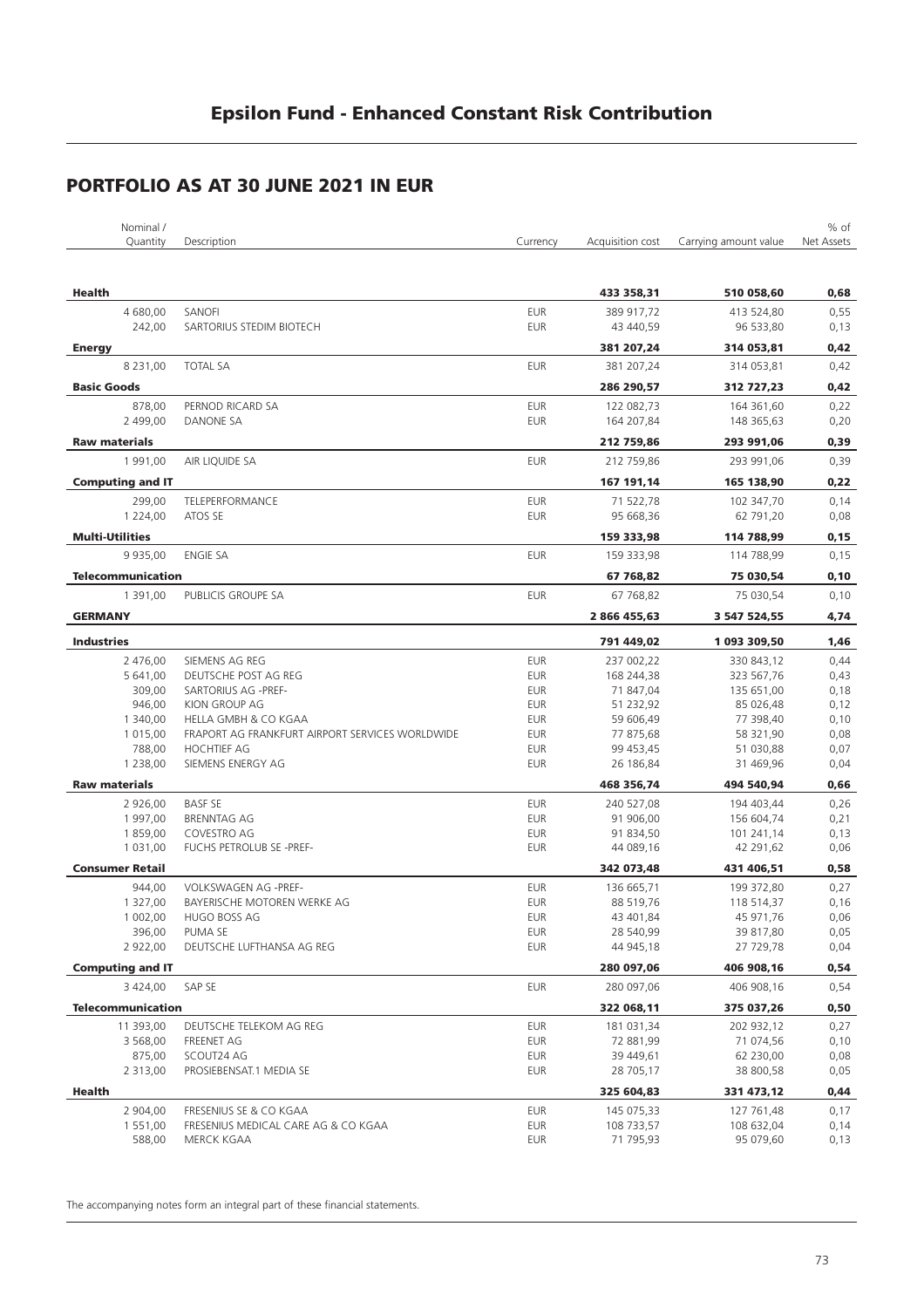# Epsilon Fund - Enhanced Constant Risk Contribution

## PORTFOLIO AS AT 30 JUNE 2021 IN EUR

| Nominal / Quantity | Description | Currency | Acquisition cost | Carrying amount value | % of Net Assets |
|---|---|---|---|---|---|
| **Health** | | | **433 358,31** | **510 058,60** | **0,68** |
| 4 680,00 | SANOFI | EUR | 389 917,72 | 413 524,80 | 0,55 |
| 242,00 | SARTORIUS STEDIM BIOTECH | EUR | 43 440,59 | 96 533,80 | 0,13 |
| **Energy** | | | **381 207,24** | **314 053,81** | **0,42** |
| 8 231,00 | TOTAL SA | EUR | 381 207,24 | 314 053,81 | 0,42 |
| **Basic Goods** | | | **286 290,57** | **312 727,23** | **0,42** |
| 878,00 | PERNOD RICARD SA | EUR | 122 082,73 | 164 361,60 | 0,22 |
| 2 499,00 | DANONE SA | EUR | 164 207,84 | 148 365,63 | 0,20 |
| **Raw materials** | | | **212 759,86** | **293 991,06** | **0,39** |
| 1 991,00 | AIR LIQUIDE SA | EUR | 212 759,86 | 293 991,06 | 0,39 |
| **Computing and IT** | | | **167 191,14** | **165 138,90** | **0,22** |
| 299,00 | TELEPERFORMANCE | EUR | 71 522,78 | 102 347,70 | 0,14 |
| 1 224,00 | ATOS SE | EUR | 95 668,36 | 62 791,20 | 0,08 |
| **Multi-Utilities** | | | **159 333,98** | **114 788,99** | **0,15** |
| 9 935,00 | ENGIE SA | EUR | 159 333,98 | 114 788,99 | 0,15 |
| **Telecommunication** | | | **67 768,82** | **75 030,54** | **0,10** |
| 1 391,00 | PUBLICIS GROUPE SA | EUR | 67 768,82 | 75 030,54 | 0,10 |
| **GERMANY** | | | **2 866 455,63** | **3 547 524,55** | **4,74** |
| **Industries** | | | **791 449,02** | **1 093 309,50** | **1,46** |
| 2 476,00 | SIEMENS AG REG | EUR | 237 002,22 | 330 843,12 | 0,44 |
| 5 641,00 | DEUTSCHE POST AG REG | EUR | 168 244,38 | 323 567,76 | 0,43 |
| 309,00 | SARTORIUS AG -PREF- | EUR | 71 847,04 | 135 651,00 | 0,18 |
| 946,00 | KION GROUP AG | EUR | 51 232,92 | 85 026,48 | 0,12 |
| 1 340,00 | HELLA GMBH & CO KGAA | EUR | 59 606,49 | 77 398,40 | 0,10 |
| 1 015,00 | FRAPORT AG FRANKFURT AIRPORT SERVICES WORLDWIDE | EUR | 77 875,68 | 58 321,90 | 0,08 |
| 788,00 | HOCHTIEF AG | EUR | 99 453,45 | 51 030,88 | 0,07 |
| 1 238,00 | SIEMENS ENERGY AG | EUR | 26 186,84 | 31 469,96 | 0,04 |
| **Raw materials** | | | **468 356,74** | **494 540,94** | **0,66** |
| 2 926,00 | BASF SE | EUR | 240 527,08 | 194 403,44 | 0,26 |
| 1 997,00 | BRENNTAG AG | EUR | 91 906,00 | 156 604,74 | 0,21 |
| 1 859,00 | COVESTRO AG | EUR | 91 834,50 | 101 241,14 | 0,13 |
| 1 031,00 | FUCHS PETROLUB SE -PREF- | EUR | 44 089,16 | 42 291,62 | 0,06 |
| **Consumer Retail** | | | **342 073,48** | **431 406,51** | **0,58** |
| 944,00 | VOLKSWAGEN AG -PREF- | EUR | 136 665,71 | 199 372,80 | 0,27 |
| 1 327,00 | BAYERISCHE MOTOREN WERKE AG | EUR | 88 519,76 | 118 514,37 | 0,16 |
| 1 002,00 | HUGO BOSS AG | EUR | 43 401,84 | 45 971,76 | 0,06 |
| 396,00 | PUMA SE | EUR | 28 540,99 | 39 817,80 | 0,05 |
| 2 922,00 | DEUTSCHE LUFTHANSA AG REG | EUR | 44 945,18 | 27 729,78 | 0,04 |
| **Computing and IT** | | | **280 097,06** | **406 908,16** | **0,54** |
| 3 424,00 | SAP SE | EUR | 280 097,06 | 406 908,16 | 0,54 |
| **Telecommunication** | | | **322 068,11** | **375 037,26** | **0,50** |
| 11 393,00 | DEUTSCHE TELEKOM AG REG | EUR | 181 031,34 | 202 932,12 | 0,27 |
| 3 568,00 | FREENET AG | EUR | 72 881,99 | 71 074,56 | 0,10 |
| 875,00 | SCOUT24 AG | EUR | 39 449,61 | 62 230,00 | 0,08 |
| 2 313,00 | PROSIEBENSAT.1 MEDIA SE | EUR | 28 705,17 | 38 800,58 | 0,05 |
| **Health** | | | **325 604,83** | **331 473,12** | **0,44** |
| 2 904,00 | FRESENIUS SE & CO KGAA | EUR | 145 075,33 | 127 761,48 | 0,17 |
| 1 551,00 | FRESENIUS MEDICAL CARE AG & CO KGAA | EUR | 108 733,57 | 108 632,04 | 0,14 |
| 588,00 | MERCK KGAA | EUR | 71 795,93 | 95 079,60 | 0,13 |

The accompanying notes form an integral part of these financial statements.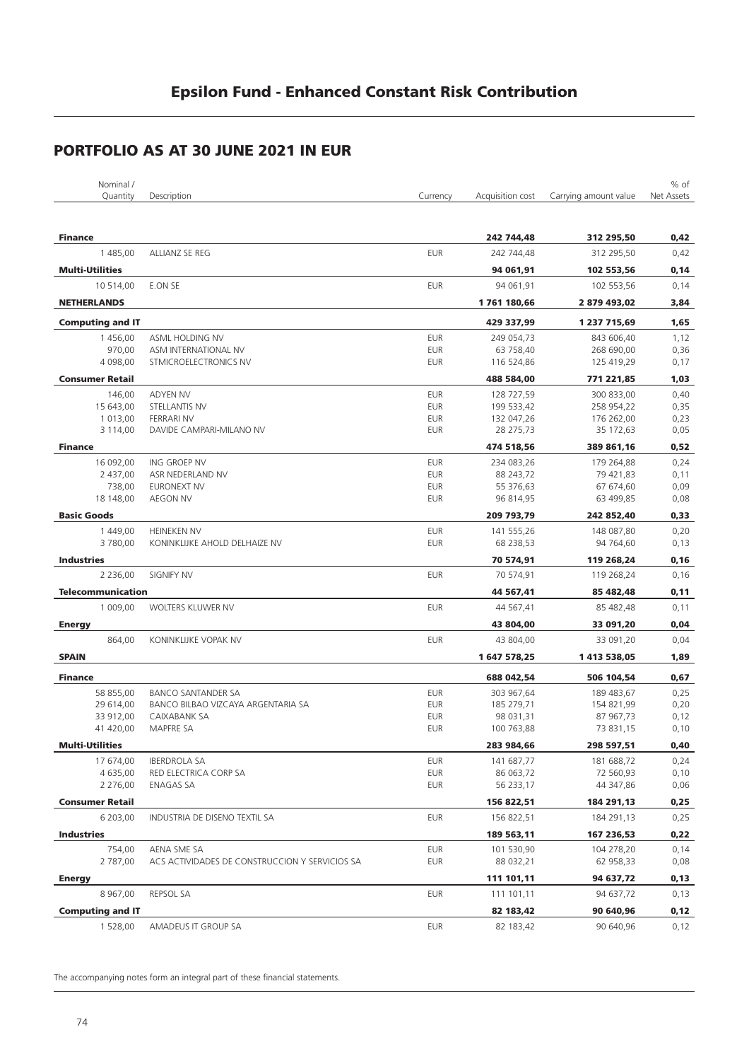## PORTFOLIO AS AT 30 JUNE 2021 IN EUR

| Nominal / Quantity | Description | Currency | Acquisition cost | Carrying amount value | % of Net Assets |
|---|---|---|---|---|---|
| **Finance** | | | **242 744,48** | **312 295,50** | **0,42** |
| 1 485,00 | ALLIANZ SE REG | EUR | 242 744,48 | 312 295,50 | 0,42 |
| **Multi-Utilities** | | | **94 061,91** | **102 553,56** | **0,14** |
| 10 514,00 | E.ON SE | EUR | 94 061,91 | 102 553,56 | 0,14 |
| **NETHERLANDS** | | | **1 761 180,66** | **2 879 493,02** | **3,84** |
| **Computing and IT** | | | **429 337,99** | **1 237 715,69** | **1,65** |
| 1 456,00 | ASML HOLDING NV | EUR | 249 054,73 | 843 606,40 | 1,12 |
| 970,00 | ASM INTERNATIONAL NV | EUR | 63 758,40 | 268 690,00 | 0,36 |
| 4 098,00 | STMICROELECTRONICS NV | EUR | 116 524,86 | 125 419,29 | 0,17 |
| **Consumer Retail** | | | **488 584,00** | **771 221,85** | **1,03** |
| 146,00 | ADYEN NV | EUR | 128 727,59 | 300 833,00 | 0,40 |
| 15 643,00 | STELLANTIS NV | EUR | 199 533,42 | 258 954,22 | 0,35 |
| 1 013,00 | FERRARI NV | EUR | 132 047,26 | 176 262,00 | 0,23 |
| 3 114,00 | DAVIDE CAMPARI-MILANO NV | EUR | 28 275,73 | 35 172,63 | 0,05 |
| **Finance** | | | **474 518,56** | **389 861,16** | **0,52** |
| 16 092,00 | ING GROEP NV | EUR | 234 083,26 | 179 264,88 | 0,24 |
| 2 437,00 | ASR NEDERLAND NV | EUR | 88 243,72 | 79 421,83 | 0,11 |
| 738,00 | EURONEXT NV | EUR | 55 376,63 | 67 674,60 | 0,09 |
| 18 148,00 | AEGON NV | EUR | 96 814,95 | 63 499,85 | 0,08 |
| **Basic Goods** | | | **209 793,79** | **242 852,40** | **0,33** |
| 1 449,00 | HEINEKEN NV | EUR | 141 555,26 | 148 087,80 | 0,20 |
| 3 780,00 | KONINKLIJKE AHOLD DELHAIZE NV | EUR | 68 238,53 | 94 764,60 | 0,13 |
| **Industries** | | | **70 574,91** | **119 268,24** | **0,16** |
| 2 236,00 | SIGNIFY NV | EUR | 70 574,91 | 119 268,24 | 0,16 |
| **Telecommunication** | | | **44 567,41** | **85 482,48** | **0,11** |
| 1 009,00 | WOLTERS KLUWER NV | EUR | 44 567,41 | 85 482,48 | 0,11 |
| **Energy** | | | **43 804,00** | **33 091,20** | **0,04** |
| 864,00 | KONINKLIJKE VOPAK NV | EUR | 43 804,00 | 33 091,20 | 0,04 |
| **SPAIN** | | | **1 647 578,25** | **1 413 538,05** | **1,89** |
| **Finance** | | | **688 042,54** | **506 104,54** | **0,67** |
| 58 855,00 | BANCO SANTANDER SA | EUR | 303 967,64 | 189 483,67 | 0,25 |
| 29 614,00 | BANCO BILBAO VIZCAYA ARGENTARIA SA | EUR | 185 279,71 | 154 821,99 | 0,20 |
| 33 912,00 | CAIXABANK SA | EUR | 98 031,31 | 87 967,73 | 0,12 |
| 41 420,00 | MAPFRE SA | EUR | 100 763,88 | 73 831,15 | 0,10 |
| **Multi-Utilities** | | | **283 984,66** | **298 597,51** | **0,40** |
| 17 674,00 | IBERDROLA SA | EUR | 141 687,77 | 181 688,72 | 0,24 |
| 4 635,00 | RED ELECTRICA CORP SA | EUR | 86 063,72 | 72 560,93 | 0,10 |
| 2 276,00 | ENAGAS SA | EUR | 56 233,17 | 44 347,86 | 0,06 |
| **Consumer Retail** | | | **156 822,51** | **184 291,13** | **0,25** |
| 6 203,00 | INDUSTRIA DE DISENO TEXTIL SA | EUR | 156 822,51 | 184 291,13 | 0,25 |
| **Industries** | | | **189 563,11** | **167 236,53** | **0,22** |
| 754,00 | AENA SME SA | EUR | 101 530,90 | 104 278,20 | 0,14 |
| 2 787,00 | ACS ACTIVIDADES DE CONSTRUCCION Y SERVICIOS SA | EUR | 88 032,21 | 62 958,33 | 0,08 |
| **Energy** | | | **111 101,11** | **94 637,72** | **0,13** |
| 8 967,00 | REPSOL SA | EUR | 111 101,11 | 94 637,72 | 0,13 |
| **Computing and IT** | | | **82 183,42** | **90 640,96** | **0,12** |
| 1 528,00 | AMADEUS IT GROUP SA | EUR | 82 183,42 | 90 640,96 | 0,12 |

The accompanying notes form an integral part of these financial statements.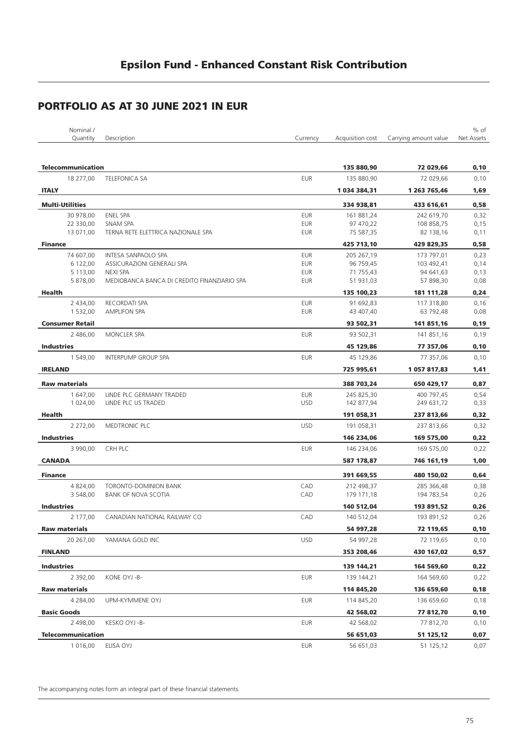## Epsilon Fund - Enhanced Constant Risk Contribution

## PORTFOLIO AS AT 30 JUNE 2021 IN EUR

| Nominal / Quantity | Description | Currency | Acquisition cost | Carrying amount value | % of Net Assets |
|---|---|---|---|---|---|
| **Telecommunication** | | | **135 880,90** | **72 029,66** | **0,10** |
| 18 277,00 | TELEFONICA SA | EUR | 135 880,90 | 72 029,66 | 0,10 |
| **ITALY** | | | **1 034 384,31** | **1 263 765,46** | **1,69** |
| **Multi-Utilities** | | | **334 938,81** | **433 616,61** | **0,58** |
| 30 978,00 | ENEL SPA | EUR | 161 881,24 | 242 619,70 | 0,32 |
| 22 330,00 | SNAM SPA | EUR | 97 470,22 | 108 858,75 | 0,15 |
| 13 071,00 | TERNA RETE ELETTRICA NAZIONALE SPA | EUR | 75 587,35 | 82 138,16 | 0,11 |
| **Finance** | | | **425 713,10** | **429 829,35** | **0,58** |
| 74 607,00 | INTESA SANPAOLO SPA | EUR | 205 267,19 | 173 797,01 | 0,23 |
| 6 122,00 | ASSICURAZIONI GENERALI SPA | EUR | 96 759,45 | 103 492,41 | 0,14 |
| 5 113,00 | NEXI SPA | EUR | 71 755,43 | 94 641,63 | 0,13 |
| 5 878,00 | MEDIOBANCA BANCA DI CREDITO FINANZIARIO SPA | EUR | 51 931,03 | 57 898,30 | 0,08 |
| **Health** | | | **135 100,23** | **181 111,28** | **0,24** |
| 2 434,00 | RECORDATI SPA | EUR | 91 692,83 | 117 318,80 | 0,16 |
| 1 532,00 | AMPLIFON SPA | EUR | 43 407,40 | 63 792,48 | 0,08 |
| **Consumer Retail** | | | **93 502,31** | **141 851,16** | **0,19** |
| 2 486,00 | MONCLER SPA | EUR | 93 502,31 | 141 851,16 | 0,19 |
| **Industries** | | | **45 129,86** | **77 357,06** | **0,10** |
| 1 549,00 | INTERPUMP GROUP SPA | EUR | 45 129,86 | 77 357,06 | 0,10 |
| **IRELAND** | | | **725 995,61** | **1 057 817,83** | **1,41** |
| **Raw materials** | | | **388 703,24** | **650 429,17** | **0,87** |
| 1 647,00 | LINDE PLC GERMANY TRADED | EUR | 245 825,30 | 400 797,45 | 0,54 |
| 1 024,00 | LINDE PLC US TRADED | USD | 142 877,94 | 249 631,72 | 0,33 |
| **Health** | | | **191 058,31** | **237 813,66** | **0,32** |
| 2 272,00 | MEDTRONIC PLC | USD | 191 058,31 | 237 813,66 | 0,32 |
| **Industries** | | | **146 234,06** | **169 575,00** | **0,22** |
| 3 990,00 | CRH PLC | EUR | 146 234,06 | 169 575,00 | 0,22 |
| **CANADA** | | | **587 178,87** | **746 161,19** | **1,00** |
| **Finance** | | | **391 669,55** | **480 150,02** | **0,64** |
| 4 824,00 | TORONTO-DOMINION BANK | CAD | 212 498,37 | 285 366,48 | 0,38 |
| 3 548,00 | BANK OF NOVA SCOTIA | CAD | 179 171,18 | 194 783,54 | 0,26 |
| **Industries** | | | **140 512,04** | **193 891,52** | **0,26** |
| 2 177,00 | CANADIAN NATIONAL RAILWAY CO | CAD | 140 512,04 | 193 891,52 | 0,26 |
| **Raw materials** | | | **54 997,28** | **72 119,65** | **0,10** |
| 20 267,00 | YAMANA GOLD INC | USD | 54 997,28 | 72 119,65 | 0,10 |
| **FINLAND** | | | **353 208,46** | **430 167,02** | **0,57** |
| **Industries** | | | **139 144,21** | **164 569,60** | **0,22** |
| 2 392,00 | KONE OYJ -B- | EUR | 139 144,21 | 164 569,60 | 0,22 |
| **Raw materials** | | | **114 845,20** | **136 659,60** | **0,18** |
| 4 284,00 | UPM-KYMMENE OYJ | EUR | 114 845,20 | 136 659,60 | 0,18 |
| **Basic Goods** | | | **42 568,02** | **77 812,70** | **0,10** |
| 2 498,00 | KESKO OYJ -B- | EUR | 42 568,02 | 77 812,70 | 0,10 |
| **Telecommunication** | | | **56 651,03** | **51 125,12** | **0,07** |
| 1 016,00 | ELISA OYJ | EUR | 56 651,03 | 51 125,12 | 0,07 |

The accompanying notes form an integral part of these financial statements.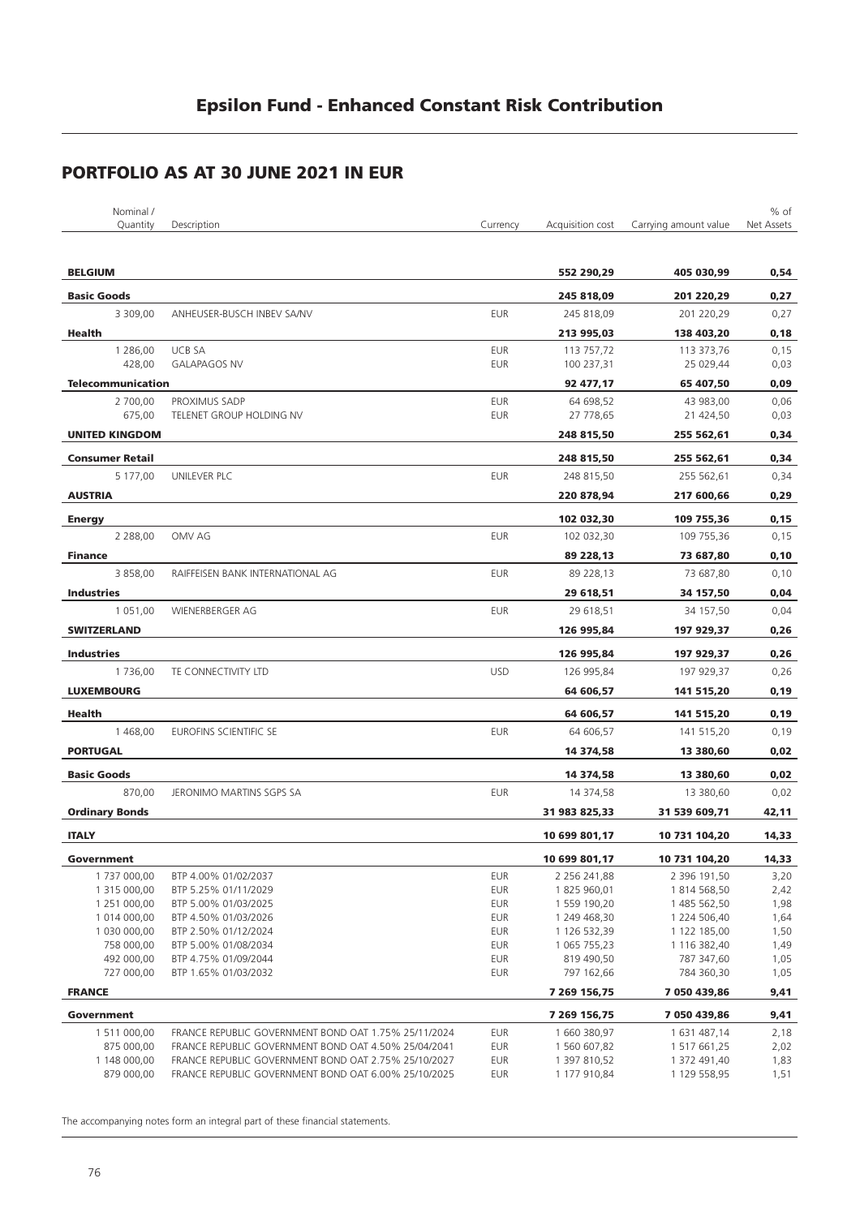# Epsilon Fund - Enhanced Constant Risk Contribution

## PORTFOLIO AS AT 30 JUNE 2021 IN EUR

| Nominal / Quantity | Description | Currency | Acquisition cost | Carrying amount value | % of Net Assets |
|---|---|---|---|---|---|
| **BELGIUM** | | | **552 290,29** | **405 030,99** | **0,54** |
| **Basic Goods** | | | **245 818,09** | **201 220,29** | **0,27** |
| 3 309,00 | ANHEUSER-BUSCH INBEV SA/NV | EUR | 245 818,09 | 201 220,29 | 0,27 |
| **Health** | | | **213 995,03** | **138 403,20** | **0,18** |
| 1 286,00 | UCB SA | EUR | 113 757,72 | 113 373,76 | 0,15 |
| 428,00 | GALAPAGOS NV | EUR | 100 237,31 | 25 029,44 | 0,03 |
| **Telecommunication** | | | **92 477,17** | **65 407,50** | **0,09** |
| 2 700,00 | PROXIMUS SADP | EUR | 64 698,52 | 43 983,00 | 0,06 |
| 675,00 | TELENET GROUP HOLDING NV | EUR | 27 778,65 | 21 424,50 | 0,03 |
| **UNITED KINGDOM** | | | **248 815,50** | **255 562,61** | **0,34** |
| **Consumer Retail** | | | **248 815,50** | **255 562,61** | **0,34** |
| 5 177,00 | UNILEVER PLC | EUR | 248 815,50 | 255 562,61 | 0,34 |
| **AUSTRIA** | | | **220 878,94** | **217 600,66** | **0,29** |
| **Energy** | | | **102 032,30** | **109 755,36** | **0,15** |
| 2 288,00 | OMV AG | EUR | 102 032,30 | 109 755,36 | 0,15 |
| **Finance** | | | **89 228,13** | **73 687,80** | **0,10** |
| 3 858,00 | RAIFFEISEN BANK INTERNATIONAL AG | EUR | 89 228,13 | 73 687,80 | 0,10 |
| **Industries** | | | **29 618,51** | **34 157,50** | **0,04** |
| 1 051,00 | WIENERBERGER AG | EUR | 29 618,51 | 34 157,50 | 0,04 |
| **SWITZERLAND** | | | **126 995,84** | **197 929,37** | **0,26** |
| **Industries** | | | **126 995,84** | **197 929,37** | **0,26** |
| 1 736,00 | TE CONNECTIVITY LTD | USD | 126 995,84 | 197 929,37 | 0,26 |
| **LUXEMBOURG** | | | **64 606,57** | **141 515,20** | **0,19** |
| **Health** | | | **64 606,57** | **141 515,20** | **0,19** |
| 1 468,00 | EUROFINS SCIENTIFIC SE | EUR | 64 606,57 | 141 515,20 | 0,19 |
| **PORTUGAL** | | | **14 374,58** | **13 380,60** | **0,02** |
| **Basic Goods** | | | **14 374,58** | **13 380,60** | **0,02** |
| 870,00 | JERONIMO MARTINS SGPS SA | EUR | 14 374,58 | 13 380,60 | 0,02 |
| **Ordinary Bonds** | | | **31 983 825,33** | **31 539 609,71** | **42,11** |
| **ITALY** | | | **10 699 801,17** | **10 731 104,20** | **14,33** |
| **Government** | | | **10 699 801,17** | **10 731 104,20** | **14,33** |
| 1 737 000,00 | BTP 4.00% 01/02/2037 | EUR | 2 256 241,88 | 2 396 191,50 | 3,20 |
| 1 315 000,00 | BTP 5.25% 01/11/2029 | EUR | 1 825 960,01 | 1 814 568,50 | 2,42 |
| 1 251 000,00 | BTP 5.00% 01/03/2025 | EUR | 1 559 190,20 | 1 485 562,50 | 1,98 |
| 1 014 000,00 | BTP 4.50% 01/03/2026 | EUR | 1 249 468,30 | 1 224 506,40 | 1,64 |
| 1 030 000,00 | BTP 2.50% 01/12/2024 | EUR | 1 126 532,39 | 1 122 185,00 | 1,50 |
| 758 000,00 | BTP 5.00% 01/08/2034 | EUR | 1 065 755,23 | 1 116 382,40 | 1,49 |
| 492 000,00 | BTP 4.75% 01/09/2044 | EUR | 819 490,50 | 787 347,60 | 1,05 |
| 727 000,00 | BTP 1.65% 01/03/2032 | EUR | 797 162,66 | 784 360,30 | 1,05 |
| **FRANCE** | | | **7 269 156,75** | **7 050 439,86** | **9,41** |
| **Government** | | | **7 269 156,75** | **7 050 439,86** | **9,41** |
| 1 511 000,00 | FRANCE REPUBLIC GOVERNMENT BOND OAT 1.75% 25/11/2024 | EUR | 1 660 380,97 | 1 631 487,14 | 2,18 |
| 875 000,00 | FRANCE REPUBLIC GOVERNMENT BOND OAT 4.50% 25/04/2041 | EUR | 1 560 607,82 | 1 517 661,25 | 2,02 |
| 1 148 000,00 | FRANCE REPUBLIC GOVERNMENT BOND OAT 2.75% 25/10/2027 | EUR | 1 397 810,52 | 1 372 491,40 | 1,83 |
| 879 000,00 | FRANCE REPUBLIC GOVERNMENT BOND OAT 6.00% 25/10/2025 | EUR | 1 177 910,84 | 1 129 558,95 | 1,51 |

The accompanying notes form an integral part of these financial statements.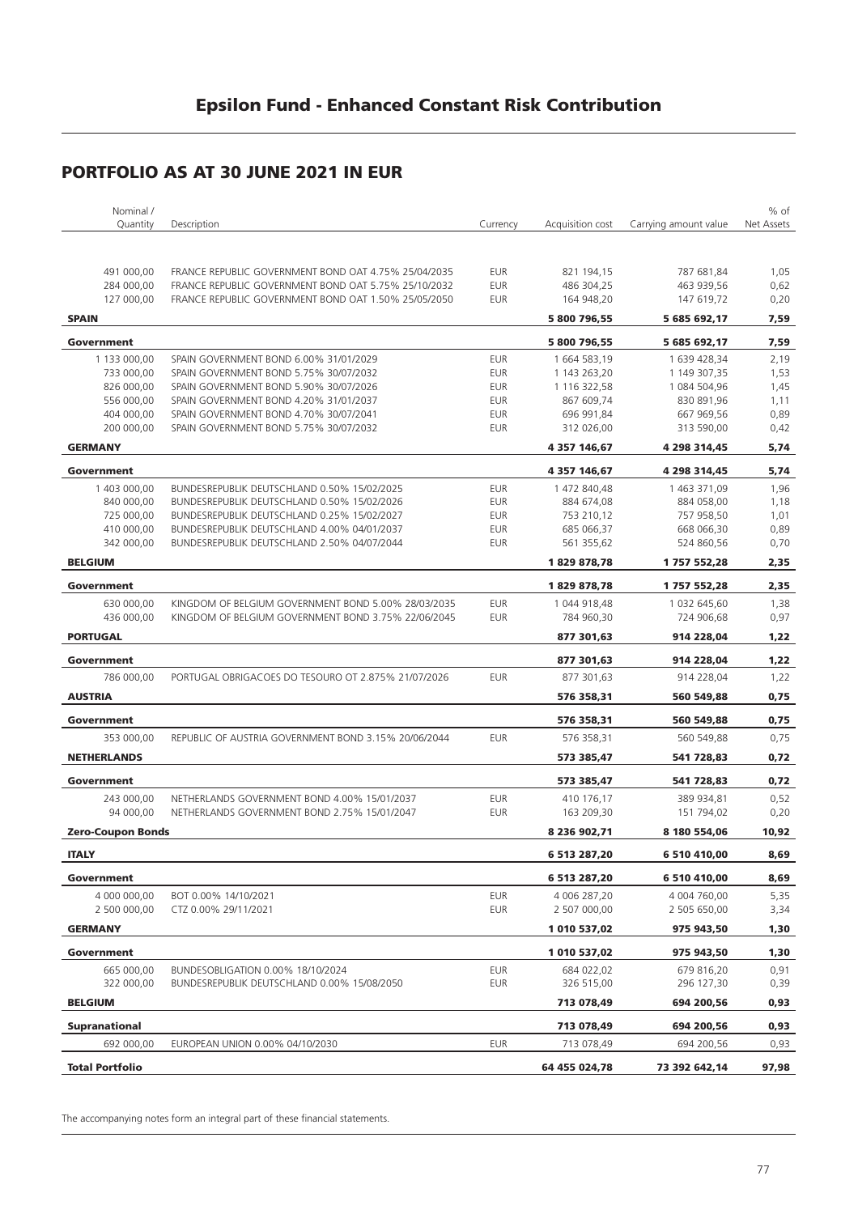# Epsilon Fund - Enhanced Constant Risk Contribution

## PORTFOLIO AS AT 30 JUNE 2021 IN EUR

| Nominal / Quantity | Description | Currency | Acquisition cost | Carrying amount value | % of Net Assets |
|---|---|---|---|---|---|
| 491 000,00 | FRANCE REPUBLIC GOVERNMENT BOND OAT 4.75% 25/04/2035 | EUR | 821 194,15 | 787 681,84 | 1,05 |
| 284 000,00 | FRANCE REPUBLIC GOVERNMENT BOND OAT 5.75% 25/10/2032 | EUR | 486 304,25 | 463 939,56 | 0,62 |
| 127 000,00 | FRANCE REPUBLIC GOVERNMENT BOND OAT 1.50% 25/05/2050 | EUR | 164 948,20 | 147 619,72 | 0,20 |
| **SPAIN** | | | **5 800 796,55** | **5 685 692,17** | **7,59** |
| **Government** | | | **5 800 796,55** | **5 685 692,17** | **7,59** |
| 1 133 000,00 | SPAIN GOVERNMENT BOND 6.00% 31/01/2029 | EUR | 1 664 583,19 | 1 639 428,34 | 2,19 |
| 733 000,00 | SPAIN GOVERNMENT BOND 5.75% 30/07/2032 | EUR | 1 143 263,20 | 1 149 307,35 | 1,53 |
| 826 000,00 | SPAIN GOVERNMENT BOND 5.90% 30/07/2026 | EUR | 1 116 322,58 | 1 084 504,96 | 1,45 |
| 556 000,00 | SPAIN GOVERNMENT BOND 4.20% 31/01/2037 | EUR | 867 609,74 | 830 891,96 | 1,11 |
| 404 000,00 | SPAIN GOVERNMENT BOND 4.70% 30/07/2041 | EUR | 696 991,84 | 667 969,56 | 0,89 |
| 200 000,00 | SPAIN GOVERNMENT BOND 5.75% 30/07/2032 | EUR | 312 026,00 | 313 590,00 | 0,42 |
| **GERMANY** | | | **4 357 146,67** | **4 298 314,45** | **5,74** |
| **Government** | | | **4 357 146,67** | **4 298 314,45** | **5,74** |
| 1 403 000,00 | BUNDESREPUBLIK DEUTSCHLAND 0.50% 15/02/2025 | EUR | 1 472 840,48 | 1 463 371,09 | 1,96 |
| 840 000,00 | BUNDESREPUBLIK DEUTSCHLAND 0.50% 15/02/2026 | EUR | 884 674,08 | 884 058,00 | 1,18 |
| 725 000,00 | BUNDESREPUBLIK DEUTSCHLAND 0.25% 15/02/2027 | EUR | 753 210,12 | 757 958,50 | 1,01 |
| 410 000,00 | BUNDESREPUBLIK DEUTSCHLAND 4.00% 04/01/2037 | EUR | 685 066,37 | 668 066,30 | 0,89 |
| 342 000,00 | BUNDESREPUBLIK DEUTSCHLAND 2.50% 04/07/2044 | EUR | 561 355,62 | 524 860,56 | 0,70 |
| **BELGIUM** | | | **1 829 878,78** | **1 757 552,28** | **2,35** |
| **Government** | | | **1 829 878,78** | **1 757 552,28** | **2,35** |
| 630 000,00 | KINGDOM OF BELGIUM GOVERNMENT BOND 5.00% 28/03/2035 | EUR | 1 044 918,48 | 1 032 645,60 | 1,38 |
| 436 000,00 | KINGDOM OF BELGIUM GOVERNMENT BOND 3.75% 22/06/2045 | EUR | 784 960,30 | 724 906,68 | 0,97 |
| **PORTUGAL** | | | **877 301,63** | **914 228,04** | **1,22** |
| **Government** | | | **877 301,63** | **914 228,04** | **1,22** |
| 786 000,00 | PORTUGAL OBRIGACOES DO TESOURO OT 2.875% 21/07/2026 | EUR | 877 301,63 | 914 228,04 | 1,22 |
| **AUSTRIA** | | | **576 358,31** | **560 549,88** | **0,75** |
| **Government** | | | **576 358,31** | **560 549,88** | **0,75** |
| 353 000,00 | REPUBLIC OF AUSTRIA GOVERNMENT BOND 3.15% 20/06/2044 | EUR | 576 358,31 | 560 549,88 | 0,75 |
| **NETHERLANDS** | | | **573 385,47** | **541 728,83** | **0,72** |
| **Government** | | | **573 385,47** | **541 728,83** | **0,72** |
| 243 000,00 | NETHERLANDS GOVERNMENT BOND 4.00% 15/01/2037 | EUR | 410 176,17 | 389 934,81 | 0,52 |
| 94 000,00 | NETHERLANDS GOVERNMENT BOND 2.75% 15/01/2047 | EUR | 163 209,30 | 151 794,02 | 0,20 |
| **Zero-Coupon Bonds** | | | **8 236 902,71** | **8 180 554,06** | **10,92** |
| **ITALY** | | | **6 513 287,20** | **6 510 410,00** | **8,69** |
| **Government** | | | **6 513 287,20** | **6 510 410,00** | **8,69** |
| 4 000 000,00 | BOT 0.00% 14/10/2021 | EUR | 4 006 287,20 | 4 004 760,00 | 5,35 |
| 2 500 000,00 | CTZ 0.00% 29/11/2021 | EUR | 2 507 000,00 | 2 505 650,00 | 3,34 |
| **GERMANY** | | | **1 010 537,02** | **975 943,50** | **1,30** |
| **Government** | | | **1 010 537,02** | **975 943,50** | **1,30** |
| 665 000,00 | BUNDESOBLIGATION 0.00% 18/10/2024 | EUR | 684 022,02 | 679 816,20 | 0,91 |
| 322 000,00 | BUNDESREPUBLIK DEUTSCHLAND 0.00% 15/08/2050 | EUR | 326 515,00 | 296 127,30 | 0,39 |
| **BELGIUM** | | | **713 078,49** | **694 200,56** | **0,93** |
| **Supranational** | | | **713 078,49** | **694 200,56** | **0,93** |
| 692 000,00 | EUROPEAN UNION 0.00% 04/10/2030 | EUR | 713 078,49 | 694 200,56 | 0,93 |
| **Total Portfolio** | | | **64 455 024,78** | **73 392 642,14** | **97,98** |

The accompanying notes form an integral part of these financial statements.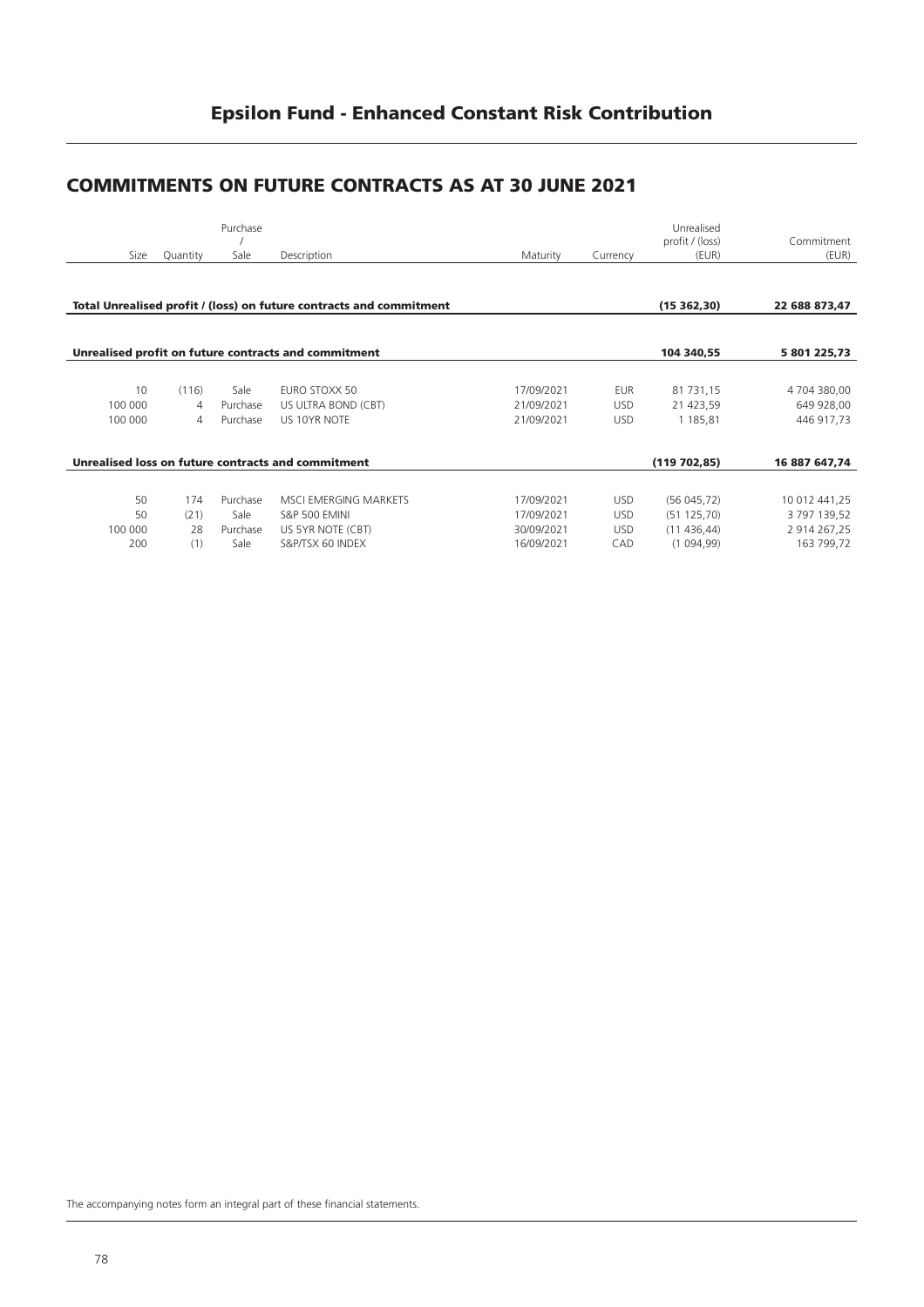## Epsilon Fund - Enhanced Constant Risk Contribution

## COMMITMENTS ON FUTURE CONTRACTS AS AT 30 JUNE 2021

| Size | Quantity | Purchase / Sale | Description | Maturity | Currency | Unrealised profit / (loss) (EUR) | Commitment (EUR) |
|---|---|---|---|---|---|---|---|
| **Total Unrealised profit / (loss) on future contracts and commitment** | | | | | | **(15 362,30)** | **22 688 873,47** |
| **Unrealised profit on future contracts and commitment** | | | | | | **104 340,55** | **5 801 225,73** |
| 10 | (116) | Sale | EURO STOXX 50 | 17/09/2021 | EUR | 81 731,15 | 4 704 380,00 |
| 100 000 | 4 | Purchase | US ULTRA BOND (CBT) | 21/09/2021 | USD | 21 423,59 | 649 928,00 |
| 100 000 | 4 | Purchase | US 10YR NOTE | 21/09/2021 | USD | 1 185,81 | 446 917,73 |
| **Unrealised loss on future contracts and commitment** | | | | | | **(119 702,85)** | **16 887 647,74** |
| 50 | 174 | Purchase | MSCI EMERGING MARKETS | 17/09/2021 | USD | (56 045,72) | 10 012 441,25 |
| 50 | (21) | Sale | S&P 500 EMINI | 17/09/2021 | USD | (51 125,70) | 3 797 139,52 |
| 100 000 | 28 | Purchase | US 5YR NOTE (CBT) | 30/09/2021 | USD | (11 436,44) | 2 914 267,25 |
| 200 | (1) | Sale | S&P/TSX 60 INDEX | 16/09/2021 | CAD | (1 094,99) | 163 799,72 |

The accompanying notes form an integral part of these financial statements.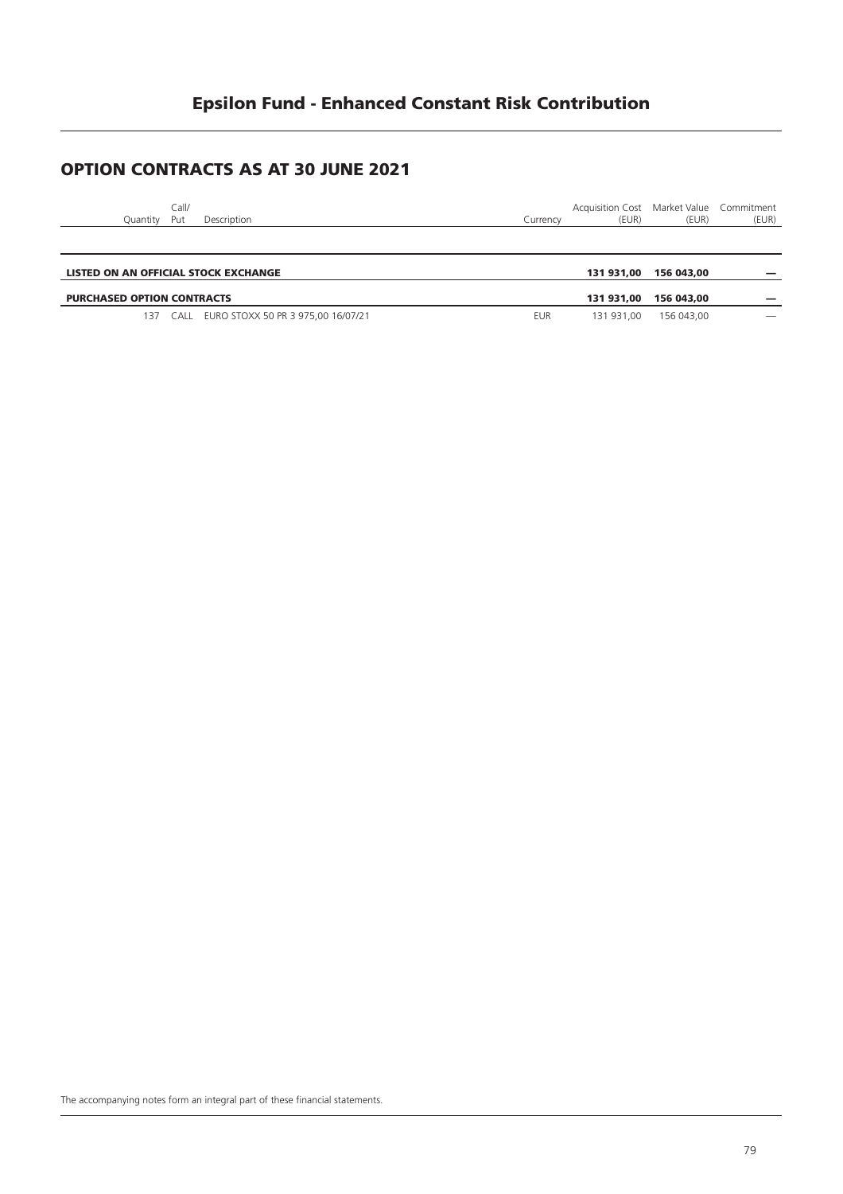# Epsilon Fund - Enhanced Constant Risk Contribution

## OPTION CONTRACTS AS AT 30 JUNE 2021

| Quantity | Call/ Put | Description | Currency | Acquisition Cost (EUR) | Market Value (EUR) | Commitment (EUR) |
|---|---|---|---|---|---|---|
| **LISTED ON AN OFFICIAL STOCK EXCHANGE** | | | | **131 931,00** | **156 043,00** | **—** |
| **PURCHASED OPTION CONTRACTS** | | | | **131 931,00** | **156 043,00** | **—** |
| 137 | CALL | EURO STOXX 50 PR 3 975,00 16/07/21 | EUR | 131 931,00 | 156 043,00 | — |

The accompanying notes form an integral part of these financial statements.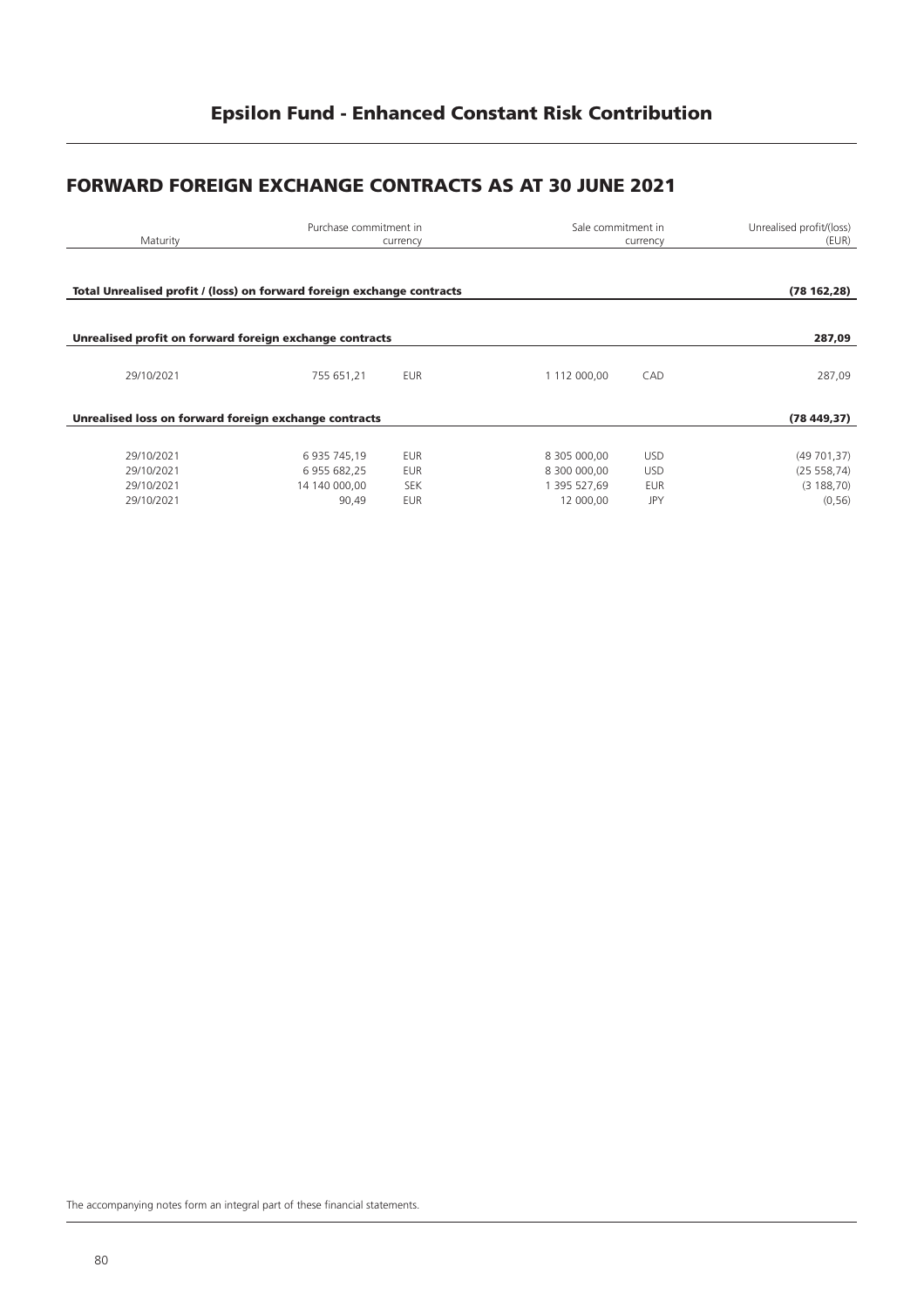# Epsilon Fund - Enhanced Constant Risk Contribution

## FORWARD FOREIGN EXCHANGE CONTRACTS AS AT 30 JUNE 2021

| Maturity | Purchase commitment in | currency | Sale commitment in | currency | Unrealised profit/(loss) (EUR) |
|---|---|---|---|---|---|
| **Total Unrealised profit / (loss) on forward foreign exchange contracts** | | | | | **(78 162,28)** |
| **Unrealised profit on forward foreign exchange contracts** | | | | | **287,09** |
| 29/10/2021 | 755 651,21 | EUR | 1 112 000,00 | CAD | 287,09 |
| **Unrealised loss on forward foreign exchange contracts** | | | | | **(78 449,37)** |
| 29/10/2021 | 6 935 745,19 | EUR | 8 305 000,00 | USD | (49 701,37) |
| 29/10/2021 | 6 955 682,25 | EUR | 8 300 000,00 | USD | (25 558,74) |
| 29/10/2021 | 14 140 000,00 | SEK | 1 395 527,69 | EUR | (3 188,70) |
| 29/10/2021 | 90,49 | EUR | 12 000,00 | JPY | (0,56) |

The accompanying notes form an integral part of these financial statements.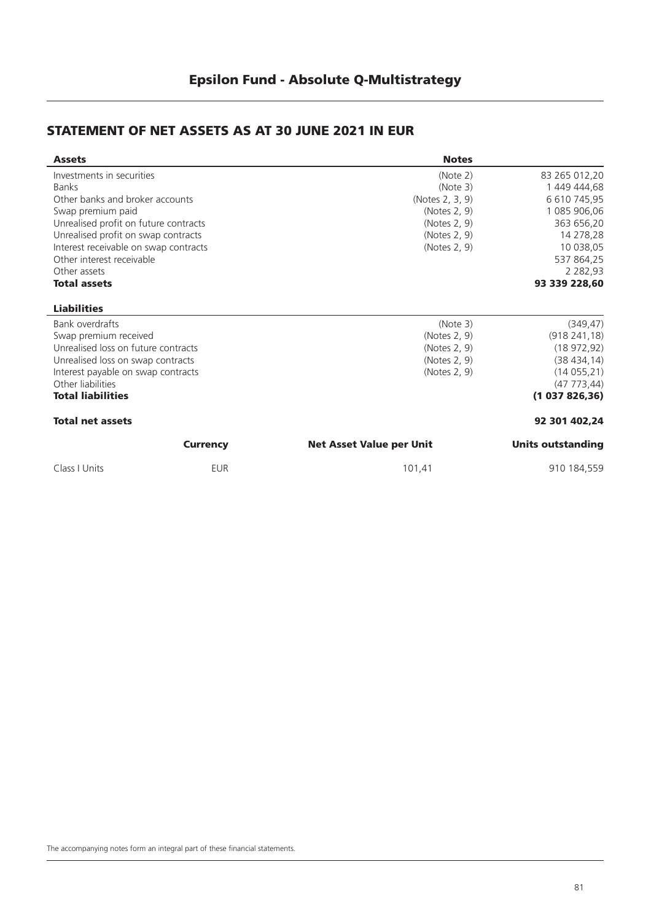# Epsilon Fund - Absolute Q-Multistrategy

## STATEMENT OF NET ASSETS AS AT 30 JUNE 2021 IN EUR

| **Assets** | **Notes** | |
|---|---|---|
| Investments in securities | (Note 2) | 83 265 012,20 |
| Banks | (Note 3) | 1 449 444,68 |
| Other banks and broker accounts | (Notes 2, 3, 9) | 6 610 745,95 |
| Swap premium paid | (Notes 2, 9) | 1 085 906,06 |
| Unrealised profit on future contracts | (Notes 2, 9) | 363 656,20 |
| Unrealised profit on swap contracts | (Notes 2, 9) | 14 278,28 |
| Interest receivable on swap contracts | (Notes 2, 9) | 10 038,05 |
| Other interest receivable | | 537 864,25 |
| Other assets | | 2 282,93 |
| **Total assets** | | **93 339 228,60** |
| **Liabilities** | | |
| Bank overdrafts | (Note 3) | (349,47) |
| Swap premium received | (Notes 2, 9) | (918 241,18) |
| Unrealised loss on future contracts | (Notes 2, 9) | (18 972,92) |
| Unrealised loss on swap contracts | (Notes 2, 9) | (38 434,14) |
| Interest payable on swap contracts | (Notes 2, 9) | (14 055,21) |
| Other liabilities | | (47 773,44) |
| **Total liabilities** | | **(1 037 826,36)** |
| **Total net assets** | | **92 301 402,24** |

| | **Currency** | **Net Asset Value per Unit** | **Units outstanding** |
|---|---|---|---|
| Class I Units | EUR | 101,41 | 910 184,559 |

The accompanying notes form an integral part of these financial statements.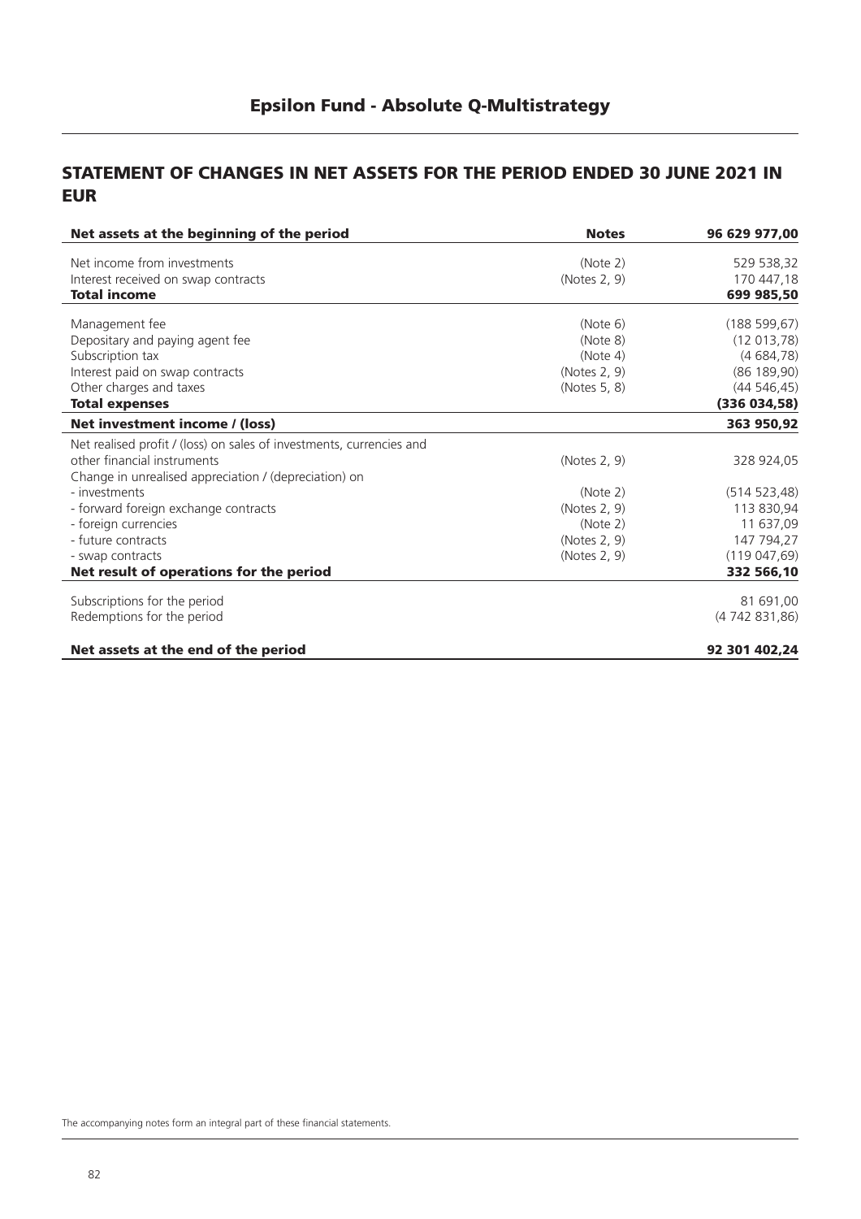## Epsilon Fund - Absolute Q-Multistrategy

## STATEMENT OF CHANGES IN NET ASSETS FOR THE PERIOD ENDED 30 JUNE 2021 IN EUR

| **Net assets at the beginning of the period** | **Notes** | **96 629 977,00** |
|---|---|---|
| Net income from investments | (Note 2) | 529 538,32 |
| Interest received on swap contracts | (Notes 2, 9) | 170 447,18 |
| **Total income** | | **699 985,50** |
| Management fee | (Note 6) | (188 599,67) |
| Depositary and paying agent fee | (Note 8) | (12 013,78) |
| Subscription tax | (Note 4) | (4 684,78) |
| Interest paid on swap contracts | (Notes 2, 9) | (86 189,90) |
| Other charges and taxes | (Notes 5, 8) | (44 546,45) |
| **Total expenses** | | **(336 034,58)** |
| **Net investment income / (loss)** | | **363 950,92** |
| Net realised profit / (loss) on sales of investments, currencies and other financial instruments | (Notes 2, 9) | 328 924,05 |
| Change in unrealised appreciation / (depreciation) on | | |
| - investments | (Note 2) | (514 523,48) |
| - forward foreign exchange contracts | (Notes 2, 9) | 113 830,94 |
| - foreign currencies | (Note 2) | 11 637,09 |
| - future contracts | (Notes 2, 9) | 147 794,27 |
| - swap contracts | (Notes 2, 9) | (119 047,69) |
| **Net result of operations for the period** | | **332 566,10** |
| Subscriptions for the period | | 81 691,00 |
| Redemptions for the period | | (4 742 831,86) |
| **Net assets at the end of the period** | | **92 301 402,24** |

The accompanying notes form an integral part of these financial statements.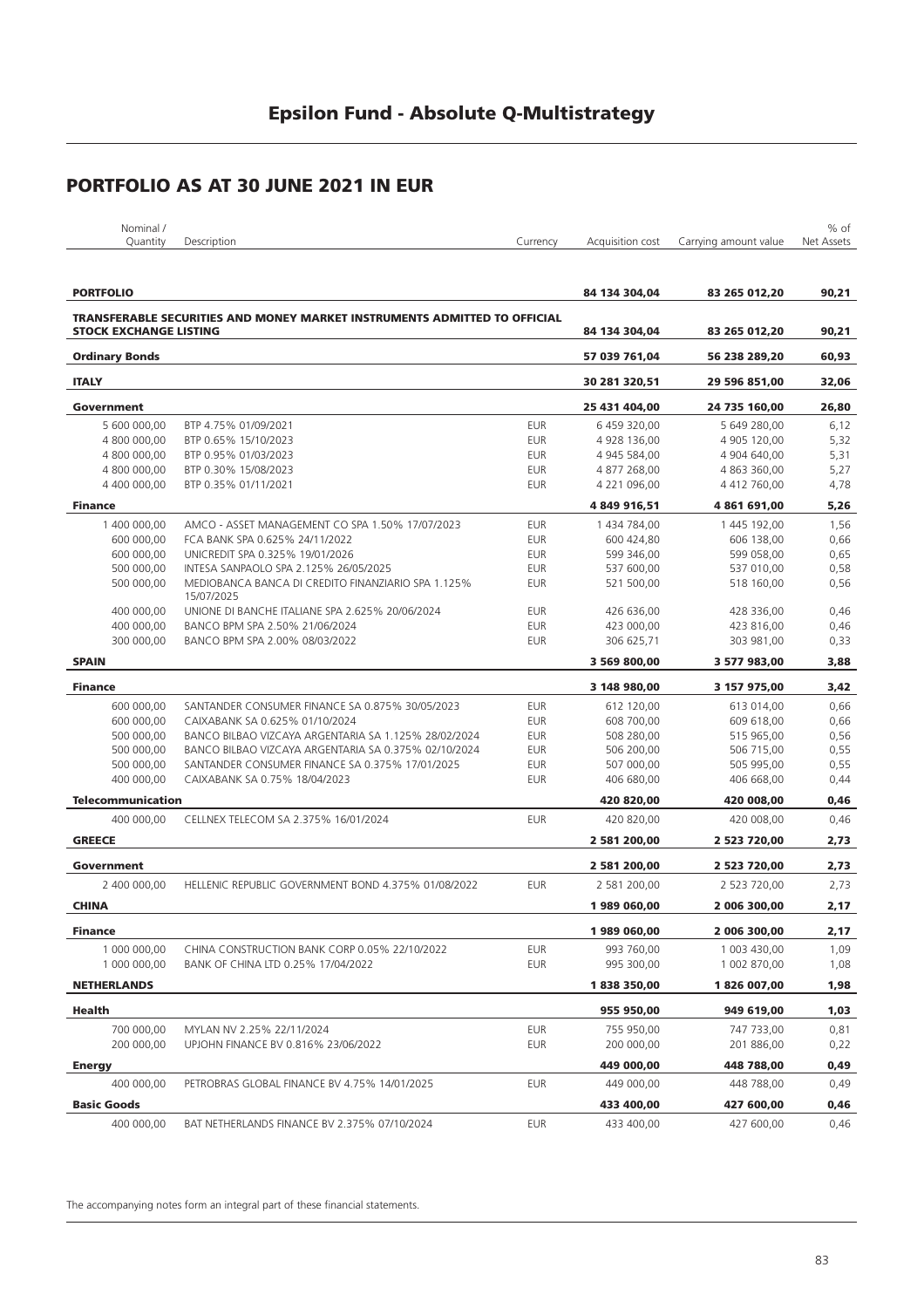# Epsilon Fund - Absolute Q-Multistrategy

## PORTFOLIO AS AT 30 JUNE 2021 IN EUR

| Nominal / Quantity | Description | Currency | Acquisition cost | Carrying amount value | % of Net Assets |
|---|---|---|---|---|---|
| **PORTFOLIO** | | | **84 134 304,04** | **83 265 012,20** | **90,21** |
| **TRANSFERABLE SECURITIES AND MONEY MARKET INSTRUMENTS ADMITTED TO OFFICIAL STOCK EXCHANGE LISTING** | | | **84 134 304,04** | **83 265 012,20** | **90,21** |
| **Ordinary Bonds** | | | **57 039 761,04** | **56 238 289,20** | **60,93** |
| **ITALY** | | | **30 281 320,51** | **29 596 851,00** | **32,06** |
| **Government** | | | **25 431 404,00** | **24 735 160,00** | **26,80** |
| 5 600 000,00 | BTP 4.75% 01/09/2021 | EUR | 6 459 320,00 | 5 649 280,00 | 6,12 |
| 4 800 000,00 | BTP 0.65% 15/10/2023 | EUR | 4 928 136,00 | 4 905 120,00 | 5,32 |
| 4 800 000,00 | BTP 0.95% 01/03/2023 | EUR | 4 945 584,00 | 4 904 640,00 | 5,31 |
| 4 800 000,00 | BTP 0.30% 15/08/2023 | EUR | 4 877 268,00 | 4 863 360,00 | 5,27 |
| 4 400 000,00 | BTP 0.35% 01/11/2021 | EUR | 4 221 096,00 | 4 412 760,00 | 4,78 |
| **Finance** | | | **4 849 916,51** | **4 861 691,00** | **5,26** |
| 1 400 000,00 | AMCO - ASSET MANAGEMENT CO SPA 1.50% 17/07/2023 | EUR | 1 434 784,00 | 1 445 192,00 | 1,56 |
| 600 000,00 | FCA BANK SPA 0.625% 24/11/2022 | EUR | 600 424,80 | 606 138,00 | 0,66 |
| 600 000,00 | UNICREDIT SPA 0.325% 19/01/2026 | EUR | 599 346,00 | 599 058,00 | 0,65 |
| 500 000,00 | INTESA SANPAOLO SPA 2.125% 26/05/2025 | EUR | 537 600,00 | 537 010,00 | 0,58 |
| 500 000,00 | MEDIOBANCA BANCA DI CREDITO FINANZIARIO SPA 1.125% 15/07/2025 | EUR | 521 500,00 | 518 160,00 | 0,56 |
| 400 000,00 | UNIONE DI BANCHE ITALIANE SPA 2.625% 20/06/2024 | EUR | 426 636,00 | 428 336,00 | 0,46 |
| 400 000,00 | BANCO BPM SPA 2.50% 21/06/2024 | EUR | 423 000,00 | 423 816,00 | 0,46 |
| 300 000,00 | BANCO BPM SPA 2.00% 08/03/2022 | EUR | 306 625,71 | 303 981,00 | 0,33 |
| **SPAIN** | | | **3 569 800,00** | **3 577 983,00** | **3,88** |
| **Finance** | | | **3 148 980,00** | **3 157 975,00** | **3,42** |
| 600 000,00 | SANTANDER CONSUMER FINANCE SA 0.875% 30/05/2023 | EUR | 612 120,00 | 613 014,00 | 0,66 |
| 600 000,00 | CAIXABANK SA 0.625% 01/10/2024 | EUR | 608 700,00 | 609 618,00 | 0,66 |
| 500 000,00 | BANCO BILBAO VIZCAYA ARGENTARIA SA 1.125% 28/02/2024 | EUR | 508 280,00 | 515 965,00 | 0,56 |
| 500 000,00 | BANCO BILBAO VIZCAYA ARGENTARIA SA 0.375% 02/10/2024 | EUR | 506 200,00 | 506 715,00 | 0,55 |
| 500 000,00 | SANTANDER CONSUMER FINANCE SA 0.375% 17/01/2025 | EUR | 507 000,00 | 505 995,00 | 0,55 |
| 400 000,00 | CAIXABANK SA 0.75% 18/04/2023 | EUR | 406 680,00 | 406 668,00 | 0,44 |
| **Telecommunication** | | | **420 820,00** | **420 008,00** | **0,46** |
| 400 000,00 | CELLNEX TELECOM SA 2.375% 16/01/2024 | EUR | 420 820,00 | 420 008,00 | 0,46 |
| **GREECE** | | | **2 581 200,00** | **2 523 720,00** | **2,73** |
| **Government** | | | **2 581 200,00** | **2 523 720,00** | **2,73** |
| 2 400 000,00 | HELLENIC REPUBLIC GOVERNMENT BOND 4.375% 01/08/2022 | EUR | 2 581 200,00 | 2 523 720,00 | 2,73 |
| **CHINA** | | | **1 989 060,00** | **2 006 300,00** | **2,17** |
| **Finance** | | | **1 989 060,00** | **2 006 300,00** | **2,17** |
| 1 000 000,00 | CHINA CONSTRUCTION BANK CORP 0.05% 22/10/2022 | EUR | 993 760,00 | 1 003 430,00 | 1,09 |
| 1 000 000,00 | BANK OF CHINA LTD 0.25% 17/04/2022 | EUR | 995 300,00 | 1 002 870,00 | 1,08 |
| **NETHERLANDS** | | | **1 838 350,00** | **1 826 007,00** | **1,98** |
| **Health** | | | **955 950,00** | **949 619,00** | **1,03** |
| 700 000,00 | MYLAN NV 2.25% 22/11/2024 | EUR | 755 950,00 | 747 733,00 | 0,81 |
| 200 000,00 | UPJOHN FINANCE BV 0.816% 23/06/2022 | EUR | 200 000,00 | 201 886,00 | 0,22 |
| **Energy** | | | **449 000,00** | **448 788,00** | **0,49** |
| 400 000,00 | PETROBRAS GLOBAL FINANCE BV 4.75% 14/01/2025 | EUR | 449 000,00 | 448 788,00 | 0,49 |
| **Basic Goods** | | | **433 400,00** | **427 600,00** | **0,46** |
| 400 000,00 | BAT NETHERLANDS FINANCE BV 2.375% 07/10/2024 | EUR | 433 400,00 | 427 600,00 | 0,46 |

The accompanying notes form an integral part of these financial statements.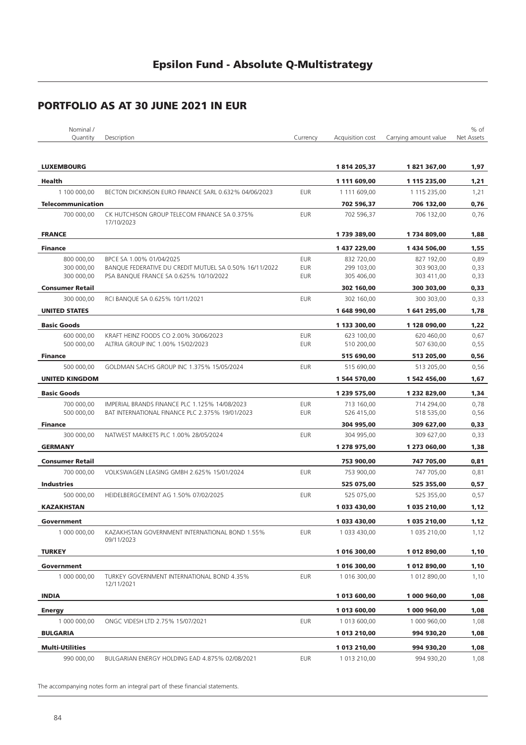# Epsilon Fund - Absolute Q-Multistrategy

## PORTFOLIO AS AT 30 JUNE 2021 IN EUR

| Nominal / Quantity | Description | Currency | Acquisition cost | Carrying amount value | % of Net Assets |
|---|---|---|---|---|---|
| **LUXEMBOURG** | | | **1 814 205,37** | **1 821 367,00** | **1,97** |
| **Health** | | | **1 111 609,00** | **1 115 235,00** | **1,21** |
| 1 100 000,00 | BECTON DICKINSON EURO FINANCE SARL 0.632% 04/06/2023 | EUR | 1 111 609,00 | 1 115 235,00 | 1,21 |
| **Telecommunication** | | | **702 596,37** | **706 132,00** | **0,76** |
| 700 000,00 | CK HUTCHISON GROUP TELECOM FINANCE SA 0.375% 17/10/2023 | EUR | 702 596,37 | 706 132,00 | 0,76 |
| **FRANCE** | | | **1 739 389,00** | **1 734 809,00** | **1,88** |
| **Finance** | | | **1 437 229,00** | **1 434 506,00** | **1,55** |
| 800 000,00 | BPCE SA 1.00% 01/04/2025 | EUR | 832 720,00 | 827 192,00 | 0,89 |
| 300 000,00 | BANQUE FEDERATIVE DU CREDIT MUTUEL SA 0.50% 16/11/2022 | EUR | 299 103,00 | 303 903,00 | 0,33 |
| 300 000,00 | PSA BANQUE FRANCE SA 0.625% 10/10/2022 | EUR | 305 406,00 | 303 411,00 | 0,33 |
| **Consumer Retail** | | | **302 160,00** | **300 303,00** | **0,33** |
| 300 000,00 | RCI BANQUE SA 0.625% 10/11/2021 | EUR | 302 160,00 | 300 303,00 | 0,33 |
| **UNITED STATES** | | | **1 648 990,00** | **1 641 295,00** | **1,78** |
| **Basic Goods** | | | **1 133 300,00** | **1 128 090,00** | **1,22** |
| 600 000,00 | KRAFT HEINZ FOODS CO 2.00% 30/06/2023 | EUR | 623 100,00 | 620 460,00 | 0,67 |
| 500 000,00 | ALTRIA GROUP INC 1.00% 15/02/2023 | EUR | 510 200,00 | 507 630,00 | 0,55 |
| **Finance** | | | **515 690,00** | **513 205,00** | **0,56** |
| 500 000,00 | GOLDMAN SACHS GROUP INC 1.375% 15/05/2024 | EUR | 515 690,00 | 513 205,00 | 0,56 |
| **UNITED KINGDOM** | | | **1 544 570,00** | **1 542 456,00** | **1,67** |
| **Basic Goods** | | | **1 239 575,00** | **1 232 829,00** | **1,34** |
| 700 000,00 | IMPERIAL BRANDS FINANCE PLC 1.125% 14/08/2023 | EUR | 713 160,00 | 714 294,00 | 0,78 |
| 500 000,00 | BAT INTERNATIONAL FINANCE PLC 2.375% 19/01/2023 | EUR | 526 415,00 | 518 535,00 | 0,56 |
| **Finance** | | | **304 995,00** | **309 627,00** | **0,33** |
| 300 000,00 | NATWEST MARKETS PLC 1.00% 28/05/2024 | EUR | 304 995,00 | 309 627,00 | 0,33 |
| **GERMANY** | | | **1 278 975,00** | **1 273 060,00** | **1,38** |
| **Consumer Retail** | | | **753 900,00** | **747 705,00** | **0,81** |
| 700 000,00 | VOLKSWAGEN LEASING GMBH 2.625% 15/01/2024 | EUR | 753 900,00 | 747 705,00 | 0,81 |
| **Industries** | | | **525 075,00** | **525 355,00** | **0,57** |
| 500 000,00 | HEIDELBERGCEMENT AG 1.50% 07/02/2025 | EUR | 525 075,00 | 525 355,00 | 0,57 |
| **KAZAKHSTAN** | | | **1 033 430,00** | **1 035 210,00** | **1,12** |
| **Government** | | | **1 033 430,00** | **1 035 210,00** | **1,12** |
| 1 000 000,00 | KAZAKHSTAN GOVERNMENT INTERNATIONAL BOND 1.55% 09/11/2023 | EUR | 1 033 430,00 | 1 035 210,00 | 1,12 |
| **TURKEY** | | | **1 016 300,00** | **1 012 890,00** | **1,10** |
| **Government** | | | **1 016 300,00** | **1 012 890,00** | **1,10** |
| 1 000 000,00 | TURKEY GOVERNMENT INTERNATIONAL BOND 4.35% 12/11/2021 | EUR | 1 016 300,00 | 1 012 890,00 | 1,10 |
| **INDIA** | | | **1 013 600,00** | **1 000 960,00** | **1,08** |
| **Energy** | | | **1 013 600,00** | **1 000 960,00** | **1,08** |
| 1 000 000,00 | ONGC VIDESH LTD 2.75% 15/07/2021 | EUR | 1 013 600,00 | 1 000 960,00 | 1,08 |
| **BULGARIA** | | | **1 013 210,00** | **994 930,20** | **1,08** |
| **Multi-Utilities** | | | **1 013 210,00** | **994 930,20** | **1,08** |
| 990 000,00 | BULGARIAN ENERGY HOLDING EAD 4.875% 02/08/2021 | EUR | 1 013 210,00 | 994 930,20 | 1,08 |

The accompanying notes form an integral part of these financial statements.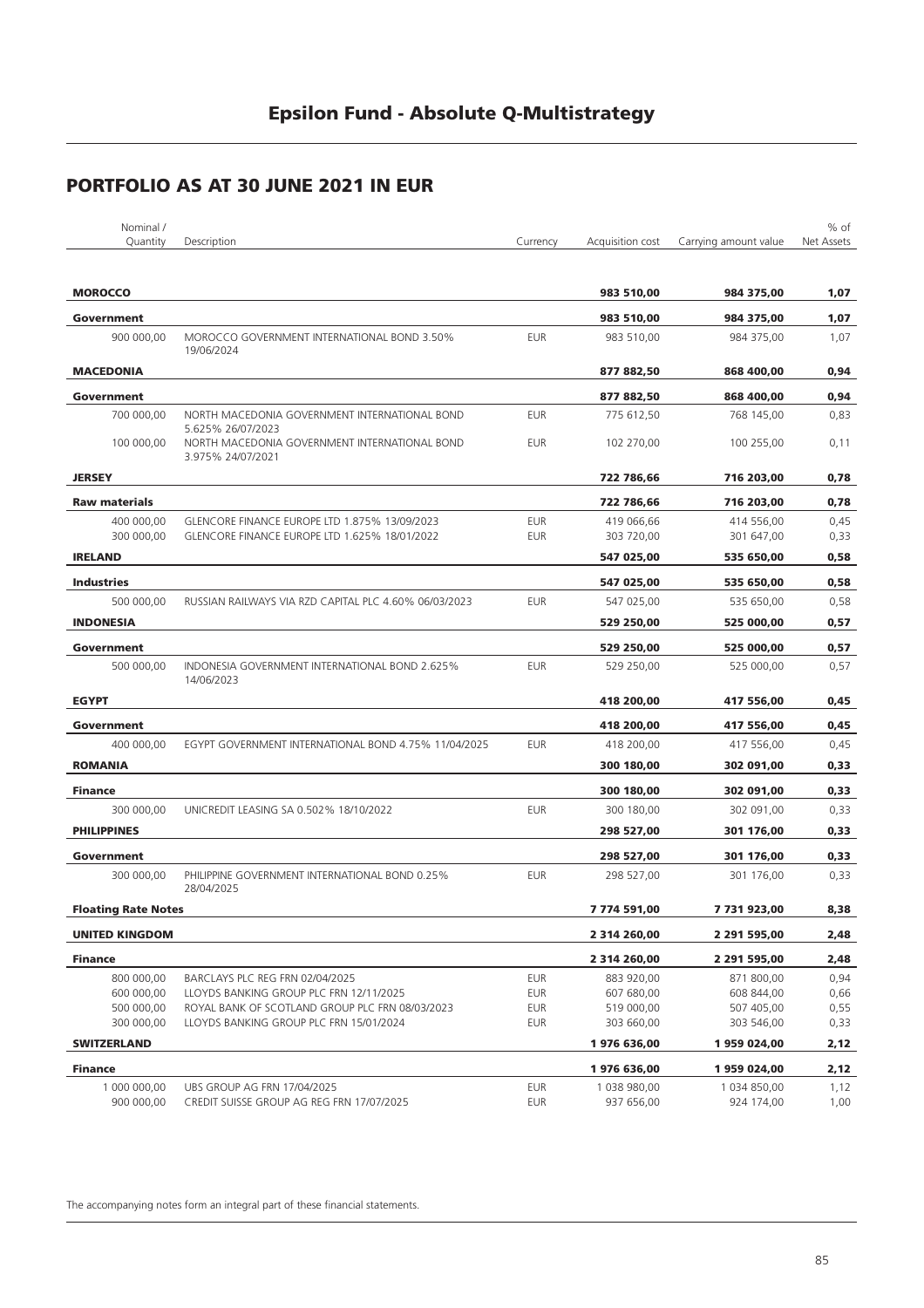# Epsilon Fund - Absolute Q-Multistrategy

## PORTFOLIO AS AT 30 JUNE 2021 IN EUR

| Nominal / Quantity | Description | Currency | Acquisition cost | Carrying amount value | % of Net Assets |
|---|---|---|---|---|---|
| **MOROCCO** | | | **983 510,00** | **984 375,00** | **1,07** |
| **Government** | | | **983 510,00** | **984 375,00** | **1,07** |
| 900 000,00 | MOROCCO GOVERNMENT INTERNATIONAL BOND 3.50% 19/06/2024 | EUR | 983 510,00 | 984 375,00 | 1,07 |
| **MACEDONIA** | | | **877 882,50** | **868 400,00** | **0,94** |
| **Government** | | | **877 882,50** | **868 400,00** | **0,94** |
| 700 000,00 | NORTH MACEDONIA GOVERNMENT INTERNATIONAL BOND 5.625% 26/07/2023 | EUR | 775 612,50 | 768 145,00 | 0,83 |
| 100 000,00 | NORTH MACEDONIA GOVERNMENT INTERNATIONAL BOND 3.975% 24/07/2021 | EUR | 102 270,00 | 100 255,00 | 0,11 |
| **JERSEY** | | | **722 786,66** | **716 203,00** | **0,78** |
| **Raw materials** | | | **722 786,66** | **716 203,00** | **0,78** |
| 400 000,00 | GLENCORE FINANCE EUROPE LTD 1.875% 13/09/2023 | EUR | 419 066,66 | 414 556,00 | 0,45 |
| 300 000,00 | GLENCORE FINANCE EUROPE LTD 1.625% 18/01/2022 | EUR | 303 720,00 | 301 647,00 | 0,33 |
| **IRELAND** | | | **547 025,00** | **535 650,00** | **0,58** |
| **Industries** | | | **547 025,00** | **535 650,00** | **0,58** |
| 500 000,00 | RUSSIAN RAILWAYS VIA RZD CAPITAL PLC 4.60% 06/03/2023 | EUR | 547 025,00 | 535 650,00 | 0,58 |
| **INDONESIA** | | | **529 250,00** | **525 000,00** | **0,57** |
| **Government** | | | **529 250,00** | **525 000,00** | **0,57** |
| 500 000,00 | INDONESIA GOVERNMENT INTERNATIONAL BOND 2.625% 14/06/2023 | EUR | 529 250,00 | 525 000,00 | 0,57 |
| **EGYPT** | | | **418 200,00** | **417 556,00** | **0,45** |
| **Government** | | | **418 200,00** | **417 556,00** | **0,45** |
| 400 000,00 | EGYPT GOVERNMENT INTERNATIONAL BOND 4.75% 11/04/2025 | EUR | 418 200,00 | 417 556,00 | 0,45 |
| **ROMANIA** | | | **300 180,00** | **302 091,00** | **0,33** |
| **Finance** | | | **300 180,00** | **302 091,00** | **0,33** |
| 300 000,00 | UNICREDIT LEASING SA 0.502% 18/10/2022 | EUR | 300 180,00 | 302 091,00 | 0,33 |
| **PHILIPPINES** | | | **298 527,00** | **301 176,00** | **0,33** |
| **Government** | | | **298 527,00** | **301 176,00** | **0,33** |
| 300 000,00 | PHILIPPINE GOVERNMENT INTERNATIONAL BOND 0.25% 28/04/2025 | EUR | 298 527,00 | 301 176,00 | 0,33 |
| **Floating Rate Notes** | | | **7 774 591,00** | **7 731 923,00** | **8,38** |
| **UNITED KINGDOM** | | | **2 314 260,00** | **2 291 595,00** | **2,48** |
| **Finance** | | | **2 314 260,00** | **2 291 595,00** | **2,48** |
| 800 000,00 | BARCLAYS PLC REG FRN 02/04/2025 | EUR | 883 920,00 | 871 800,00 | 0,94 |
| 600 000,00 | LLOYDS BANKING GROUP PLC FRN 12/11/2025 | EUR | 607 680,00 | 608 844,00 | 0,66 |
| 500 000,00 | ROYAL BANK OF SCOTLAND GROUP PLC FRN 08/03/2023 | EUR | 519 000,00 | 507 405,00 | 0,55 |
| 300 000,00 | LLOYDS BANKING GROUP PLC FRN 15/01/2024 | EUR | 303 660,00 | 303 546,00 | 0,33 |
| **SWITZERLAND** | | | **1 976 636,00** | **1 959 024,00** | **2,12** |
| **Finance** | | | **1 976 636,00** | **1 959 024,00** | **2,12** |
| 1 000 000,00 | UBS GROUP AG FRN 17/04/2025 | EUR | 1 038 980,00 | 1 034 850,00 | 1,12 |
| 900 000,00 | CREDIT SUISSE GROUP AG REG FRN 17/07/2025 | EUR | 937 656,00 | 924 174,00 | 1,00 |

The accompanying notes form an integral part of these financial statements.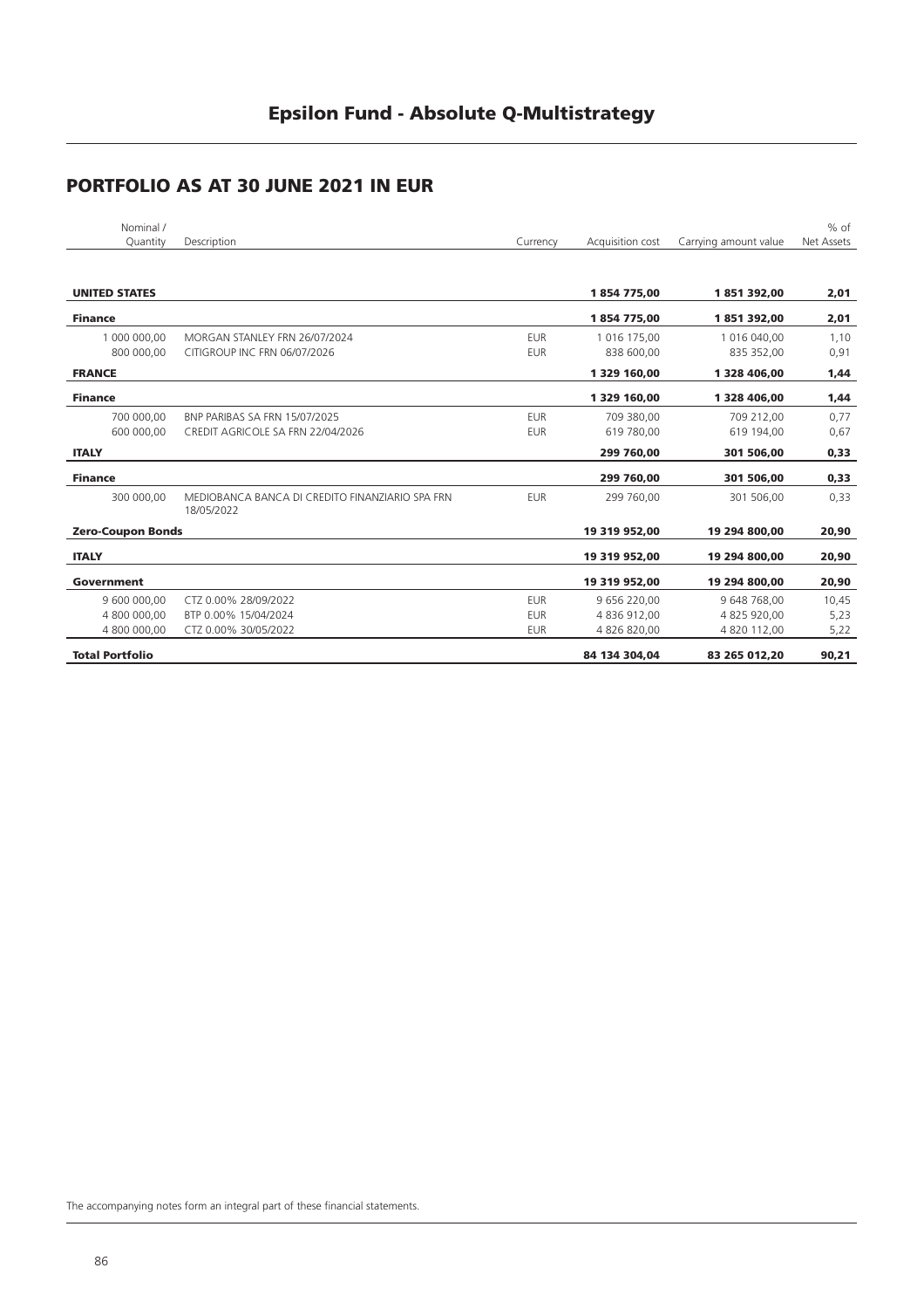# Epsilon Fund - Absolute Q-Multistrategy

## PORTFOLIO AS AT 30 JUNE 2021 IN EUR

| Nominal / Quantity | Description | Currency | Acquisition cost | Carrying amount value | % of Net Assets |
|---|---|---|---|---|---|
| **UNITED STATES** | | | **1 854 775,00** | **1 851 392,00** | **2,01** |
| **Finance** | | | **1 854 775,00** | **1 851 392,00** | **2,01** |
| 1 000 000,00 | MORGAN STANLEY FRN 26/07/2024 | EUR | 1 016 175,00 | 1 016 040,00 | 1,10 |
| 800 000,00 | CITIGROUP INC FRN 06/07/2026 | EUR | 838 600,00 | 835 352,00 | 0,91 |
| **FRANCE** | | | **1 329 160,00** | **1 328 406,00** | **1,44** |
| **Finance** | | | **1 329 160,00** | **1 328 406,00** | **1,44** |
| 700 000,00 | BNP PARIBAS SA FRN 15/07/2025 | EUR | 709 380,00 | 709 212,00 | 0,77 |
| 600 000,00 | CREDIT AGRICOLE SA FRN 22/04/2026 | EUR | 619 780,00 | 619 194,00 | 0,67 |
| **ITALY** | | | **299 760,00** | **301 506,00** | **0,33** |
| **Finance** | | | **299 760,00** | **301 506,00** | **0,33** |
| 300 000,00 | MEDIOBANCA BANCA DI CREDITO FINANZIARIO SPA FRN 18/05/2022 | EUR | 299 760,00 | 301 506,00 | 0,33 |
| **Zero-Coupon Bonds** | | | **19 319 952,00** | **19 294 800,00** | **20,90** |
| **ITALY** | | | **19 319 952,00** | **19 294 800,00** | **20,90** |
| **Government** | | | **19 319 952,00** | **19 294 800,00** | **20,90** |
| 9 600 000,00 | CTZ 0.00% 28/09/2022 | EUR | 9 656 220,00 | 9 648 768,00 | 10,45 |
| 4 800 000,00 | BTP 0.00% 15/04/2024 | EUR | 4 836 912,00 | 4 825 920,00 | 5,23 |
| 4 800 000,00 | CTZ 0.00% 30/05/2022 | EUR | 4 826 820,00 | 4 820 112,00 | 5,22 |
| **Total Portfolio** | | | **84 134 304,04** | **83 265 012,20** | **90,21** |

The accompanying notes form an integral part of these financial statements.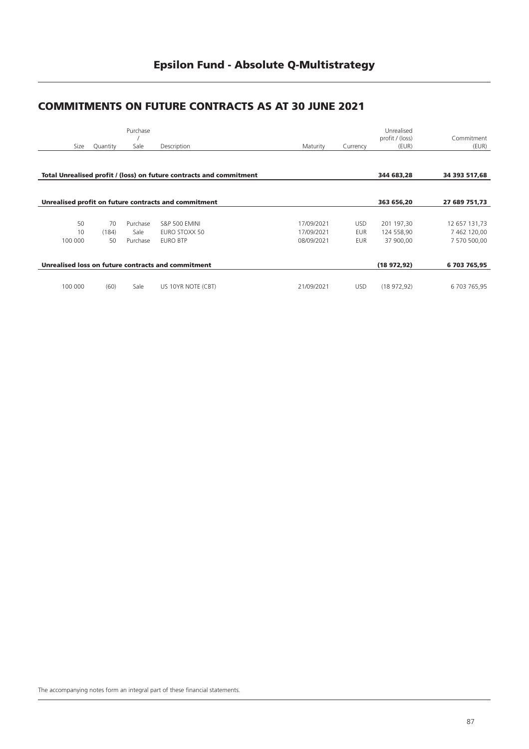# Epsilon Fund - Absolute Q-Multistrategy

## COMMITMENTS ON FUTURE CONTRACTS AS AT 30 JUNE 2021

| Size | Quantity | Purchase / Sale | Description | Maturity | Currency | Unrealised profit / (loss) (EUR) | Commitment (EUR) |
|---|---|---|---|---|---|---|---|
| **Total Unrealised profit / (loss) on future contracts and commitment** | | | | | | **344 683,28** | **34 393 517,68** |
| **Unrealised profit on future contracts and commitment** | | | | | | **363 656,20** | **27 689 751,73** |
| 50 | 70 | Purchase | S&P 500 EMINI | 17/09/2021 | USD | 201 197,30 | 12 657 131,73 |
| 10 | (184) | Sale | EURO STOXX 50 | 17/09/2021 | EUR | 124 558,90 | 7 462 120,00 |
| 100 000 | 50 | Purchase | EURO BTP | 08/09/2021 | EUR | 37 900,00 | 7 570 500,00 |
| **Unrealised loss on future contracts and commitment** | | | | | | **(18 972,92)** | **6 703 765,95** |
| 100 000 | (60) | Sale | US 10YR NOTE (CBT) | 21/09/2021 | USD | (18 972,92) | 6 703 765,95 |

The accompanying notes form an integral part of these financial statements.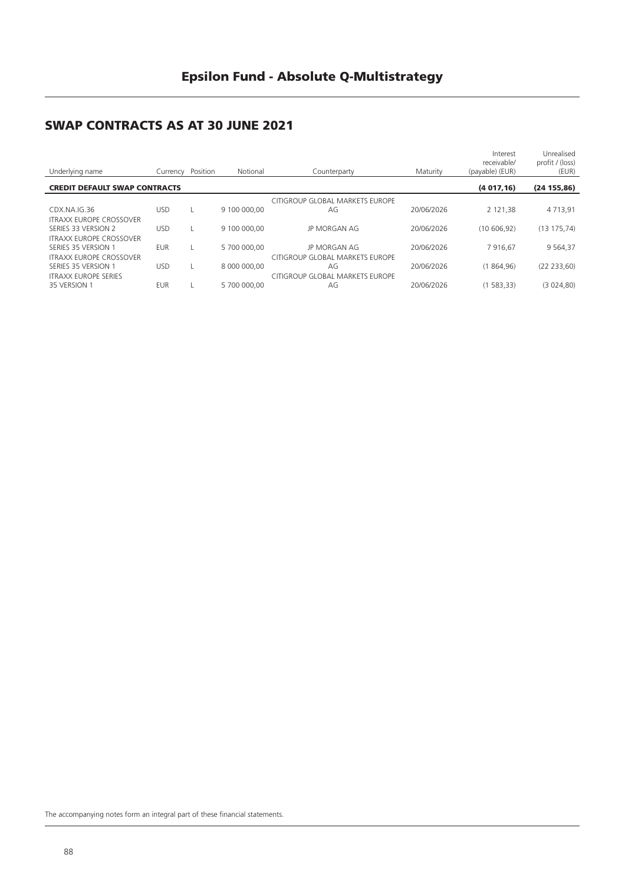# Epsilon Fund - Absolute Q-Multistrategy

## SWAP CONTRACTS AS AT 30 JUNE 2021

| Underlying name | Currency | Position | Notional | Counterparty | Maturity | Interest receivable/ (payable) (EUR) | Unrealised profit / (loss) (EUR) |
|---|---|---|---|---|---|---|---|
| **CREDIT DEFAULT SWAP CONTRACTS** | | | | | | **(4 017,16)** | **(24 155,86)** |
| CDX.NA.IG.36 | USD | L | 9 100 000,00 | CITIGROUP GLOBAL MARKETS EUROPE AG | 20/06/2026 | 2 121,38 | 4 713,91 |
| ITRAXX EUROPE CROSSOVER SERIES 33 VERSION 2 | USD | L | 9 100 000,00 | JP MORGAN AG | 20/06/2026 | (10 606,92) | (13 175,74) |
| ITRAXX EUROPE CROSSOVER SERIES 35 VERSION 1 | EUR | L | 5 700 000,00 | JP MORGAN AG | 20/06/2026 | 7 916,67 | 9 564,37 |
| ITRAXX EUROPE CROSSOVER SERIES 35 VERSION 1 | USD | L | 8 000 000,00 | CITIGROUP GLOBAL MARKETS EUROPE AG | 20/06/2026 | (1 864,96) | (22 233,60) |
| ITRAXX EUROPE SERIES 35 VERSION 1 | EUR | L | 5 700 000,00 | CITIGROUP GLOBAL MARKETS EUROPE AG | 20/06/2026 | (1 583,33) | (3 024,80) |

The accompanying notes form an integral part of these financial statements.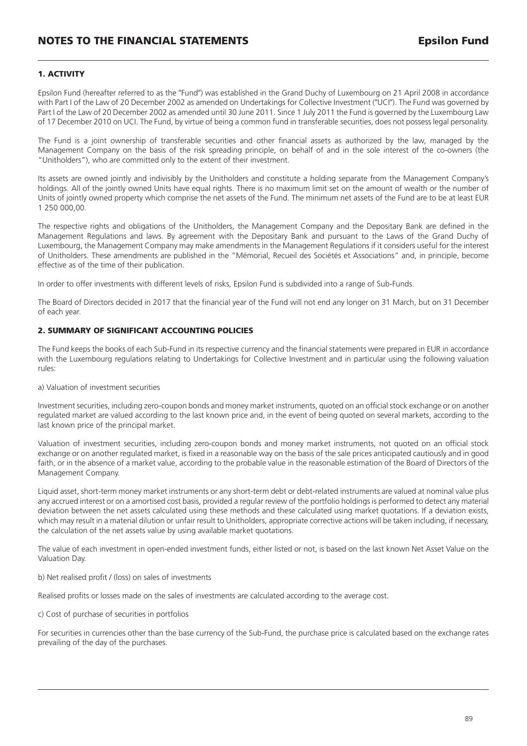# NOTES TO THE FINANCIAL STATEMENTS

## 1. ACTIVITY

Epsilon Fund (hereafter referred to as the "Fund") was established in the Grand Duchy of Luxembourg on 21 April 2008 in accordance with Part I of the Law of 20 December 2002 as amended on Undertakings for Collective Investment ("UCI"). The Fund was governed by Part I of the Law of 20 December 2002 as amended until 30 June 2011. Since 1 July 2011 the Fund is governed by the Luxembourg Law of 17 December 2010 on UCI. The Fund, by virtue of being a common fund in transferable securities, does not possess legal personality.

The Fund is a joint ownership of transferable securities and other financial assets as authorized by the law, managed by the Management Company on the basis of the risk spreading principle, on behalf of and in the sole interest of the co-owners (the "Unitholders"), who are committed only to the extent of their investment.

Its assets are owned jointly and indivisibly by the Unitholders and constitute a holding separate from the Management Company's holdings. All of the jointly owned Units have equal rights. There is no maximum limit set on the amount of wealth or the number of Units of jointly owned property which comprise the net assets of the Fund. The minimum net assets of the Fund are to be at least EUR 1 250 000,00.

The respective rights and obligations of the Unitholders, the Management Company and the Depositary Bank are defined in the Management Regulations and laws. By agreement with the Depositary Bank and pursuant to the Laws of the Grand Duchy of Luxembourg, the Management Company may make amendments in the Management Regulations if it considers useful for the interest of Unitholders. These amendments are published in the "Mémorial, Recueil des Sociétés et Associations" and, in principle, become effective as of the time of their publication.

In order to offer investments with different levels of risks, Epsilon Fund is subdivided into a range of Sub-Funds.

The Board of Directors decided in 2017 that the financial year of the Fund will not end any longer on 31 March, but on 31 December of each year.

## 2. SUMMARY OF SIGNIFICANT ACCOUNTING POLICIES

The Fund keeps the books of each Sub-Fund in its respective currency and the financial statements were prepared in EUR in accordance with the Luxembourg regulations relating to Undertakings for Collective Investment and in particular using the following valuation rules:

a) Valuation of investment securities

Investment securities, including zero-coupon bonds and money market instruments, quoted on an official stock exchange or on another regulated market are valued according to the last known price and, in the event of being quoted on several markets, according to the last known price of the principal market.

Valuation of investment securities, including zero-coupon bonds and money market instruments, not quoted on an official stock exchange or on another regulated market, is fixed in a reasonable way on the basis of the sale prices anticipated cautiously and in good faith, or in the absence of a market value, according to the probable value in the reasonable estimation of the Board of Directors of the Management Company.

Liquid asset, short-term money market instruments or any short-term debt or debt-related instruments are valued at nominal value plus any accrued interest or on a amortised cost basis, provided a regular review of the portfolio holdings is performed to detect any material deviation between the net assets calculated using these methods and these calculated using market quotations. If a deviation exists, which may result in a material dilution or unfair result to Unitholders, appropriate corrective actions will be taken including, if necessary, the calculation of the net assets value by using available market quotations.

The value of each investment in open-ended investment funds, either listed or not, is based on the last known Net Asset Value on the Valuation Day.

b) Net realised profit / (loss) on sales of investments

Realised profits or losses made on the sales of investments are calculated according to the average cost.

c) Cost of purchase of securities in portfolios

For securities in currencies other than the base currency of the Sub-Fund, the purchase price is calculated based on the exchange rates prevailing of the day of the purchases.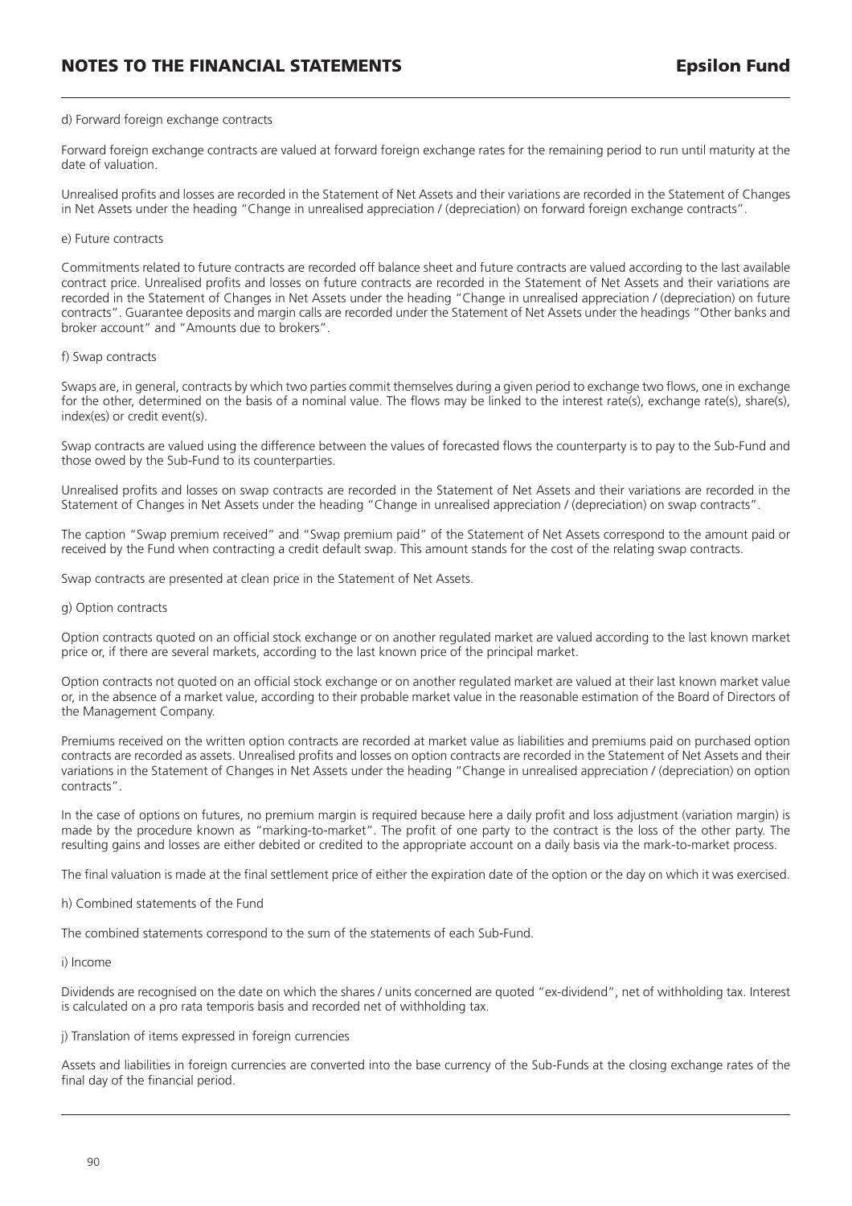d) Forward foreign exchange contracts

Forward foreign exchange contracts are valued at forward foreign exchange rates for the remaining period to run until maturity at the date of valuation.

Unrealised profits and losses are recorded in the Statement of Net Assets and their variations are recorded in the Statement of Changes in Net Assets under the heading "Change in unrealised appreciation / (depreciation) on forward foreign exchange contracts".

e) Future contracts

Commitments related to future contracts are recorded off balance sheet and future contracts are valued according to the last available contract price. Unrealised profits and losses on future contracts are recorded in the Statement of Net Assets and their variations are recorded in the Statement of Changes in Net Assets under the heading "Change in unrealised appreciation / (depreciation) on future contracts". Guarantee deposits and margin calls are recorded under the Statement of Net Assets under the headings "Other banks and broker account" and "Amounts due to brokers".

f) Swap contracts

Swaps are, in general, contracts by which two parties commit themselves during a given period to exchange two flows, one in exchange for the other, determined on the basis of a nominal value. The flows may be linked to the interest rate(s), exchange rate(s), share(s), index(es) or credit event(s).

Swap contracts are valued using the difference between the values of forecasted flows the counterparty is to pay to the Sub-Fund and those owed by the Sub-Fund to its counterparties.

Unrealised profits and losses on swap contracts are recorded in the Statement of Net Assets and their variations are recorded in the Statement of Changes in Net Assets under the heading "Change in unrealised appreciation / (depreciation) on swap contracts".

The caption "Swap premium received" and "Swap premium paid" of the Statement of Net Assets correspond to the amount paid or received by the Fund when contracting a credit default swap. This amount stands for the cost of the relating swap contracts.

Swap contracts are presented at clean price in the Statement of Net Assets.

g) Option contracts

Option contracts quoted on an official stock exchange or on another regulated market are valued according to the last known market price or, if there are several markets, according to the last known price of the principal market.

Option contracts not quoted on an official stock exchange or on another regulated market are valued at their last known market value or, in the absence of a market value, according to their probable market value in the reasonable estimation of the Board of Directors of the Management Company.

Premiums received on the written option contracts are recorded at market value as liabilities and premiums paid on purchased option contracts are recorded as assets. Unrealised profits and losses on option contracts are recorded in the Statement of Net Assets and their variations in the Statement of Changes in Net Assets under the heading "Change in unrealised appreciation / (depreciation) on option contracts".

In the case of options on futures, no premium margin is required because here a daily profit and loss adjustment (variation margin) is made by the procedure known as "marking-to-market". The profit of one party to the contract is the loss of the other party. The resulting gains and losses are either debited or credited to the appropriate account on a daily basis via the mark-to-market process.

The final valuation is made at the final settlement price of either the expiration date of the option or the day on which it was exercised.

h) Combined statements of the Fund

The combined statements correspond to the sum of the statements of each Sub-Fund.

i) Income

Dividends are recognised on the date on which the shares / units concerned are quoted "ex-dividend", net of withholding tax. Interest is calculated on a pro rata temporis basis and recorded net of withholding tax.

j) Translation of items expressed in foreign currencies

Assets and liabilities in foreign currencies are converted into the base currency of the Sub-Funds at the closing exchange rates of the final day of the financial period.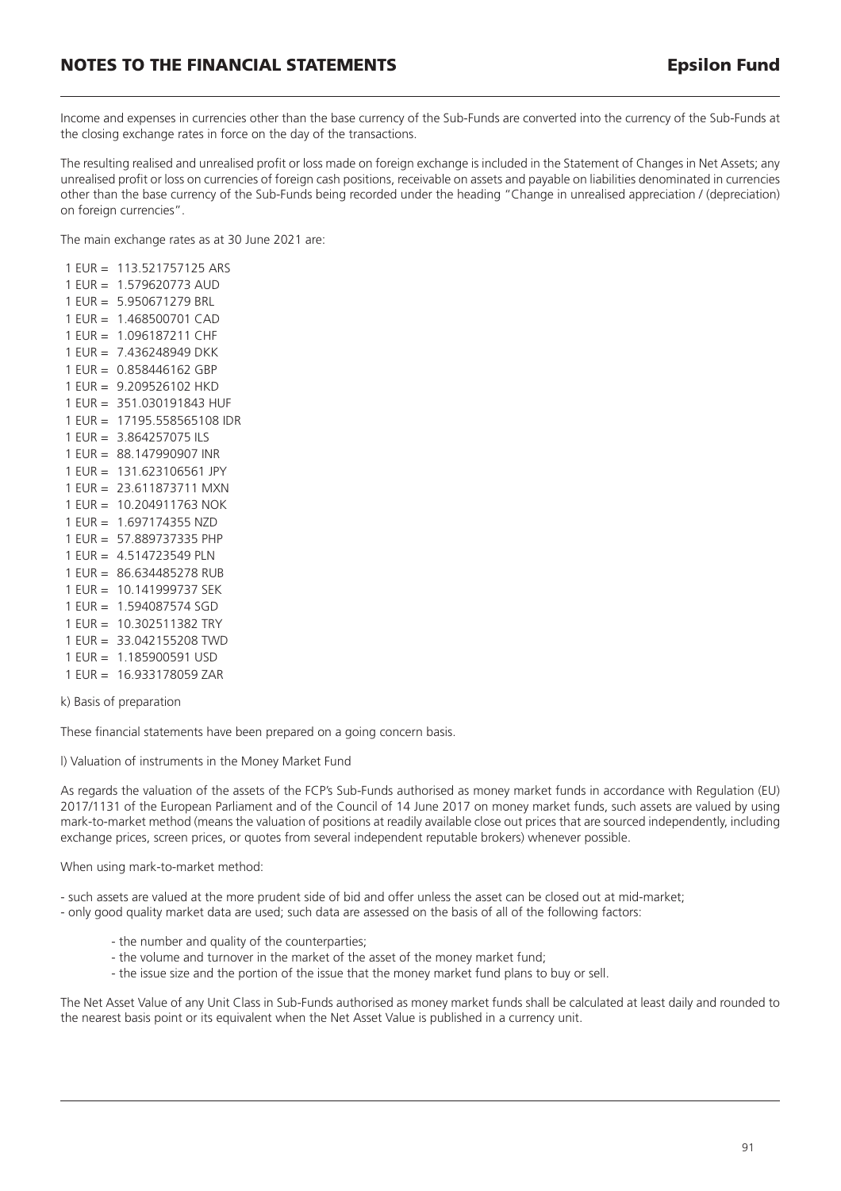Income and expenses in currencies other than the base currency of the Sub-Funds are converted into the currency of the Sub-Funds at the closing exchange rates in force on the day of the transactions.

The resulting realised and unrealised profit or loss made on foreign exchange is included in the Statement of Changes in Net Assets; any unrealised profit or loss on currencies of foreign cash positions, receivable on assets and payable on liabilities denominated in currencies other than the base currency of the Sub-Funds being recorded under the heading "Change in unrealised appreciation / (depreciation) on foreign currencies".

The main exchange rates as at 30 June 2021 are:

1 EUR = 113.521757125 ARS
1 EUR = 1.579620773 AUD
1 EUR = 5.950671279 BRL
1 EUR = 1.468500701 CAD
1 EUR = 1.096187211 CHF
1 EUR = 7.436248949 DKK
1 EUR = 0.858446162 GBP
1 EUR = 9.209526102 HKD
1 EUR = 351.030191843 HUF
1 EUR = 17195.558565108 IDR
1 EUR = 3.864257075 ILS
1 EUR = 88.147990907 INR
1 EUR = 131.623106561 JPY
1 EUR = 23.611873711 MXN
1 EUR = 10.204911763 NOK
1 EUR = 1.697174355 NZD
1 EUR = 57.889737335 PHP
1 EUR = 4.514723549 PLN
1 EUR = 86.634485278 RUB
1 EUR = 10.141999737 SEK
1 EUR = 1.594087574 SGD
1 EUR = 10.302511382 TRY
1 EUR = 33.042155208 TWD
1 EUR = 1.185900591 USD
1 EUR = 16.933178059 ZAR

k) Basis of preparation

These financial statements have been prepared on a going concern basis.

l) Valuation of instruments in the Money Market Fund

As regards the valuation of the assets of the FCP's Sub-Funds authorised as money market funds in accordance with Regulation (EU) 2017/1131 of the European Parliament and of the Council of 14 June 2017 on money market funds, such assets are valued by using mark-to-market method (means the valuation of positions at readily available close out prices that are sourced independently, including exchange prices, screen prices, or quotes from several independent reputable brokers) whenever possible.

When using mark-to-market method:

- such assets are valued at the more prudent side of bid and offer unless the asset can be closed out at mid-market;
- only good quality market data are used; such data are assessed on the basis of all of the following factors:
  - the number and quality of the counterparties;
  - the volume and turnover in the market of the asset of the money market fund;
  - the issue size and the portion of the issue that the money market fund plans to buy or sell.

The Net Asset Value of any Unit Class in Sub-Funds authorised as money market funds shall be calculated at least daily and rounded to the nearest basis point or its equivalent when the Net Asset Value is published in a currency unit.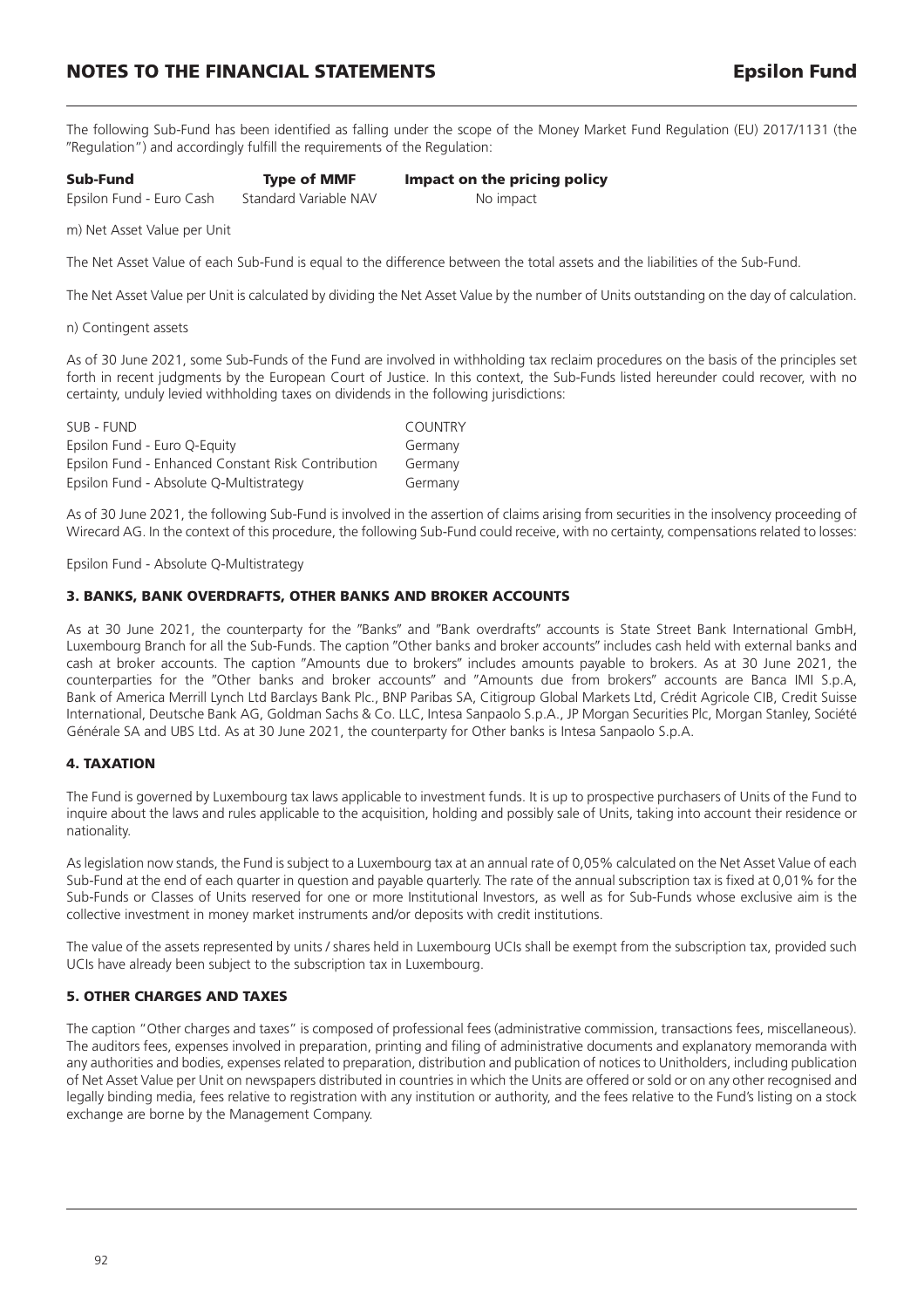The following Sub-Fund has been identified as falling under the scope of the Money Market Fund Regulation (EU) 2017/1131 (the "Regulation") and accordingly fulfill the requirements of the Regulation:

| Sub-Fund | Type of MMF | Impact on the pricing policy |
| --- | --- | --- |
| Epsilon Fund - Euro Cash | Standard Variable NAV | No impact |

m) Net Asset Value per Unit

The Net Asset Value of each Sub-Fund is equal to the difference between the total assets and the liabilities of the Sub-Fund.

The Net Asset Value per Unit is calculated by dividing the Net Asset Value by the number of Units outstanding on the day of calculation.

n) Contingent assets

As of 30 June 2021, some Sub-Funds of the Fund are involved in withholding tax reclaim procedures on the basis of the principles set forth in recent judgments by the European Court of Justice. In this context, the Sub-Funds listed hereunder could recover, with no certainty, unduly levied withholding taxes on dividends in the following jurisdictions:

| SUB - FUND | COUNTRY |
| --- | --- |
| Epsilon Fund - Euro Q-Equity | Germany |
| Epsilon Fund - Enhanced Constant Risk Contribution | Germany |
| Epsilon Fund - Absolute Q-Multistrategy | Germany |

As of 30 June 2021, the following Sub-Fund is involved in the assertion of claims arising from securities in the insolvency proceeding of Wirecard AG. In the context of this procedure, the following Sub-Fund could receive, with no certainty, compensations related to losses:

Epsilon Fund - Absolute Q-Multistrategy

## 3. BANKS, BANK OVERDRAFTS, OTHER BANKS AND BROKER ACCOUNTS

As at 30 June 2021, the counterparty for the "Banks" and "Bank overdrafts" accounts is State Street Bank International GmbH, Luxembourg Branch for all the Sub-Funds. The caption "Other banks and broker accounts" includes cash held with external banks and cash at broker accounts. The caption "Amounts due to brokers" includes amounts payable to brokers. As at 30 June 2021, the counterparties for the "Other banks and broker accounts" and "Amounts due from brokers" accounts are Banca IMI S.p.A, Bank of America Merrill Lynch Ltd Barclays Bank Plc., BNP Paribas SA, Citigroup Global Markets Ltd, Crédit Agricole CIB, Credit Suisse International, Deutsche Bank AG, Goldman Sachs & Co. LLC, Intesa Sanpaolo S.p.A., JP Morgan Securities Plc, Morgan Stanley, Société Générale SA and UBS Ltd. As at 30 June 2021, the counterparty for Other banks is Intesa Sanpaolo S.p.A.

## 4. TAXATION

The Fund is governed by Luxembourg tax laws applicable to investment funds. It is up to prospective purchasers of Units of the Fund to inquire about the laws and rules applicable to the acquisition, holding and possibly sale of Units, taking into account their residence or nationality.

As legislation now stands, the Fund is subject to a Luxembourg tax at an annual rate of 0,05% calculated on the Net Asset Value of each Sub-Fund at the end of each quarter in question and payable quarterly. The rate of the annual subscription tax is fixed at 0,01% for the Sub-Funds or Classes of Units reserved for one or more Institutional Investors, as well as for Sub-Funds whose exclusive aim is the collective investment in money market instruments and/or deposits with credit institutions.

The value of the assets represented by units / shares held in Luxembourg UCIs shall be exempt from the subscription tax, provided such UCIs have already been subject to the subscription tax in Luxembourg.

## 5. OTHER CHARGES AND TAXES

The caption "Other charges and taxes" is composed of professional fees (administrative commission, transactions fees, miscellaneous). The auditors fees, expenses involved in preparation, printing and filing of administrative documents and explanatory memoranda with any authorities and bodies, expenses related to preparation, distribution and publication of notices to Unitholders, including publication of Net Asset Value per Unit on newspapers distributed in countries in which the Units are offered or sold or on any other recognised and legally binding media, fees relative to registration with any institution or authority, and the fees relative to the Fund's listing on a stock exchange are borne by the Management Company.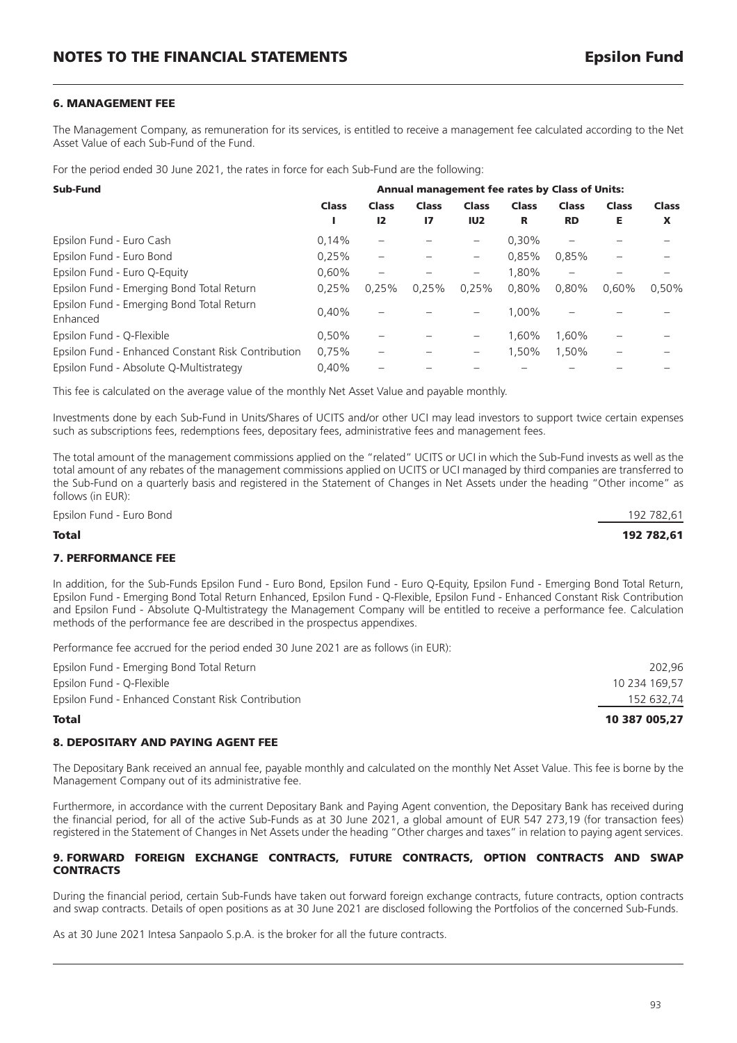### 6. MANAGEMENT FEE

The Management Company, as remuneration for its services, is entitled to receive a management fee calculated according to the Net Asset Value of each Sub-Fund of the Fund.

For the period ended 30 June 2021, the rates in force for each Sub-Fund are the following:

| Sub-Fund | Annual management fee rates by Class of Units: | | | | | | | |
|---|---|---|---|---|---|---|---|---|
| | Class I | Class I2 | Class I7 | Class IU2 | Class R | Class RD | Class E | Class X |
| Epsilon Fund - Euro Cash | 0,14% | – | – | – | 0,30% | – | – | – |
| Epsilon Fund - Euro Bond | 0,25% | – | – | – | 0,85% | 0,85% | – | – |
| Epsilon Fund - Euro Q-Equity | 0,60% | – | – | – | 1,80% | – | – | – |
| Epsilon Fund - Emerging Bond Total Return | 0,25% | 0,25% | 0,25% | 0,25% | 0,80% | 0,80% | 0,60% | 0,50% |
| Epsilon Fund - Emerging Bond Total Return Enhanced | 0,40% | – | – | – | 1,00% | – | – | – |
| Epsilon Fund - Q-Flexible | 0,50% | – | – | – | 1,60% | 1,60% | – | – |
| Epsilon Fund - Enhanced Constant Risk Contribution | 0,75% | – | – | – | 1,50% | 1,50% | – | – |
| Epsilon Fund - Absolute Q-Multistrategy | 0,40% | – | – | – | – | – | – | – |

This fee is calculated on the average value of the monthly Net Asset Value and payable monthly.

Investments done by each Sub-Fund in Units/Shares of UCITS and/or other UCI may lead investors to support twice certain expenses such as subscriptions fees, redemptions fees, depositary fees, administrative fees and management fees.

The total amount of the management commissions applied on the "related" UCITS or UCI in which the Sub-Fund invests as well as the total amount of any rebates of the management commissions applied on UCITS or UCI managed by third companies are transferred to the Sub-Fund on a quarterly basis and registered in the Statement of Changes in Net Assets under the heading "Other income" as follows (in EUR):

| | |
|---|---|
| Epsilon Fund - Euro Bond | 192 782,61 |
| **Total** | **192 782,61** |

### 7. PERFORMANCE FEE

In addition, for the Sub-Funds Epsilon Fund - Euro Bond, Epsilon Fund - Euro Q-Equity, Epsilon Fund - Emerging Bond Total Return, Epsilon Fund - Emerging Bond Total Return Enhanced, Epsilon Fund - Q-Flexible, Epsilon Fund - Enhanced Constant Risk Contribution and Epsilon Fund - Absolute Q-Multistrategy the Management Company will be entitled to receive a performance fee. Calculation methods of the performance fee are described in the prospectus appendixes.

Performance fee accrued for the period ended 30 June 2021 are as follows (in EUR):

| | |
|---|---|
| Epsilon Fund - Emerging Bond Total Return | 202,96 |
| Epsilon Fund - Q-Flexible | 10 234 169,57 |
| Epsilon Fund - Enhanced Constant Risk Contribution | 152 632,74 |
| **Total** | **10 387 005,27** |

### 8. DEPOSITARY AND PAYING AGENT FEE

The Depositary Bank received an annual fee, payable monthly and calculated on the monthly Net Asset Value. This fee is borne by the Management Company out of its administrative fee.

Furthermore, in accordance with the current Depositary Bank and Paying Agent convention, the Depositary Bank has received during the financial period, for all of the active Sub-Funds as at 30 June 2021, a global amount of EUR 547 273,19 (for transaction fees) registered in the Statement of Changes in Net Assets under the heading "Other charges and taxes" in relation to paying agent services.

### 9. FORWARD FOREIGN EXCHANGE CONTRACTS, FUTURE CONTRACTS, OPTION CONTRACTS AND SWAP CONTRACTS

During the financial period, certain Sub-Funds have taken out forward foreign exchange contracts, future contracts, option contracts and swap contracts. Details of open positions as at 30 June 2021 are disclosed following the Portfolios of the concerned Sub-Funds.

As at 30 June 2021 Intesa Sanpaolo S.p.A. is the broker for all the future contracts.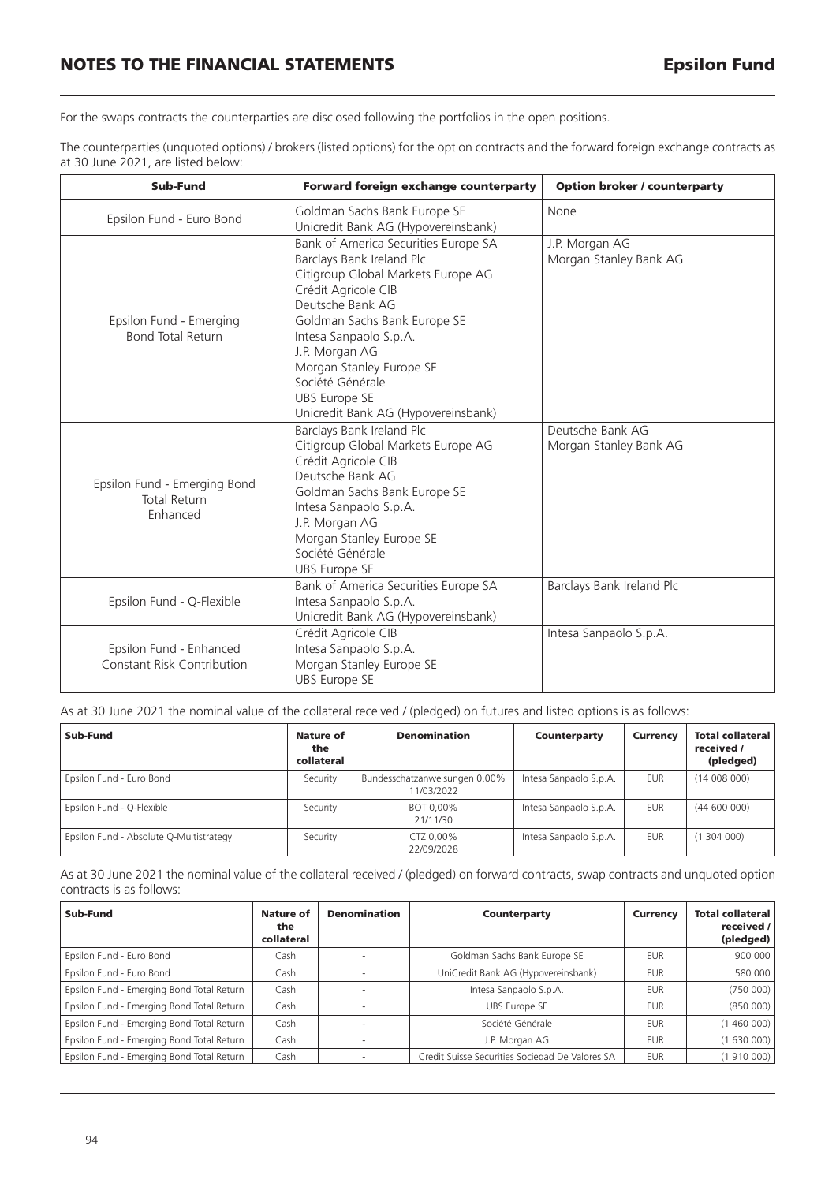For the swaps contracts the counterparties are disclosed following the portfolios in the open positions.

The counterparties (unquoted options) / brokers (listed options) for the option contracts and the forward foreign exchange contracts as at 30 June 2021, are listed below:

| Sub-Fund | Forward foreign exchange counterparty | Option broker / counterparty |
|---|---|---|
| Epsilon Fund - Euro Bond | Goldman Sachs Bank Europe SE<br>Unicredit Bank AG (Hypovereinsbank) | None |
| Epsilon Fund - Emerging Bond Total Return | Bank of America Securities Europe SA<br>Barclays Bank Ireland Plc<br>Citigroup Global Markets Europe AG<br>Crédit Agricole CIB<br>Deutsche Bank AG<br>Goldman Sachs Bank Europe SE<br>Intesa Sanpaolo S.p.A.<br>J.P. Morgan AG<br>Morgan Stanley Europe SE<br>Société Générale<br>UBS Europe SE<br>Unicredit Bank AG (Hypovereinsbank) | J.P. Morgan AG<br>Morgan Stanley Bank AG |
| Epsilon Fund - Emerging Bond Total Return Enhanced | Barclays Bank Ireland Plc<br>Citigroup Global Markets Europe AG<br>Crédit Agricole CIB<br>Deutsche Bank AG<br>Goldman Sachs Bank Europe SE<br>Intesa Sanpaolo S.p.A.<br>J.P. Morgan AG<br>Morgan Stanley Europe SE<br>Société Générale<br>UBS Europe SE | Deutsche Bank AG<br>Morgan Stanley Bank AG |
| Epsilon Fund - Q-Flexible | Bank of America Securities Europe SA<br>Intesa Sanpaolo S.p.A.<br>Unicredit Bank AG (Hypovereinsbank) | Barclays Bank Ireland Plc |
| Epsilon Fund - Enhanced Constant Risk Contribution | Crédit Agricole CIB<br>Intesa Sanpaolo S.p.A.<br>Morgan Stanley Europe SE<br>UBS Europe SE | Intesa Sanpaolo S.p.A. |

As at 30 June 2021 the nominal value of the collateral received / (pledged) on futures and listed options is as follows:

| Sub-Fund | Nature of the collateral | Denomination | Counterparty | Currency | Total collateral received / (pledged) |
|---|---|---|---|---|---|
| Epsilon Fund - Euro Bond | Security | Bundesschatzanweisungen 0,00% 11/03/2022 | Intesa Sanpaolo S.p.A. | EUR | (14 008 000) |
| Epsilon Fund - Q-Flexible | Security | BOT 0,00% 21/11/30 | Intesa Sanpaolo S.p.A. | EUR | (44 600 000) |
| Epsilon Fund - Absolute Q-Multistrategy | Security | CTZ 0,00% 22/09/2028 | Intesa Sanpaolo S.p.A. | EUR | (1 304 000) |

As at 30 June 2021 the nominal value of the collateral received / (pledged) on forward contracts, swap contracts and unquoted option contracts is as follows:

| Sub-Fund | Nature of the collateral | Denomination | Counterparty | Currency | Total collateral received / (pledged) |
|---|---|---|---|---|---|
| Epsilon Fund - Euro Bond | Cash | - | Goldman Sachs Bank Europe SE | EUR | 900 000 |
| Epsilon Fund - Euro Bond | Cash | - | UniCredit Bank AG (Hypovereinsbank) | EUR | 580 000 |
| Epsilon Fund - Emerging Bond Total Return | Cash | - | Intesa Sanpaolo S.p.A. | EUR | (750 000) |
| Epsilon Fund - Emerging Bond Total Return | Cash | - | UBS Europe SE | EUR | (850 000) |
| Epsilon Fund - Emerging Bond Total Return | Cash | - | Société Générale | EUR | (1 460 000) |
| Epsilon Fund - Emerging Bond Total Return | Cash | - | J.P. Morgan AG | EUR | (1 630 000) |
| Epsilon Fund - Emerging Bond Total Return | Cash | - | Credit Suisse Securities Sociedad De Valores SA | EUR | (1 910 000) |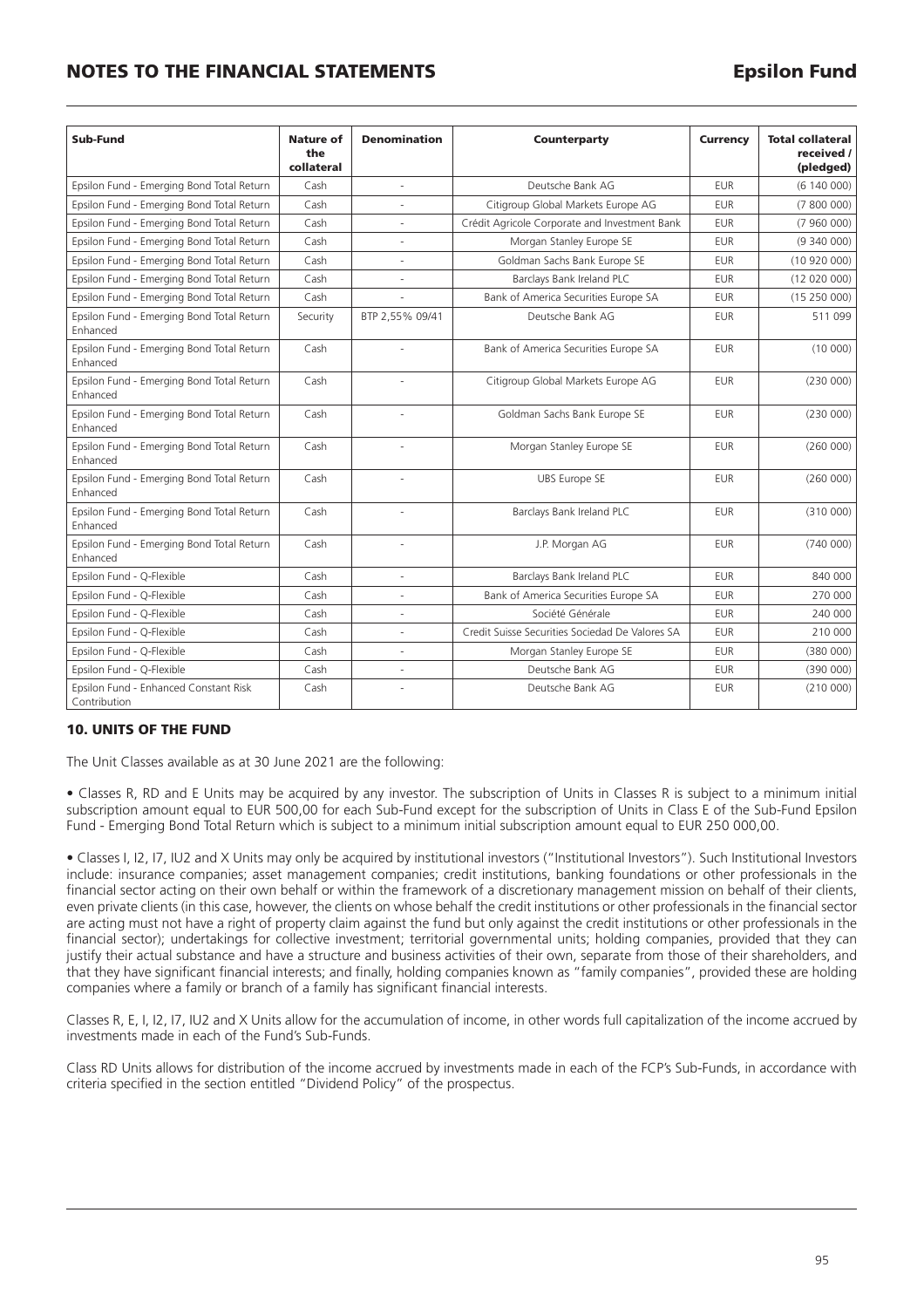| Sub-Fund | Nature of the collateral | Denomination | Counterparty | Currency | Total collateral received / (pledged) |
|---|---|---|---|---|---|
| Epsilon Fund - Emerging Bond Total Return | Cash | - | Deutsche Bank AG | EUR | (6 140 000) |
| Epsilon Fund - Emerging Bond Total Return | Cash | - | Citigroup Global Markets Europe AG | EUR | (7 800 000) |
| Epsilon Fund - Emerging Bond Total Return | Cash | - | Crédit Agricole Corporate and Investment Bank | EUR | (7 960 000) |
| Epsilon Fund - Emerging Bond Total Return | Cash | - | Morgan Stanley Europe SE | EUR | (9 340 000) |
| Epsilon Fund - Emerging Bond Total Return | Cash | - | Goldman Sachs Bank Europe SE | EUR | (10 920 000) |
| Epsilon Fund - Emerging Bond Total Return | Cash | - | Barclays Bank Ireland PLC | EUR | (12 020 000) |
| Epsilon Fund - Emerging Bond Total Return | Cash | - | Bank of America Securities Europe SA | EUR | (15 250 000) |
| Epsilon Fund - Emerging Bond Total Return Enhanced | Security | BTP 2,55% 09/41 | Deutsche Bank AG | EUR | 511 099 |
| Epsilon Fund - Emerging Bond Total Return Enhanced | Cash | - | Bank of America Securities Europe SA | EUR | (10 000) |
| Epsilon Fund - Emerging Bond Total Return Enhanced | Cash | - | Citigroup Global Markets Europe AG | EUR | (230 000) |
| Epsilon Fund - Emerging Bond Total Return Enhanced | Cash | - | Goldman Sachs Bank Europe SE | EUR | (230 000) |
| Epsilon Fund - Emerging Bond Total Return Enhanced | Cash | - | Morgan Stanley Europe SE | EUR | (260 000) |
| Epsilon Fund - Emerging Bond Total Return Enhanced | Cash | - | UBS Europe SE | EUR | (260 000) |
| Epsilon Fund - Emerging Bond Total Return Enhanced | Cash | - | Barclays Bank Ireland PLC | EUR | (310 000) |
| Epsilon Fund - Emerging Bond Total Return Enhanced | Cash | - | J.P. Morgan AG | EUR | (740 000) |
| Epsilon Fund - Q-Flexible | Cash | - | Barclays Bank Ireland PLC | EUR | 840 000 |
| Epsilon Fund - Q-Flexible | Cash | - | Bank of America Securities Europe SA | EUR | 270 000 |
| Epsilon Fund - Q-Flexible | Cash | - | Société Générale | EUR | 240 000 |
| Epsilon Fund - Q-Flexible | Cash | - | Credit Suisse Securities Sociedad De Valores SA | EUR | 210 000 |
| Epsilon Fund - Q-Flexible | Cash | - | Morgan Stanley Europe SE | EUR | (380 000) |
| Epsilon Fund - Q-Flexible | Cash | - | Deutsche Bank AG | EUR | (390 000) |
| Epsilon Fund - Enhanced Constant Risk Contribution | Cash | - | Deutsche Bank AG | EUR | (210 000) |

## 10. UNITS OF THE FUND

The Unit Classes available as at 30 June 2021 are the following:

- Classes R, RD and E Units may be acquired by any investor. The subscription of Units in Classes R is subject to a minimum initial subscription amount equal to EUR 500,00 for each Sub-Fund except for the subscription of Units in Class E of the Sub-Fund Epsilon Fund - Emerging Bond Total Return which is subject to a minimum initial subscription amount equal to EUR 250 000,00.

- Classes I, I2, I7, IU2 and X Units may only be acquired by institutional investors ("Institutional Investors"). Such Institutional Investors include: insurance companies; asset management companies; credit institutions, banking foundations or other professionals in the financial sector acting on their own behalf or within the framework of a discretionary management mission on behalf of their clients, even private clients (in this case, however, the clients on whose behalf the credit institutions or other professionals in the financial sector are acting must not have a right of property claim against the fund but only against the credit institutions or other professionals in the financial sector); undertakings for collective investment; territorial governmental units; holding companies, provided that they can justify their actual substance and have a structure and business activities of their own, separate from those of their shareholders, and that they have significant financial interests; and finally, holding companies known as "family companies", provided these are holding companies where a family or branch of a family has significant financial interests.

Classes R, E, I, I2, I7, IU2 and X Units allow for the accumulation of income, in other words full capitalization of the income accrued by investments made in each of the Fund's Sub-Funds.

Class RD Units allows for distribution of the income accrued by investments made in each of the FCP's Sub-Funds, in accordance with criteria specified in the section entitled "Dividend Policy" of the prospectus.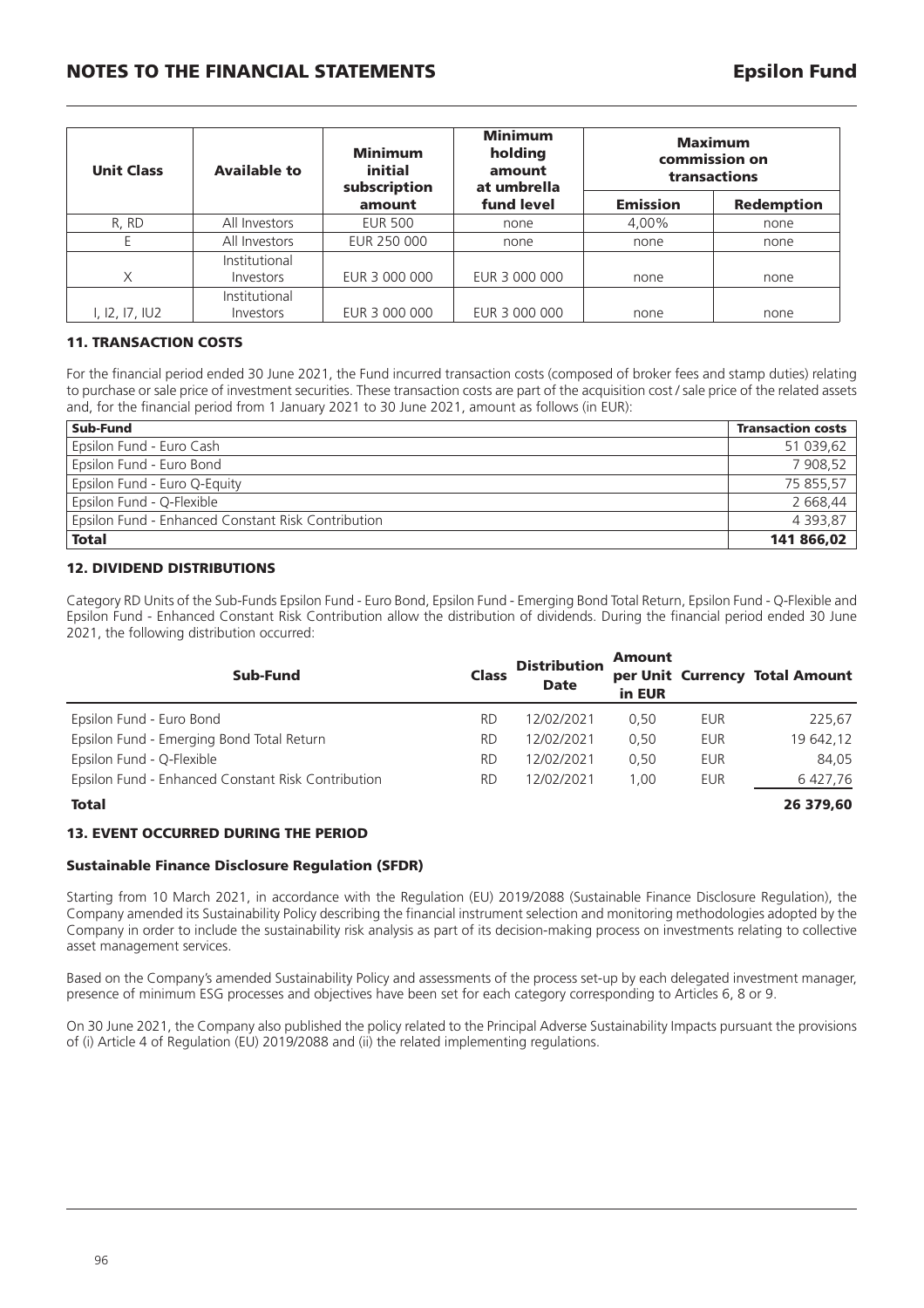| Unit Class | Available to | Minimum initial subscription amount | Minimum holding amount at umbrella fund level | Maximum commission on transactions | |
|---|---|---|---|---|---|
| | | | | Emission | Redemption |
| R, RD | All Investors | EUR 500 | none | 4,00% | none |
| E | All Investors | EUR 250 000 | none | none | none |
| X | Institutional Investors | EUR 3 000 000 | EUR 3 000 000 | none | none |
| I, I2, I7, IU2 | Institutional Investors | EUR 3 000 000 | EUR 3 000 000 | none | none |

## 11. TRANSACTION COSTS

For the financial period ended 30 June 2021, the Fund incurred transaction costs (composed of broker fees and stamp duties) relating to purchase or sale price of investment securities. These transaction costs are part of the acquisition cost / sale price of the related assets and, for the financial period from 1 January 2021 to 30 June 2021, amount as follows (in EUR):

| Sub-Fund | Transaction costs |
|---|---|
| Epsilon Fund - Euro Cash | 51 039,62 |
| Epsilon Fund - Euro Bond | 7 908,52 |
| Epsilon Fund - Euro Q-Equity | 75 855,57 |
| Epsilon Fund - Q-Flexible | 2 668,44 |
| Epsilon Fund - Enhanced Constant Risk Contribution | 4 393,87 |
| **Total** | **141 866,02** |

## 12. DIVIDEND DISTRIBUTIONS

Category RD Units of the Sub-Funds Epsilon Fund - Euro Bond, Epsilon Fund - Emerging Bond Total Return, Epsilon Fund - Q-Flexible and Epsilon Fund - Enhanced Constant Risk Contribution allow the distribution of dividends. During the financial period ended 30 June 2021, the following distribution occurred:

| Sub-Fund | Class | Distribution Date | Amount per Unit in EUR | Currency | Total Amount |
|---|---|---|---|---|---|
| Epsilon Fund - Euro Bond | RD | 12/02/2021 | 0,50 | EUR | 225,67 |
| Epsilon Fund - Emerging Bond Total Return | RD | 12/02/2021 | 0,50 | EUR | 19 642,12 |
| Epsilon Fund - Q-Flexible | RD | 12/02/2021 | 0,50 | EUR | 84,05 |
| Epsilon Fund - Enhanced Constant Risk Contribution | RD | 12/02/2021 | 1,00 | EUR | 6 427,76 |
| **Total** | | | | | **26 379,60** |

## 13. EVENT OCCURRED DURING THE PERIOD

### Sustainable Finance Disclosure Regulation (SFDR)

Starting from 10 March 2021, in accordance with the Regulation (EU) 2019/2088 (Sustainable Finance Disclosure Regulation), the Company amended its Sustainability Policy describing the financial instrument selection and monitoring methodologies adopted by the Company in order to include the sustainability risk analysis as part of its decision-making process on investments relating to collective asset management services.

Based on the Company's amended Sustainability Policy and assessments of the process set-up by each delegated investment manager, presence of minimum ESG processes and objectives have been set for each category corresponding to Articles 6, 8 or 9.

On 30 June 2021, the Company also published the policy related to the Principal Adverse Sustainability Impacts pursuant the provisions of (i) Article 4 of Regulation (EU) 2019/2088 and (ii) the related implementing regulations.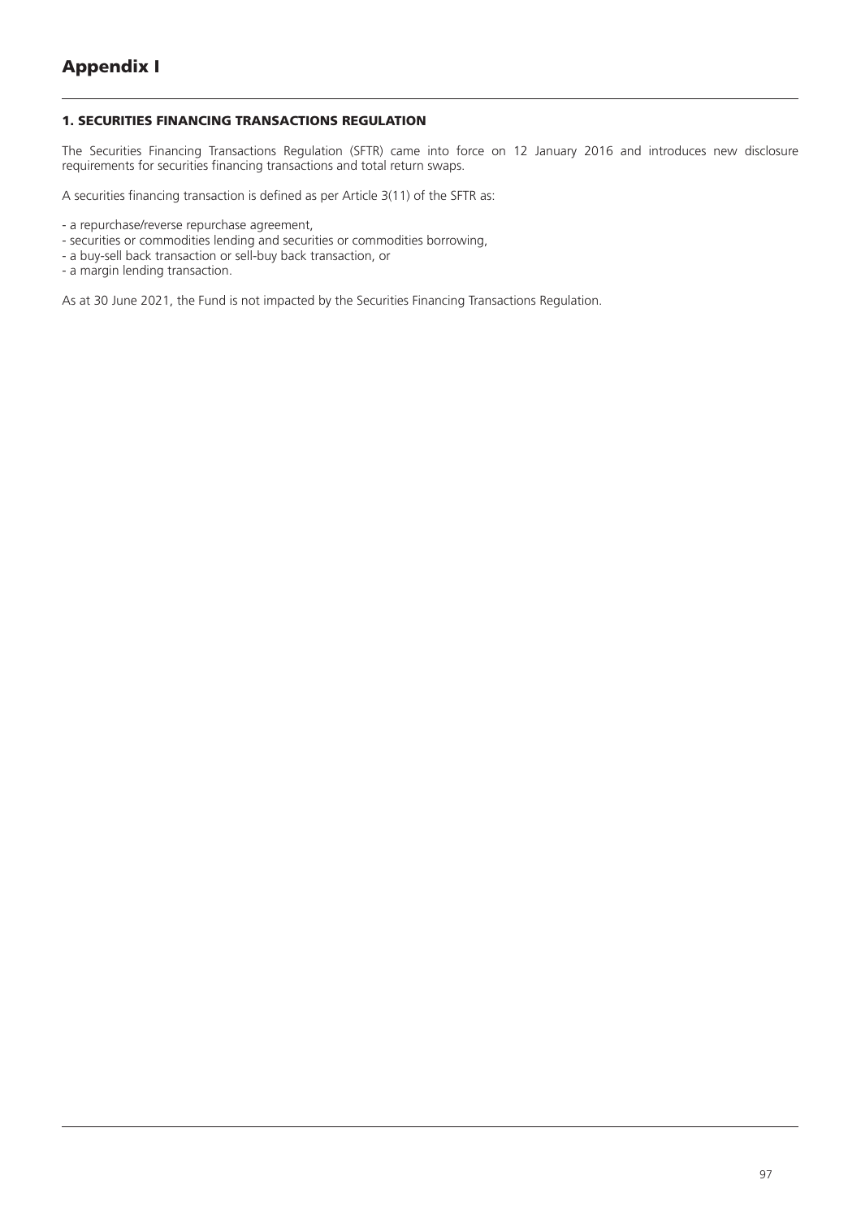# Appendix I

## 1. SECURITIES FINANCING TRANSACTIONS REGULATION

The Securities Financing Transactions Regulation (SFTR) came into force on 12 January 2016 and introduces new disclosure requirements for securities financing transactions and total return swaps.

A securities financing transaction is defined as per Article 3(11) of the SFTR as:

- a repurchase/reverse repurchase agreement,
- securities or commodities lending and securities or commodities borrowing,
- a buy-sell back transaction or sell-buy back transaction, or
- a margin lending transaction.

As at 30 June 2021, the Fund is not impacted by the Securities Financing Transactions Regulation.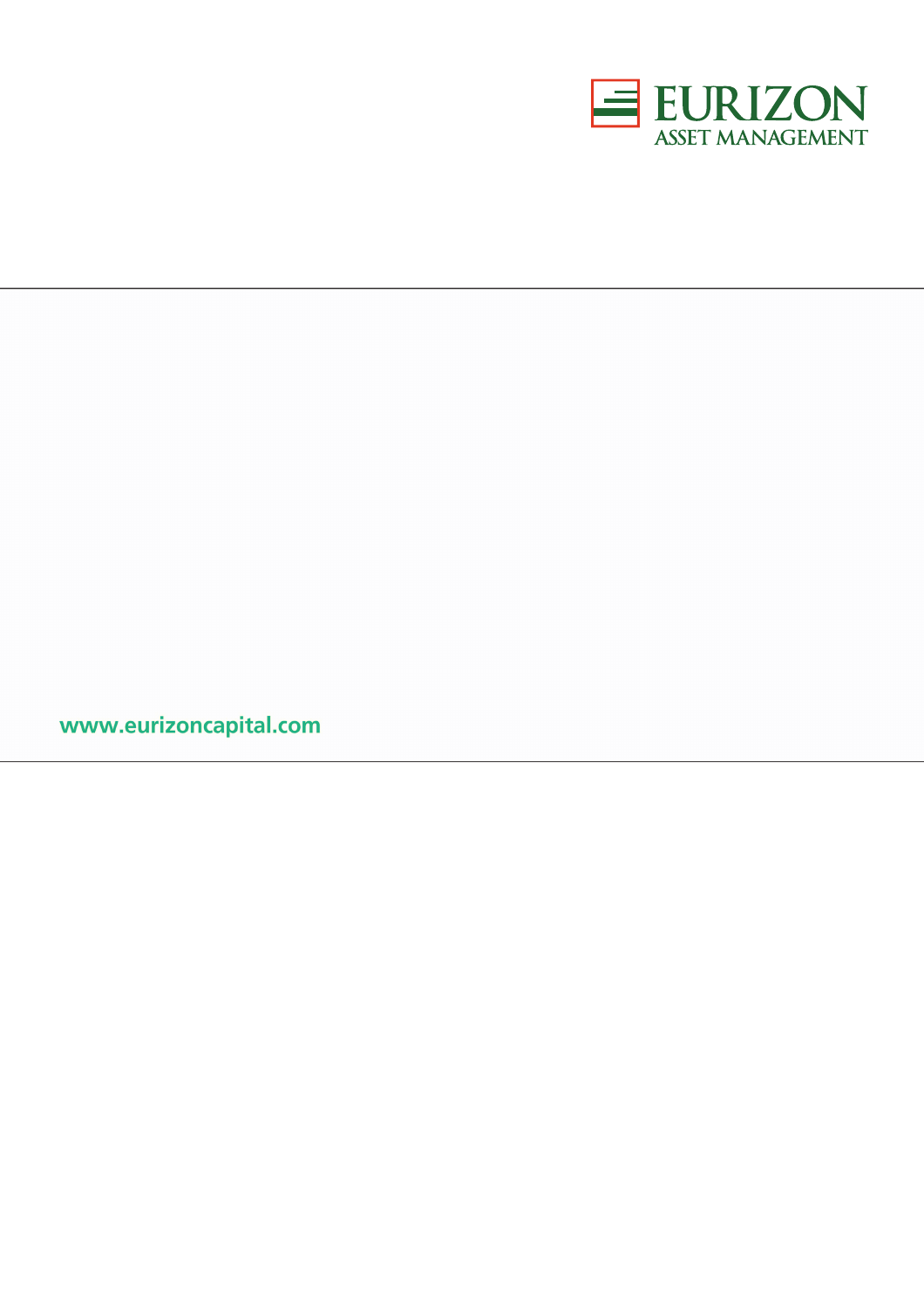EURIZON
ASSET MANAGEMENT

www.eurizoncapital.com